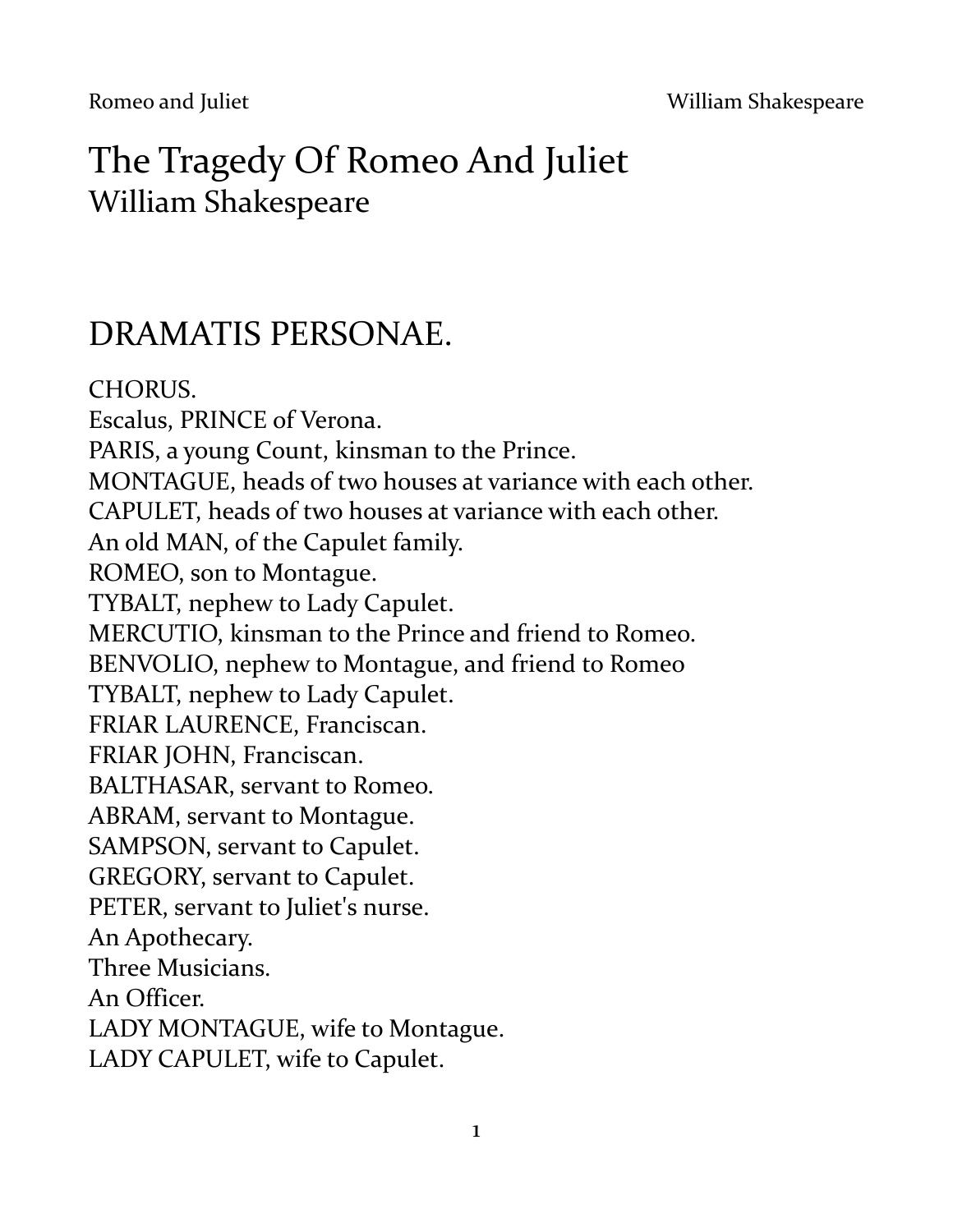# The Tragedy Of Romeo And Juliet
William Shakespeare

## DRAMATIS PERSONAE.

CHORUS.
Escalus, PRINCE of Verona.
PARIS, a young Count, kinsman to the Prince.
MONTAGUE, heads of two houses at variance with each other.
CAPULET, heads of two houses at variance with each other.
An old MAN, of the Capulet family.
ROMEO, son to Montague.
TYBALT, nephew to Lady Capulet.
MERCUTIO, kinsman to the Prince and friend to Romeo.
BENVOLIO, nephew to Montague, and friend to Romeo
TYBALT, nephew to Lady Capulet.
FRIAR LAURENCE, Franciscan.
FRIAR JOHN, Franciscan.
BALTHASAR, servant to Romeo.
ABRAM, servant to Montague.
SAMPSON, servant to Capulet.
GREGORY, servant to Capulet.
PETER, servant to Juliet's nurse.
An Apothecary.
Three Musicians.
An Officer.
LADY MONTAGUE, wife to Montague.
LADY CAPULET, wife to Capulet.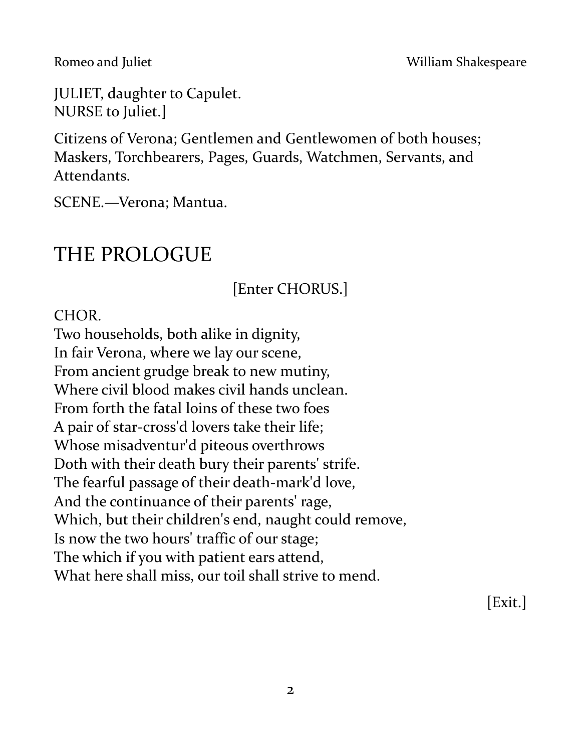JULIET, daughter to Capulet.
NURSE to Juliet.]

Citizens of Verona; Gentlemen and Gentlewomen of both houses; Maskers, Torchbearers, Pages, Guards, Watchmen, Servants, and Attendants.

SCENE.—Verona; Mantua.

# THE PROLOGUE

[Enter CHORUS.]

CHOR.
Two households, both alike in dignity,
In fair Verona, where we lay our scene,
From ancient grudge break to new mutiny,
Where civil blood makes civil hands unclean.
From forth the fatal loins of these two foes
A pair of star-cross'd lovers take their life;
Whose misadventur'd piteous overthrows
Doth with their death bury their parents' strife.
The fearful passage of their death-mark'd love,
And the continuance of their parents' rage,
Which, but their children's end, naught could remove,
Is now the two hours' traffic of our stage;
The which if you with patient ears attend,
What here shall miss, our toil shall strive to mend.

[Exit.]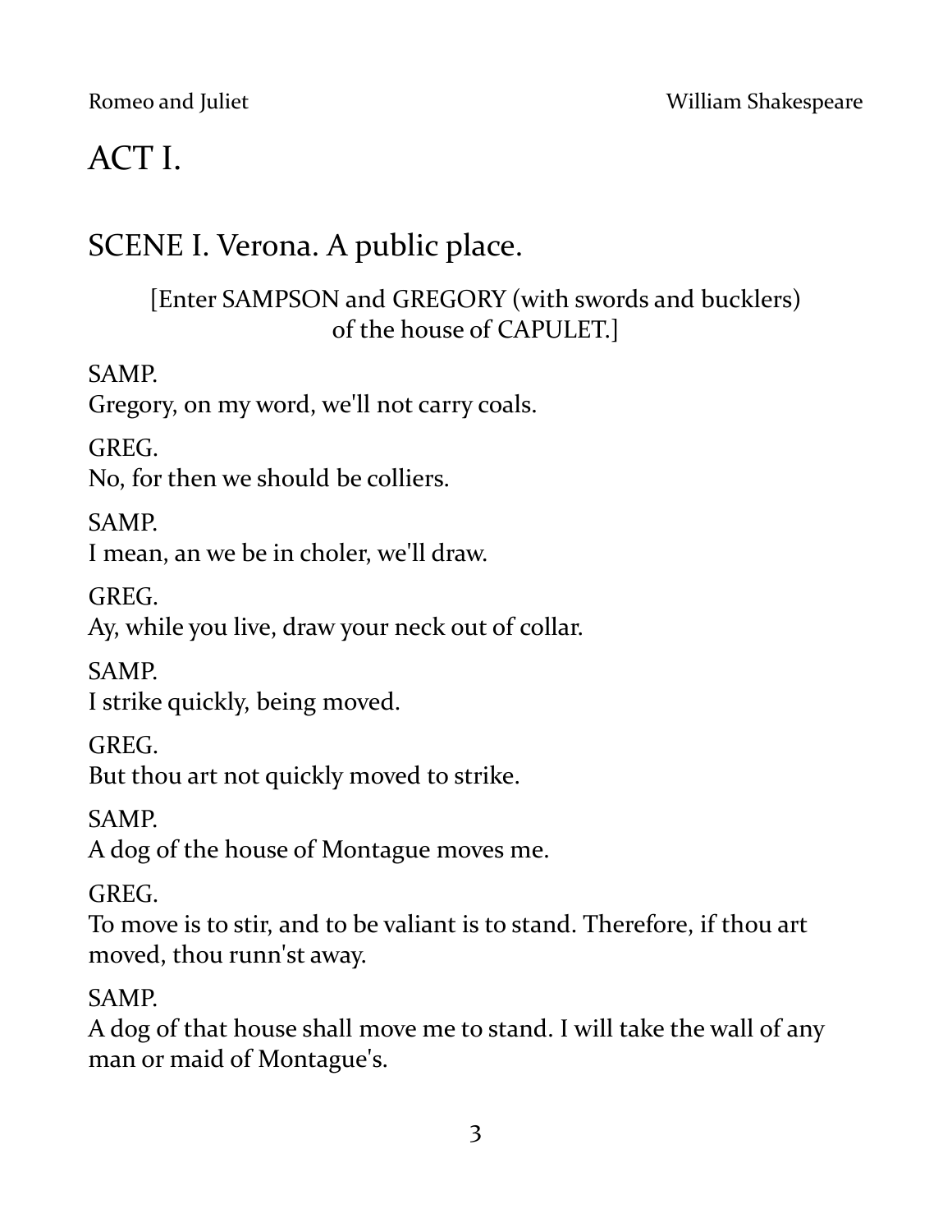# ACT I.

## SCENE I. Verona. A public place.

[Enter SAMPSON and GREGORY (with swords and bucklers) of the house of CAPULET.]

SAMP.
Gregory, on my word, we'll not carry coals.

GREG.
No, for then we should be colliers.

SAMP.
I mean, an we be in choler, we'll draw.

GREG.
Ay, while you live, draw your neck out of collar.

SAMP.
I strike quickly, being moved.

GREG.
But thou art not quickly moved to strike.

SAMP.
A dog of the house of Montague moves me.

GREG.
To move is to stir, and to be valiant is to stand. Therefore, if thou art moved, thou runn'st away.

SAMP.
A dog of that house shall move me to stand. I will take the wall of any man or maid of Montague's.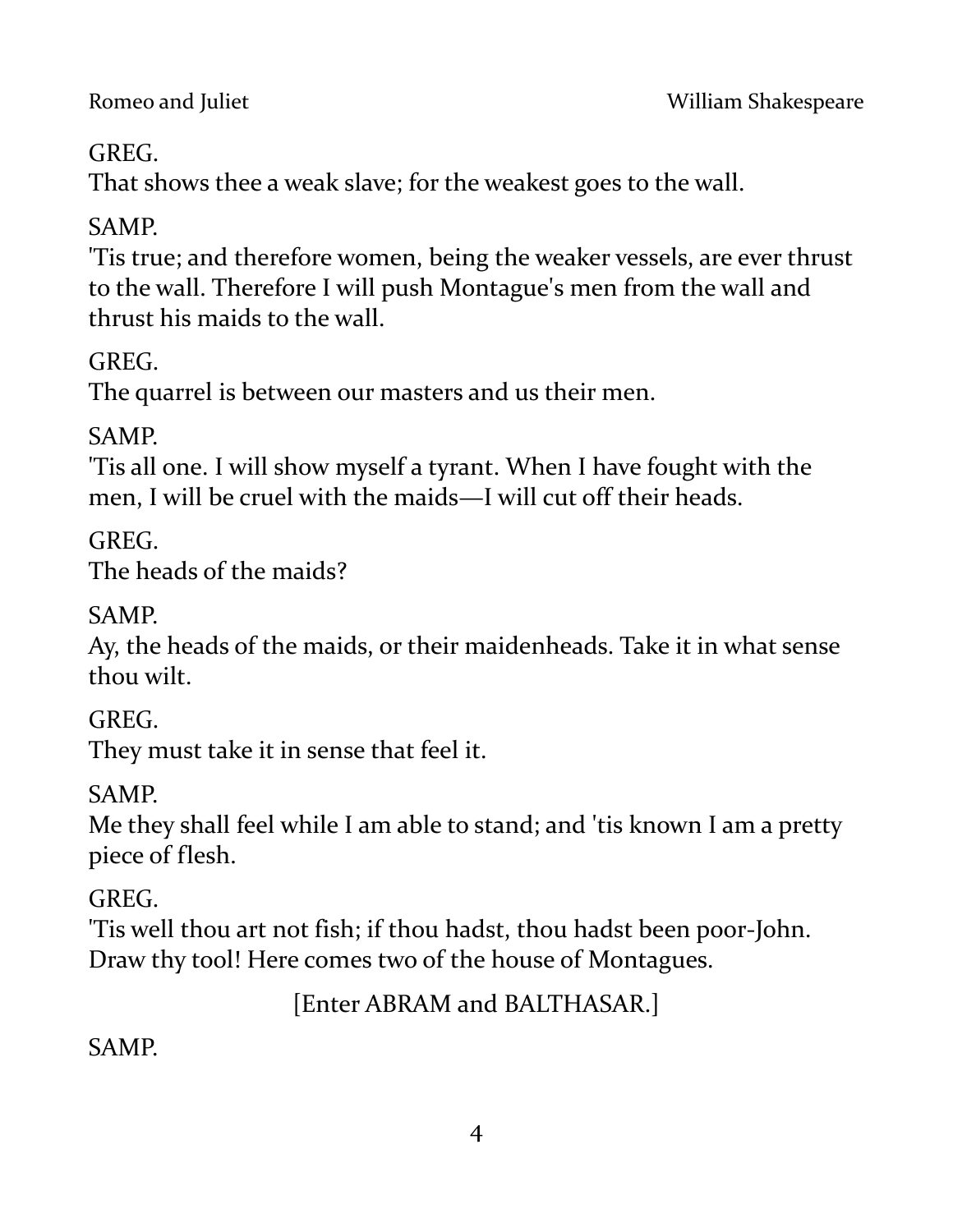GREG.
That shows thee a weak slave; for the weakest goes to the wall.

SAMP.
'Tis true; and therefore women, being the weaker vessels, are ever thrust to the wall. Therefore I will push Montague's men from the wall and thrust his maids to the wall.

GREG.
The quarrel is between our masters and us their men.

SAMP.
'Tis all one. I will show myself a tyrant. When I have fought with the men, I will be cruel with the maids—I will cut off their heads.

GREG.
The heads of the maids?

SAMP.
Ay, the heads of the maids, or their maidenheads. Take it in what sense thou wilt.

GREG.
They must take it in sense that feel it.

SAMP.
Me they shall feel while I am able to stand; and 'tis known I am a pretty piece of flesh.

GREG.
'Tis well thou art not fish; if thou hadst, thou hadst been poor-John. Draw thy tool! Here comes two of the house of Montagues.

[Enter ABRAM and BALTHASAR.]

SAMP.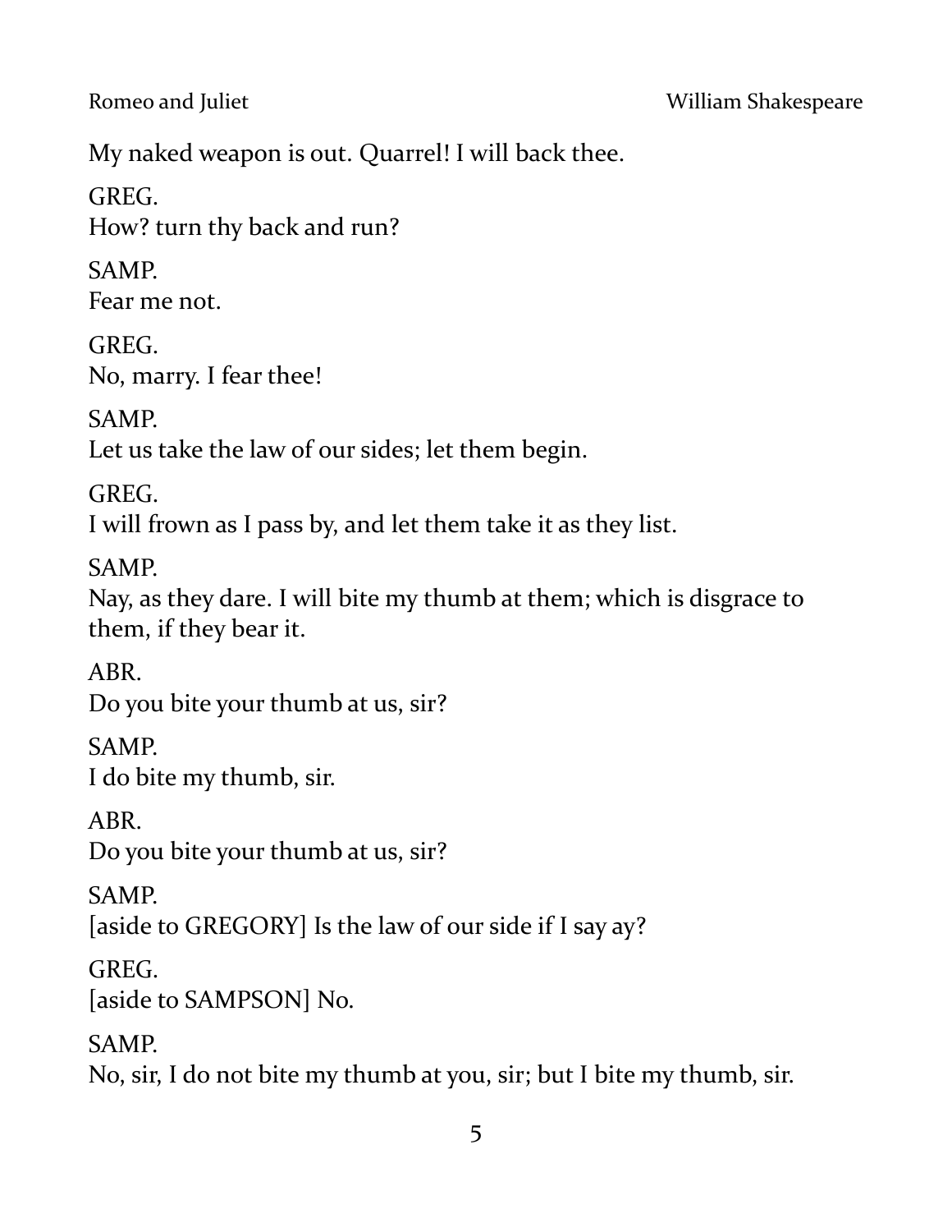My naked weapon is out. Quarrel! I will back thee.

GREG.
How? turn thy back and run?

SAMP.
Fear me not.

GREG.
No, marry. I fear thee!

SAMP.
Let us take the law of our sides; let them begin.

GREG.
I will frown as I pass by, and let them take it as they list.

SAMP.
Nay, as they dare. I will bite my thumb at them; which is disgrace to them, if they bear it.

ABR.
Do you bite your thumb at us, sir?

SAMP.
I do bite my thumb, sir.

ABR.
Do you bite your thumb at us, sir?

SAMP.
[aside to GREGORY] Is the law of our side if I say ay?

GREG.
[aside to SAMPSON] No.

SAMP.
No, sir, I do not bite my thumb at you, sir; but I bite my thumb, sir.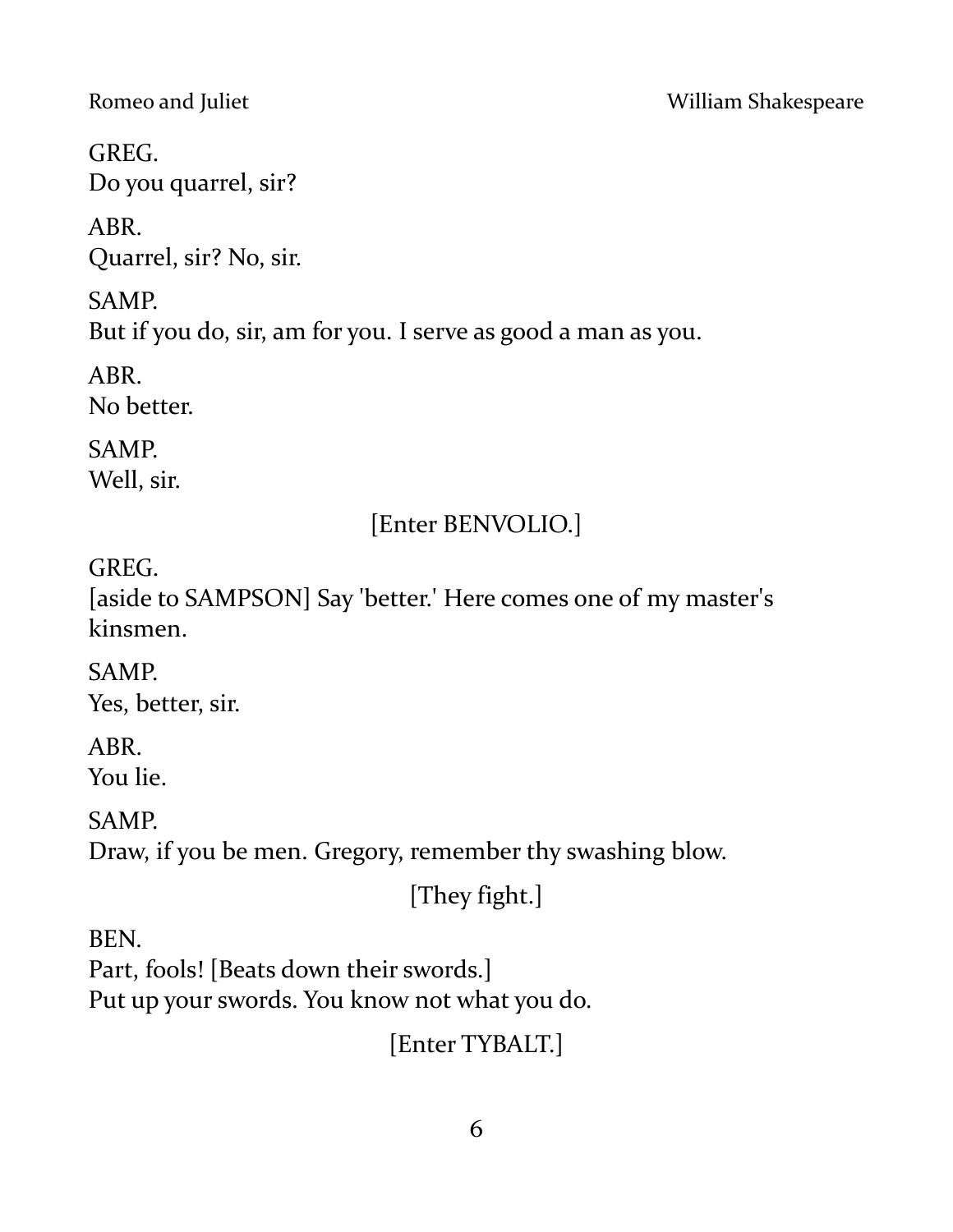GREG.
Do you quarrel, sir?

ABR.
Quarrel, sir? No, sir.

SAMP.
But if you do, sir, am for you. I serve as good a man as you.

ABR.
No better.

SAMP.
Well, sir.

[Enter BENVOLIO.]

GREG.
[aside to SAMPSON] Say 'better.' Here comes one of my master's kinsmen.

SAMP.
Yes, better, sir.

ABR.
You lie.

SAMP.
Draw, if you be men. Gregory, remember thy swashing blow.

[They fight.]

BEN.
Part, fools! [Beats down their swords.]
Put up your swords. You know not what you do.

[Enter TYBALT.]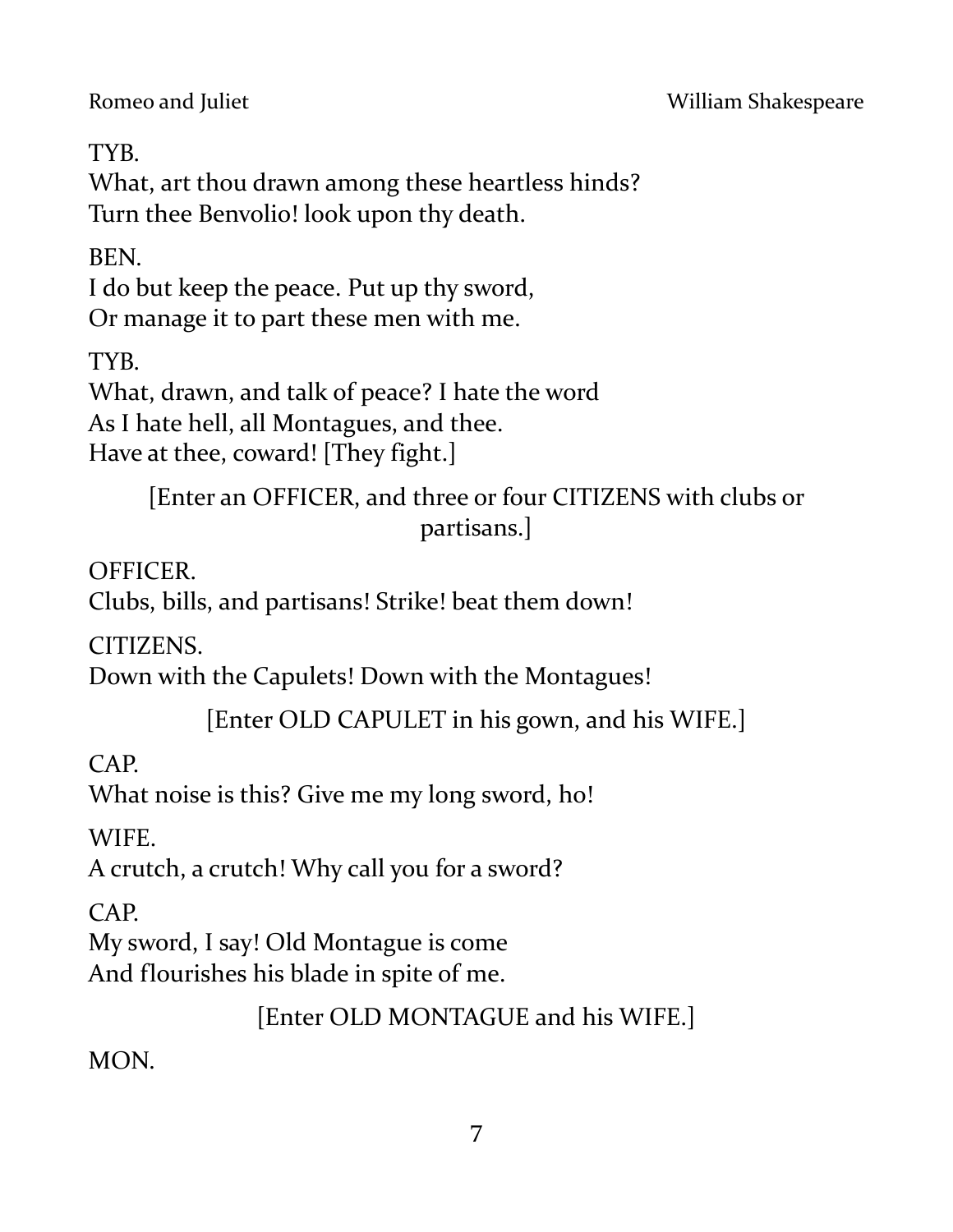TYB.
What, art thou drawn among these heartless hinds?
Turn thee Benvolio! look upon thy death.

BEN.
I do but keep the peace. Put up thy sword,
Or manage it to part these men with me.

TYB.
What, drawn, and talk of peace? I hate the word
As I hate hell, all Montagues, and thee.
Have at thee, coward! [They fight.]

[Enter an OFFICER, and three or four CITIZENS with clubs or partisans.]

OFFICER.
Clubs, bills, and partisans! Strike! beat them down!

CITIZENS.
Down with the Capulets! Down with the Montagues!

[Enter OLD CAPULET in his gown, and his WIFE.]

CAP.
What noise is this? Give me my long sword, ho!

WIFE.
A crutch, a crutch! Why call you for a sword?

CAP.
My sword, I say! Old Montague is come
And flourishes his blade in spite of me.

[Enter OLD MONTAGUE and his WIFE.]

MON.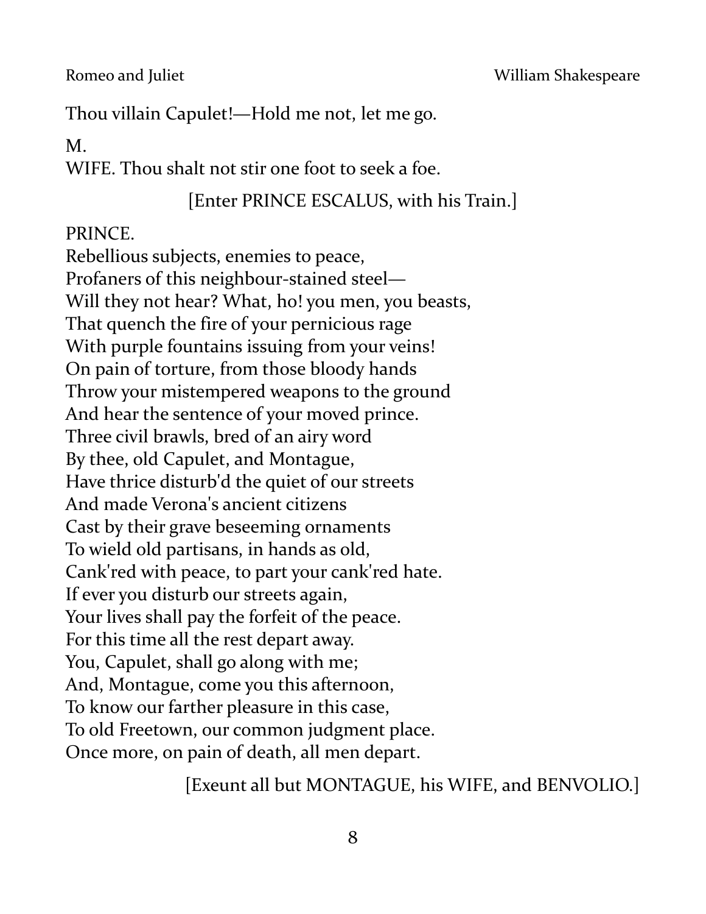Thou villain Capulet!—Hold me not, let me go.

M.
WIFE. Thou shalt not stir one foot to seek a foe.

[Enter PRINCE ESCALUS, with his Train.]

PRINCE.
Rebellious subjects, enemies to peace,
Profaners of this neighbour-stained steel—
Will they not hear? What, ho! you men, you beasts,
That quench the fire of your pernicious rage
With purple fountains issuing from your veins!
On pain of torture, from those bloody hands
Throw your mistempered weapons to the ground
And hear the sentence of your moved prince.
Three civil brawls, bred of an airy word
By thee, old Capulet, and Montague,
Have thrice disturb'd the quiet of our streets
And made Verona's ancient citizens
Cast by their grave beseeming ornaments
To wield old partisans, in hands as old,
Cank'red with peace, to part your cank'red hate.
If ever you disturb our streets again,
Your lives shall pay the forfeit of the peace.
For this time all the rest depart away.
You, Capulet, shall go along with me;
And, Montague, come you this afternoon,
To know our farther pleasure in this case,
To old Freetown, our common judgment place.
Once more, on pain of death, all men depart.

[Exeunt all but MONTAGUE, his WIFE, and BENVOLIO.]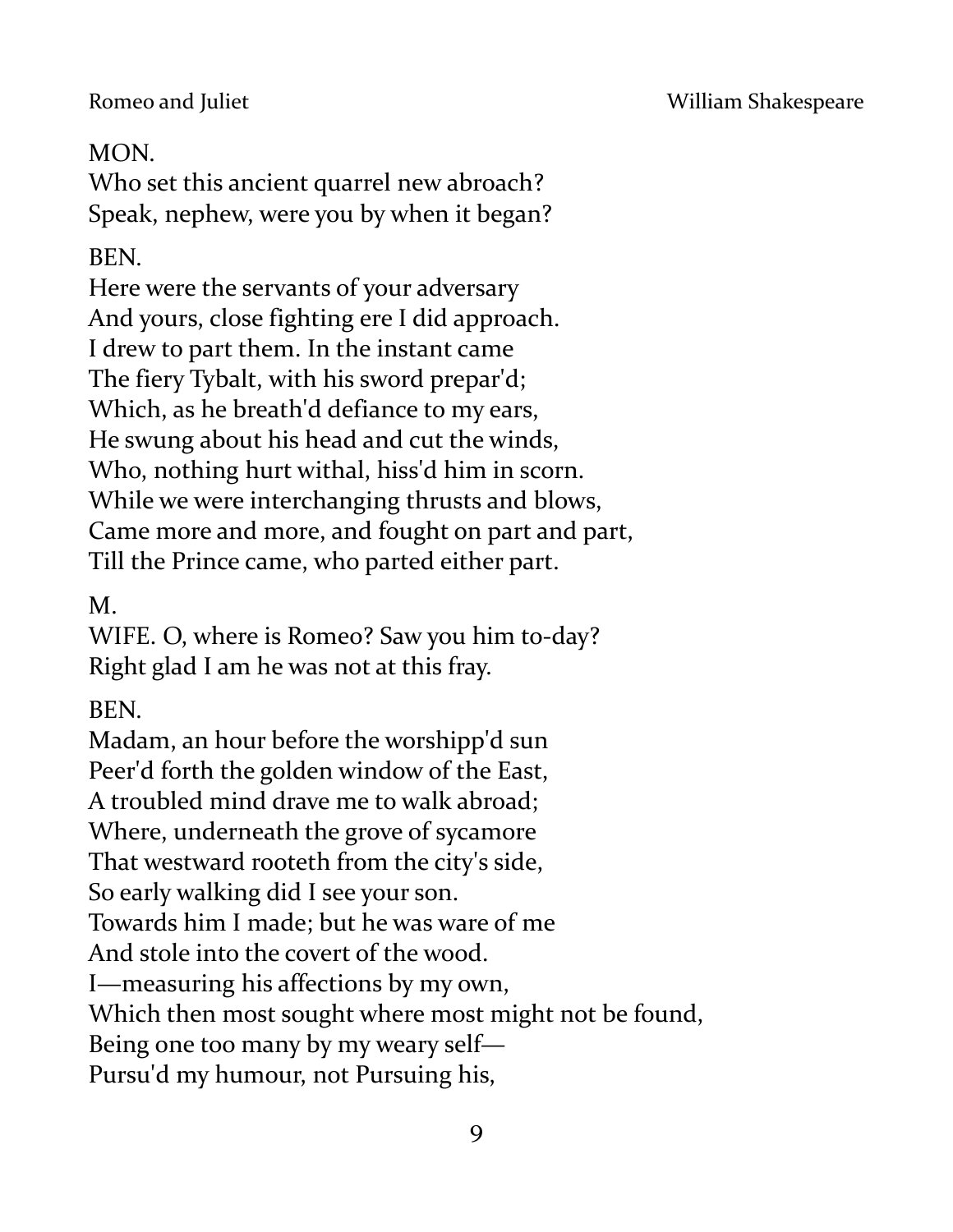MON.
Who set this ancient quarrel new abroach?
Speak, nephew, were you by when it began?

BEN.
Here were the servants of your adversary
And yours, close fighting ere I did approach.
I drew to part them. In the instant came
The fiery Tybalt, with his sword prepar'd;
Which, as he breath'd defiance to my ears,
He swung about his head and cut the winds,
Who, nothing hurt withal, hiss'd him in scorn.
While we were interchanging thrusts and blows,
Came more and more, and fought on part and part,
Till the Prince came, who parted either part.

M.
WIFE. O, where is Romeo? Saw you him to-day?
Right glad I am he was not at this fray.

BEN.
Madam, an hour before the worshipp'd sun
Peer'd forth the golden window of the East,
A troubled mind drave me to walk abroad;
Where, underneath the grove of sycamore
That westward rooteth from the city's side,
So early walking did I see your son.
Towards him I made; but he was ware of me
And stole into the covert of the wood.
I—measuring his affections by my own,
Which then most sought where most might not be found,
Being one too many by my weary self—
Pursu'd my humour, not Pursuing his,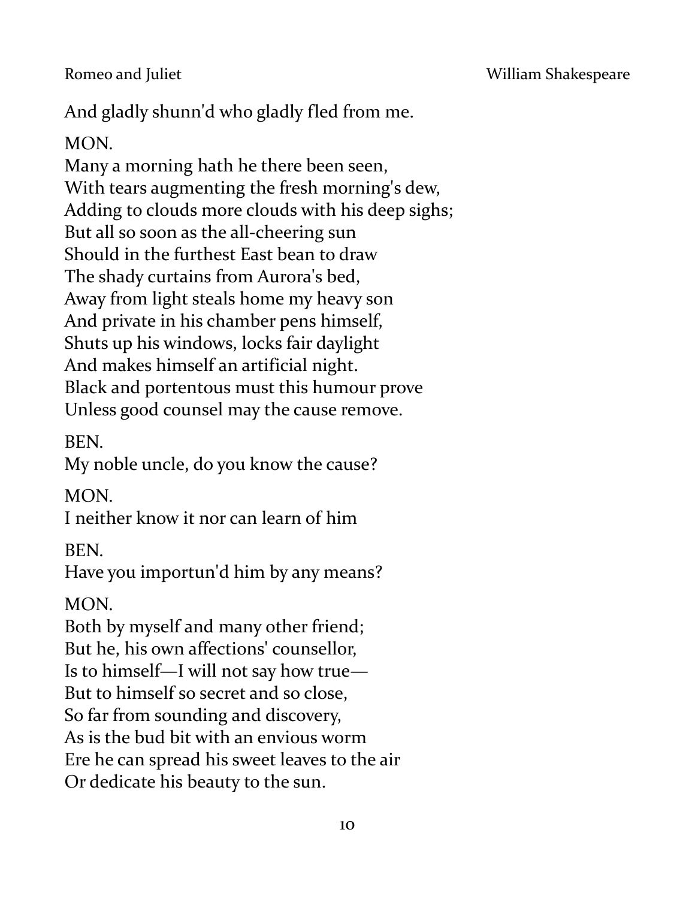And gladly shunn'd who gladly fled from me.

MON.  
Many a morning hath he there been seen,  
With tears augmenting the fresh morning's dew,  
Adding to clouds more clouds with his deep sighs;  
But all so soon as the all-cheering sun  
Should in the furthest East bean to draw  
The shady curtains from Aurora's bed,  
Away from light steals home my heavy son  
And private in his chamber pens himself,  
Shuts up his windows, locks fair daylight  
And makes himself an artificial night.  
Black and portentous must this humour prove  
Unless good counsel may the cause remove.

BEN.  
My noble uncle, do you know the cause?

MON.  
I neither know it nor can learn of him

BEN.  
Have you importun'd him by any means?

MON.  
Both by myself and many other friend;  
But he, his own affections' counsellor,  
Is to himself—I will not say how true—  
But to himself so secret and so close,  
So far from sounding and discovery,  
As is the bud bit with an envious worm  
Ere he can spread his sweet leaves to the air  
Or dedicate his beauty to the sun.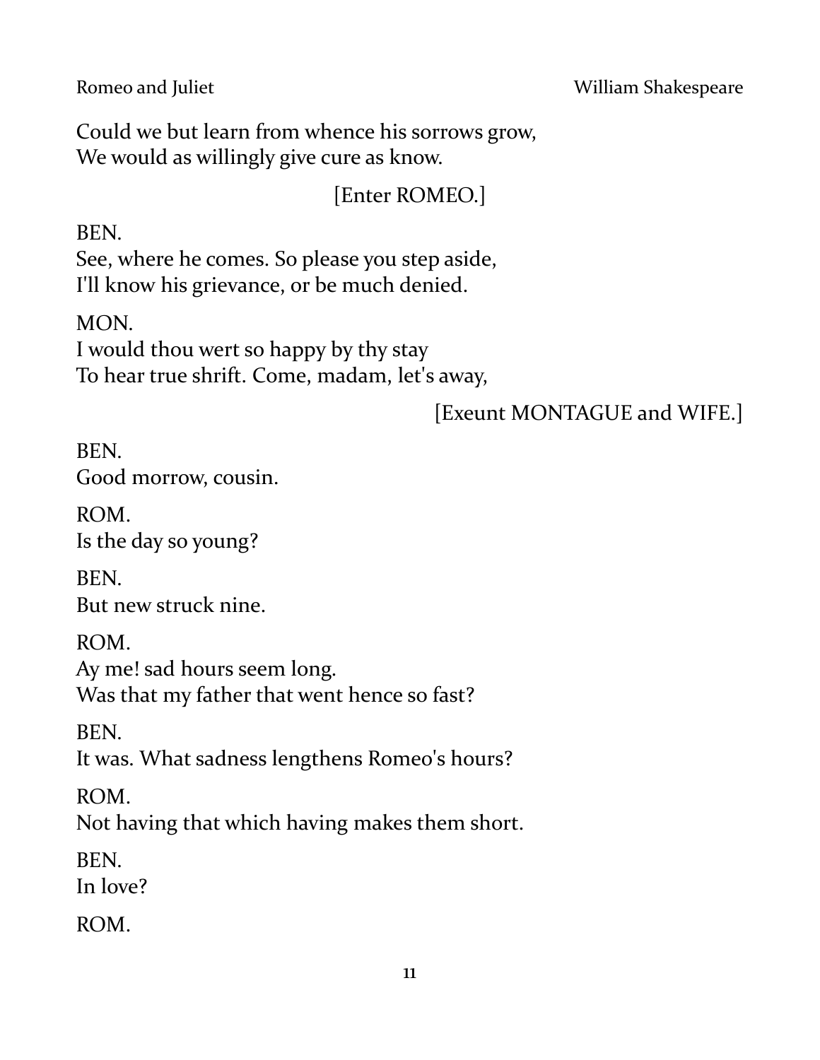Could we but learn from whence his sorrows grow,
We would as willingly give cure as know.

[Enter ROMEO.]

BEN.
See, where he comes. So please you step aside,
I'll know his grievance, or be much denied.

MON.
I would thou wert so happy by thy stay
To hear true shrift. Come, madam, let's away,

[Exeunt MONTAGUE and WIFE.]

BEN.
Good morrow, cousin.

ROM.
Is the day so young?

BEN.
But new struck nine.

ROM.
Ay me! sad hours seem long.
Was that my father that went hence so fast?

BEN.
It was. What sadness lengthens Romeo's hours?

ROM.
Not having that which having makes them short.

BEN.
In love?

ROM.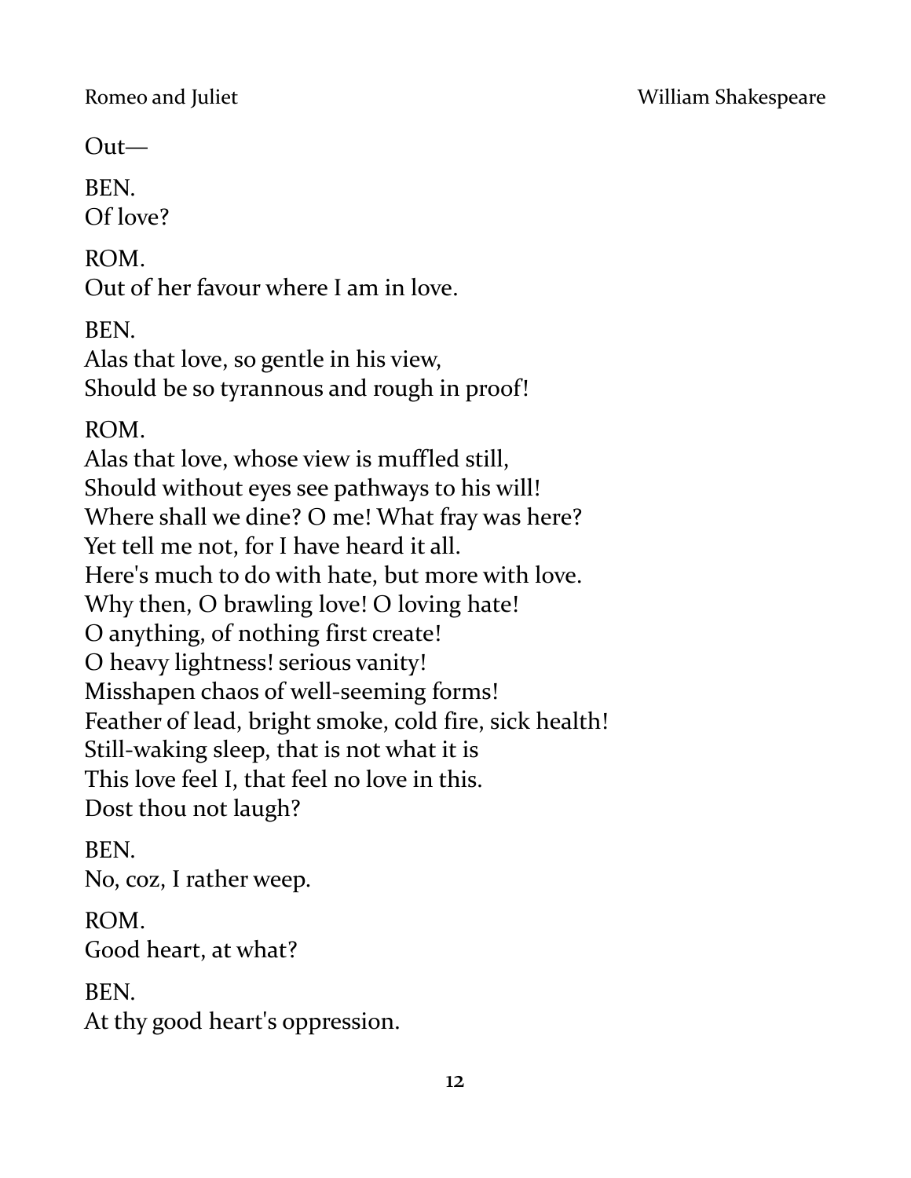Out—

BEN.  
Of love?

ROM.  
Out of her favour where I am in love.

BEN.  
Alas that love, so gentle in his view,  
Should be so tyrannous and rough in proof!

ROM.  
Alas that love, whose view is muffled still,  
Should without eyes see pathways to his will!  
Where shall we dine? O me! What fray was here?  
Yet tell me not, for I have heard it all.  
Here's much to do with hate, but more with love.  
Why then, O brawling love! O loving hate!  
O anything, of nothing first create!  
O heavy lightness! serious vanity!  
Misshapen chaos of well-seeming forms!  
Feather of lead, bright smoke, cold fire, sick health!  
Still-waking sleep, that is not what it is  
This love feel I, that feel no love in this.  
Dost thou not laugh?

BEN.  
No, coz, I rather weep.

ROM.  
Good heart, at what?

BEN.  
At thy good heart's oppression.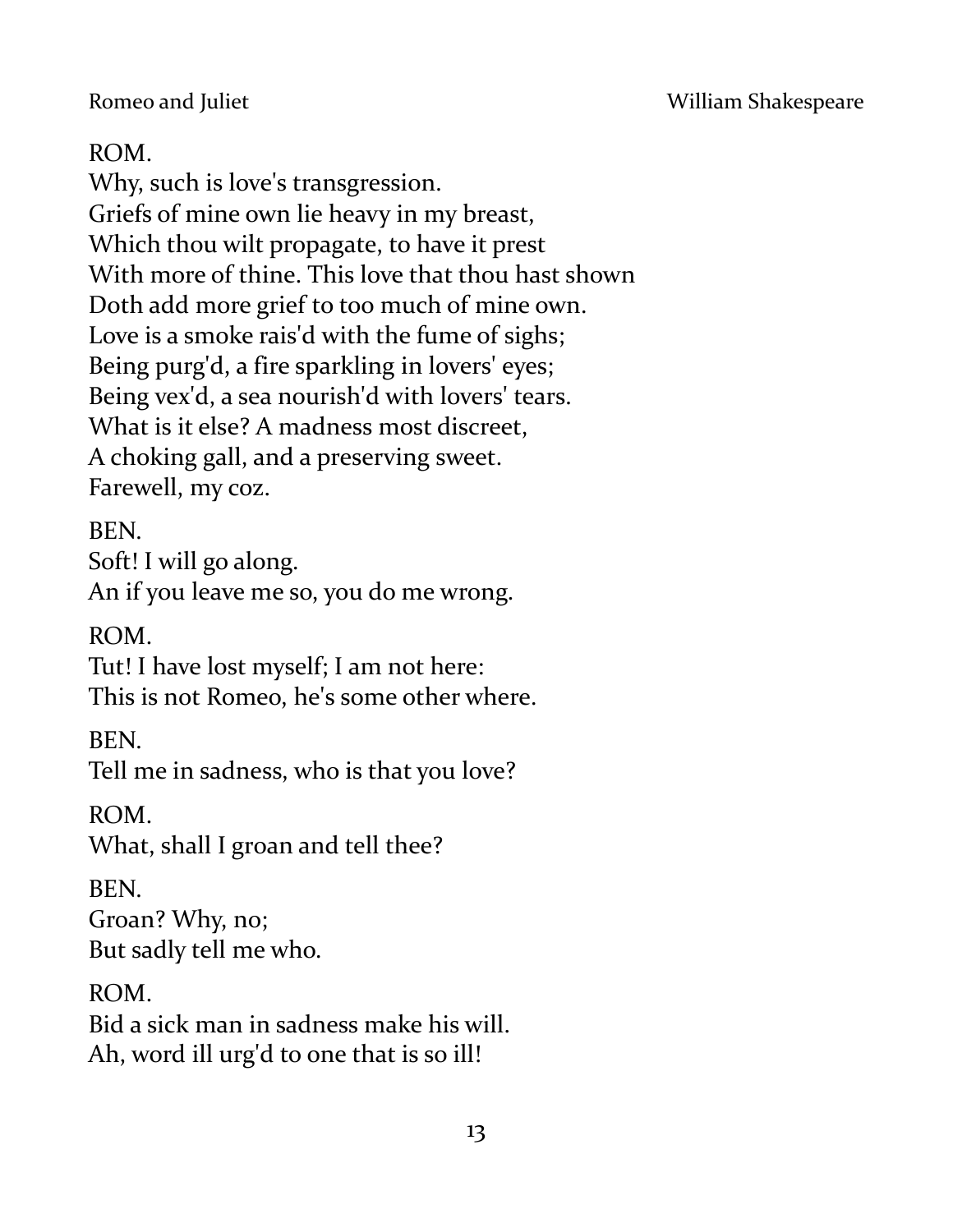ROM.  
Why, such is love's transgression.  
Griefs of mine own lie heavy in my breast,  
Which thou wilt propagate, to have it prest  
With more of thine. This love that thou hast shown  
Doth add more grief to too much of mine own.  
Love is a smoke rais'd with the fume of sighs;  
Being purg'd, a fire sparkling in lovers' eyes;  
Being vex'd, a sea nourish'd with lovers' tears.  
What is it else? A madness most discreet,  
A choking gall, and a preserving sweet.  
Farewell, my coz.

BEN.  
Soft! I will go along.  
An if you leave me so, you do me wrong.

ROM.  
Tut! I have lost myself; I am not here:  
This is not Romeo, he's some other where.

BEN.  
Tell me in sadness, who is that you love?

ROM.  
What, shall I groan and tell thee?

BEN.  
Groan? Why, no;  
But sadly tell me who.

ROM.  
Bid a sick man in sadness make his will.  
Ah, word ill urg'd to one that is so ill!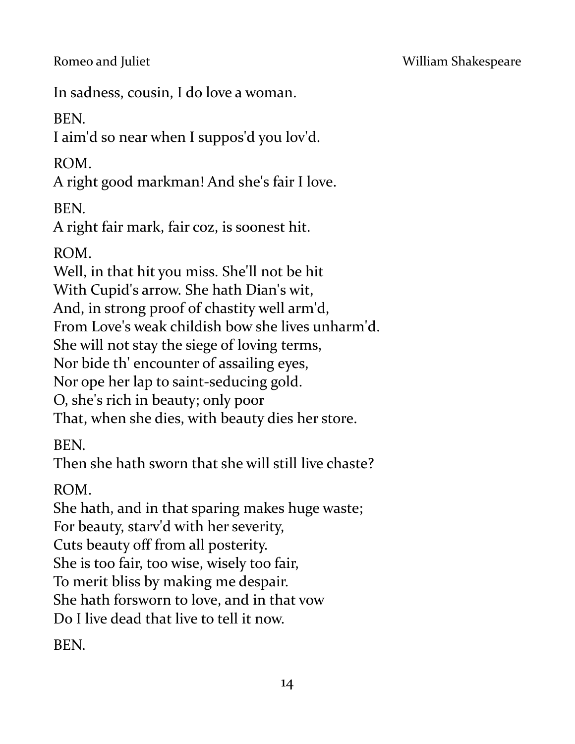In sadness, cousin, I do love a woman.

BEN.  
I aim'd so near when I suppos'd you lov'd.

ROM.  
A right good markman! And she's fair I love.

BEN.  
A right fair mark, fair coz, is soonest hit.

ROM.  
Well, in that hit you miss. She'll not be hit  
With Cupid's arrow. She hath Dian's wit,  
And, in strong proof of chastity well arm'd,  
From Love's weak childish bow she lives unharm'd.  
She will not stay the siege of loving terms,  
Nor bide th' encounter of assailing eyes,  
Nor ope her lap to saint-seducing gold.  
O, she's rich in beauty; only poor  
That, when she dies, with beauty dies her store.

BEN.  
Then she hath sworn that she will still live chaste?

ROM.  
She hath, and in that sparing makes huge waste;  
For beauty, starv'd with her severity,  
Cuts beauty off from all posterity.  
She is too fair, too wise, wisely too fair,  
To merit bliss by making me despair.  
She hath forsworn to love, and in that vow  
Do I live dead that live to tell it now.

BEN.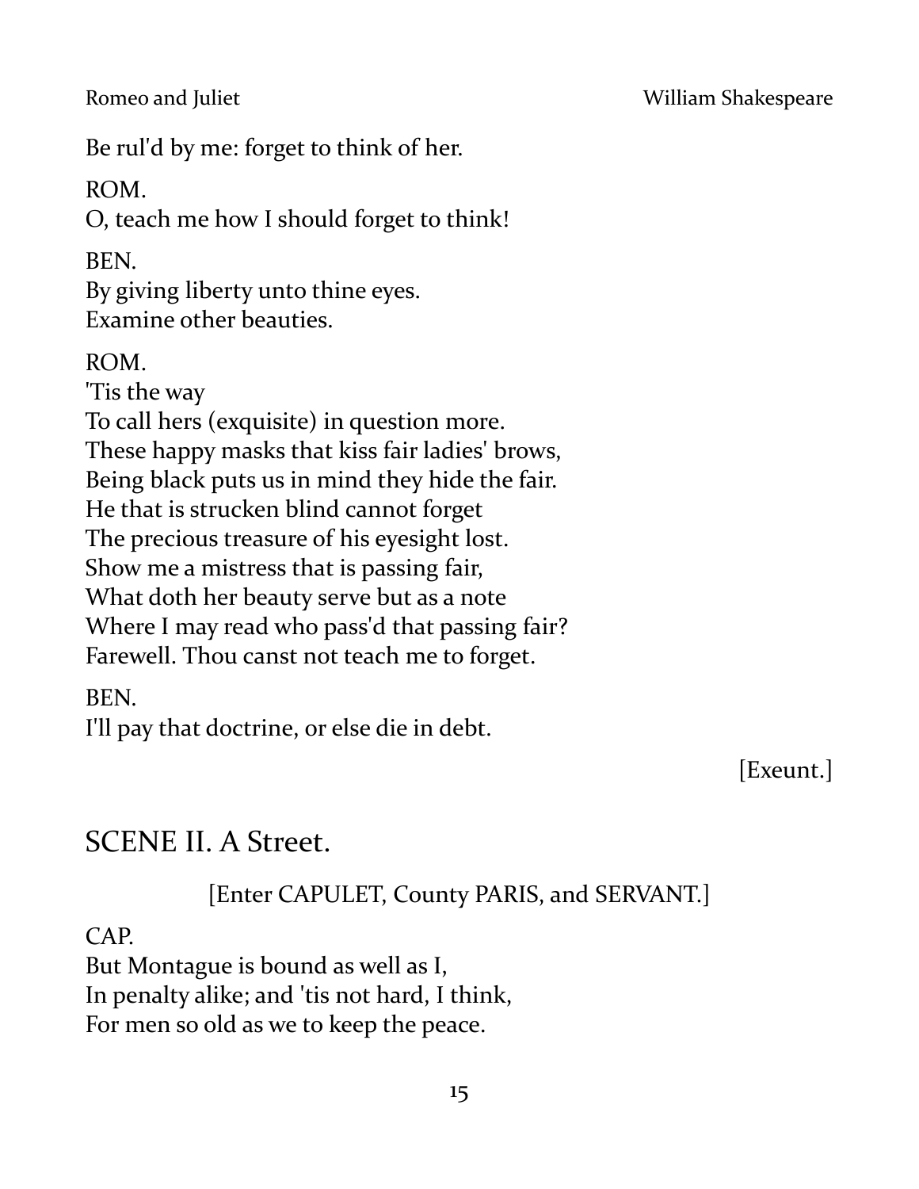Be rul'd by me: forget to think of her.

ROM.  
O, teach me how I should forget to think!

BEN.  
By giving liberty unto thine eyes.  
Examine other beauties.

ROM.  
'Tis the way  
To call hers (exquisite) in question more.  
These happy masks that kiss fair ladies' brows,  
Being black puts us in mind they hide the fair.  
He that is strucken blind cannot forget  
The precious treasure of his eyesight lost.  
Show me a mistress that is passing fair,  
What doth her beauty serve but as a note  
Where I may read who pass'd that passing fair?  
Farewell. Thou canst not teach me to forget.

BEN.  
I'll pay that doctrine, or else die in debt.

[Exeunt.]

## SCENE II. A Street.

[Enter CAPULET, County PARIS, and SERVANT.]

CAP.  
But Montague is bound as well as I,  
In penalty alike; and 'tis not hard, I think,  
For men so old as we to keep the peace.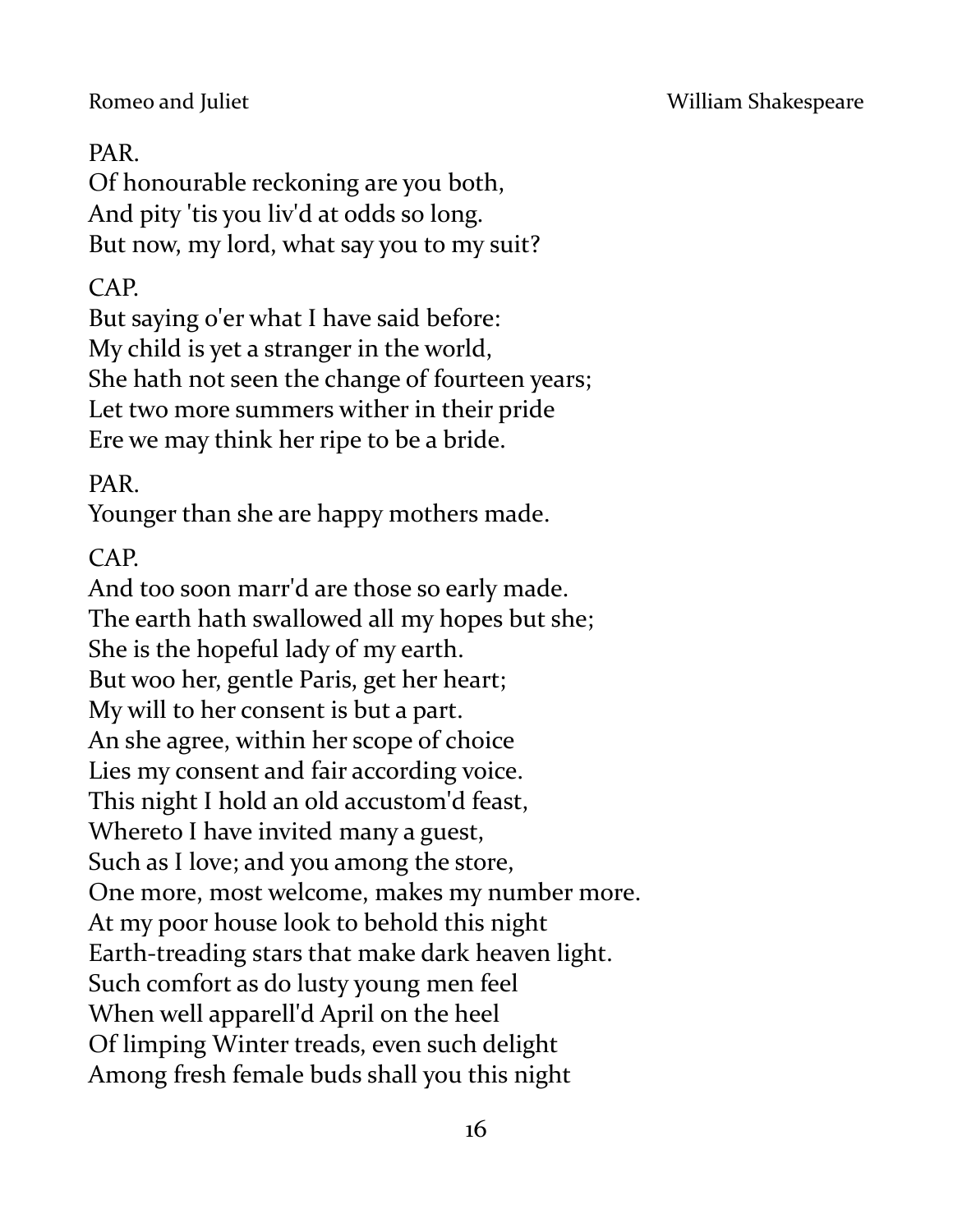PAR.  
Of honourable reckoning are you both,  
And pity 'tis you liv'd at odds so long.  
But now, my lord, what say you to my suit?

CAP.  
But saying o'er what I have said before:  
My child is yet a stranger in the world,  
She hath not seen the change of fourteen years;  
Let two more summers wither in their pride  
Ere we may think her ripe to be a bride.

PAR.  
Younger than she are happy mothers made.

CAP.  
And too soon marr'd are those so early made.  
The earth hath swallowed all my hopes but she;  
She is the hopeful lady of my earth.  
But woo her, gentle Paris, get her heart;  
My will to her consent is but a part.  
An she agree, within her scope of choice  
Lies my consent and fair according voice.  
This night I hold an old accustom'd feast,  
Whereto I have invited many a guest,  
Such as I love; and you among the store,  
One more, most welcome, makes my number more.  
At my poor house look to behold this night  
Earth-treading stars that make dark heaven light.  
Such comfort as do lusty young men feel  
When well apparell'd April on the heel  
Of limping Winter treads, even such delight  
Among fresh female buds shall you this night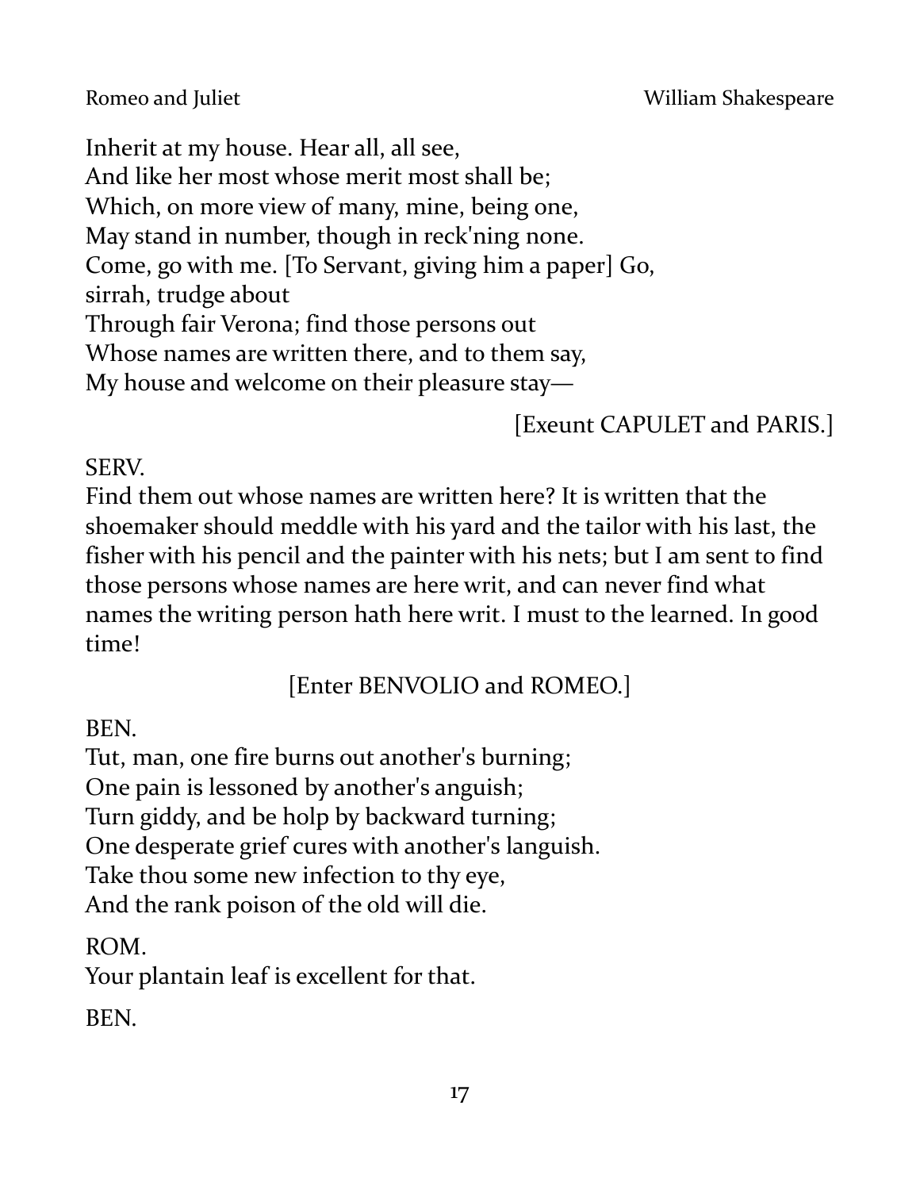Inherit at my house. Hear all, all see,
And like her most whose merit most shall be;
Which, on more view of many, mine, being one,
May stand in number, though in reck'ning none.
Come, go with me. [To Servant, giving him a paper] Go,
sirrah, trudge about
Through fair Verona; find those persons out
Whose names are written there, and to them say,
My house and welcome on their pleasure stay—

[Exeunt CAPULET and PARIS.]

SERV.
Find them out whose names are written here? It is written that the shoemaker should meddle with his yard and the tailor with his last, the fisher with his pencil and the painter with his nets; but I am sent to find those persons whose names are here writ, and can never find what names the writing person hath here writ. I must to the learned. In good time!

[Enter BENVOLIO and ROMEO.]

BEN.
Tut, man, one fire burns out another's burning;
One pain is lessoned by another's anguish;
Turn giddy, and be holp by backward turning;
One desperate grief cures with another's languish.
Take thou some new infection to thy eye,
And the rank poison of the old will die.

ROM.
Your plantain leaf is excellent for that.

BEN.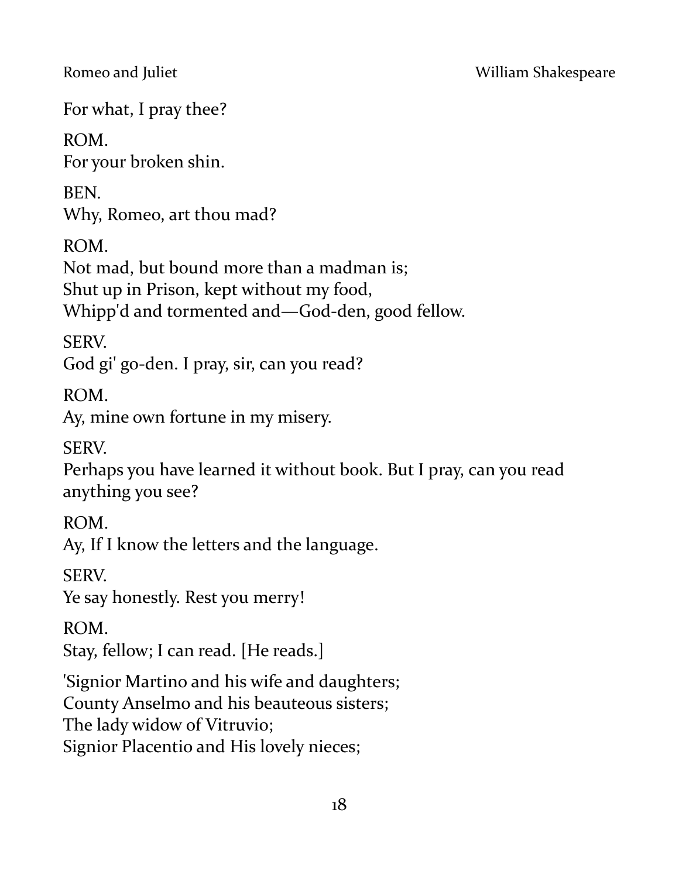For what, I pray thee?

ROM.
For your broken shin.

BEN.
Why, Romeo, art thou mad?

ROM.
Not mad, but bound more than a madman is;
Shut up in Prison, kept without my food,
Whipp'd and tormented and—God-den, good fellow.

SERV.
God gi' go-den. I pray, sir, can you read?

ROM.
Ay, mine own fortune in my misery.

SERV.
Perhaps you have learned it without book. But I pray, can you read anything you see?

ROM.
Ay, If I know the letters and the language.

SERV.
Ye say honestly. Rest you merry!

ROM.
Stay, fellow; I can read. [He reads.]

'Signior Martino and his wife and daughters;
County Anselmo and his beauteous sisters;
The lady widow of Vitruvio;
Signior Placentio and His lovely nieces;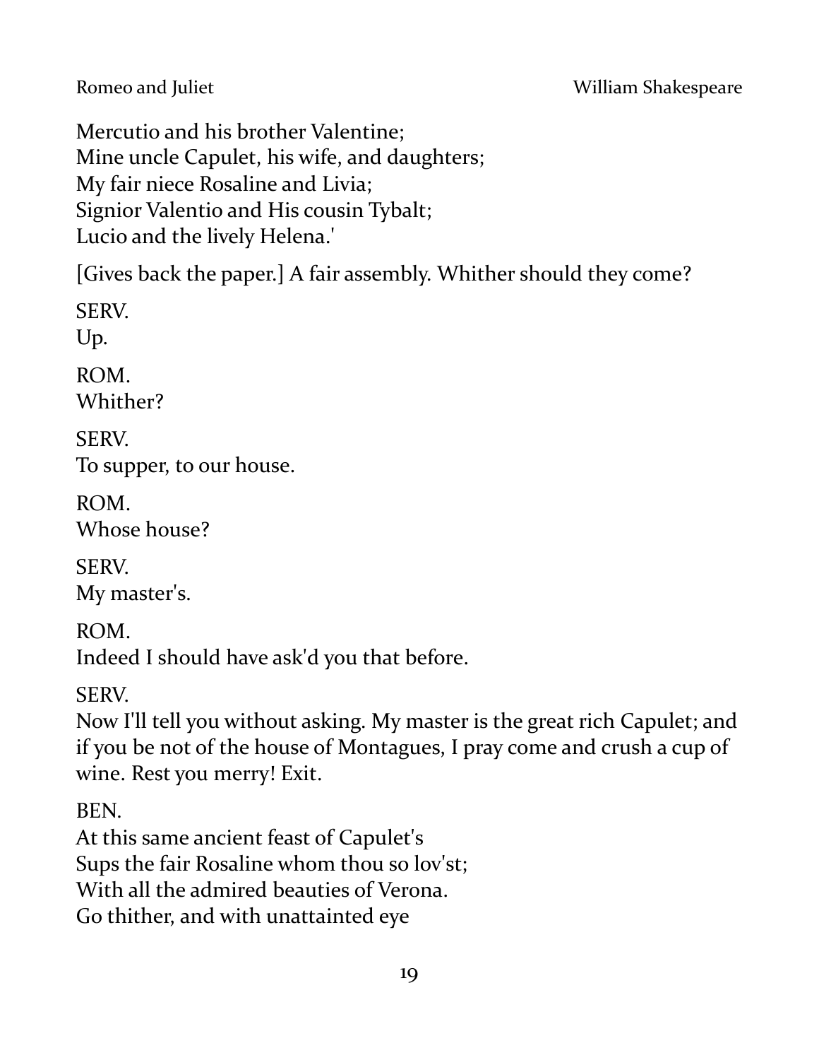Mercutio and his brother Valentine;
Mine uncle Capulet, his wife, and daughters;
My fair niece Rosaline and Livia;
Signior Valentio and His cousin Tybalt;
Lucio and the lively Helena.'

[Gives back the paper.] A fair assembly. Whither should they come?

SERV.
Up.

ROM.
Whither?

SERV.
To supper, to our house.

ROM.
Whose house?

SERV.
My master's.

ROM.
Indeed I should have ask'd you that before.

SERV.
Now I'll tell you without asking. My master is the great rich Capulet; and if you be not of the house of Montagues, I pray come and crush a cup of wine. Rest you merry! Exit.

BEN.
At this same ancient feast of Capulet's
Sups the fair Rosaline whom thou so lov'st;
With all the admired beauties of Verona.
Go thither, and with unattainted eye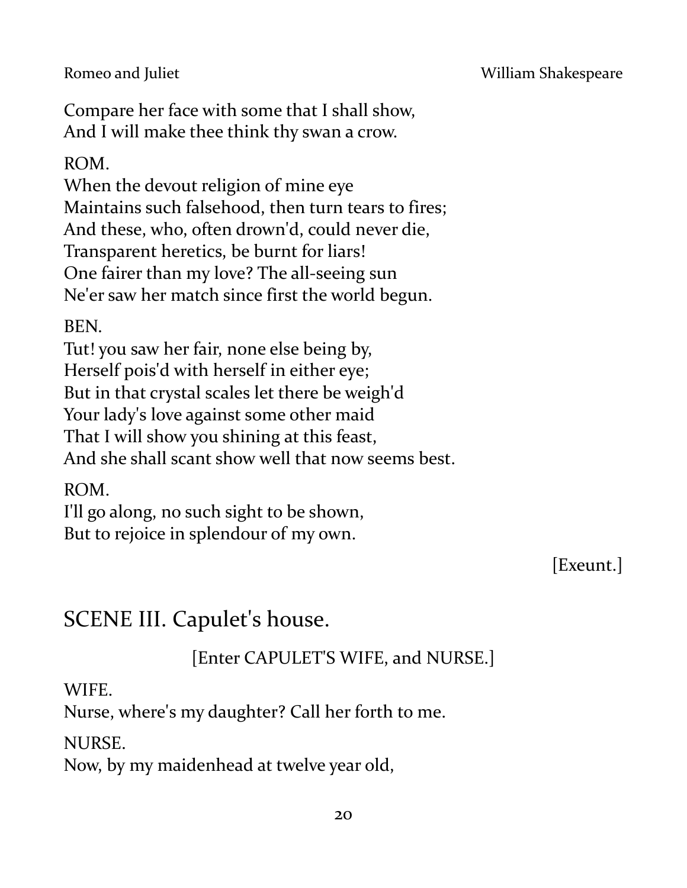Compare her face with some that I shall show,
And I will make thee think thy swan a crow.

ROM.
When the devout religion of mine eye
Maintains such falsehood, then turn tears to fires;
And these, who, often drown'd, could never die,
Transparent heretics, be burnt for liars!
One fairer than my love? The all-seeing sun
Ne'er saw her match since first the world begun.

BEN.
Tut! you saw her fair, none else being by,
Herself pois'd with herself in either eye;
But in that crystal scales let there be weigh'd
Your lady's love against some other maid
That I will show you shining at this feast,
And she shall scant show well that now seems best.

ROM.
I'll go along, no such sight to be shown,
But to rejoice in splendour of my own.

[Exeunt.]

## SCENE III. Capulet's house.

[Enter CAPULET'S WIFE, and NURSE.]

WIFE.
Nurse, where's my daughter? Call her forth to me.

NURSE.
Now, by my maidenhead at twelve year old,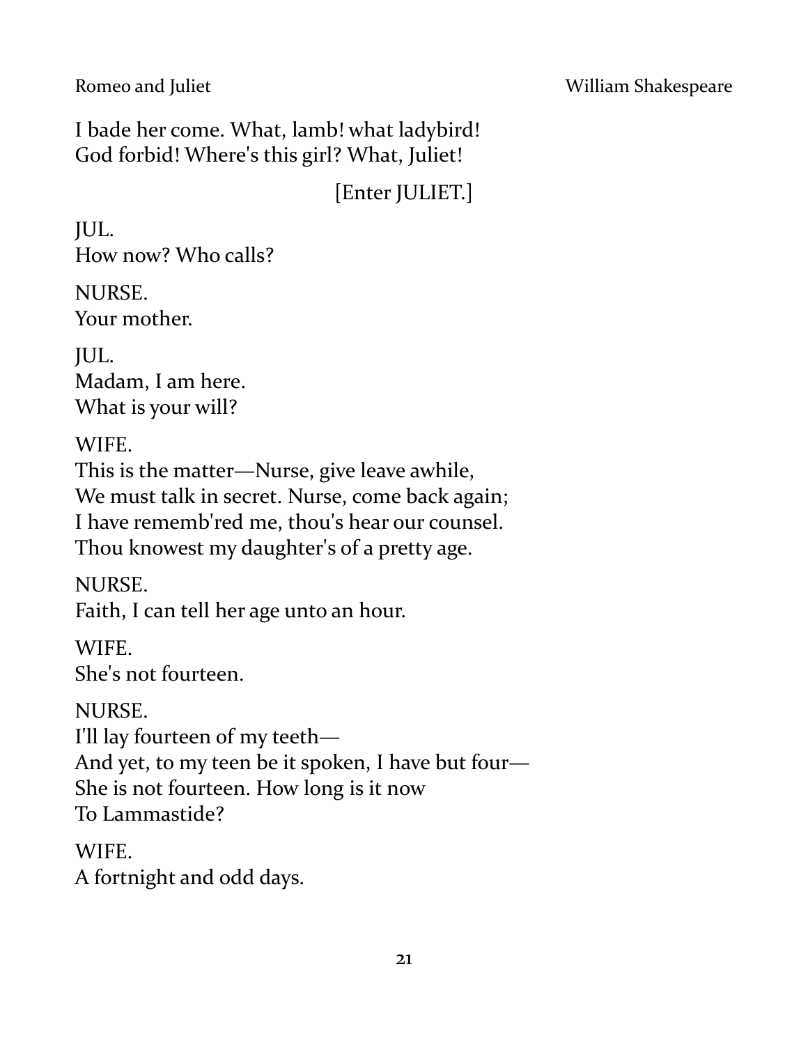I bade her come. What, lamb! what ladybird!
God forbid! Where's this girl? What, Juliet!

[Enter JULIET.]

JUL.
How now? Who calls?

NURSE.
Your mother.

JUL.
Madam, I am here.
What is your will?

WIFE.
This is the matter—Nurse, give leave awhile,
We must talk in secret. Nurse, come back again;
I have remember'd me, thou's hear our counsel.
Thou knowest my daughter's of a pretty age.

NURSE.
Faith, I can tell her age unto an hour.

WIFE.
She's not fourteen.

NURSE.
I'll lay fourteen of my teeth—
And yet, to my teen be it spoken, I have but four—
She is not fourteen. How long is it now
To Lammastide?

WIFE.
A fortnight and odd days.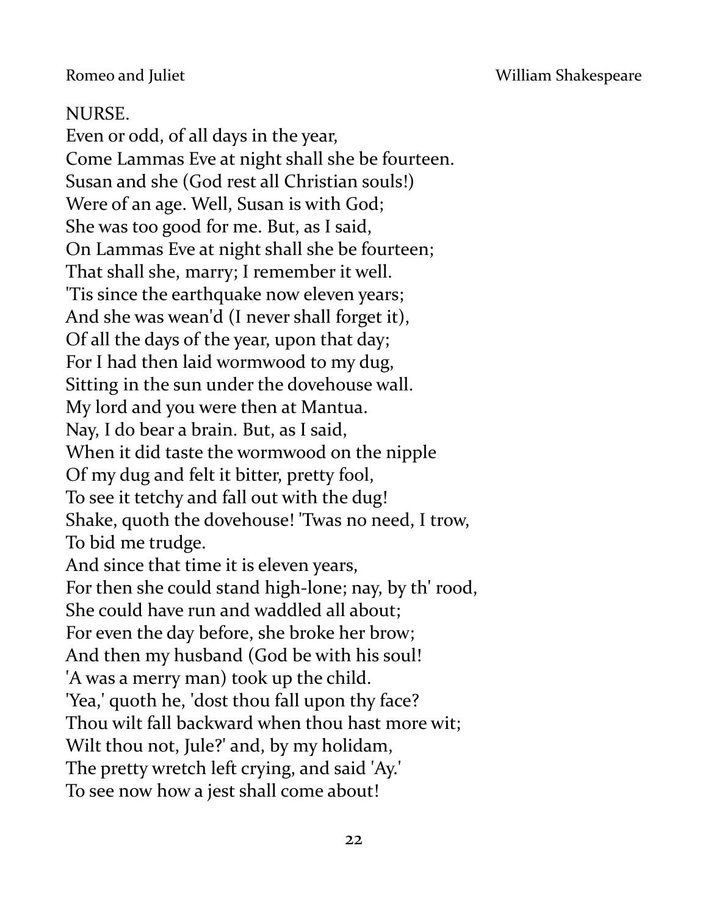NURSE.

Even or odd, of all days in the year,  
Come Lammas Eve at night shall she be fourteen.  
Susan and she (God rest all Christian souls!)  
Were of an age. Well, Susan is with God;  
She was too good for me. But, as I said,  
On Lammas Eve at night shall she be fourteen;  
That shall she, marry; I remember it well.  
'Tis since the earthquake now eleven years;  
And she was wean'd (I never shall forget it),  
Of all the days of the year, upon that day;  
For I had then laid wormwood to my dug,  
Sitting in the sun under the dovehouse wall.  
My lord and you were then at Mantua.  
Nay, I do bear a brain. But, as I said,  
When it did taste the wormwood on the nipple  
Of my dug and felt it bitter, pretty fool,  
To see it tetchy and fall out with the dug!  
Shake, quoth the dovehouse! 'Twas no need, I trow,  
To bid me trudge.  
And since that time it is eleven years,  
For then she could stand high-lone; nay, by th' rood,  
She could have run and waddled all about;  
For even the day before, she broke her brow;  
And then my husband (God be with his soul!  
'A was a merry man) took up the child.  
'Yea,' quoth he, 'dost thou fall upon thy face?  
Thou wilt fall backward when thou hast more wit;  
Wilt thou not, Jule?' and, by my holidam,  
The pretty wretch left crying, and said 'Ay.'  
To see now how a jest shall come about!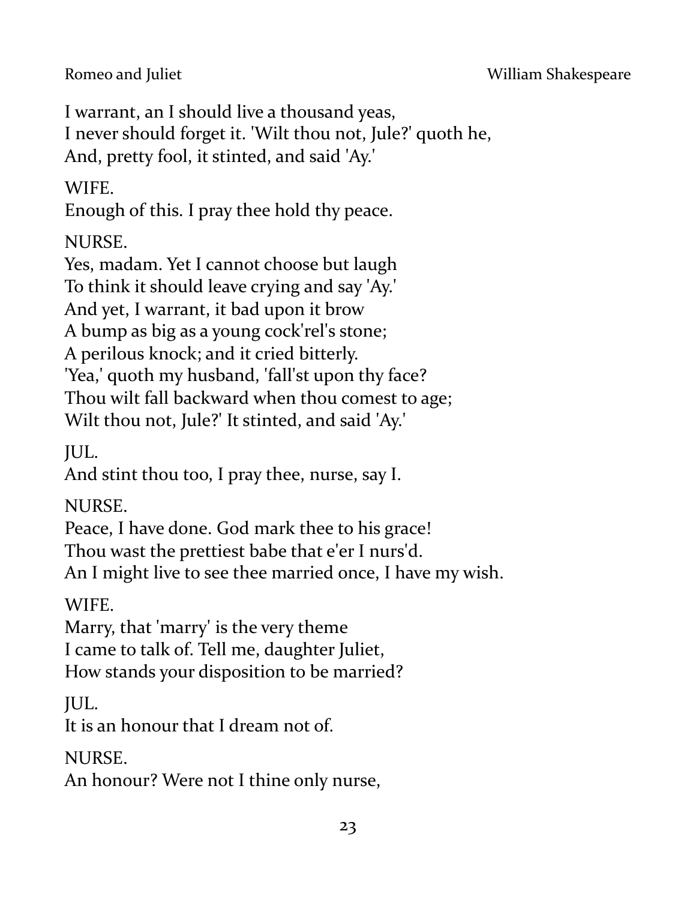I warrant, an I should live a thousand yeas,
I never should forget it. 'Wilt thou not, Jule?' quoth he,
And, pretty fool, it stinted, and said 'Ay.'

WIFE.
Enough of this. I pray thee hold thy peace.

NURSE.
Yes, madam. Yet I cannot choose but laugh
To think it should leave crying and say 'Ay.'
And yet, I warrant, it bad upon it brow
A bump as big as a young cock'rel's stone;
A perilous knock; and it cried bitterly.
'Yea,' quoth my husband, 'fall'st upon thy face?
Thou wilt fall backward when thou comest to age;
Wilt thou not, Jule?' It stinted, and said 'Ay.'

JUL.
And stint thou too, I pray thee, nurse, say I.

NURSE.
Peace, I have done. God mark thee to his grace!
Thou wast the prettiest babe that e'er I nurs'd.
An I might live to see thee married once, I have my wish.

WIFE.
Marry, that 'marry' is the very theme
I came to talk of. Tell me, daughter Juliet,
How stands your disposition to be married?

JUL.
It is an honour that I dream not of.

NURSE.
An honour? Were not I thine only nurse,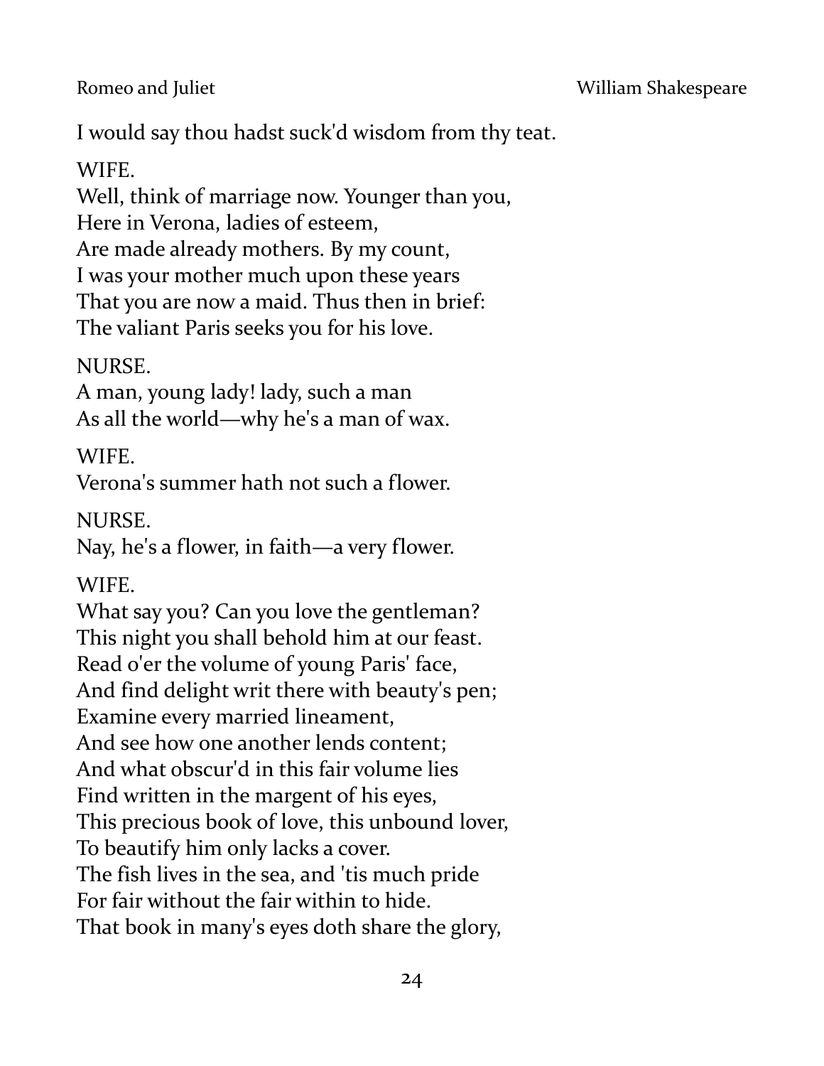I would say thou hadst suck'd wisdom from thy teat.

WIFE.  
Well, think of marriage now. Younger than you,  
Here in Verona, ladies of esteem,  
Are made already mothers. By my count,  
I was your mother much upon these years  
That you are now a maid. Thus then in brief:  
The valiant Paris seeks you for his love.

NURSE.  
A man, young lady! lady, such a man  
As all the world—why he's a man of wax.

WIFE.  
Verona's summer hath not such a flower.

NURSE.  
Nay, he's a flower, in faith—a very flower.

WIFE.  
What say you? Can you love the gentleman?  
This night you shall behold him at our feast.  
Read o'er the volume of young Paris' face,  
And find delight writ there with beauty's pen;  
Examine every married lineament,  
And see how one another lends content;  
And what obscur'd in this fair volume lies  
Find written in the margent of his eyes,  
This precious book of love, this unbound lover,  
To beautify him only lacks a cover.  
The fish lives in the sea, and 'tis much pride  
For fair without the fair within to hide.  
That book in many's eyes doth share the glory,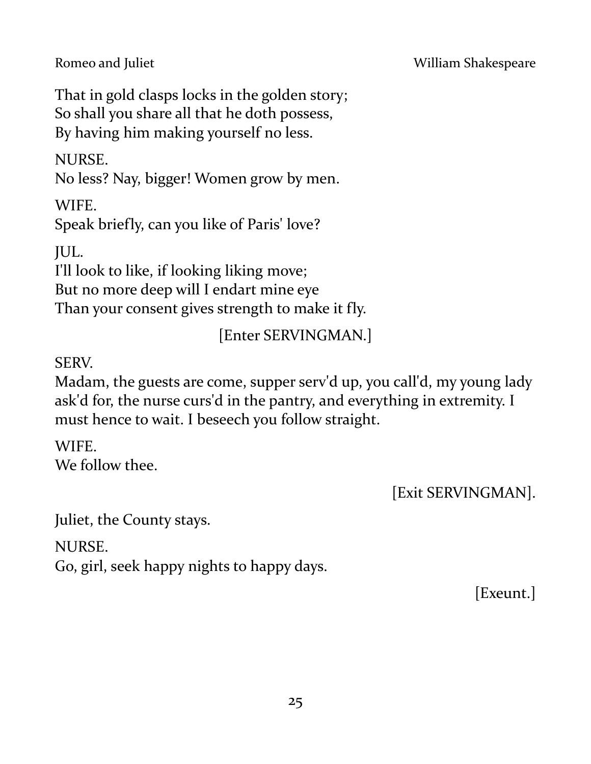That in gold clasps locks in the golden story;
So shall you share all that he doth possess,
By having him making yourself no less.

NURSE.
No less? Nay, bigger! Women grow by men.

WIFE.
Speak briefly, can you like of Paris' love?

JUL.
I'll look to like, if looking liking move;
But no more deep will I endart mine eye
Than your consent gives strength to make it fly.

[Enter SERVINGMAN.]

SERV.
Madam, the guests are come, supper serv'd up, you call'd, my young lady ask'd for, the nurse curs'd in the pantry, and everything in extremity. I must hence to wait. I beseech you follow straight.

WIFE.
We follow thee.

[Exit SERVINGMAN].

Juliet, the County stays.

NURSE.
Go, girl, seek happy nights to happy days.

[Exeunt.]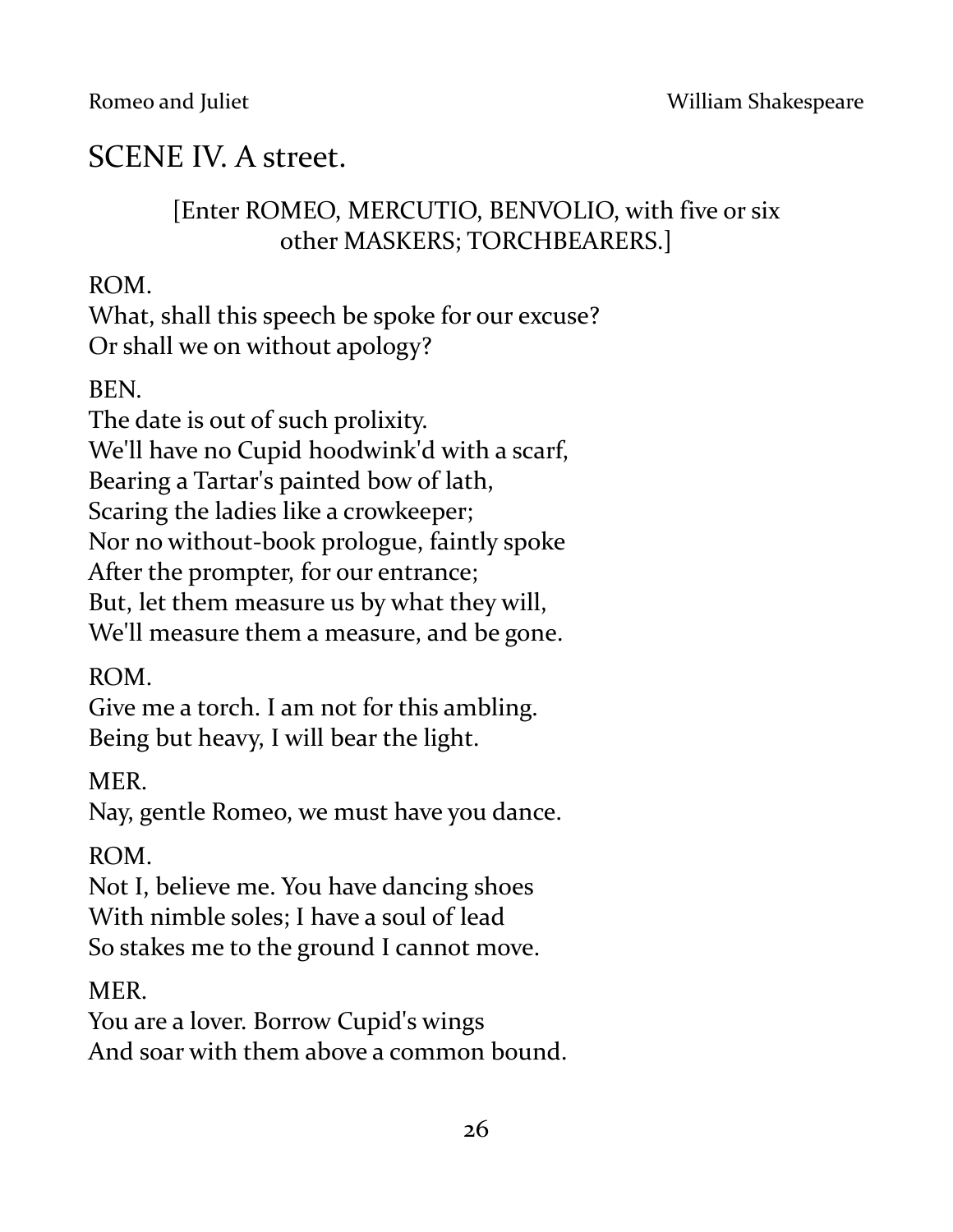## SCENE IV. A street.

[Enter ROMEO, MERCUTIO, BENVOLIO, with five or six other MASKERS; TORCHBEARERS.]

ROM.
What, shall this speech be spoke for our excuse?
Or shall we on without apology?

BEN.
The date is out of such prolixity.
We'll have no Cupid hoodwink'd with a scarf,
Bearing a Tartar's painted bow of lath,
Scaring the ladies like a crowkeeper;
Nor no without-book prologue, faintly spoke
After the prompter, for our entrance;
But, let them measure us by what they will,
We'll measure them a measure, and be gone.

ROM.
Give me a torch. I am not for this ambling.
Being but heavy, I will bear the light.

MER.
Nay, gentle Romeo, we must have you dance.

ROM.
Not I, believe me. You have dancing shoes
With nimble soles; I have a soul of lead
So stakes me to the ground I cannot move.

MER.
You are a lover. Borrow Cupid's wings
And soar with them above a common bound.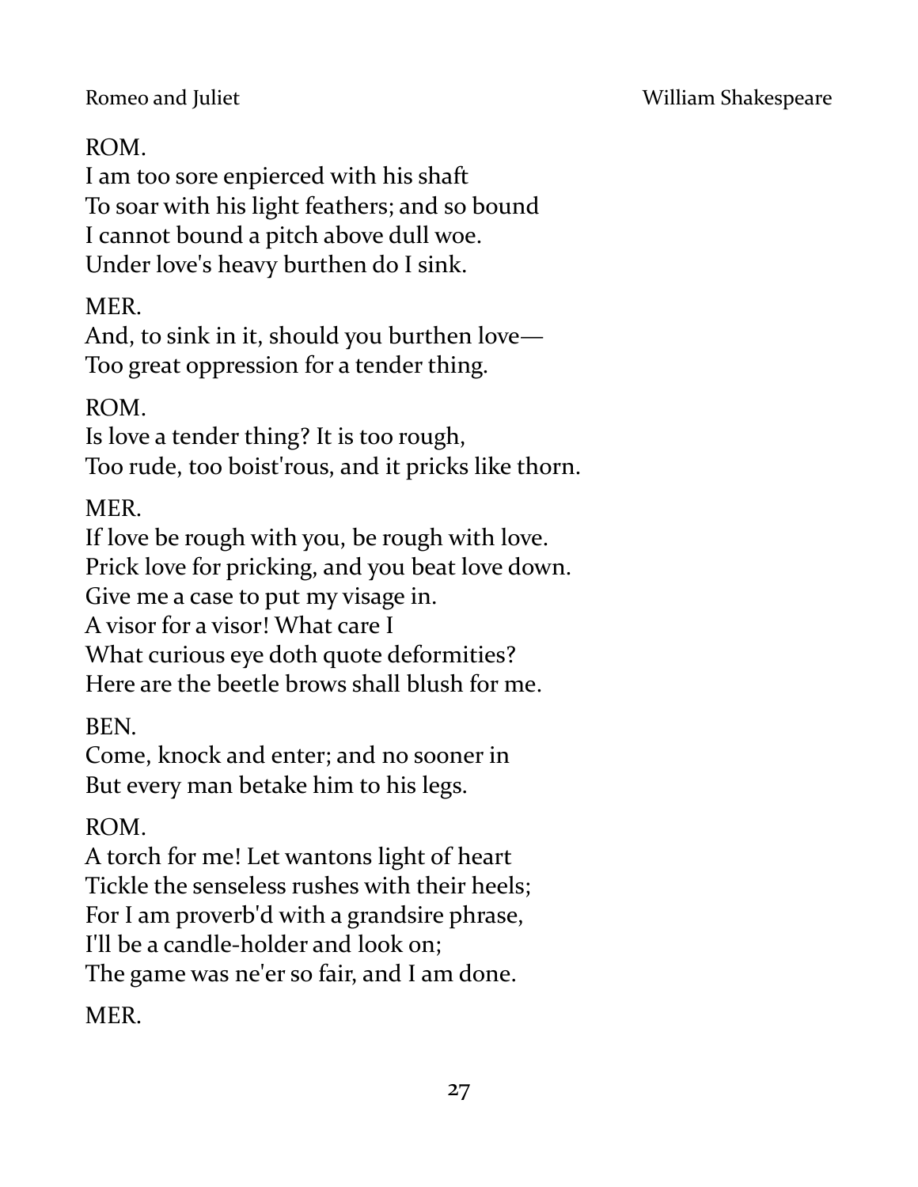ROM.  
I am too sore enpierced with his shaft  
To soar with his light feathers; and so bound  
I cannot bound a pitch above dull woe.  
Under love's heavy burthen do I sink.

MER.  
And, to sink in it, should you burthen love—  
Too great oppression for a tender thing.

ROM.  
Is love a tender thing? It is too rough,  
Too rude, too boist'rous, and it pricks like thorn.

MER.  
If love be rough with you, be rough with love.  
Prick love for pricking, and you beat love down.  
Give me a case to put my visage in.  
A visor for a visor! What care I  
What curious eye doth quote deformities?  
Here are the beetle brows shall blush for me.

BEN.  
Come, knock and enter; and no sooner in  
But every man betake him to his legs.

ROM.  
A torch for me! Let wantons light of heart  
Tickle the senseless rushes with their heels;  
For I am proverb'd with a grandsire phrase,  
I'll be a candle-holder and look on;  
The game was ne'er so fair, and I am done.

MER.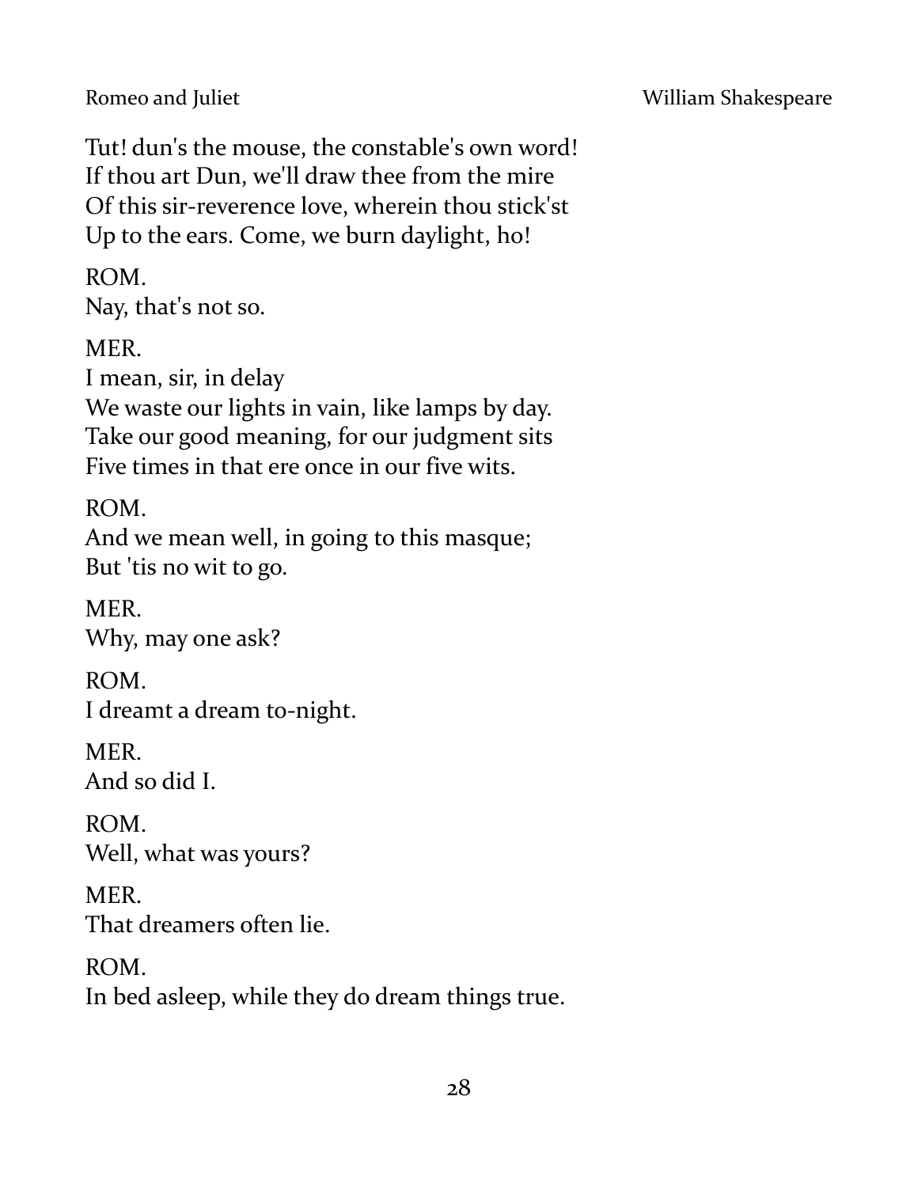Tut! dun's the mouse, the constable's own word!
If thou art Dun, we'll draw thee from the mire
Of this sir-reverence love, wherein thou stick'st
Up to the ears. Come, we burn daylight, ho!

ROM.
Nay, that's not so.

MER.
I mean, sir, in delay
We waste our lights in vain, like lamps by day.
Take our good meaning, for our judgment sits
Five times in that ere once in our five wits.

ROM.
And we mean well, in going to this masque;
But 'tis no wit to go.

MER.
Why, may one ask?

ROM.
I dreamt a dream to-night.

MER.
And so did I.

ROM.
Well, what was yours?

MER.
That dreamers often lie.

ROM.
In bed asleep, while they do dream things true.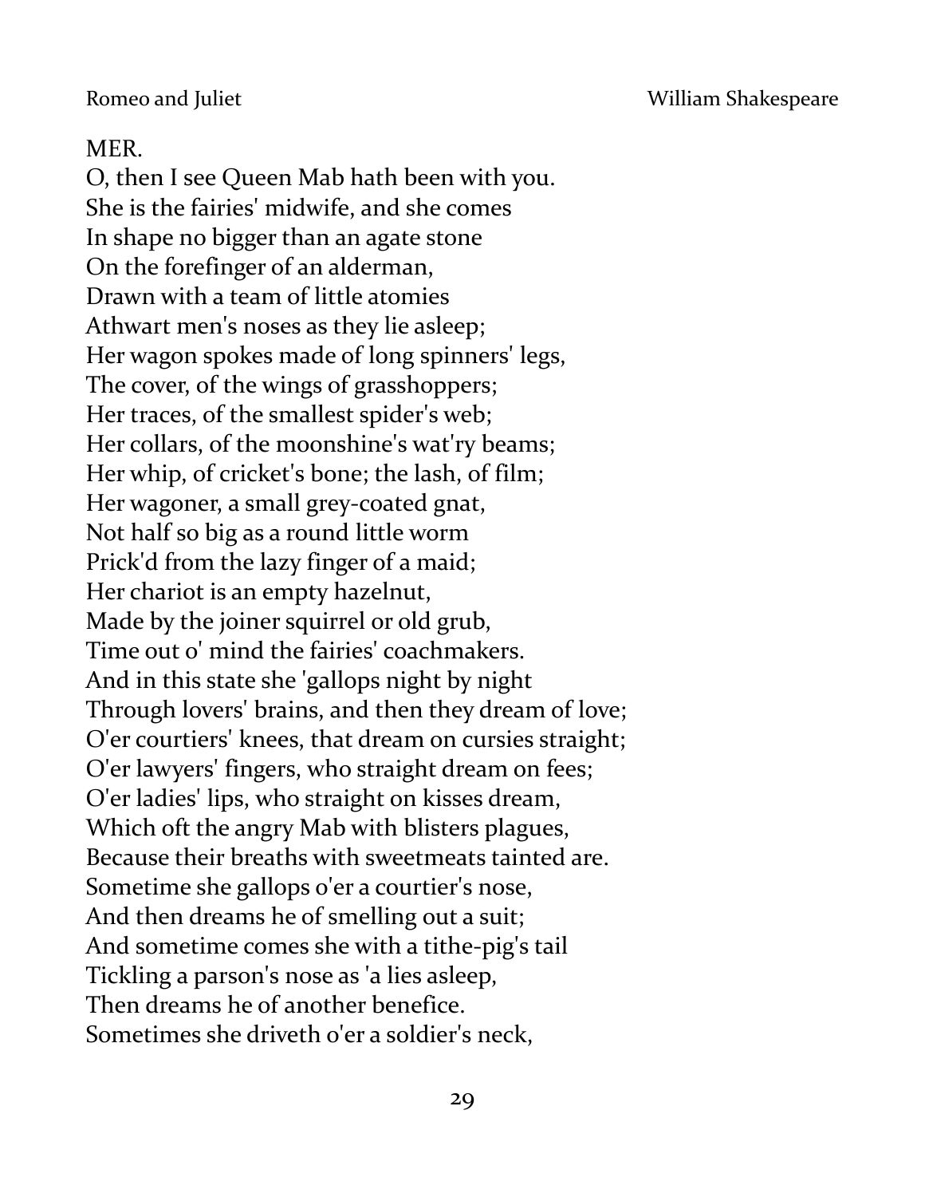MER.

O, then I see Queen Mab hath been with you.  
She is the fairies' midwife, and she comes  
In shape no bigger than an agate stone  
On the forefinger of an alderman,  
Drawn with a team of little atomies  
Athwart men's noses as they lie asleep;  
Her wagon spokes made of long spinners' legs,  
The cover, of the wings of grasshoppers;  
Her traces, of the smallest spider's web;  
Her collars, of the moonshine's wat'ry beams;  
Her whip, of cricket's bone; the lash, of film;  
Her wagoner, a small grey-coated gnat,  
Not half so big as a round little worm  
Prick'd from the lazy finger of a maid;  
Her chariot is an empty hazelnut,  
Made by the joiner squirrel or old grub,  
Time out o' mind the fairies' coachmakers.  
And in this state she 'gallops night by night  
Through lovers' brains, and then they dream of love;  
O'er courtiers' knees, that dream on cursies straight;  
O'er lawyers' fingers, who straight dream on fees;  
O'er ladies' lips, who straight on kisses dream,  
Which oft the angry Mab with blisters plagues,  
Because their breaths with sweetmeats tainted are.  
Sometime she gallops o'er a courtier's nose,  
And then dreams he of smelling out a suit;  
And sometime comes she with a tithe-pig's tail  
Tickling a parson's nose as 'a lies asleep,  
Then dreams he of another benefice.  
Sometimes she driveth o'er a soldier's neck,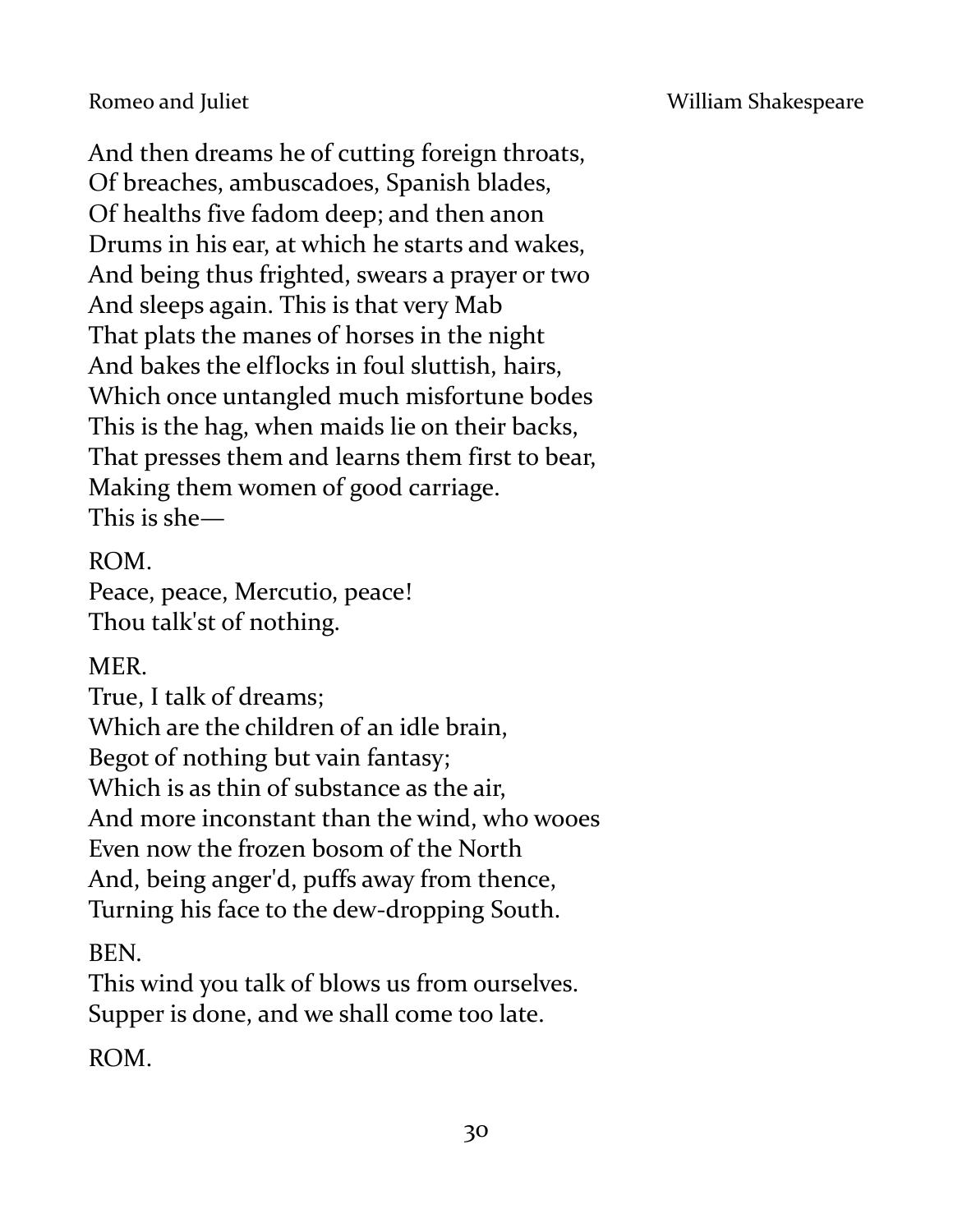And then dreams he of cutting foreign throats,
Of breaches, ambuscadoes, Spanish blades,
Of healths five fadom deep; and then anon
Drums in his ear, at which he starts and wakes,
And being thus frighted, swears a prayer or two
And sleeps again. This is that very Mab
That plats the manes of horses in the night
And bakes the elflocks in foul sluttish, hairs,
Which once untangled much misfortune bodes
This is the hag, when maids lie on their backs,
That presses them and learns them first to bear,
Making them women of good carriage.
This is she—

ROM.
Peace, peace, Mercutio, peace!
Thou talk'st of nothing.

MER.
True, I talk of dreams;
Which are the children of an idle brain,
Begot of nothing but vain fantasy;
Which is as thin of substance as the air,
And more inconstant than the wind, who wooes
Even now the frozen bosom of the North
And, being anger'd, puffs away from thence,
Turning his face to the dew-dropping South.

BEN.
This wind you talk of blows us from ourselves.
Supper is done, and we shall come too late.

ROM.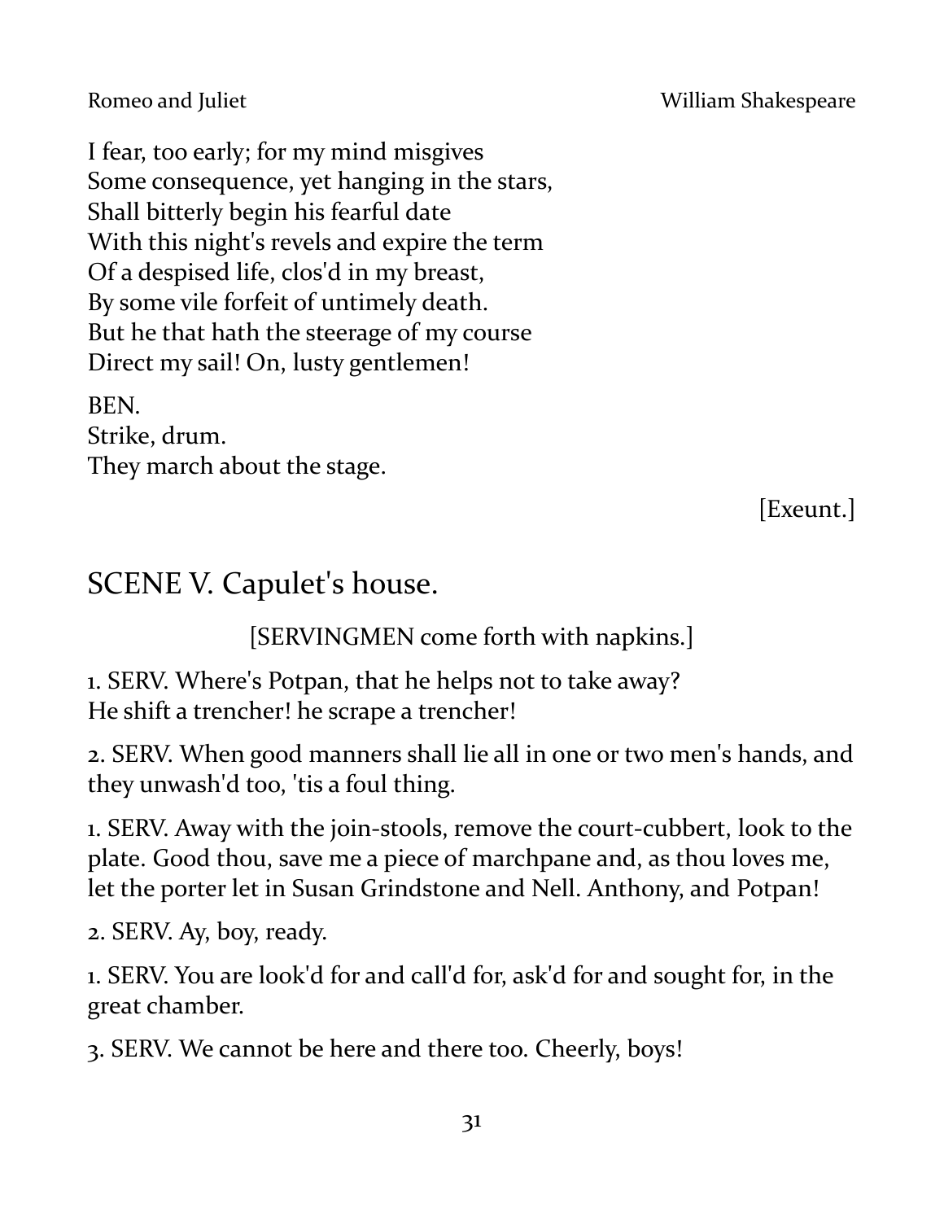I fear, too early; for my mind misgives
Some consequence, yet hanging in the stars,
Shall bitterly begin his fearful date
With this night's revels and expire the term
Of a despised life, clos'd in my breast,
By some vile forfeit of untimely death.
But he that hath the steerage of my course
Direct my sail! On, lusty gentlemen!

BEN.
Strike, drum.
They march about the stage.

[Exeunt.]

## SCENE V. Capulet's house.

[SERVINGMEN come forth with napkins.]

1. SERV. Where's Potpan, that he helps not to take away? He shift a trencher! he scrape a trencher!

2. SERV. When good manners shall lie all in one or two men's hands, and they unwash'd too, 'tis a foul thing.

1. SERV. Away with the join-stools, remove the court-cubbert, look to the plate. Good thou, save me a piece of marchpane and, as thou loves me, let the porter let in Susan Grindstone and Nell. Anthony, and Potpan!

2. SERV. Ay, boy, ready.

1. SERV. You are look'd for and call'd for, ask'd for and sought for, in the great chamber.

3. SERV. We cannot be here and there too. Cheerly, boys!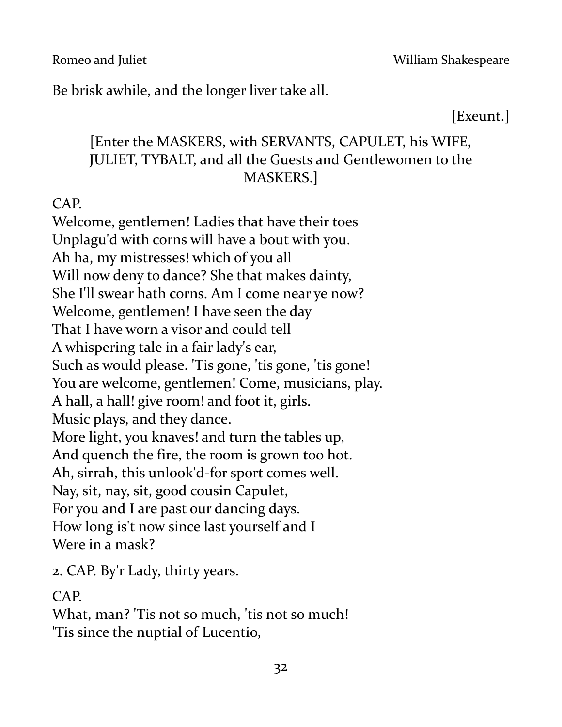Be brisk awhile, and the longer liver take all.

[Exeunt.]

[Enter the MASKERS, with SERVANTS, CAPULET, his WIFE, JULIET, TYBALT, and all the Guests and Gentlewomen to the MASKERS.]

CAP.  
Welcome, gentlemen! Ladies that have their toes  
Unplagu'd with corns will have a bout with you.  
Ah ha, my mistresses! which of you all  
Will now deny to dance? She that makes dainty,  
She I'll swear hath corns. Am I come near ye now?  
Welcome, gentlemen! I have seen the day  
That I have worn a visor and could tell  
A whispering tale in a fair lady's ear,  
Such as would please. 'Tis gone, 'tis gone, 'tis gone!  
You are welcome, gentlemen! Come, musicians, play.  
A hall, a hall! give room! and foot it, girls.  
Music plays, and they dance.  
More light, you knaves! and turn the tables up,  
And quench the fire, the room is grown too hot.  
Ah, sirrah, this unlook'd-for sport comes well.  
Nay, sit, nay, sit, good cousin Capulet,  
For you and I are past our dancing days.  
How long is't now since last yourself and I  
Were in a mask?

2. CAP. By'r Lady, thirty years.

CAP.  
What, man? 'Tis not so much, 'tis not so much!  
'Tis since the nuptial of Lucentio,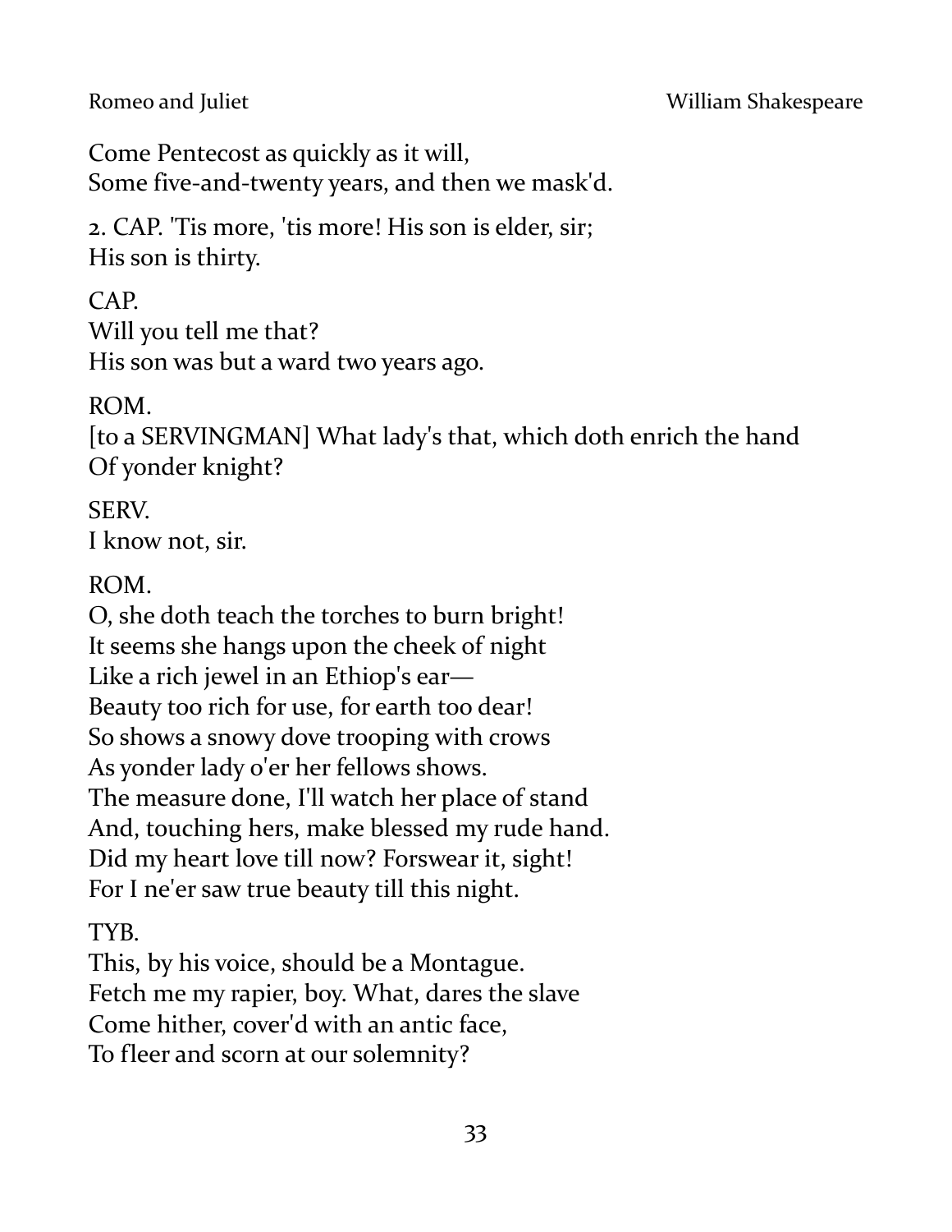Come Pentecost as quickly as it will,
Some five-and-twenty years, and then we mask'd.

2. CAP. 'Tis more, 'tis more! His son is elder, sir;
His son is thirty.

CAP.
Will you tell me that?
His son was but a ward two years ago.

ROM.
[to a SERVINGMAN] What lady's that, which doth enrich the hand
Of yonder knight?

SERV.
I know not, sir.

ROM.
O, she doth teach the torches to burn bright!
It seems she hangs upon the cheek of night
Like a rich jewel in an Ethiop's ear—
Beauty too rich for use, for earth too dear!
So shows a snowy dove trooping with crows
As yonder lady o'er her fellows shows.
The measure done, I'll watch her place of stand
And, touching hers, make blessed my rude hand.
Did my heart love till now? Forswear it, sight!
For I ne'er saw true beauty till this night.

TYB.
This, by his voice, should be a Montague.
Fetch me my rapier, boy. What, dares the slave
Come hither, cover'd with an antic face,
To fleer and scorn at our solemnity?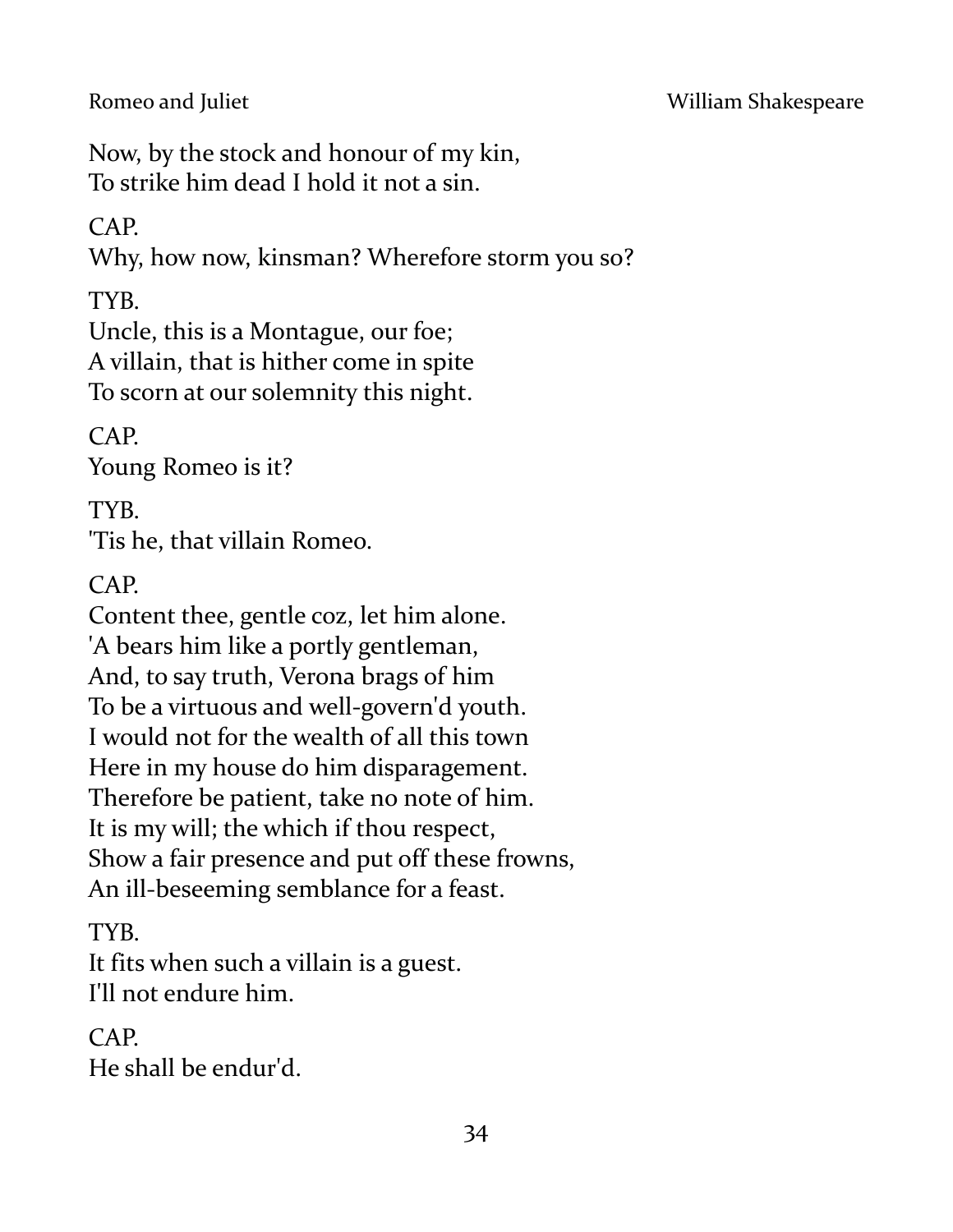Now, by the stock and honour of my kin,
To strike him dead I hold it not a sin.

CAP.
Why, how now, kinsman? Wherefore storm you so?

TYB.
Uncle, this is a Montague, our foe;
A villain, that is hither come in spite
To scorn at our solemnity this night.

CAP.
Young Romeo is it?

TYB.
'Tis he, that villain Romeo.

CAP.
Content thee, gentle coz, let him alone.
'A bears him like a portly gentleman,
And, to say truth, Verona brags of him
To be a virtuous and well-govern'd youth.
I would not for the wealth of all this town
Here in my house do him disparagement.
Therefore be patient, take no note of him.
It is my will; the which if thou respect,
Show a fair presence and put off these frowns,
An ill-beseeming semblance for a feast.

TYB.
It fits when such a villain is a guest.
I'll not endure him.

CAP.
He shall be endur'd.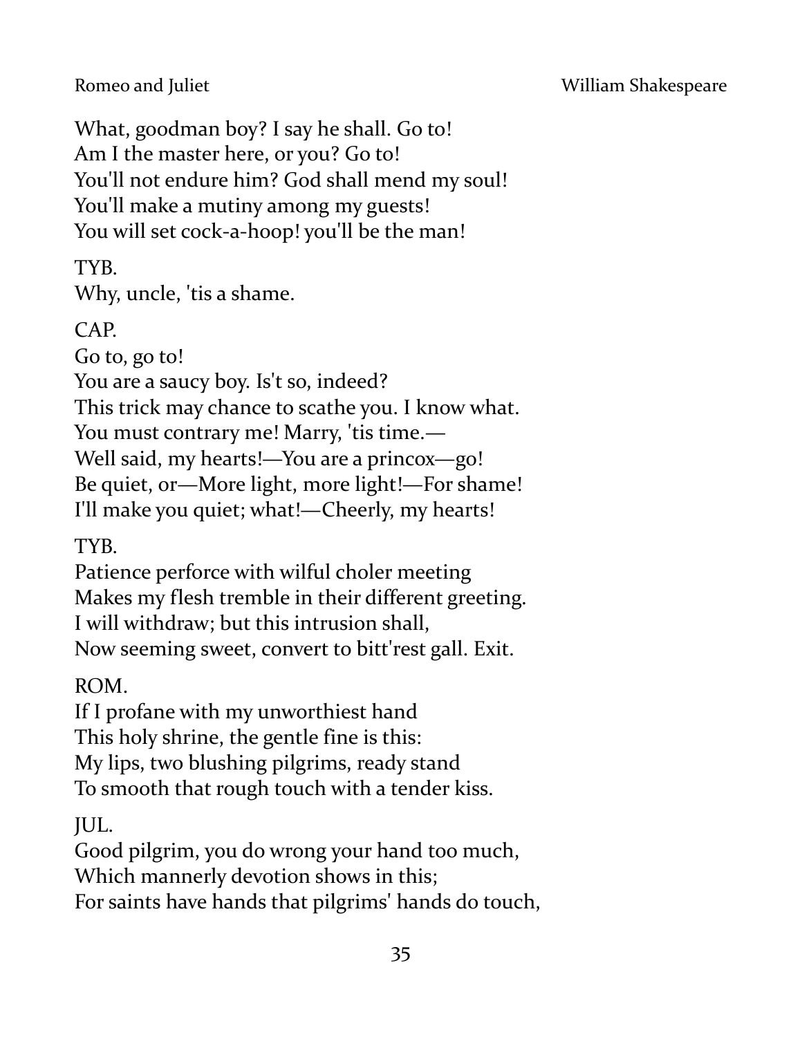What, goodman boy? I say he shall. Go to!
Am I the master here, or you? Go to!
You'll not endure him? God shall mend my soul!
You'll make a mutiny among my guests!
You will set cock-a-hoop! you'll be the man!

TYB.
Why, uncle, 'tis a shame.

CAP.
Go to, go to!
You are a saucy boy. Is't so, indeed?
This trick may chance to scathe you. I know what.
You must contrary me! Marry, 'tis time.—
Well said, my hearts!—You are a princox—go!
Be quiet, or—More light, more light!—For shame!
I'll make you quiet; what!—Cheerly, my hearts!

TYB.
Patience perforce with wilful choler meeting
Makes my flesh tremble in their different greeting.
I will withdraw; but this intrusion shall,
Now seeming sweet, convert to bitt'rest gall. Exit.

ROM.
If I profane with my unworthiest hand
This holy shrine, the gentle fine is this:
My lips, two blushing pilgrims, ready stand
To smooth that rough touch with a tender kiss.

JUL.
Good pilgrim, you do wrong your hand too much,
Which mannerly devotion shows in this;
For saints have hands that pilgrims' hands do touch,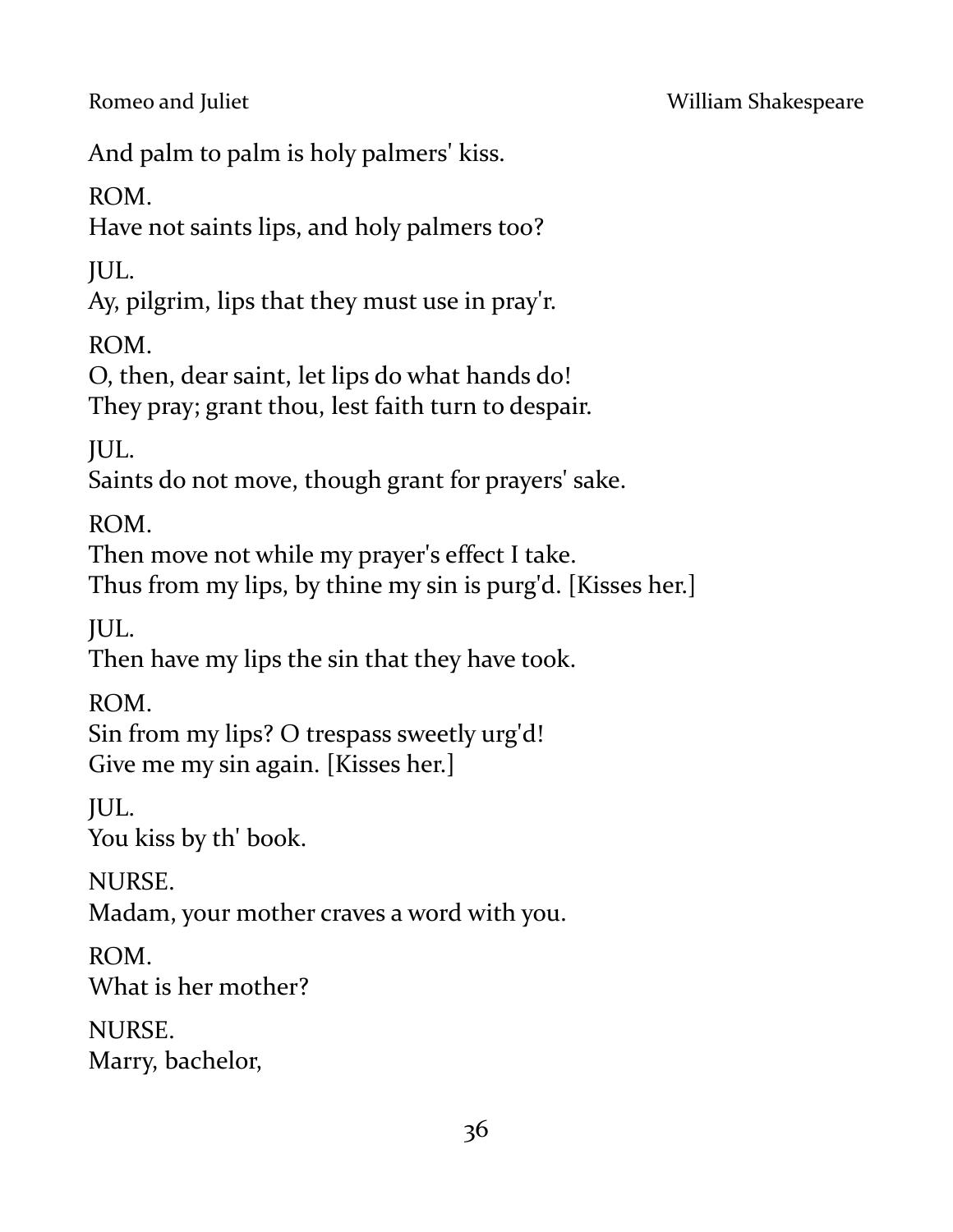And palm to palm is holy palmers' kiss.

ROM.
Have not saints lips, and holy palmers too?

JUL.
Ay, pilgrim, lips that they must use in pray'r.

ROM.
O, then, dear saint, let lips do what hands do!
They pray; grant thou, lest faith turn to despair.

JUL.
Saints do not move, though grant for prayers' sake.

ROM.
Then move not while my prayer's effect I take.
Thus from my lips, by thine my sin is purg'd. [Kisses her.]

JUL.
Then have my lips the sin that they have took.

ROM.
Sin from my lips? O trespass sweetly urg'd!
Give me my sin again. [Kisses her.]

JUL.
You kiss by th' book.

NURSE.
Madam, your mother craves a word with you.

ROM.
What is her mother?

NURSE.
Marry, bachelor,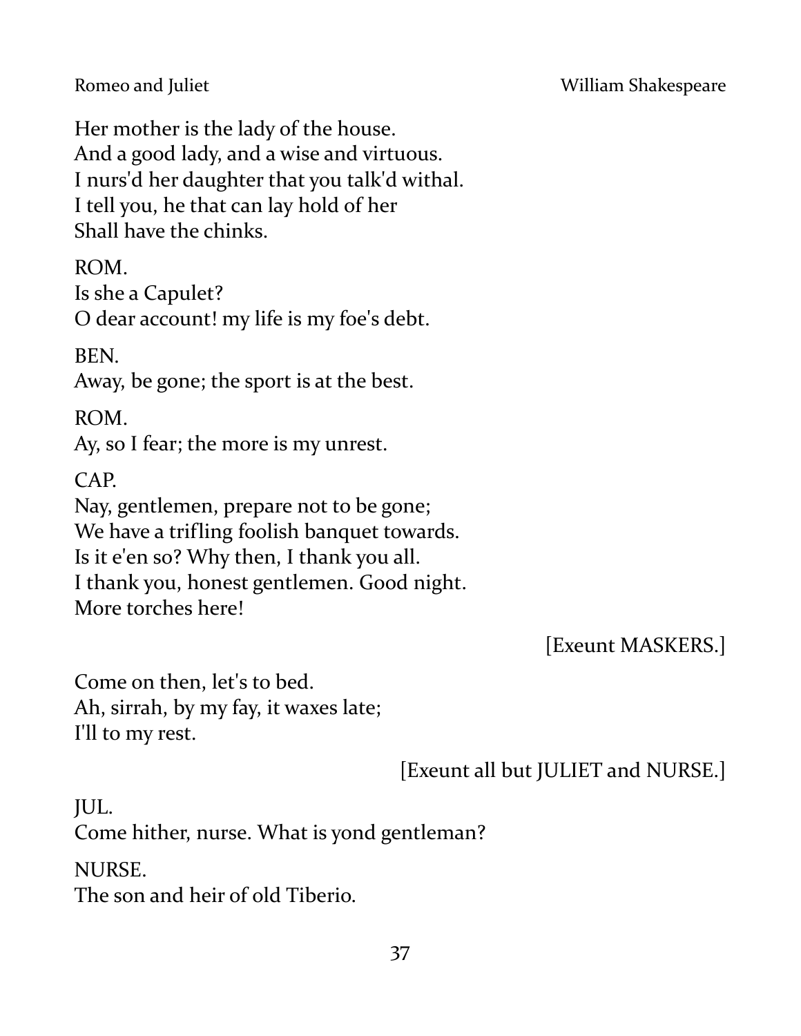Her mother is the lady of the house.
And a good lady, and a wise and virtuous.
I nurs'd her daughter that you talk'd withal.
I tell you, he that can lay hold of her
Shall have the chinks.

ROM.
Is she a Capulet?
O dear account! my life is my foe's debt.

BEN.
Away, be gone; the sport is at the best.

ROM.
Ay, so I fear; the more is my unrest.

CAP.
Nay, gentlemen, prepare not to be gone;
We have a trifling foolish banquet towards.
Is it e'en so? Why then, I thank you all.
I thank you, honest gentlemen. Good night.
More torches here!

[Exeunt MASKERS.]

Come on then, let's to bed.
Ah, sirrah, by my fay, it waxes late;
I'll to my rest.

[Exeunt all but JULIET and NURSE.]

JUL.
Come hither, nurse. What is yond gentleman?

NURSE.
The son and heir of old Tiberio.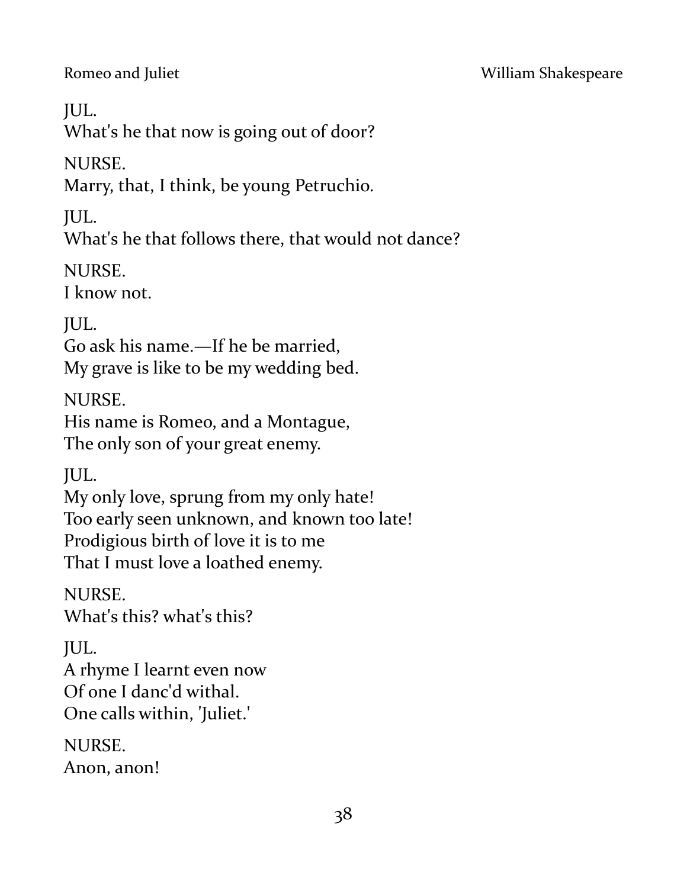JUL.
What's he that now is going out of door?

NURSE.
Marry, that, I think, be young Petruchio.

JUL.
What's he that follows there, that would not dance?

NURSE.
I know not.

JUL.
Go ask his name.—If he be married,
My grave is like to be my wedding bed.

NURSE.
His name is Romeo, and a Montague,
The only son of your great enemy.

JUL.
My only love, sprung from my only hate!
Too early seen unknown, and known too late!
Prodigious birth of love it is to me
That I must love a loathed enemy.

NURSE.
What's this? what's this?

JUL.
A rhyme I learnt even now
Of one I danc'd withal.
One calls within, 'Juliet.'

NURSE.
Anon, anon!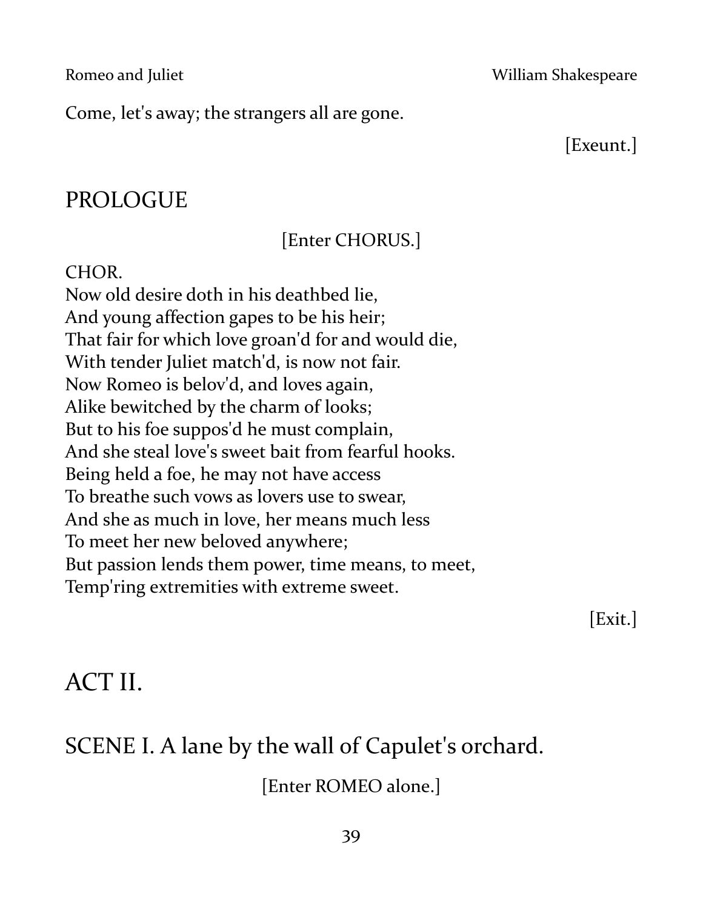Come, let's away; the strangers all are gone.

[Exeunt.]

## PROLOGUE

[Enter CHORUS.]

CHOR.
Now old desire doth in his deathbed lie,
And young affection gapes to be his heir;
That fair for which love groan'd for and would die,
With tender Juliet match'd, is now not fair.
Now Romeo is belov'd, and loves again,
Alike bewitched by the charm of looks;
But to his foe suppos'd he must complain,
And she steal love's sweet bait from fearful hooks.
Being held a foe, he may not have access
To breathe such vows as lovers use to swear,
And she as much in love, her means much less
To meet her new beloved anywhere;
But passion lends them power, time means, to meet,
Temp'ring extremities with extreme sweet.

[Exit.]

# ACT II.

## SCENE I. A lane by the wall of Capulet's orchard.

[Enter ROMEO alone.]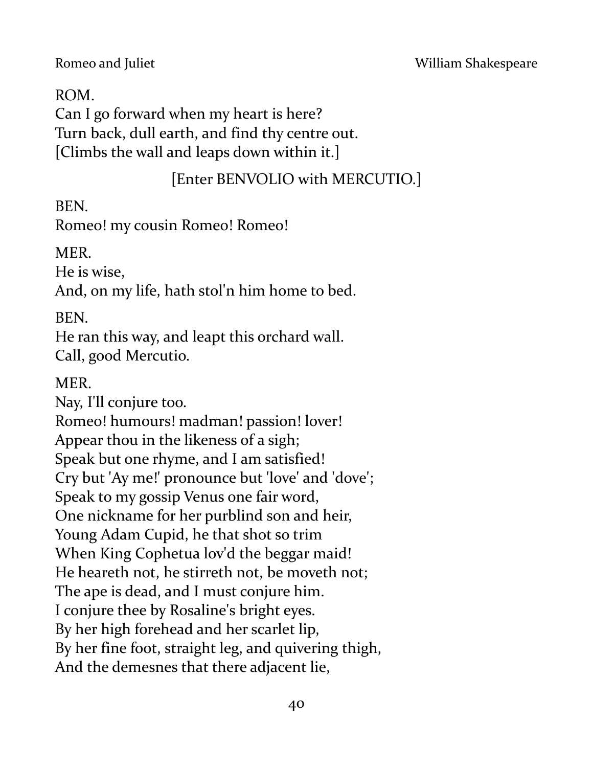ROM.
Can I go forward when my heart is here?
Turn back, dull earth, and find thy centre out.
[Climbs the wall and leaps down within it.]

[Enter BENVOLIO with MERCUTIO.]

BEN.
Romeo! my cousin Romeo! Romeo!

MER.
He is wise,
And, on my life, hath stol'n him home to bed.

BEN.
He ran this way, and leapt this orchard wall.
Call, good Mercutio.

MER.
Nay, I'll conjure too.
Romeo! humours! madman! passion! lover!
Appear thou in the likeness of a sigh;
Speak but one rhyme, and I am satisfied!
Cry but 'Ay me!' pronounce but 'love' and 'dove';
Speak to my gossip Venus one fair word,
One nickname for her purblind son and heir,
Young Adam Cupid, he that shot so trim
When King Cophetua lov'd the beggar maid!
He heareth not, he stirreth not, be moveth not;
The ape is dead, and I must conjure him.
I conjure thee by Rosaline's bright eyes.
By her high forehead and her scarlet lip,
By her fine foot, straight leg, and quivering thigh,
And the demesnes that there adjacent lie,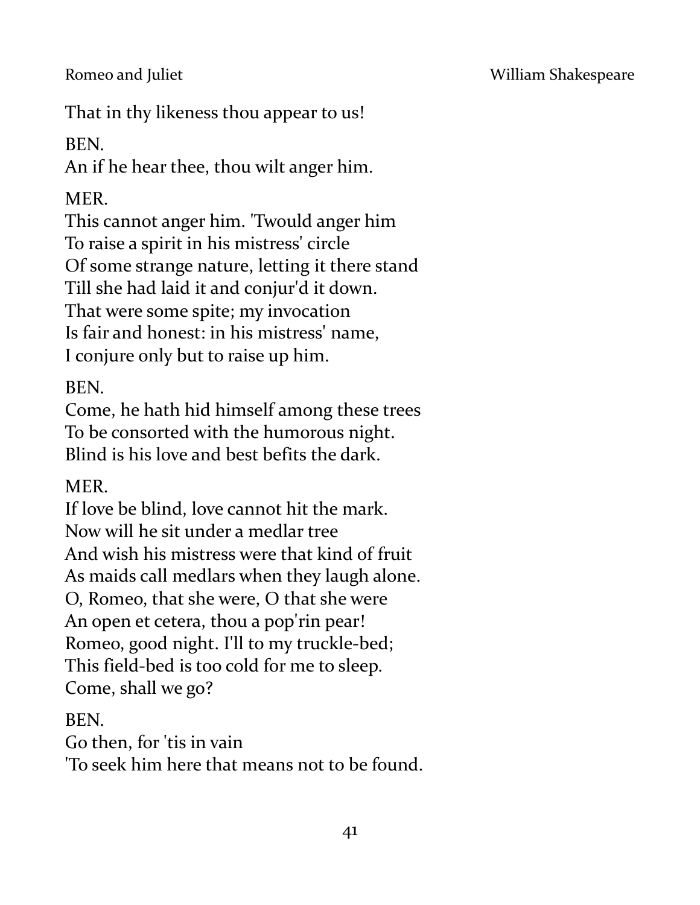That in thy likeness thou appear to us!

BEN.
An if he hear thee, thou wilt anger him.

MER.
This cannot anger him. 'Twould anger him
To raise a spirit in his mistress' circle
Of some strange nature, letting it there stand
Till she had laid it and conjur'd it down.
That were some spite; my invocation
Is fair and honest: in his mistress' name,
I conjure only but to raise up him.

BEN.
Come, he hath hid himself among these trees
To be consorted with the humorous night.
Blind is his love and best befits the dark.

MER.
If love be blind, love cannot hit the mark.
Now will he sit under a medlar tree
And wish his mistress were that kind of fruit
As maids call medlars when they laugh alone.
O, Romeo, that she were, O that she were
An open et cetera, thou a pop'rin pear!
Romeo, good night. I'll to my truckle-bed;
This field-bed is too cold for me to sleep.
Come, shall we go?

BEN.
Go then, for 'tis in vain
'To seek him here that means not to be found.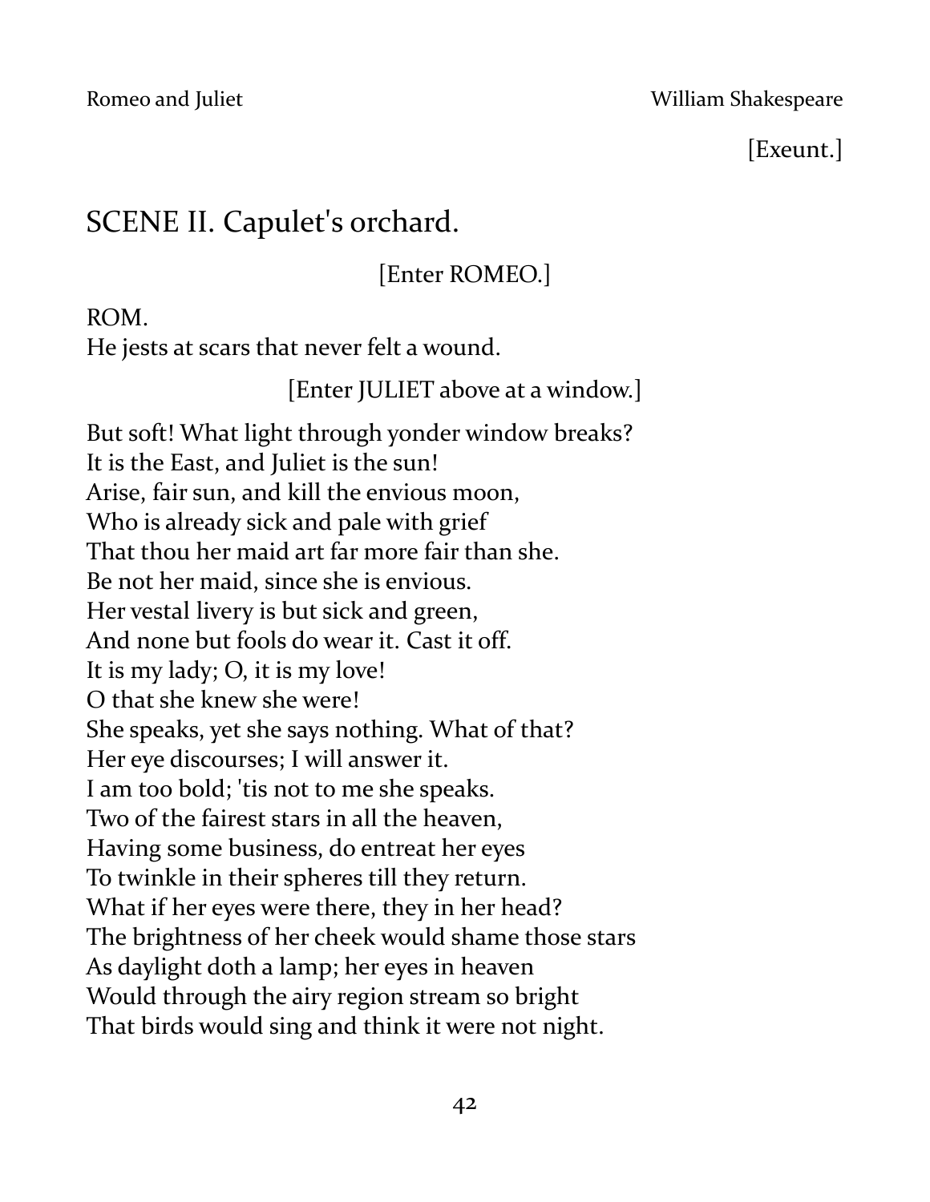[Exeunt.]

## SCENE II. Capulet's orchard.

[Enter ROMEO.]

ROM.
He jests at scars that never felt a wound.

[Enter JULIET above at a window.]

But soft! What light through yonder window breaks?
It is the East, and Juliet is the sun!
Arise, fair sun, and kill the envious moon,
Who is already sick and pale with grief
That thou her maid art far more fair than she.
Be not her maid, since she is envious.
Her vestal livery is but sick and green,
And none but fools do wear it. Cast it off.
It is my lady; O, it is my love!
O that she knew she were!
She speaks, yet she says nothing. What of that?
Her eye discourses; I will answer it.
I am too bold; 'tis not to me she speaks.
Two of the fairest stars in all the heaven,
Having some business, do entreat her eyes
To twinkle in their spheres till they return.
What if her eyes were there, they in her head?
The brightness of her cheek would shame those stars
As daylight doth a lamp; her eyes in heaven
Would through the airy region stream so bright
That birds would sing and think it were not night.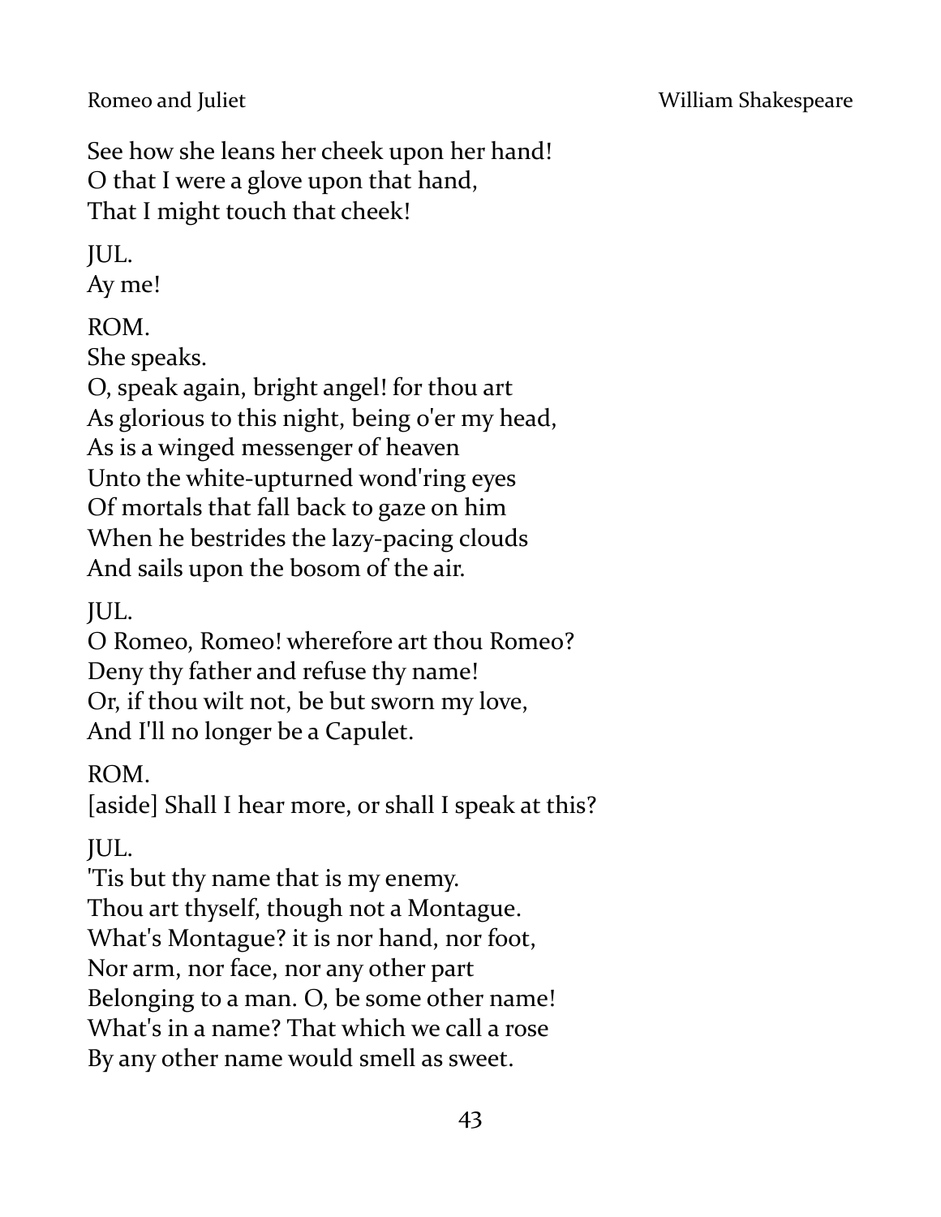See how she leans her cheek upon her hand!
O that I were a glove upon that hand,
That I might touch that cheek!

JUL.
Ay me!

ROM.
She speaks.
O, speak again, bright angel! for thou art
As glorious to this night, being o'er my head,
As is a winged messenger of heaven
Unto the white-upturned wond'ring eyes
Of mortals that fall back to gaze on him
When he bestrides the lazy-pacing clouds
And sails upon the bosom of the air.

JUL.
O Romeo, Romeo! wherefore art thou Romeo?
Deny thy father and refuse thy name!
Or, if thou wilt not, be but sworn my love,
And I'll no longer be a Capulet.

ROM.
[aside] Shall I hear more, or shall I speak at this?

JUL.
'Tis but thy name that is my enemy.
Thou art thyself, though not a Montague.
What's Montague? it is nor hand, nor foot,
Nor arm, nor face, nor any other part
Belonging to a man. O, be some other name!
What's in a name? That which we call a rose
By any other name would smell as sweet.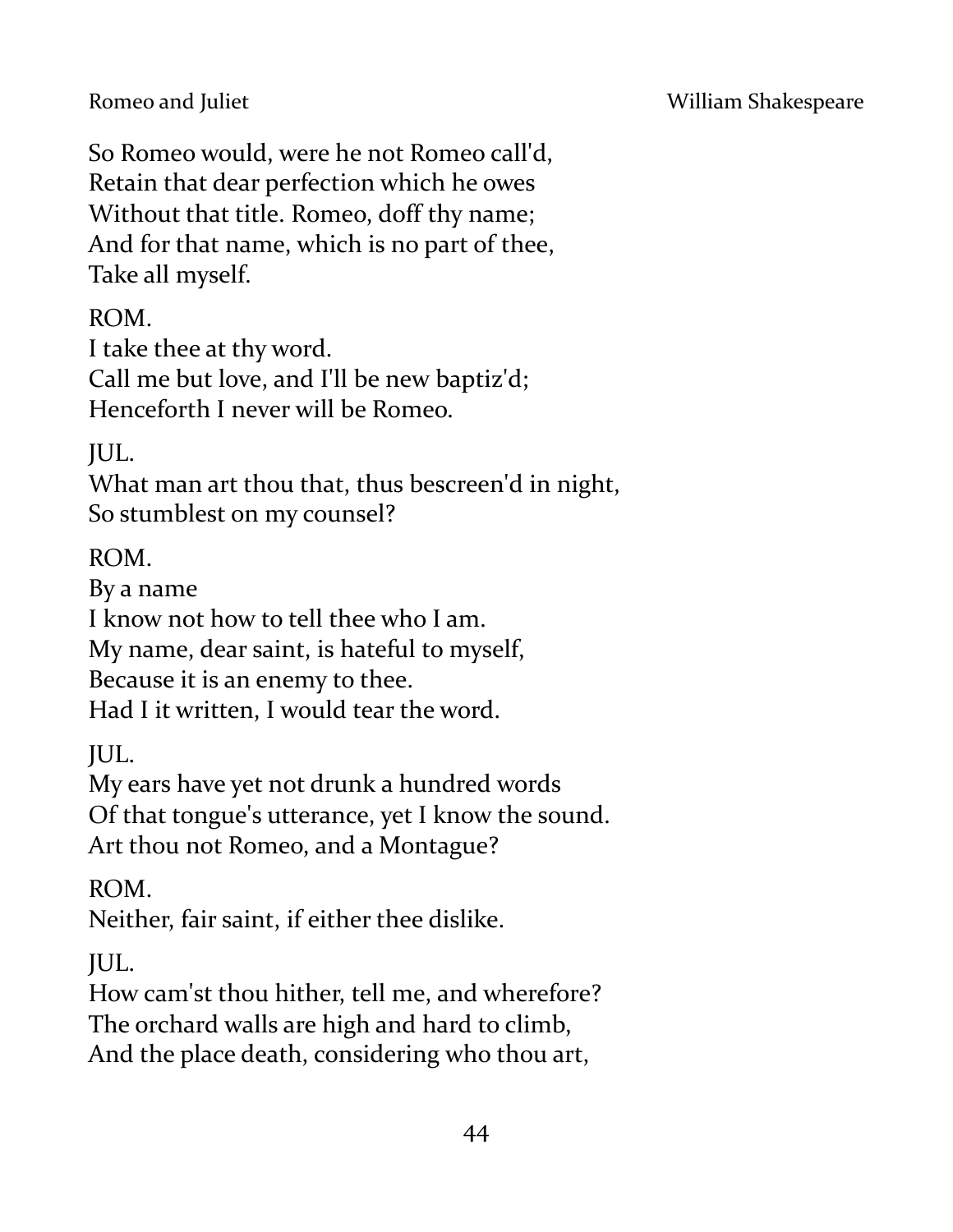So Romeo would, were he not Romeo call'd,
Retain that dear perfection which he owes
Without that title. Romeo, doff thy name;
And for that name, which is no part of thee,
Take all myself.

ROM.
I take thee at thy word.
Call me but love, and I'll be new baptiz'd;
Henceforth I never will be Romeo.

JUL.
What man art thou that, thus bescreen'd in night,
So stumblest on my counsel?

ROM.
By a name
I know not how to tell thee who I am.
My name, dear saint, is hateful to myself,
Because it is an enemy to thee.
Had I it written, I would tear the word.

JUL.
My ears have yet not drunk a hundred words
Of that tongue's utterance, yet I know the sound.
Art thou not Romeo, and a Montague?

ROM.
Neither, fair saint, if either thee dislike.

JUL.
How cam'st thou hither, tell me, and wherefore?
The orchard walls are high and hard to climb,
And the place death, considering who thou art,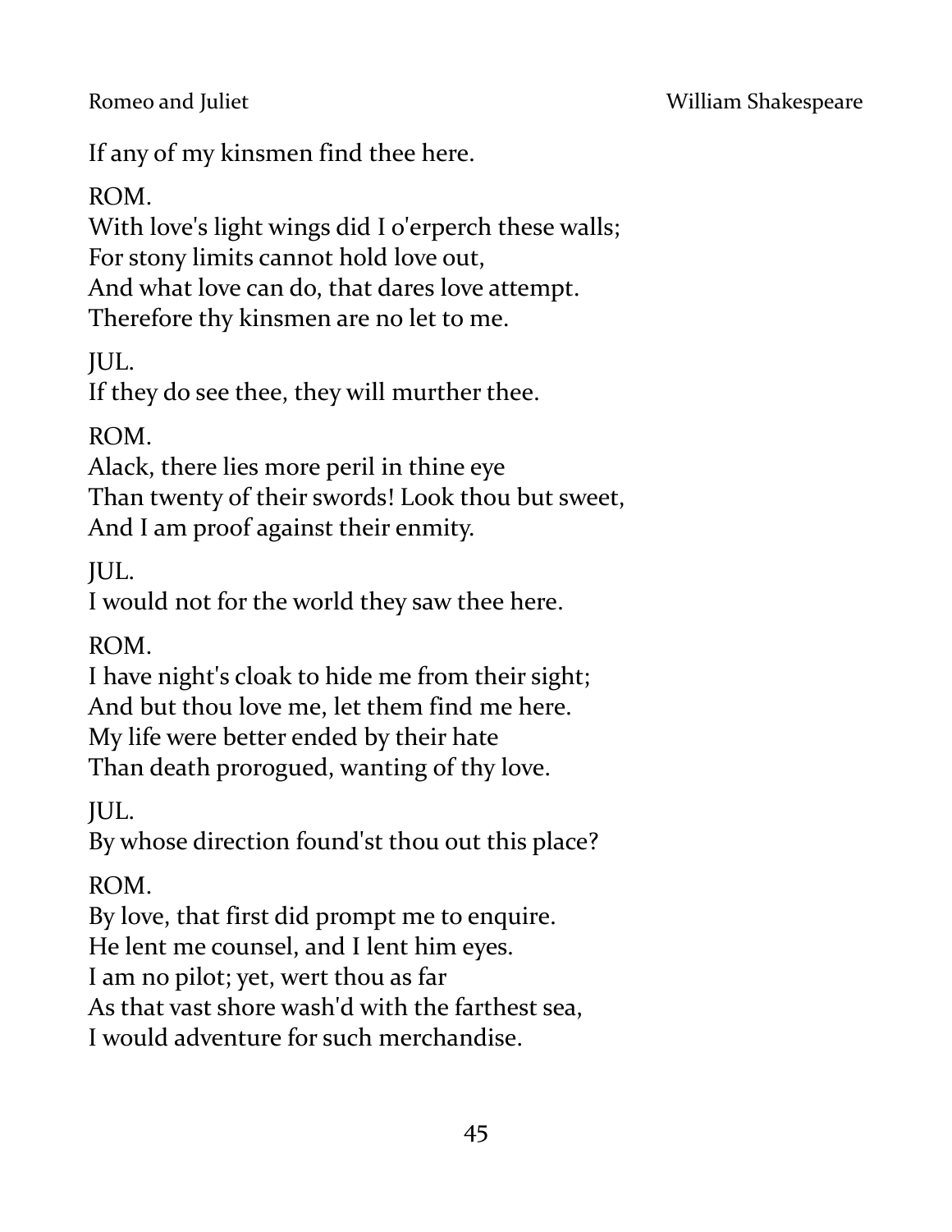If any of my kinsmen find thee here.

ROM.
With love's light wings did I o'erperch these walls;
For stony limits cannot hold love out,
And what love can do, that dares love attempt.
Therefore thy kinsmen are no let to me.

JUL.
If they do see thee, they will murther thee.

ROM.
Alack, there lies more peril in thine eye
Than twenty of their swords! Look thou but sweet,
And I am proof against their enmity.

JUL.
I would not for the world they saw thee here.

ROM.
I have night's cloak to hide me from their sight;
And but thou love me, let them find me here.
My life were better ended by their hate
Than death prorogued, wanting of thy love.

JUL.
By whose direction found'st thou out this place?

ROM.
By love, that first did prompt me to enquire.
He lent me counsel, and I lent him eyes.
I am no pilot; yet, wert thou as far
As that vast shore wash'd with the farthest sea,
I would adventure for such merchandise.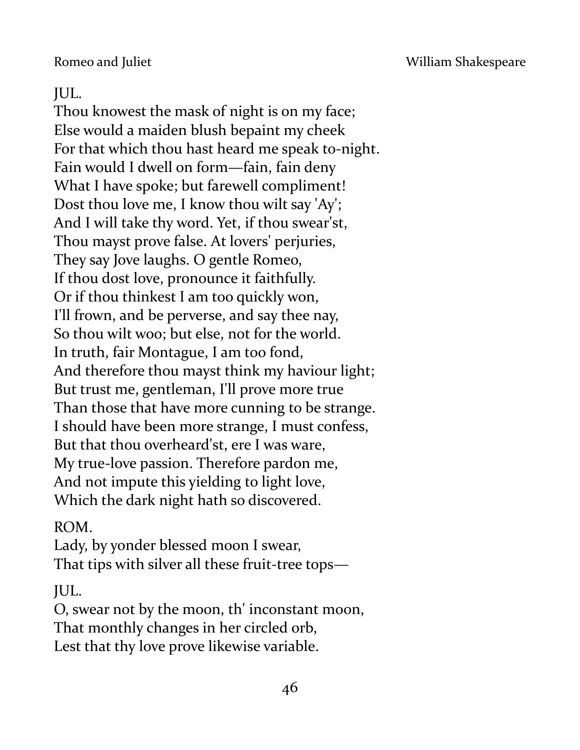JUL.  
Thou knowest the mask of night is on my face;  
Else would a maiden blush bepaint my cheek  
For that which thou hast heard me speak to-night.  
Fain would I dwell on form—fain, fain deny  
What I have spoke; but farewell compliment!  
Dost thou love me, I know thou wilt say 'Ay';  
And I will take thy word. Yet, if thou swear'st,  
Thou mayst prove false. At lovers' perjuries,  
They say Jove laughs. O gentle Romeo,  
If thou dost love, pronounce it faithfully.  
Or if thou thinkest I am too quickly won,  
I'll frown, and be perverse, and say thee nay,  
So thou wilt woo; but else, not for the world.  
In truth, fair Montague, I am too fond,  
And therefore thou mayst think my haviour light;  
But trust me, gentleman, I'll prove more true  
Than those that have more cunning to be strange.  
I should have been more strange, I must confess,  
But that thou overheard'st, ere I was ware,  
My true-love passion. Therefore pardon me,  
And not impute this yielding to light love,  
Which the dark night hath so discovered.

ROM.  
Lady, by yonder blessed moon I swear,  
That tips with silver all these fruit-tree tops—

JUL.  
O, swear not by the moon, th' inconstant moon,  
That monthly changes in her circled orb,  
Lest that thy love prove likewise variable.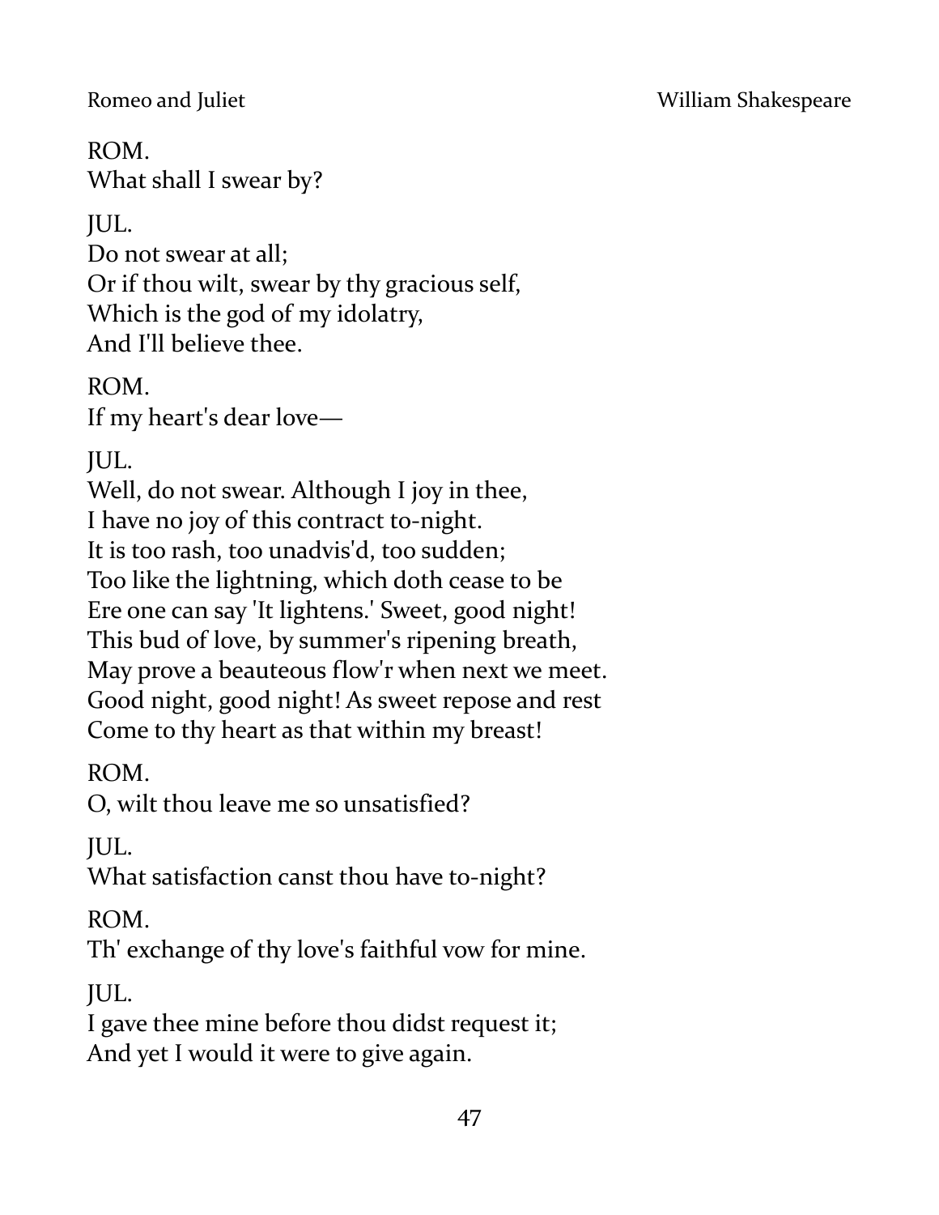ROM.  
What shall I swear by?

JUL.  
Do not swear at all;  
Or if thou wilt, swear by thy gracious self,  
Which is the god of my idolatry,  
And I'll believe thee.

ROM.  
If my heart's dear love—

JUL.  
Well, do not swear. Although I joy in thee,  
I have no joy of this contract to-night.  
It is too rash, too unadvis'd, too sudden;  
Too like the lightning, which doth cease to be  
Ere one can say 'It lightens.' Sweet, good night!  
This bud of love, by summer's ripening breath,  
May prove a beauteous flow'r when next we meet.  
Good night, good night! As sweet repose and rest  
Come to thy heart as that within my breast!

ROM.  
O, wilt thou leave me so unsatisfied?

JUL.  
What satisfaction canst thou have to-night?

ROM.  
Th' exchange of thy love's faithful vow for mine.

JUL.  
I gave thee mine before thou didst request it;  
And yet I would it were to give again.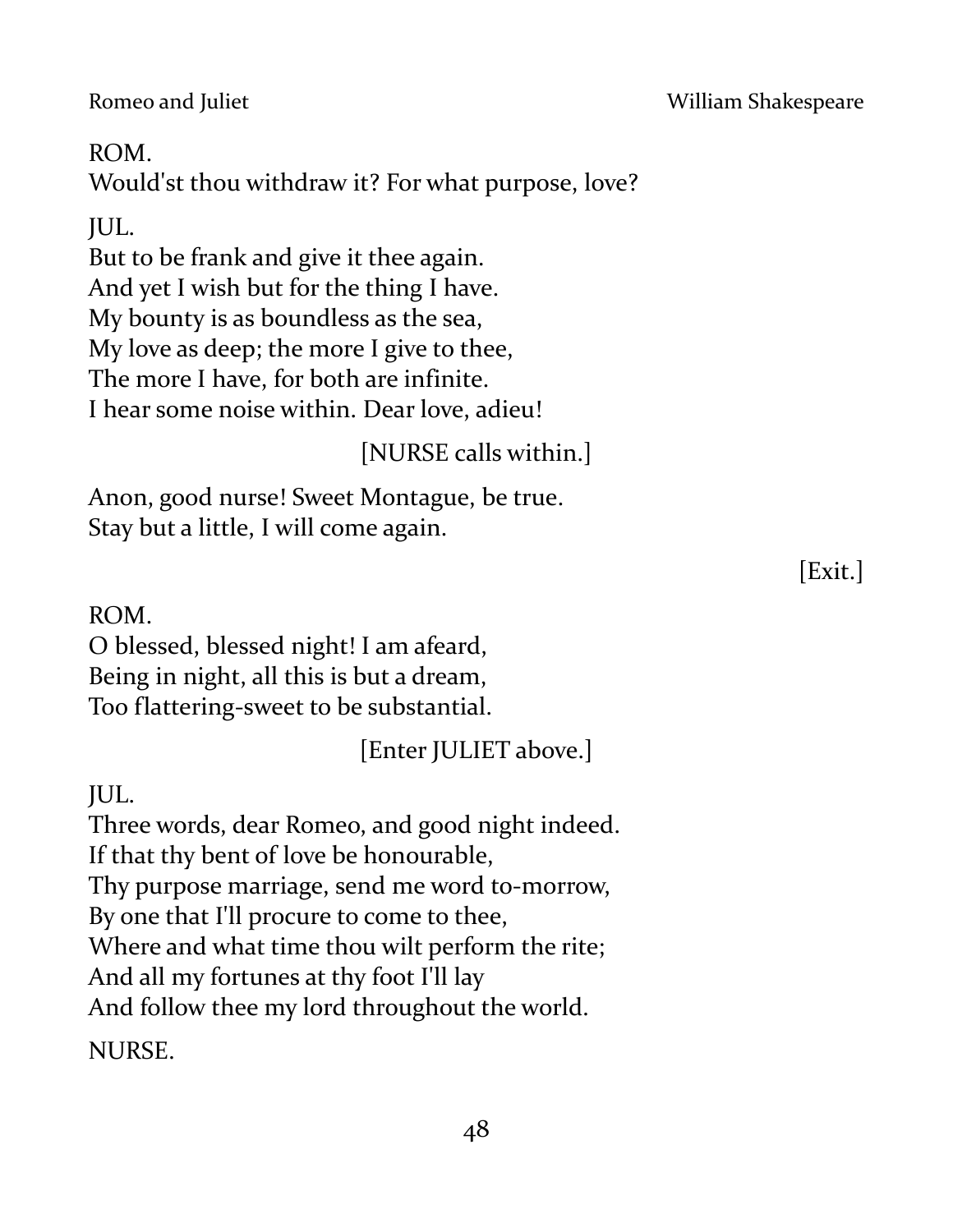ROM.
Would'st thou withdraw it? For what purpose, love?

JUL.
But to be frank and give it thee again.
And yet I wish but for the thing I have.
My bounty is as boundless as the sea,
My love as deep; the more I give to thee,
The more I have, for both are infinite.
I hear some noise within. Dear love, adieu!

[NURSE calls within.]

Anon, good nurse! Sweet Montague, be true.
Stay but a little, I will come again.

[Exit.]

ROM.
O blessed, blessed night! I am afeard,
Being in night, all this is but a dream,
Too flattering-sweet to be substantial.

[Enter JULIET above.]

JUL.
Three words, dear Romeo, and good night indeed.
If that thy bent of love be honourable,
Thy purpose marriage, send me word to-morrow,
By one that I'll procure to come to thee,
Where and what time thou wilt perform the rite;
And all my fortunes at thy foot I'll lay
And follow thee my lord throughout the world.

NURSE.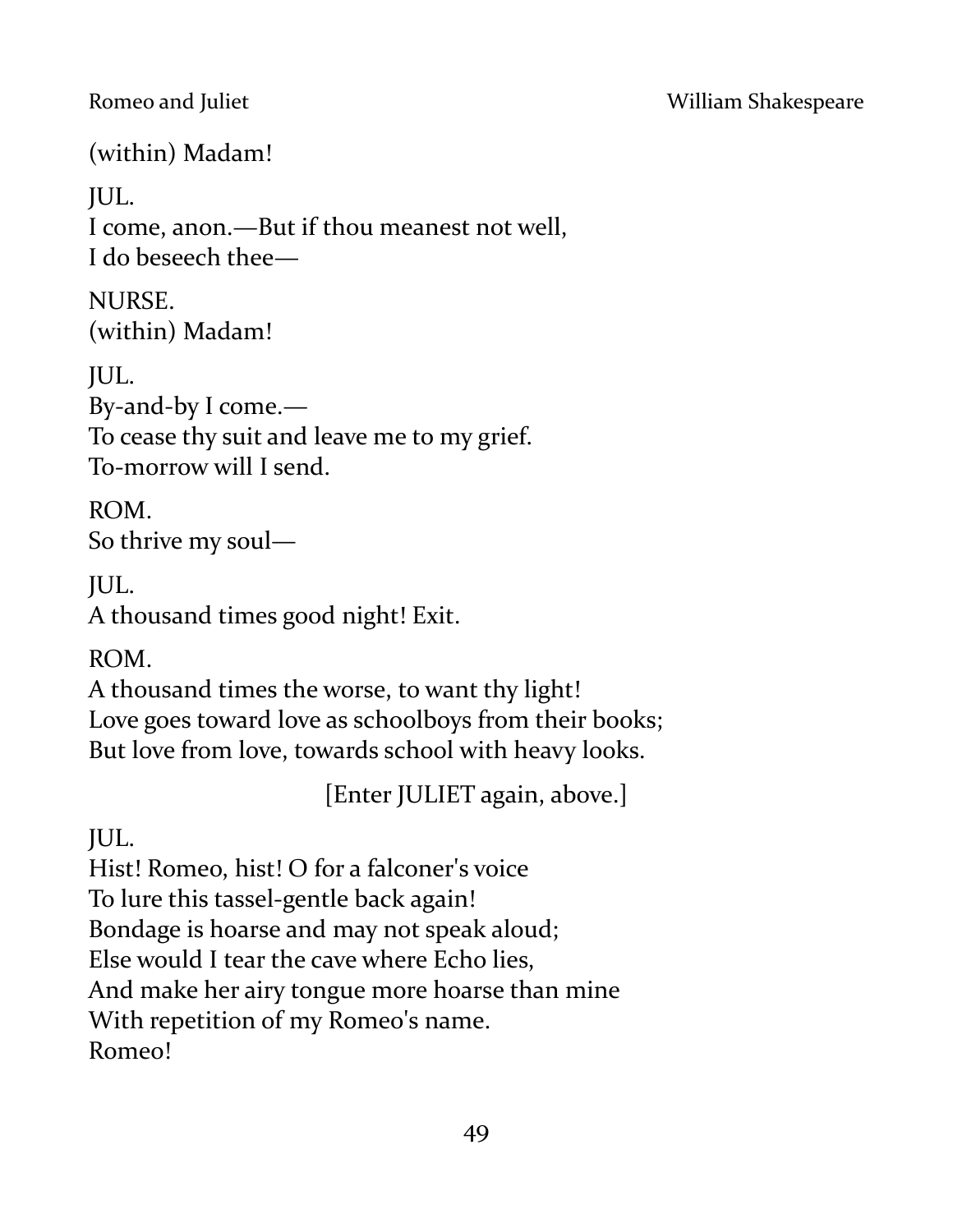(within) Madam!

JUL.  
I come, anon.—But if thou meanest not well,  
I do beseech thee—

NURSE.  
(within) Madam!

JUL.  
By-and-by I come.—  
To cease thy suit and leave me to my grief.  
To-morrow will I send.

ROM.  
So thrive my soul—

JUL.  
A thousand times good night! Exit.

ROM.  
A thousand times the worse, to want thy light!  
Love goes toward love as schoolboys from their books;  
But love from love, towards school with heavy looks.

[Enter JULIET again, above.]

JUL.  
Hist! Romeo, hist! O for a falconer's voice  
To lure this tassel-gentle back again!  
Bondage is hoarse and may not speak aloud;  
Else would I tear the cave where Echo lies,  
And make her airy tongue more hoarse than mine  
With repetition of my Romeo's name.  
Romeo!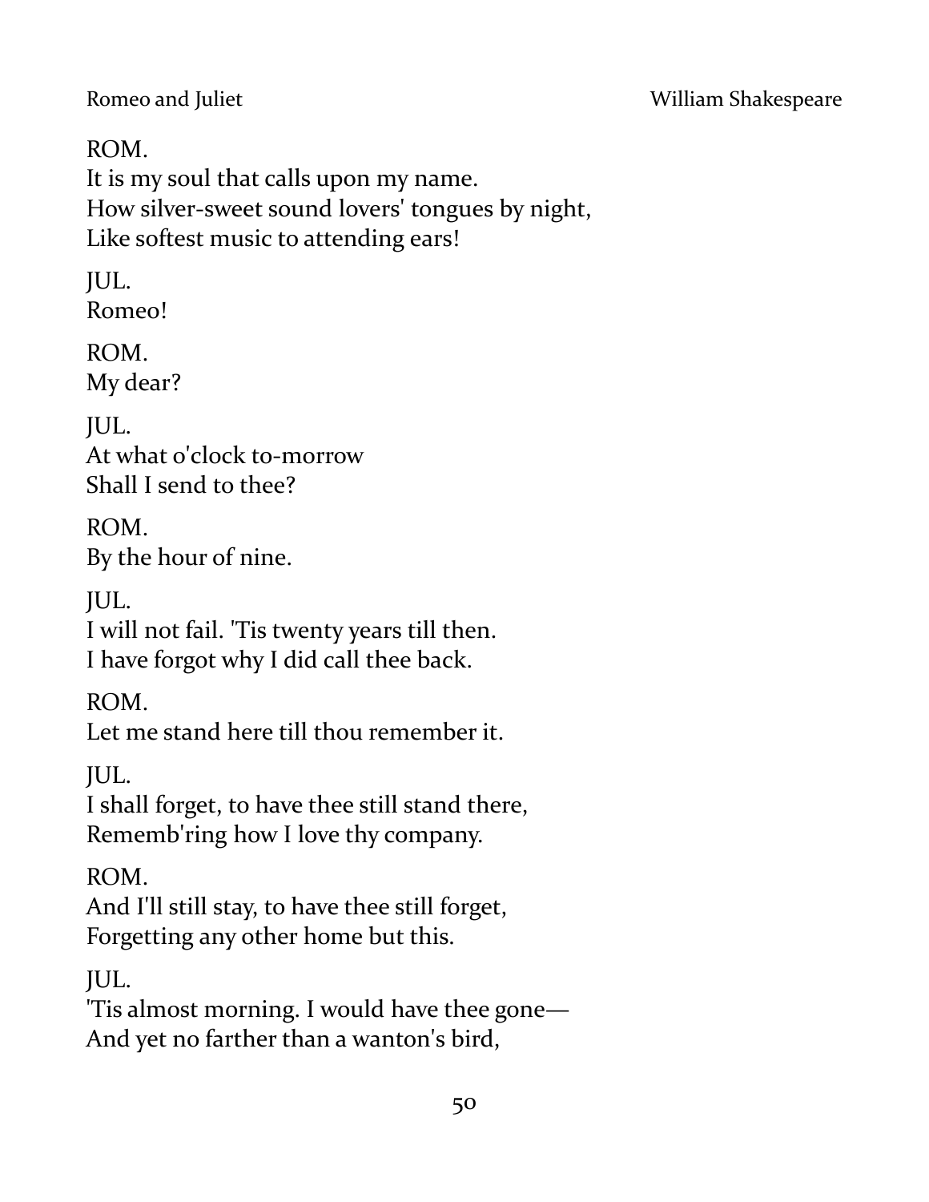ROM.
It is my soul that calls upon my name.
How silver-sweet sound lovers' tongues by night,
Like softest music to attending ears!

JUL.
Romeo!

ROM.
My dear?

JUL.
At what o'clock to-morrow
Shall I send to thee?

ROM.
By the hour of nine.

JUL.
I will not fail. 'Tis twenty years till then.
I have forgot why I did call thee back.

ROM.
Let me stand here till thou remember it.

JUL.
I shall forget, to have thee still stand there,
Rememb'ring how I love thy company.

ROM.
And I'll still stay, to have thee still forget,
Forgetting any other home but this.

JUL.
'Tis almost morning. I would have thee gone—
And yet no farther than a wanton's bird,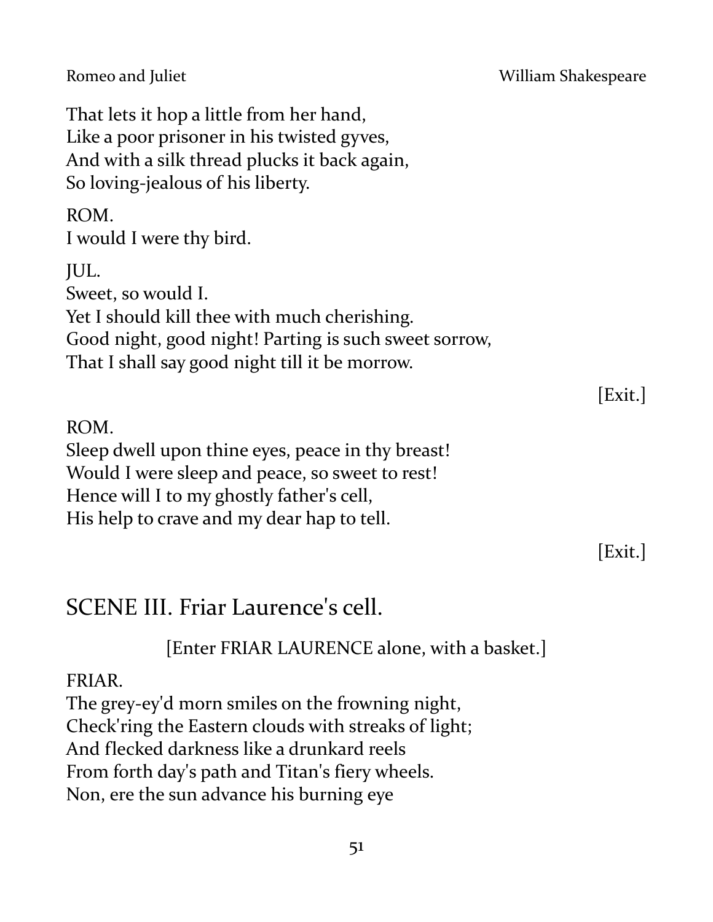That lets it hop a little from her hand,
Like a poor prisoner in his twisted gyves,
And with a silk thread plucks it back again,
So loving-jealous of his liberty.

ROM.
I would I were thy bird.

JUL.
Sweet, so would I.
Yet I should kill thee with much cherishing.
Good night, good night! Parting is such sweet sorrow,
That I shall say good night till it be morrow.

[Exit.]

ROM.
Sleep dwell upon thine eyes, peace in thy breast!
Would I were sleep and peace, so sweet to rest!
Hence will I to my ghostly father's cell,
His help to crave and my dear hap to tell.

[Exit.]

## SCENE III. Friar Laurence's cell.

[Enter FRIAR LAURENCE alone, with a basket.]

FRIAR.
The grey-ey'd morn smiles on the frowning night,
Check'ring the Eastern clouds with streaks of light;
And flecked darkness like a drunkard reels
From forth day's path and Titan's fiery wheels.
Non, ere the sun advance his burning eye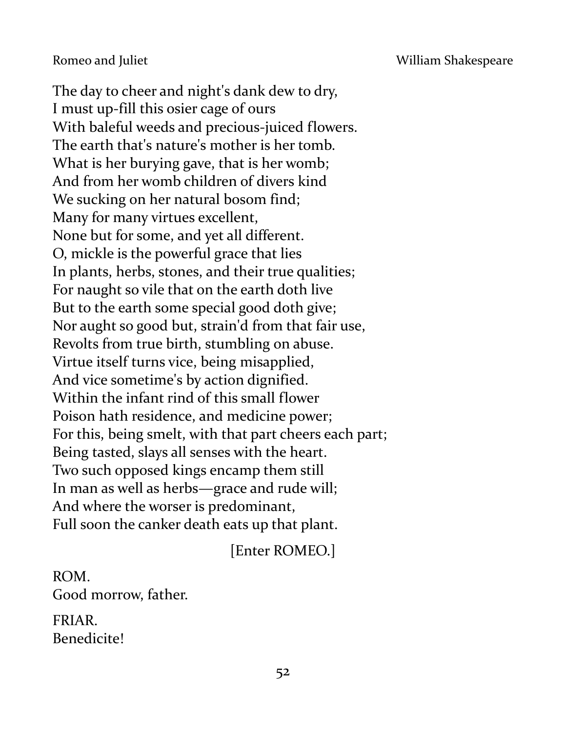The day to cheer and night's dank dew to dry,
I must up-fill this osier cage of ours
With baleful weeds and precious-juiced flowers.
The earth that's nature's mother is her tomb.
What is her burying gave, that is her womb;
And from her womb children of divers kind
We sucking on her natural bosom find;
Many for many virtues excellent,
None but for some, and yet all different.
O, mickle is the powerful grace that lies
In plants, herbs, stones, and their true qualities;
For naught so vile that on the earth doth live
But to the earth some special good doth give;
Nor aught so good but, strain'd from that fair use,
Revolts from true birth, stumbling on abuse.
Virtue itself turns vice, being misapplied,
And vice sometime's by action dignified.
Within the infant rind of this small flower
Poison hath residence, and medicine power;
For this, being smelt, with that part cheers each part;
Being tasted, slays all senses with the heart.
Two such opposed kings encamp them still
In man as well as herbs—grace and rude will;
And where the worser is predominant,
Full soon the canker death eats up that plant.

[Enter ROMEO.]

ROM.
Good morrow, father.

FRIAR.
Benedicite!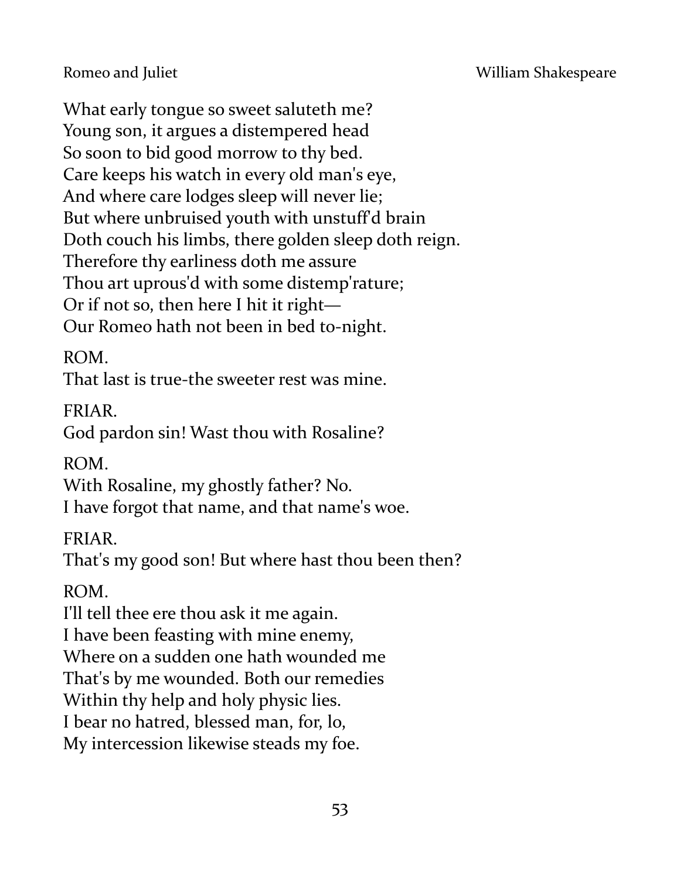What early tongue so sweet saluteth me?
Young son, it argues a distempered head
So soon to bid good morrow to thy bed.
Care keeps his watch in every old man's eye,
And where care lodges sleep will never lie;
But where unbruised youth with unstuff'd brain
Doth couch his limbs, there golden sleep doth reign.
Therefore thy earliness doth me assure
Thou art uprous'd with some distemp'rature;
Or if not so, then here I hit it right—
Our Romeo hath not been in bed to-night.

ROM.
That last is true-the sweeter rest was mine.

FRIAR.
God pardon sin! Wast thou with Rosaline?

ROM.
With Rosaline, my ghostly father? No.
I have forgot that name, and that name's woe.

FRIAR.
That's my good son! But where hast thou been then?

ROM.
I'll tell thee ere thou ask it me again.
I have been feasting with mine enemy,
Where on a sudden one hath wounded me
That's by me wounded. Both our remedies
Within thy help and holy physic lies.
I bear no hatred, blessed man, for, lo,
My intercession likewise steads my foe.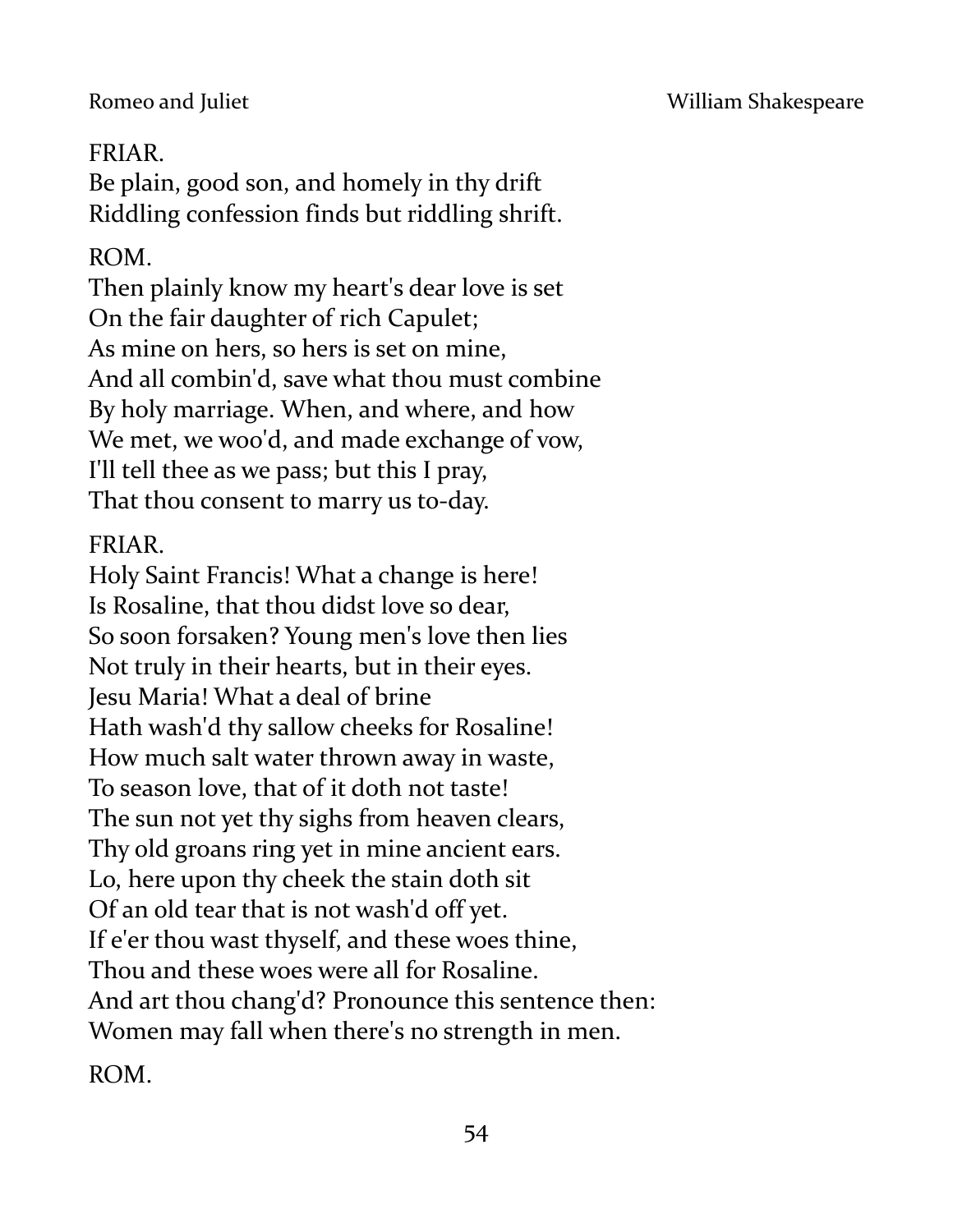FRIAR.
Be plain, good son, and homely in thy drift
Riddling confession finds but riddling shrift.

ROM.
Then plainly know my heart's dear love is set
On the fair daughter of rich Capulet;
As mine on hers, so hers is set on mine,
And all combin'd, save what thou must combine
By holy marriage. When, and where, and how
We met, we woo'd, and made exchange of vow,
I'll tell thee as we pass; but this I pray,
That thou consent to marry us to-day.

FRIAR.
Holy Saint Francis! What a change is here!
Is Rosaline, that thou didst love so dear,
So soon forsaken? Young men's love then lies
Not truly in their hearts, but in their eyes.
Jesu Maria! What a deal of brine
Hath wash'd thy sallow cheeks for Rosaline!
How much salt water thrown away in waste,
To season love, that of it doth not taste!
The sun not yet thy sighs from heaven clears,
Thy old groans ring yet in mine ancient ears.
Lo, here upon thy cheek the stain doth sit
Of an old tear that is not wash'd off yet.
If e'er thou wast thyself, and these woes thine,
Thou and these woes were all for Rosaline.
And art thou chang'd? Pronounce this sentence then:
Women may fall when there's no strength in men.

ROM.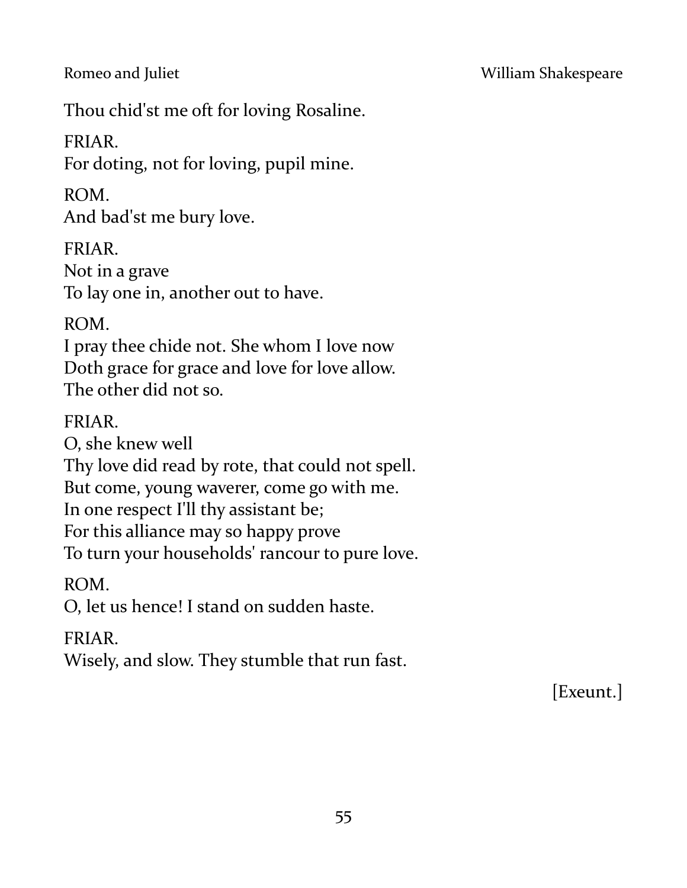Thou chid'st me oft for loving Rosaline.

FRIAR.
For doting, not for loving, pupil mine.

ROM.
And bad'st me bury love.

FRIAR.
Not in a grave
To lay one in, another out to have.

ROM.
I pray thee chide not. She whom I love now
Doth grace for grace and love for love allow.
The other did not so.

FRIAR.
O, she knew well
Thy love did read by rote, that could not spell.
But come, young waverer, come go with me.
In one respect I'll thy assistant be;
For this alliance may so happy prove
To turn your households' rancour to pure love.

ROM.
O, let us hence! I stand on sudden haste.

FRIAR.
Wisely, and slow. They stumble that run fast.

[Exeunt.]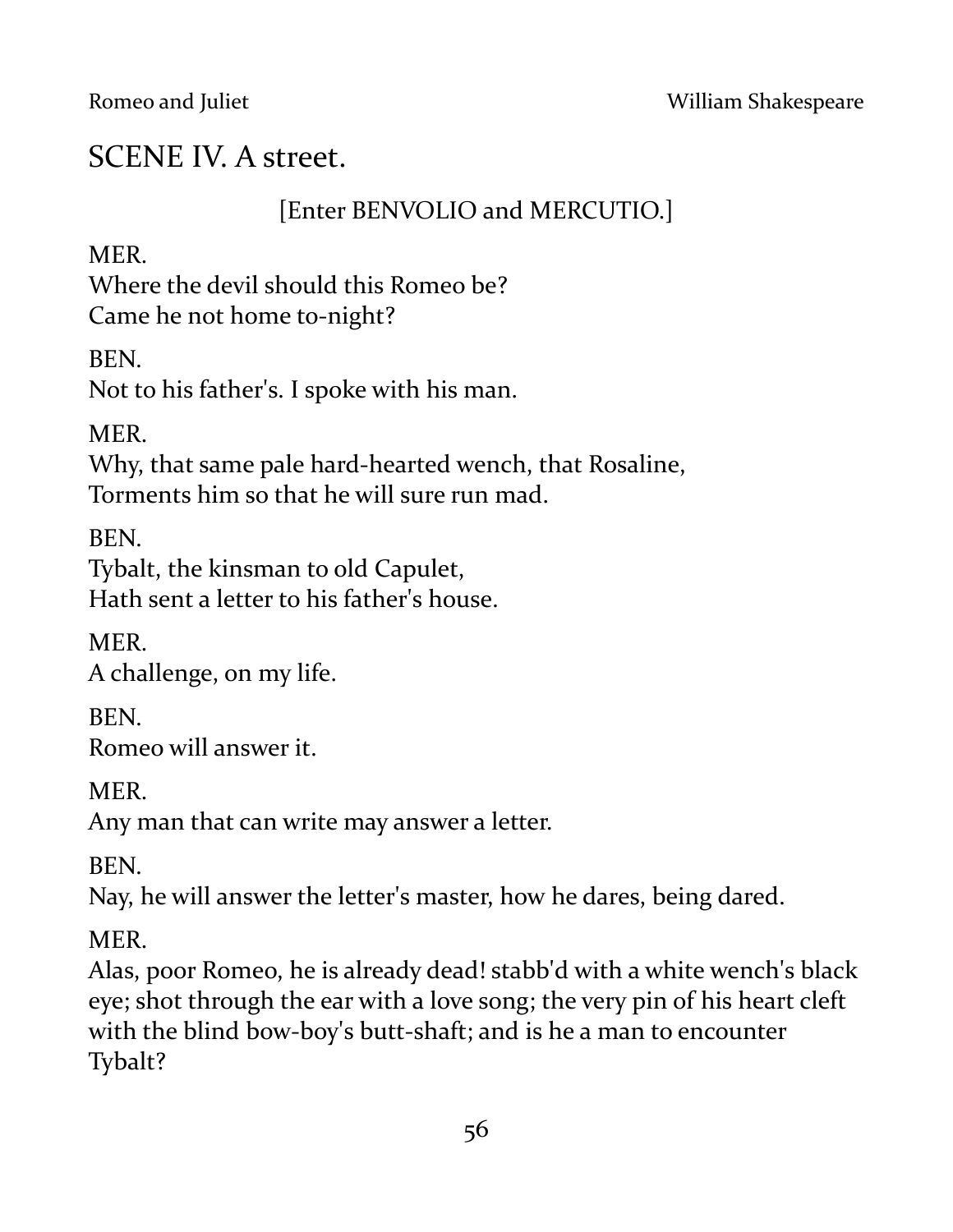## SCENE IV. A street.

[Enter BENVOLIO and MERCUTIO.]

MER.  
Where the devil should this Romeo be?  
Came he not home to-night?

BEN.  
Not to his father's. I spoke with his man.

MER.  
Why, that same pale hard-hearted wench, that Rosaline,  
Torments him so that he will sure run mad.

BEN.  
Tybalt, the kinsman to old Capulet,  
Hath sent a letter to his father's house.

MER.  
A challenge, on my life.

BEN.  
Romeo will answer it.

MER.  
Any man that can write may answer a letter.

BEN.  
Nay, he will answer the letter's master, how he dares, being dared.

MER.  
Alas, poor Romeo, he is already dead! stabb'd with a white wench's black eye; shot through the ear with a love song; the very pin of his heart cleft with the blind bow-boy's butt-shaft; and is he a man to encounter Tybalt?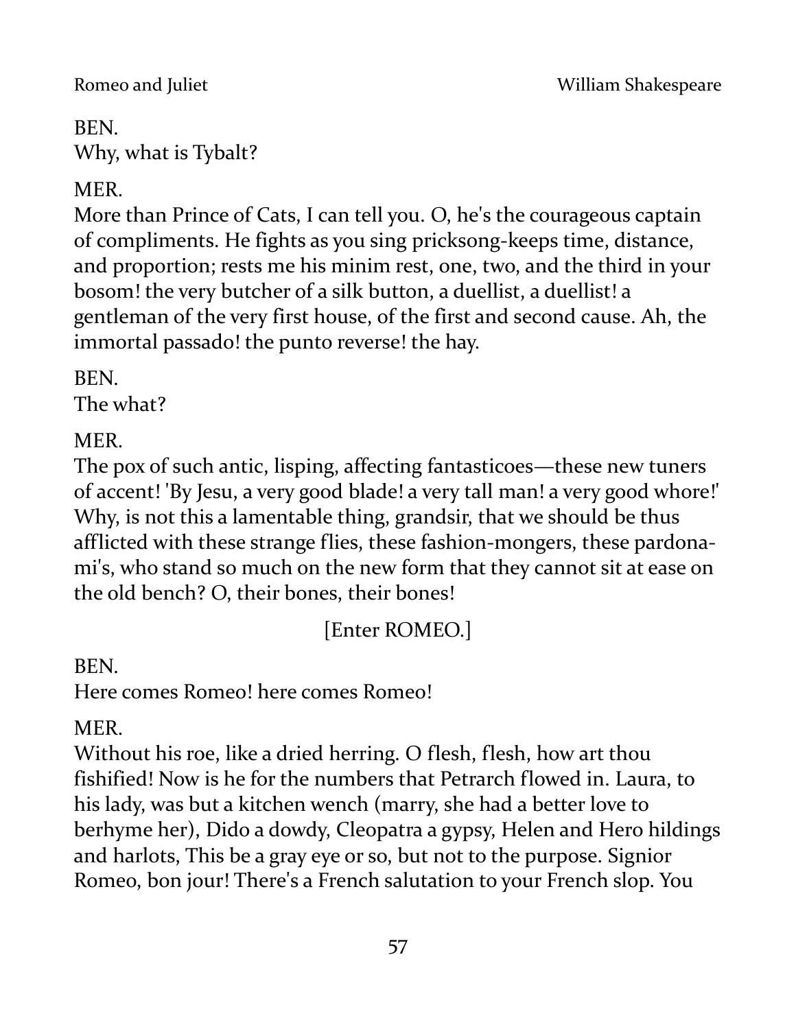BEN.
Why, what is Tybalt?

MER.
More than Prince of Cats, I can tell you. O, he's the courageous captain of compliments. He fights as you sing pricksong-keeps time, distance, and proportion; rests me his minim rest, one, two, and the third in your bosom! the very butcher of a silk button, a duellist, a duellist! a gentleman of the very first house, of the first and second cause. Ah, the immortal passado! the punto reverse! the hay.

BEN.
The what?

MER.
The pox of such antic, lisping, affecting fantasticoes—these new tuners of accent! 'By Jesu, a very good blade! a very tall man! a very good whore!' Why, is not this a lamentable thing, grandsir, that we should be thus afflicted with these strange flies, these fashion-mongers, these pardona-mi's, who stand so much on the new form that they cannot sit at ease on the old bench? O, their bones, their bones!

[Enter ROMEO.]

BEN.
Here comes Romeo! here comes Romeo!

MER.
Without his roe, like a dried herring. O flesh, flesh, how art thou fishified! Now is he for the numbers that Petrarch flowed in. Laura, to his lady, was but a kitchen wench (marry, she had a better love to berhyme her), Dido a dowdy, Cleopatra a gypsy, Helen and Hero hildings and harlots, This be a gray eye or so, but not to the purpose. Signior Romeo, bon jour! There's a French salutation to your French slop. You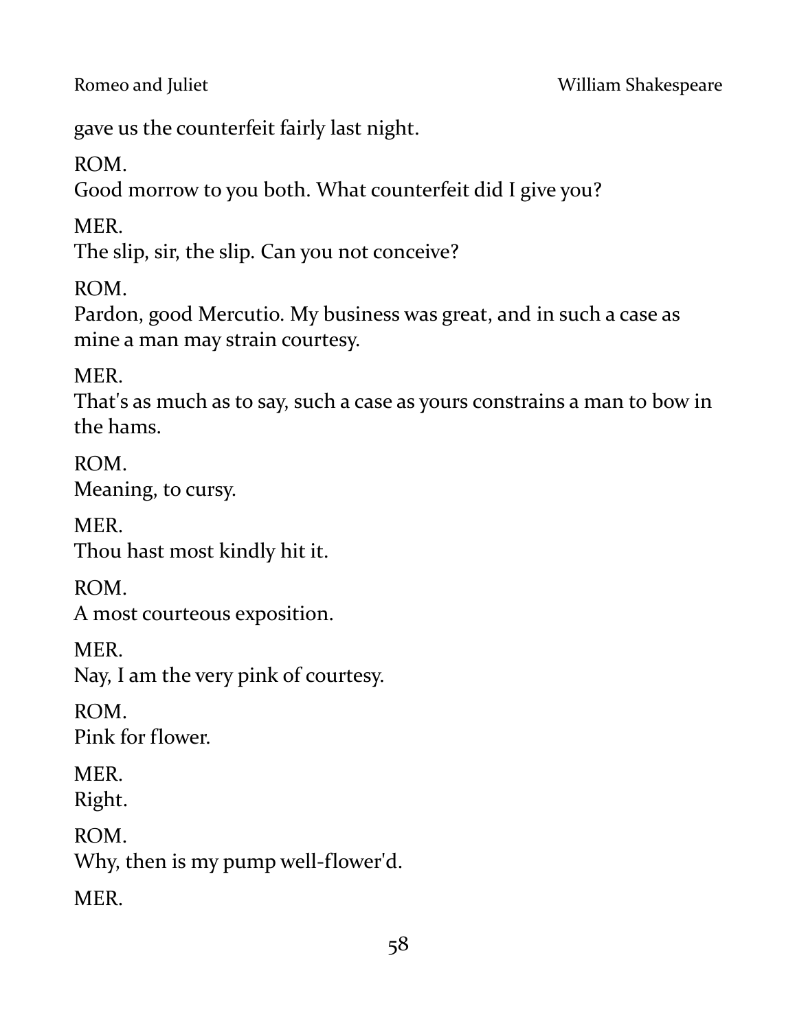gave us the counterfeit fairly last night.

ROM.
Good morrow to you both. What counterfeit did I give you?

MER.
The slip, sir, the slip. Can you not conceive?

ROM.
Pardon, good Mercutio. My business was great, and in such a case as mine a man may strain courtesy.

MER.
That's as much as to say, such a case as yours constrains a man to bow in the hams.

ROM.
Meaning, to cursy.

MER.
Thou hast most kindly hit it.

ROM.
A most courteous exposition.

MER.
Nay, I am the very pink of courtesy.

ROM.
Pink for flower.

MER.
Right.

ROM.
Why, then is my pump well-flower'd.

MER.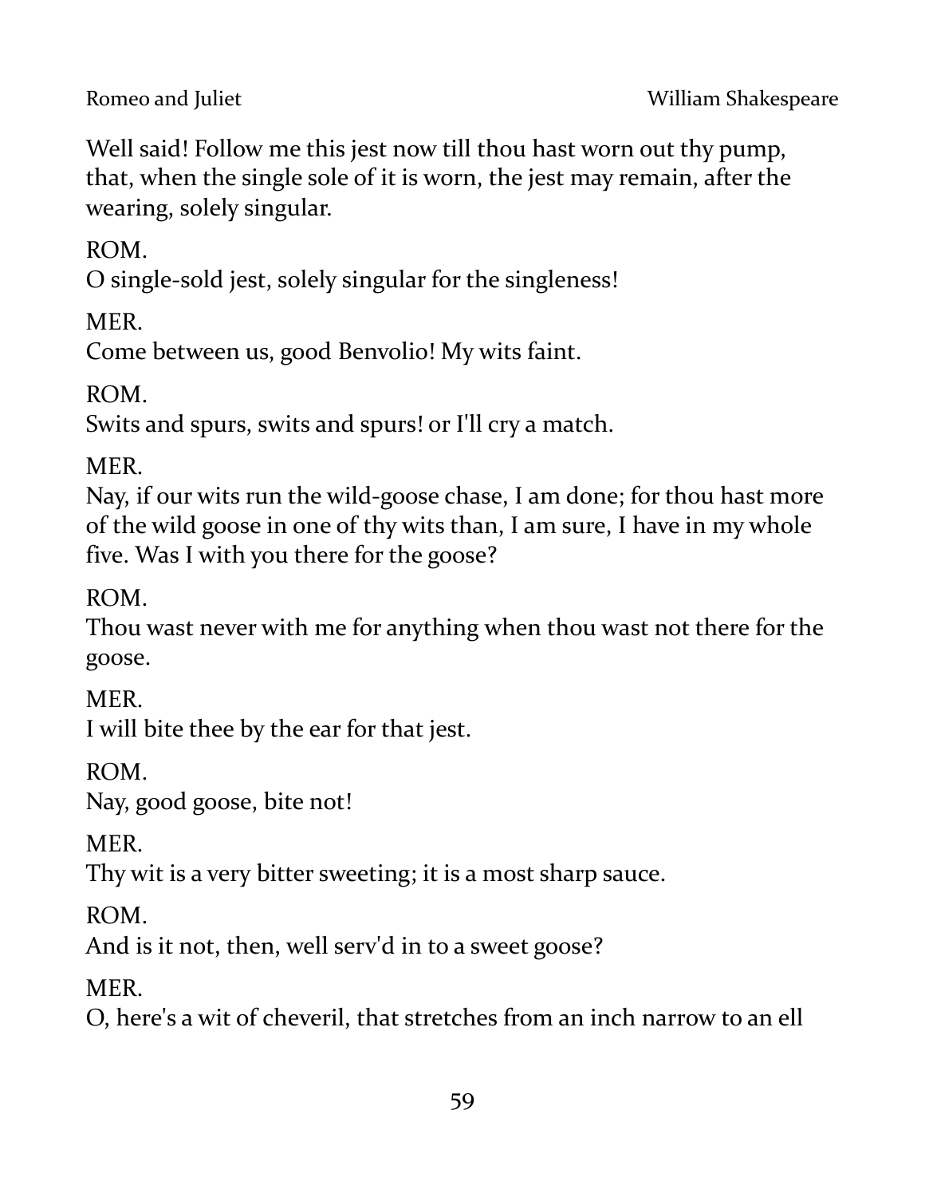Well said! Follow me this jest now till thou hast worn out thy pump, that, when the single sole of it is worn, the jest may remain, after the wearing, solely singular.

ROM.
O single-sold jest, solely singular for the singleness!

MER.
Come between us, good Benvolio! My wits faint.

ROM.
Swits and spurs, swits and spurs! or I'll cry a match.

MER.
Nay, if our wits run the wild-goose chase, I am done; for thou hast more of the wild goose in one of thy wits than, I am sure, I have in my whole five. Was I with you there for the goose?

ROM.
Thou wast never with me for anything when thou wast not there for the goose.

MER.
I will bite thee by the ear for that jest.

ROM.
Nay, good goose, bite not!

MER.
Thy wit is a very bitter sweeting; it is a most sharp sauce.

ROM.
And is it not, then, well serv'd in to a sweet goose?

MER.
O, here's a wit of cheveril, that stretches from an inch narrow to an ell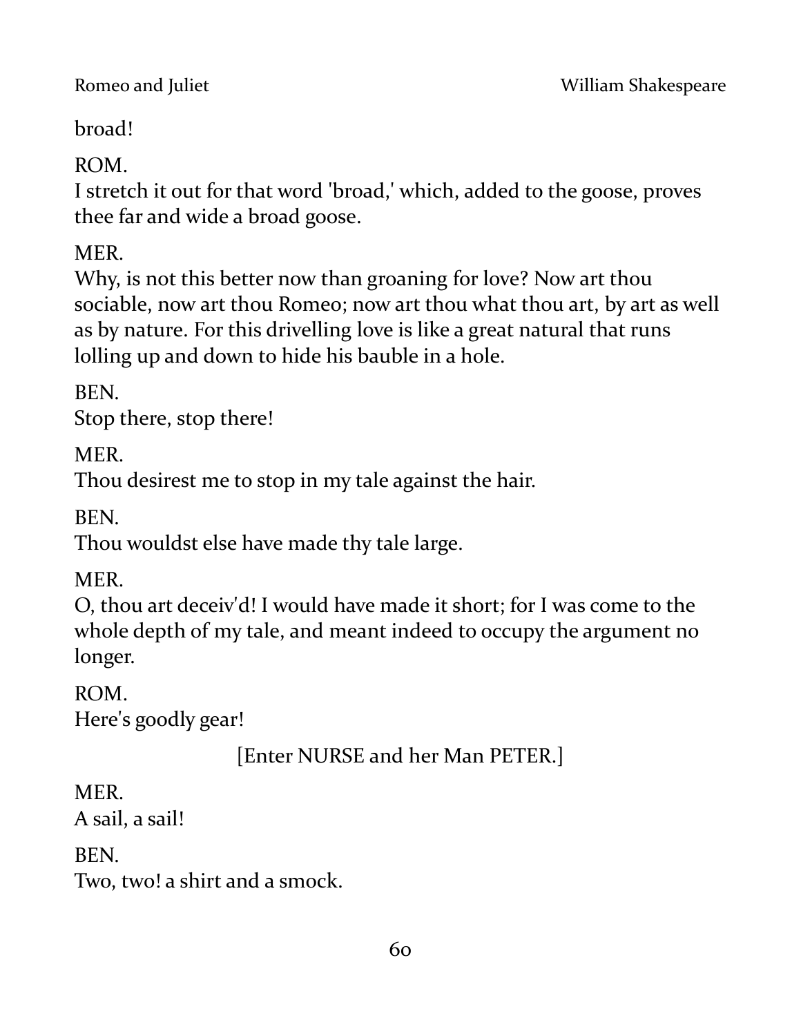broad!

ROM.
I stretch it out for that word 'broad,' which, added to the goose, proves thee far and wide a broad goose.

MER.
Why, is not this better now than groaning for love? Now art thou sociable, now art thou Romeo; now art thou what thou art, by art as well as by nature. For this drivelling love is like a great natural that runs lolling up and down to hide his bauble in a hole.

BEN.
Stop there, stop there!

MER.
Thou desirest me to stop in my tale against the hair.

BEN.
Thou wouldst else have made thy tale large.

MER.
O, thou art deceiv'd! I would have made it short; for I was come to the whole depth of my tale, and meant indeed to occupy the argument no longer.

ROM.
Here's goodly gear!

[Enter NURSE and her Man PETER.]

MER.
A sail, a sail!

BEN.
Two, two! a shirt and a smock.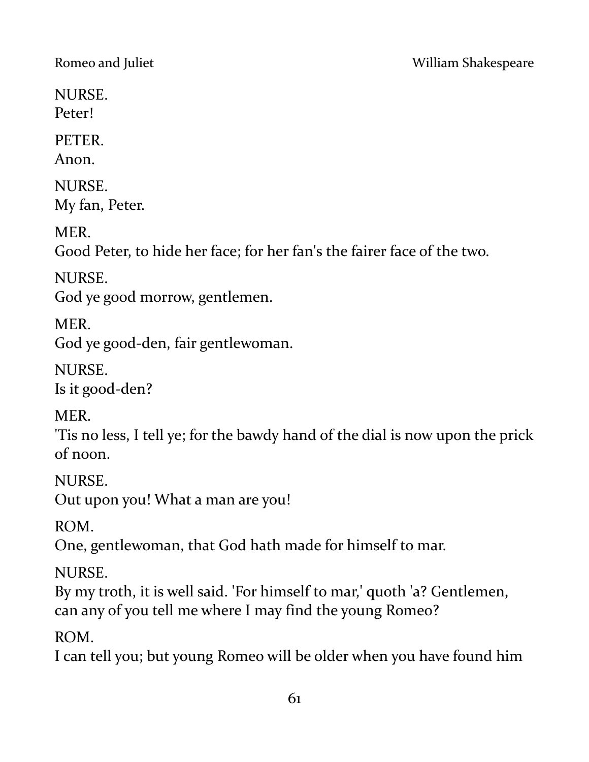NURSE.
Peter!

PETER.
Anon.

NURSE.
My fan, Peter.

MER.
Good Peter, to hide her face; for her fan's the fairer face of the two.

NURSE.
God ye good morrow, gentlemen.

MER.
God ye good-den, fair gentlewoman.

NURSE.
Is it good-den?

MER.
'Tis no less, I tell ye; for the bawdy hand of the dial is now upon the prick of noon.

NURSE.
Out upon you! What a man are you!

ROM.
One, gentlewoman, that God hath made for himself to mar.

NURSE.
By my troth, it is well said. 'For himself to mar,' quoth 'a? Gentlemen, can any of you tell me where I may find the young Romeo?

ROM.
I can tell you; but young Romeo will be older when you have found him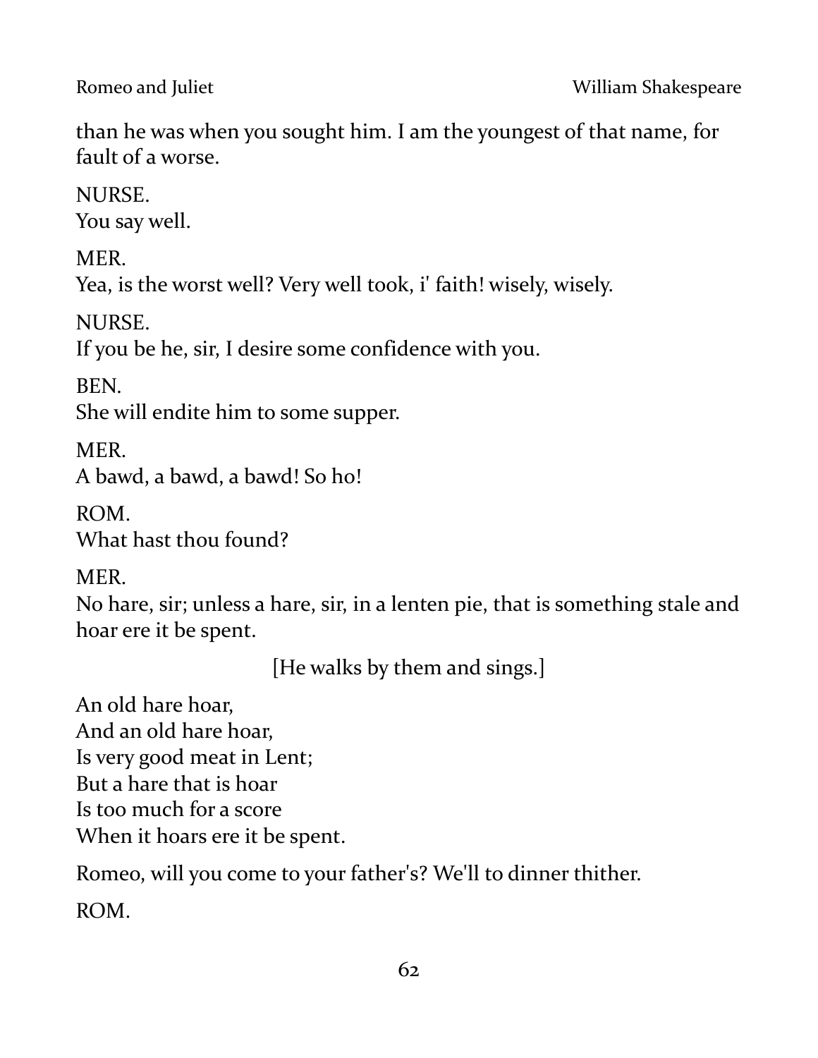than he was when you sought him. I am the youngest of that name, for fault of a worse.

NURSE.  
You say well.

MER.  
Yea, is the worst well? Very well took, i' faith! wisely, wisely.

NURSE.  
If you be he, sir, I desire some confidence with you.

BEN.  
She will endite him to some supper.

MER.  
A bawd, a bawd, a bawd! So ho!

ROM.  
What hast thou found?

MER.  
No hare, sir; unless a hare, sir, in a lenten pie, that is something stale and hoar ere it be spent.

[He walks by them and sings.]

An old hare hoar,  
And an old hare hoar,  
Is very good meat in Lent;  
But a hare that is hoar  
Is too much for a score  
When it hoars ere it be spent.

Romeo, will you come to your father's? We'll to dinner thither.

ROM.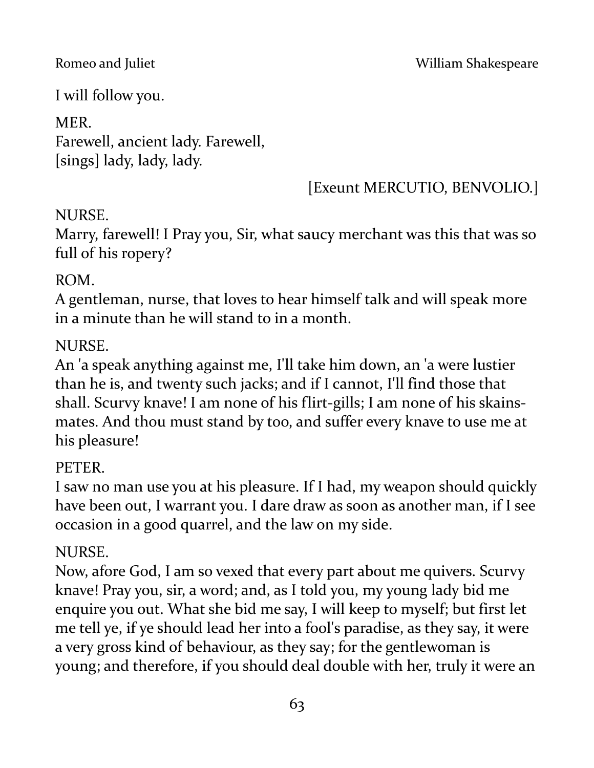I will follow you.

MER.
Farewell, ancient lady. Farewell,
[sings] lady, lady, lady.

[Exeunt MERCUTIO, BENVOLIO.]

NURSE.
Marry, farewell! I Pray you, Sir, what saucy merchant was this that was so full of his ropery?

ROM.
A gentleman, nurse, that loves to hear himself talk and will speak more in a minute than he will stand to in a month.

NURSE.
An 'a speak anything against me, I'll take him down, an 'a were lustier than he is, and twenty such jacks; and if I cannot, I'll find those that shall. Scurvy knave! I am none of his flirt-gills; I am none of his skains-mates. And thou must stand by too, and suffer every knave to use me at his pleasure!

PETER.
I saw no man use you at his pleasure. If I had, my weapon should quickly have been out, I warrant you. I dare draw as soon as another man, if I see occasion in a good quarrel, and the law on my side.

NURSE.
Now, afore God, I am so vexed that every part about me quivers. Scurvy knave! Pray you, sir, a word; and, as I told you, my young lady bid me enquire you out. What she bid me say, I will keep to myself; but first let me tell ye, if ye should lead her into a fool's paradise, as they say, it were a very gross kind of behaviour, as they say; for the gentlewoman is young; and therefore, if you should deal double with her, truly it were an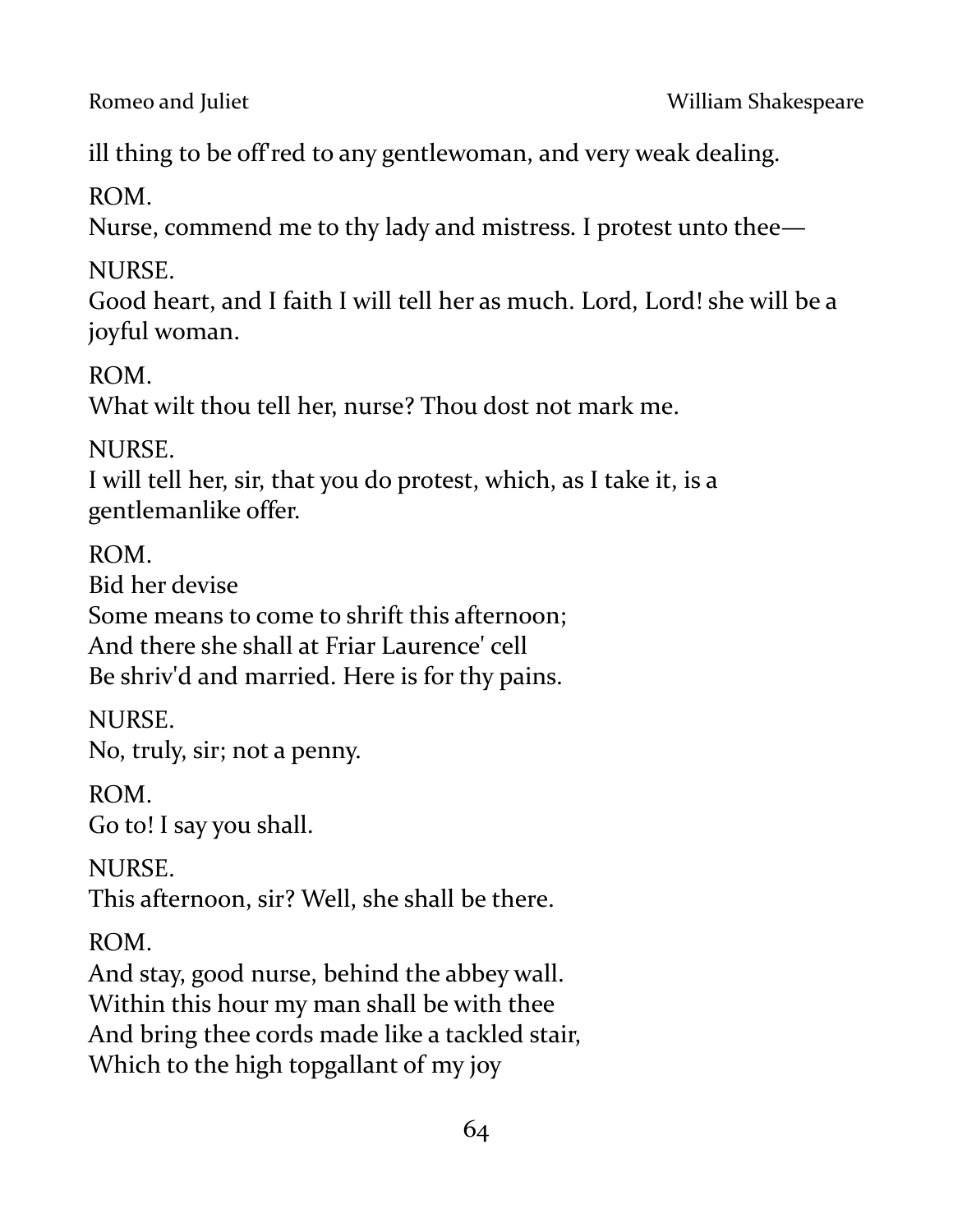ill thing to be off'red to any gentlewoman, and very weak dealing.

ROM.
Nurse, commend me to thy lady and mistress. I protest unto thee—

NURSE.
Good heart, and I faith I will tell her as much. Lord, Lord! she will be a joyful woman.

ROM.
What wilt thou tell her, nurse? Thou dost not mark me.

NURSE.
I will tell her, sir, that you do protest, which, as I take it, is a gentlemanlike offer.

ROM.
Bid her devise
Some means to come to shrift this afternoon;
And there she shall at Friar Laurence' cell
Be shriv'd and married. Here is for thy pains.

NURSE.
No, truly, sir; not a penny.

ROM.
Go to! I say you shall.

NURSE.
This afternoon, sir? Well, she shall be there.

ROM.
And stay, good nurse, behind the abbey wall.
Within this hour my man shall be with thee
And bring thee cords made like a tackled stair,
Which to the high topgallant of my joy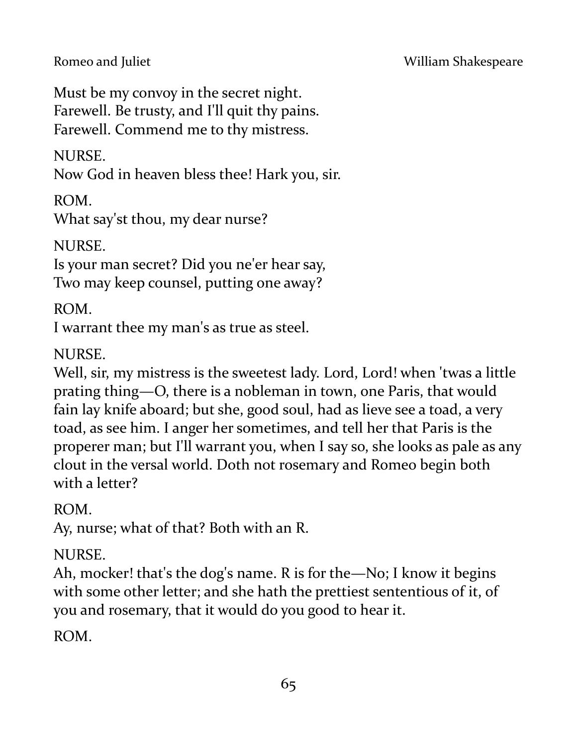Must be my convoy in the secret night.
Farewell. Be trusty, and I'll quit thy pains.
Farewell. Commend me to thy mistress.

NURSE.
Now God in heaven bless thee! Hark you, sir.

ROM.
What say'st thou, my dear nurse?

NURSE.
Is your man secret? Did you ne'er hear say,
Two may keep counsel, putting one away?

ROM.
I warrant thee my man's as true as steel.

NURSE.
Well, sir, my mistress is the sweetest lady. Lord, Lord! when 'twas a little prating thing—O, there is a nobleman in town, one Paris, that would fain lay knife aboard; but she, good soul, had as lieve see a toad, a very toad, as see him. I anger her sometimes, and tell her that Paris is the properer man; but I'll warrant you, when I say so, she looks as pale as any clout in the versal world. Doth not rosemary and Romeo begin both with a letter?

ROM.
Ay, nurse; what of that? Both with an R.

NURSE.
Ah, mocker! that's the dog's name. R is for the—No; I know it begins with some other letter; and she hath the prettiest sententious of it, of you and rosemary, that it would do you good to hear it.

ROM.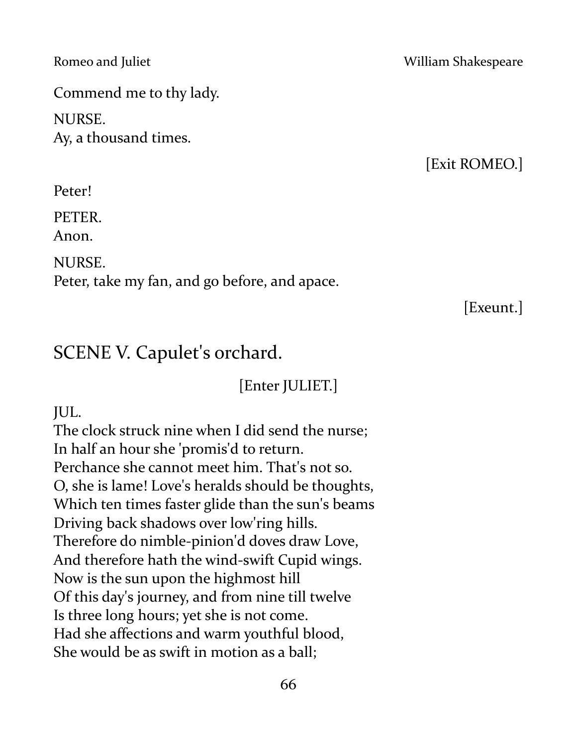Commend me to thy lady.

NURSE.
Ay, a thousand times.

[Exit ROMEO.]

Peter!

PETER.
Anon.

NURSE.
Peter, take my fan, and go before, and apace.

[Exeunt.]

## SCENE V. Capulet's orchard.

[Enter JULIET.]

JUL.
The clock struck nine when I did send the nurse;
In half an hour she 'promis'd to return.
Perchance she cannot meet him. That's not so.
O, she is lame! Love's heralds should be thoughts,
Which ten times faster glide than the sun's beams
Driving back shadows over low'ring hills.
Therefore do nimble-pinion'd doves draw Love,
And therefore hath the wind-swift Cupid wings.
Now is the sun upon the highmost hill
Of this day's journey, and from nine till twelve
Is three long hours; yet she is not come.
Had she affections and warm youthful blood,
She would be as swift in motion as a ball;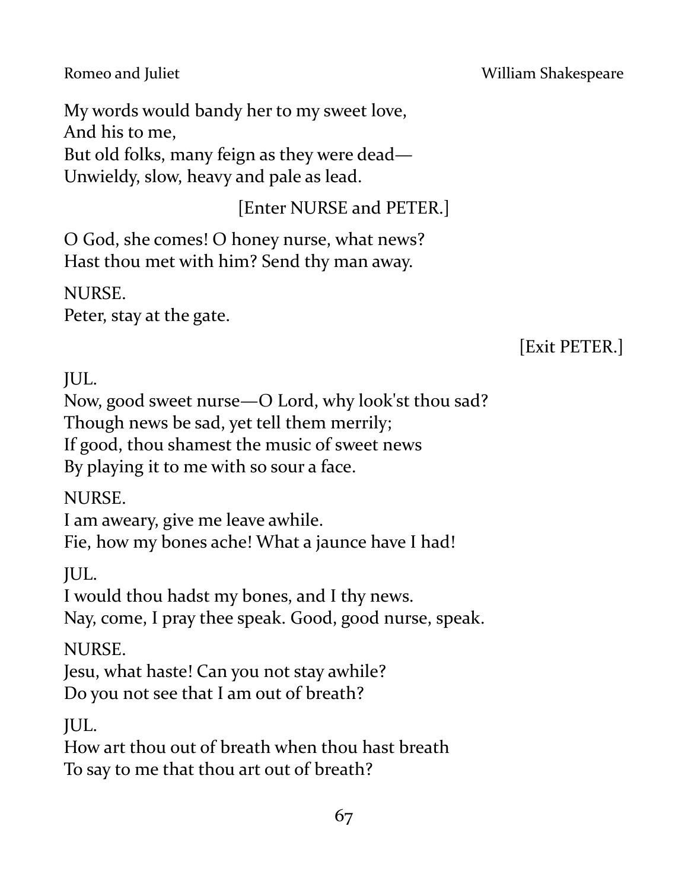My words would bandy her to my sweet love,
And his to me,
But old folks, many feign as they were dead—
Unwieldy, slow, heavy and pale as lead.

[Enter NURSE and PETER.]

O God, she comes! O honey nurse, what news?
Hast thou met with him? Send thy man away.

NURSE.
Peter, stay at the gate.

[Exit PETER.]

JUL.
Now, good sweet nurse—O Lord, why look'st thou sad?
Though news be sad, yet tell them merrily;
If good, thou shamest the music of sweet news
By playing it to me with so sour a face.

NURSE.
I am aweary, give me leave awhile.
Fie, how my bones ache! What a jaunce have I had!

JUL.
I would thou hadst my bones, and I thy news.
Nay, come, I pray thee speak. Good, good nurse, speak.

NURSE.
Jesu, what haste! Can you not stay awhile?
Do you not see that I am out of breath?

JUL.
How art thou out of breath when thou hast breath
To say to me that thou art out of breath?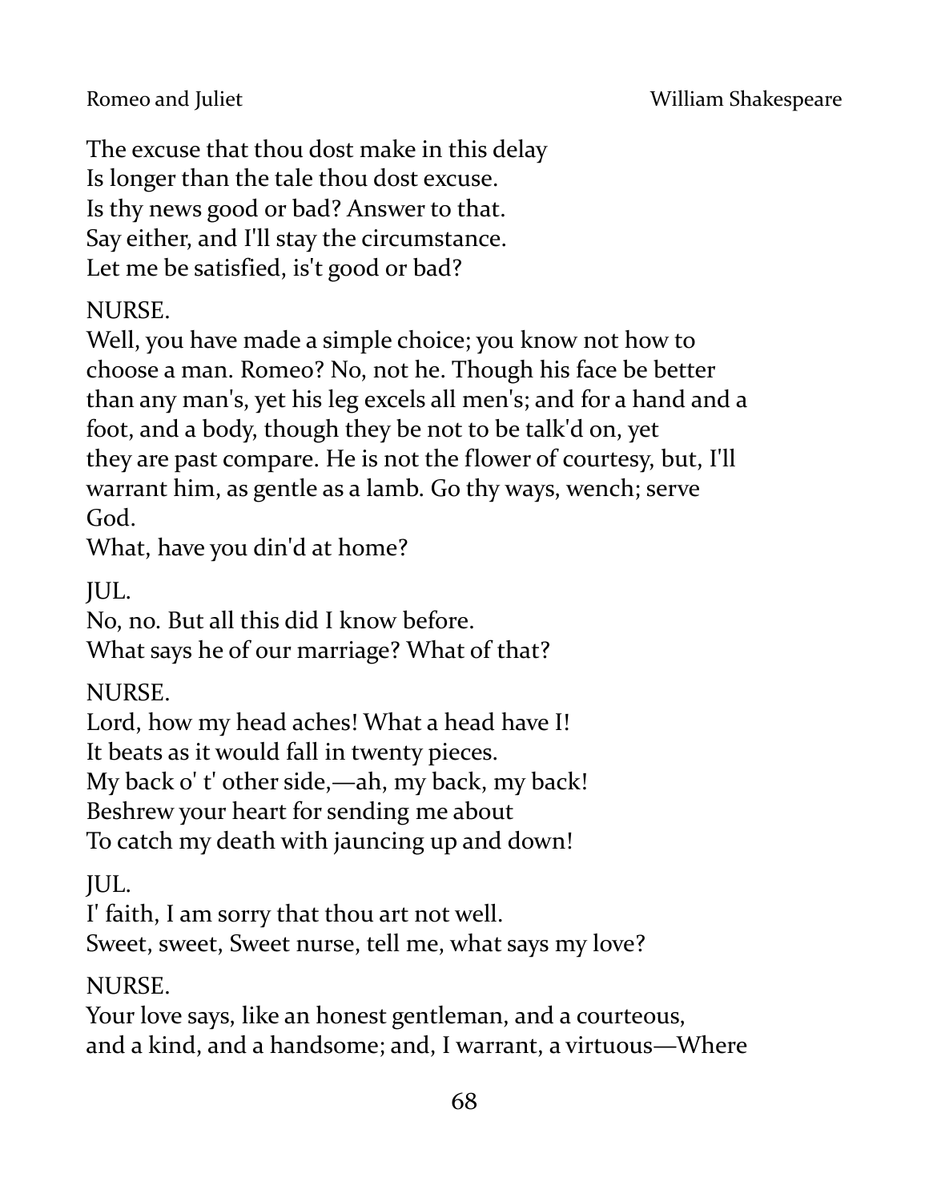The excuse that thou dost make in this delay
Is longer than the tale thou dost excuse.
Is thy news good or bad? Answer to that.
Say either, and I'll stay the circumstance.
Let me be satisfied, is't good or bad?

NURSE.
Well, you have made a simple choice; you know not how to choose a man. Romeo? No, not he. Though his face be better than any man's, yet his leg excels all men's; and for a hand and a foot, and a body, though they be not to be talk'd on, yet they are past compare. He is not the flower of courtesy, but, I'll warrant him, as gentle as a lamb. Go thy ways, wench; serve God.
What, have you din'd at home?

JUL.
No, no. But all this did I know before.
What says he of our marriage? What of that?

NURSE.
Lord, how my head aches! What a head have I!
It beats as it would fall in twenty pieces.
My back o' t' other side,—ah, my back, my back!
Beshrew your heart for sending me about
To catch my death with jauncing up and down!

JUL.
I' faith, I am sorry that thou art not well.
Sweet, sweet, Sweet nurse, tell me, what says my love?

NURSE.
Your love says, like an honest gentleman, and a courteous, and a kind, and a handsome; and, I warrant, a virtuous—Where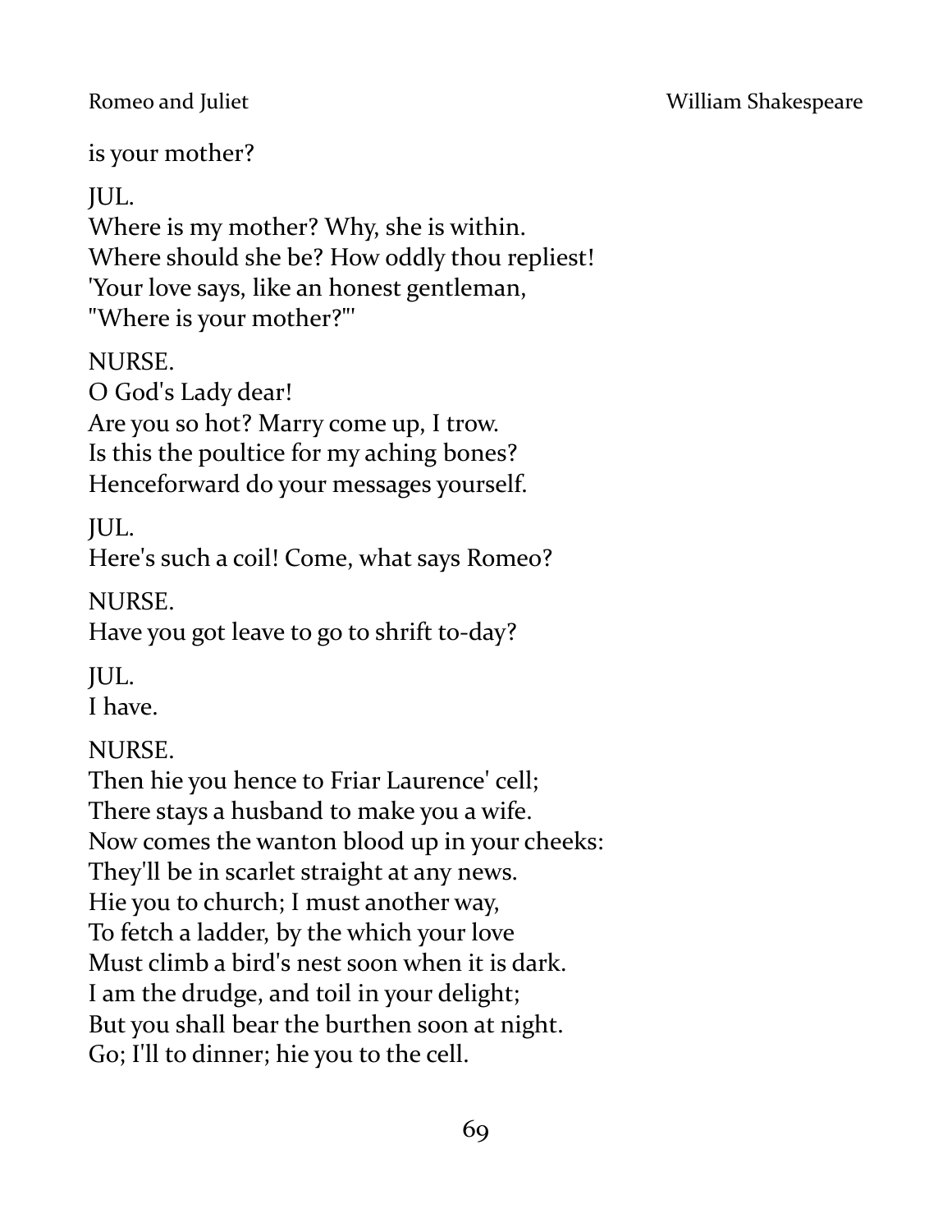is your mother?

JUL.
Where is my mother? Why, she is within.
Where should she be? How oddly thou repliest!
'Your love says, like an honest gentleman,
"Where is your mother?"'

NURSE.
O God's Lady dear!
Are you so hot? Marry come up, I trow.
Is this the poultice for my aching bones?
Henceforward do your messages yourself.

JUL.
Here's such a coil! Come, what says Romeo?

NURSE.
Have you got leave to go to shrift to-day?

JUL.
I have.

NURSE.
Then hie you hence to Friar Laurence' cell;
There stays a husband to make you a wife.
Now comes the wanton blood up in your cheeks:
They'll be in scarlet straight at any news.
Hie you to church; I must another way,
To fetch a ladder, by the which your love
Must climb a bird's nest soon when it is dark.
I am the drudge, and toil in your delight;
But you shall bear the burthen soon at night.
Go; I'll to dinner; hie you to the cell.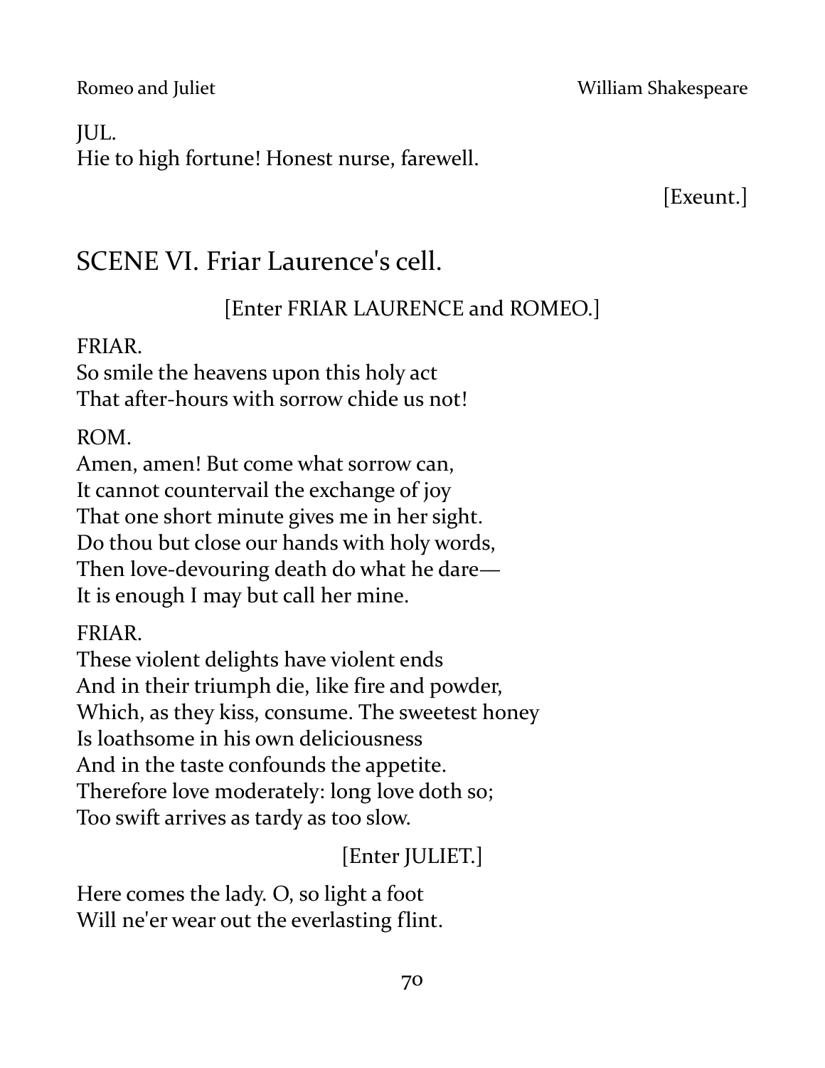JUL.
Hie to high fortune! Honest nurse, farewell.

[Exeunt.]

## SCENE VI. Friar Laurence's cell.

[Enter FRIAR LAURENCE and ROMEO.]

FRIAR.
So smile the heavens upon this holy act
That after-hours with sorrow chide us not!

ROM.
Amen, amen! But come what sorrow can,
It cannot countervail the exchange of joy
That one short minute gives me in her sight.
Do thou but close our hands with holy words,
Then love-devouring death do what he dare—
It is enough I may but call her mine.

FRIAR.
These violent delights have violent ends
And in their triumph die, like fire and powder,
Which, as they kiss, consume. The sweetest honey
Is loathsome in his own deliciousness
And in the taste confounds the appetite.
Therefore love moderately: long love doth so;
Too swift arrives as tardy as too slow.

[Enter JULIET.]

Here comes the lady. O, so light a foot
Will ne'er wear out the everlasting flint.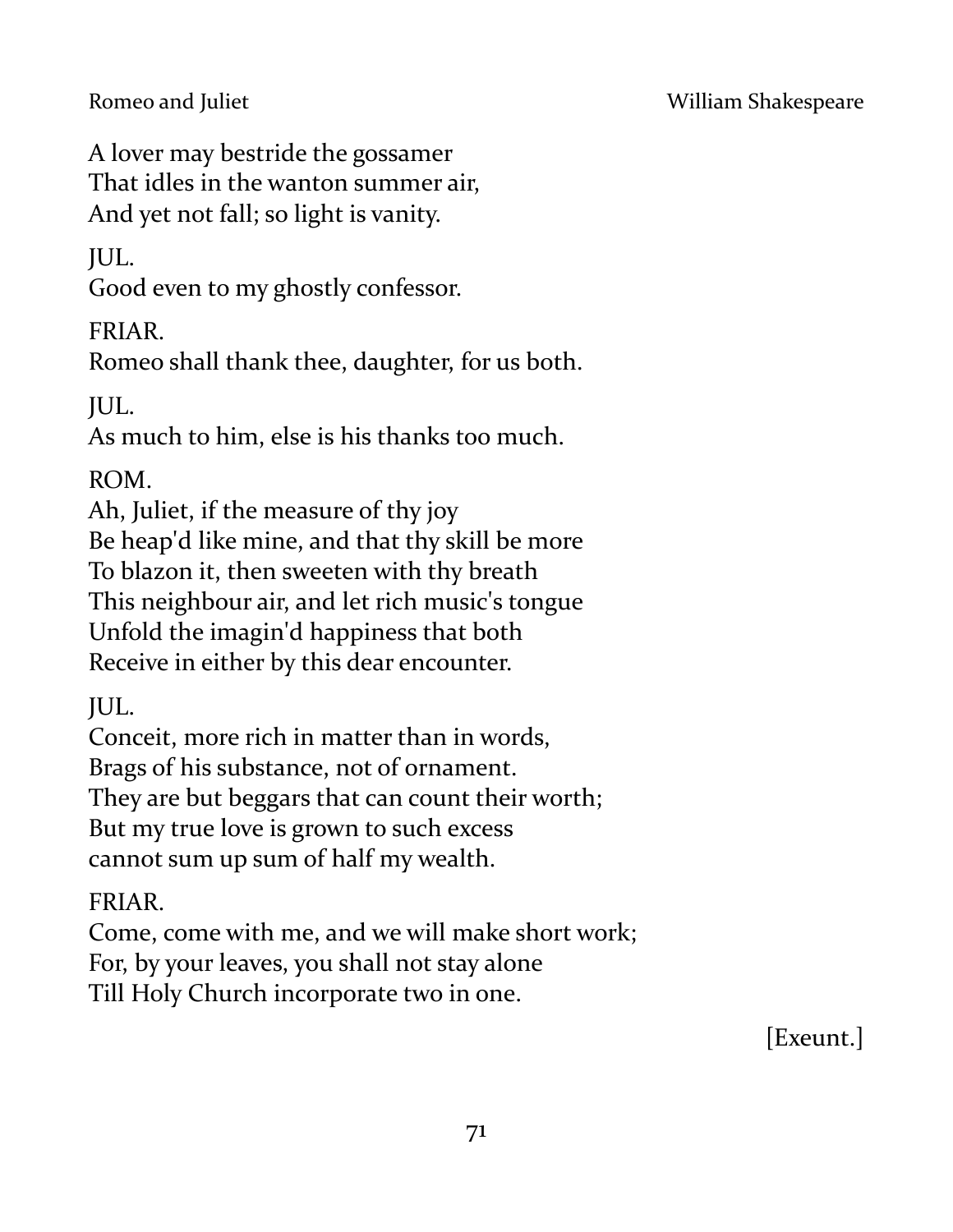A lover may bestride the gossamer
That idles in the wanton summer air,
And yet not fall; so light is vanity.

JUL.
Good even to my ghostly confessor.

FRIAR.
Romeo shall thank thee, daughter, for us both.

JUL.
As much to him, else is his thanks too much.

ROM.
Ah, Juliet, if the measure of thy joy
Be heap'd like mine, and that thy skill be more
To blazon it, then sweeten with thy breath
This neighbour air, and let rich music's tongue
Unfold the imagin'd happiness that both
Receive in either by this dear encounter.

JUL.
Conceit, more rich in matter than in words,
Brags of his substance, not of ornament.
They are but beggars that can count their worth;
But my true love is grown to such excess
cannot sum up sum of half my wealth.

FRIAR.
Come, come with me, and we will make short work;
For, by your leaves, you shall not stay alone
Till Holy Church incorporate two in one.

[Exeunt.]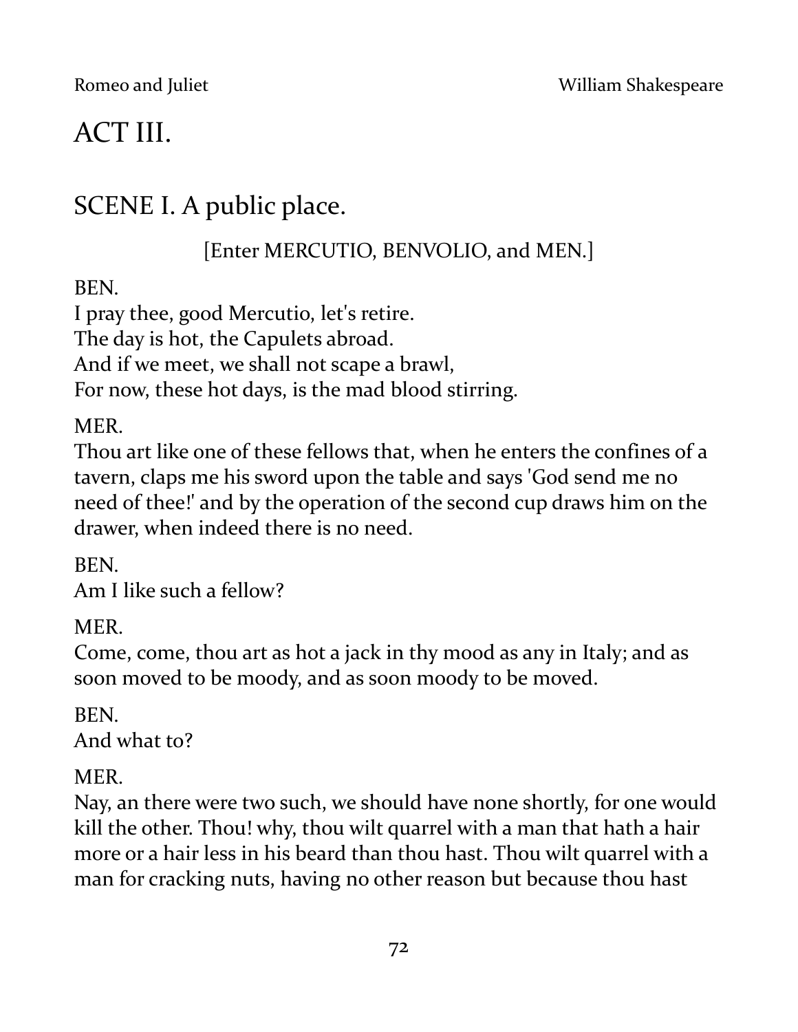# ACT III.

## SCENE I. A public place.

[Enter MERCUTIO, BENVOLIO, and MEN.]

BEN.
I pray thee, good Mercutio, let's retire.
The day is hot, the Capulets abroad.
And if we meet, we shall not scape a brawl,
For now, these hot days, is the mad blood stirring.

MER.
Thou art like one of these fellows that, when he enters the confines of a tavern, claps me his sword upon the table and says 'God send me no need of thee!' and by the operation of the second cup draws him on the drawer, when indeed there is no need.

BEN.
Am I like such a fellow?

MER.
Come, come, thou art as hot a jack in thy mood as any in Italy; and as soon moved to be moody, and as soon moody to be moved.

BEN.
And what to?

MER.
Nay, an there were two such, we should have none shortly, for one would kill the other. Thou! why, thou wilt quarrel with a man that hath a hair more or a hair less in his beard than thou hast. Thou wilt quarrel with a man for cracking nuts, having no other reason but because thou hast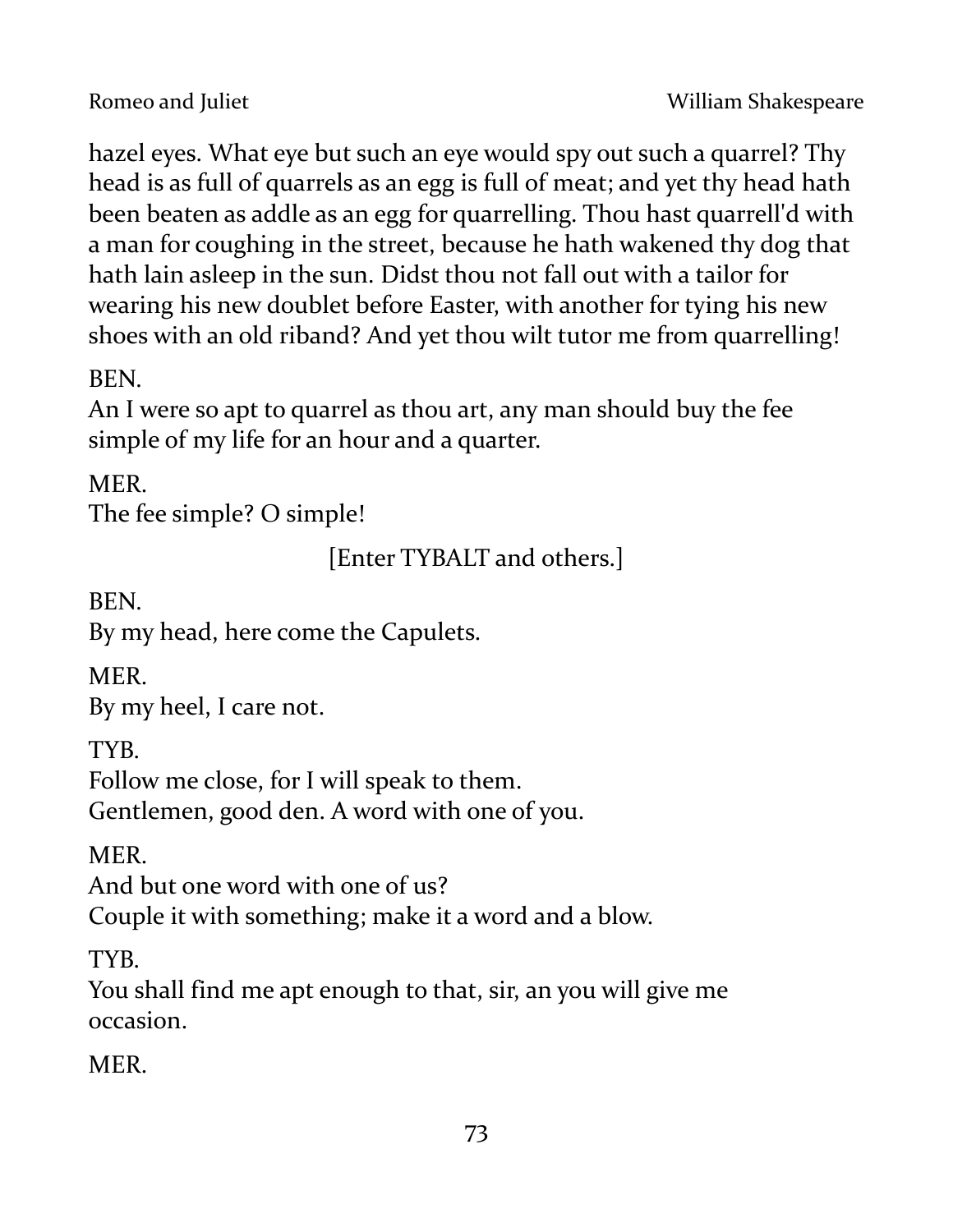hazel eyes. What eye but such an eye would spy out such a quarrel? Thy head is as full of quarrels as an egg is full of meat; and yet thy head hath been beaten as addle as an egg for quarrelling. Thou hast quarrell'd with a man for coughing in the street, because he hath wakened thy dog that hath lain asleep in the sun. Didst thou not fall out with a tailor for wearing his new doublet before Easter, with another for tying his new shoes with an old riband? And yet thou wilt tutor me from quarrelling!

BEN.
An I were so apt to quarrel as thou art, any man should buy the fee simple of my life for an hour and a quarter.

MER.
The fee simple? O simple!

[Enter TYBALT and others.]

BEN.
By my head, here come the Capulets.

MER.
By my heel, I care not.

TYB.
Follow me close, for I will speak to them.
Gentlemen, good den. A word with one of you.

MER.
And but one word with one of us?
Couple it with something; make it a word and a blow.

TYB.
You shall find me apt enough to that, sir, an you will give me occasion.

MER.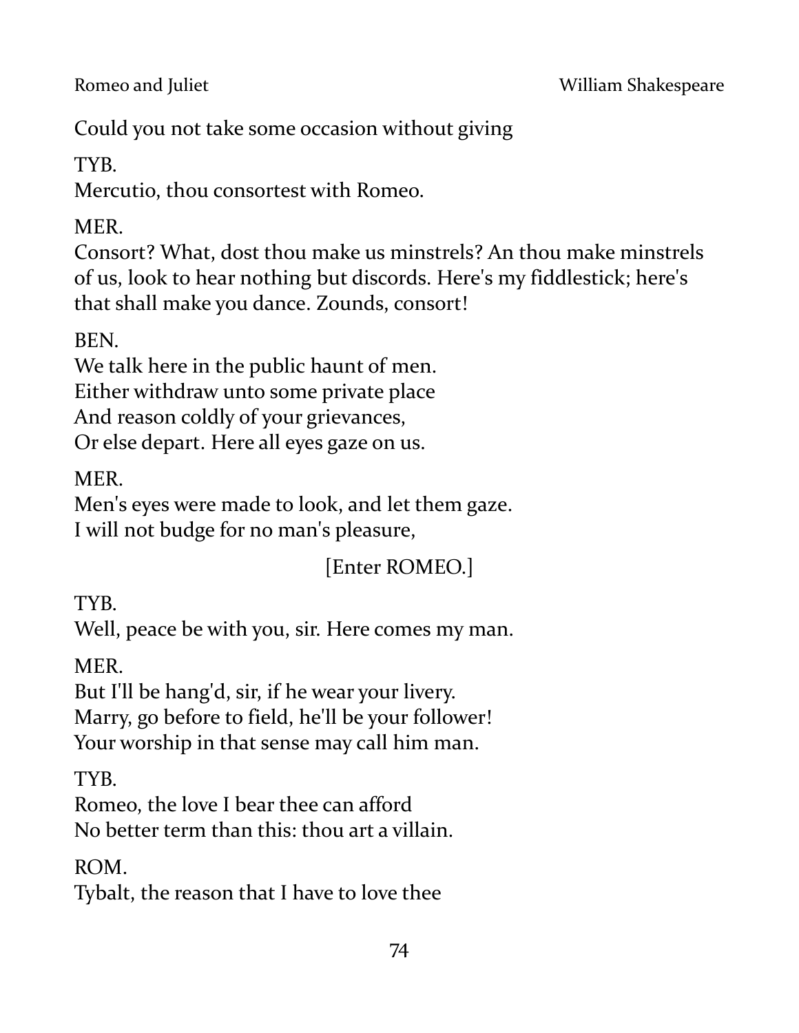Could you not take some occasion without giving

TYB.
Mercutio, thou consortest with Romeo.

MER.
Consort? What, dost thou make us minstrels? An thou make minstrels of us, look to hear nothing but discords. Here's my fiddlestick; here's that shall make you dance. Zounds, consort!

BEN.
We talk here in the public haunt of men.
Either withdraw unto some private place
And reason coldly of your grievances,
Or else depart. Here all eyes gaze on us.

MER.
Men's eyes were made to look, and let them gaze.
I will not budge for no man's pleasure,

[Enter ROMEO.]

TYB.
Well, peace be with you, sir. Here comes my man.

MER.
But I'll be hang'd, sir, if he wear your livery.
Marry, go before to field, he'll be your follower!
Your worship in that sense may call him man.

TYB.
Romeo, the love I bear thee can afford
No better term than this: thou art a villain.

ROM.
Tybalt, the reason that I have to love thee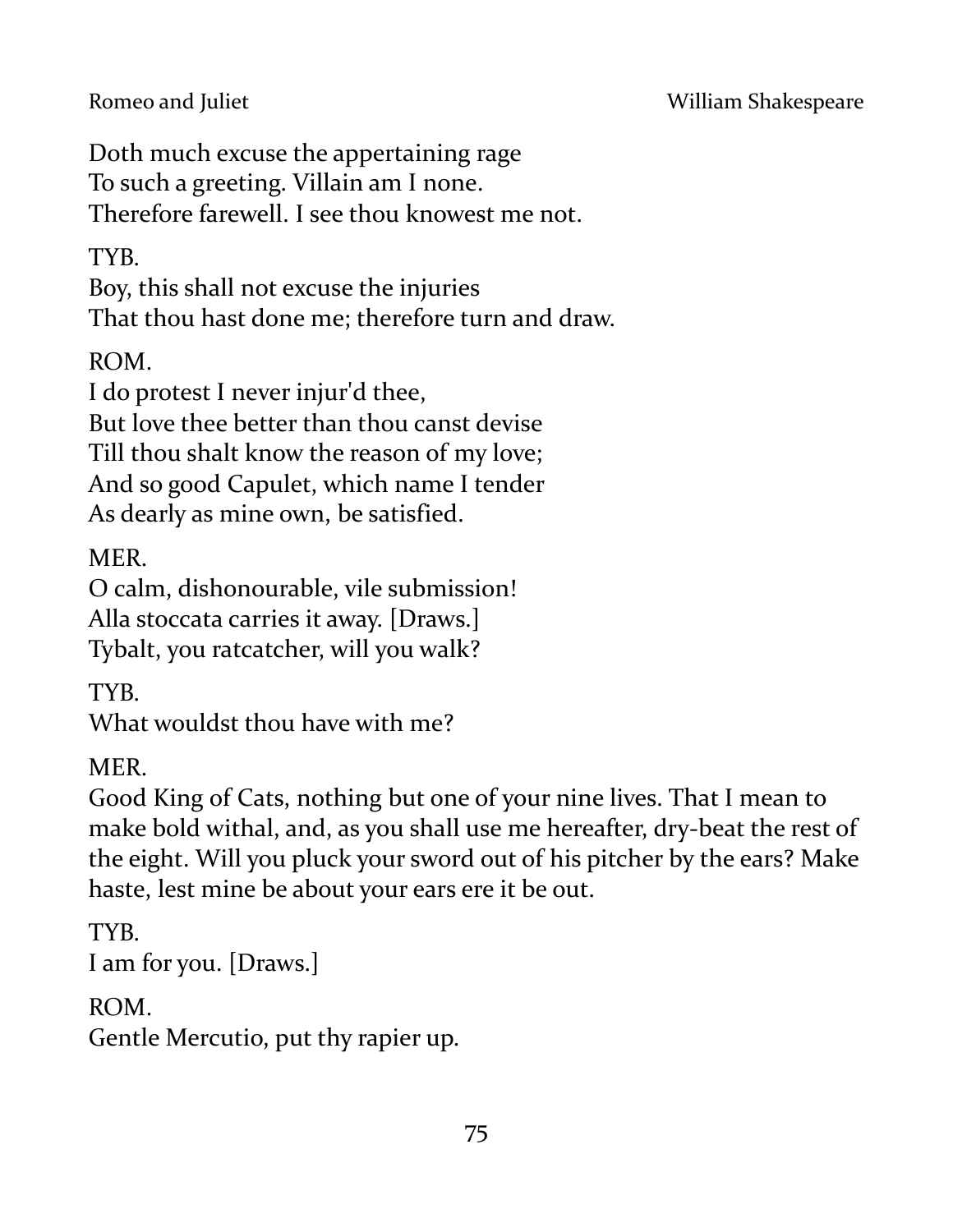Doth much excuse the appertaining rage
To such a greeting. Villain am I none.
Therefore farewell. I see thou knowest me not.

TYB.
Boy, this shall not excuse the injuries
That thou hast done me; therefore turn and draw.

ROM.
I do protest I never injur'd thee,
But love thee better than thou canst devise
Till thou shalt know the reason of my love;
And so good Capulet, which name I tender
As dearly as mine own, be satisfied.

MER.
O calm, dishonourable, vile submission!
Alla stoccata carries it away. [Draws.]
Tybalt, you ratcatcher, will you walk?

TYB.
What wouldst thou have with me?

MER.
Good King of Cats, nothing but one of your nine lives. That I mean to make bold withal, and, as you shall use me hereafter, dry-beat the rest of the eight. Will you pluck your sword out of his pitcher by the ears? Make haste, lest mine be about your ears ere it be out.

TYB.
I am for you. [Draws.]

ROM.
Gentle Mercutio, put thy rapier up.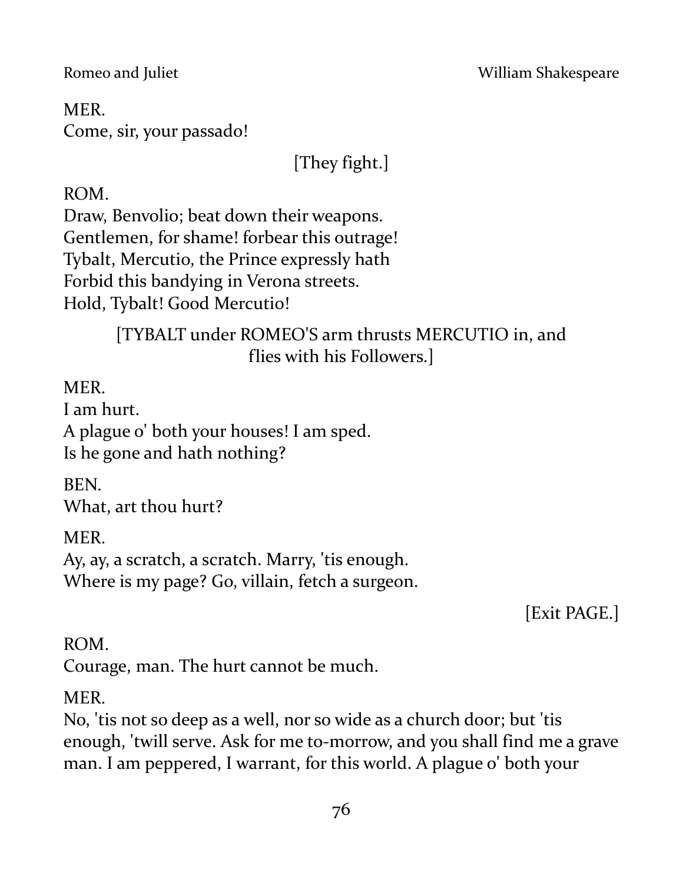MER.
Come, sir, your passado!

[They fight.]

ROM.
Draw, Benvolio; beat down their weapons.
Gentlemen, for shame! forbear this outrage!
Tybalt, Mercutio, the Prince expressly hath
Forbid this bandying in Verona streets.
Hold, Tybalt! Good Mercutio!

[TYBALT under ROMEO'S arm thrusts MERCUTIO in, and flies with his Followers.]

MER.
I am hurt.
A plague o' both your houses! I am sped.
Is he gone and hath nothing?

BEN.
What, art thou hurt?

MER.
Ay, ay, a scratch, a scratch. Marry, 'tis enough.
Where is my page? Go, villain, fetch a surgeon.

[Exit PAGE.]

ROM.
Courage, man. The hurt cannot be much.

MER.
No, 'tis not so deep as a well, nor so wide as a church door; but 'tis enough, 'twill serve. Ask for me to-morrow, and you shall find me a grave man. I am peppered, I warrant, for this world. A plague o' both your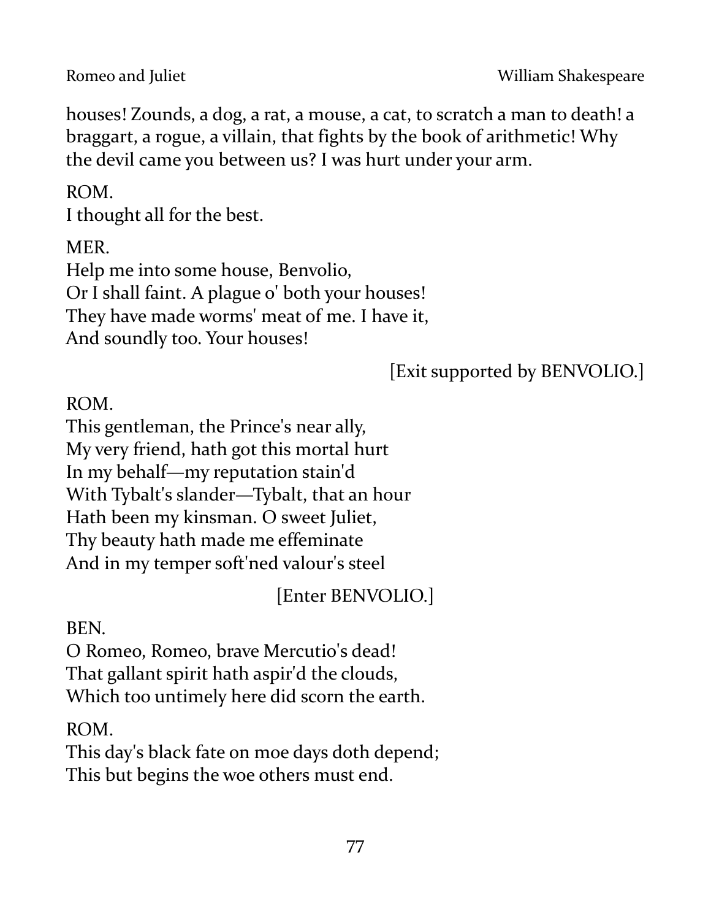houses! Zounds, a dog, a rat, a mouse, a cat, to scratch a man to death! a braggart, a rogue, a villain, that fights by the book of arithmetic! Why the devil came you between us? I was hurt under your arm.

ROM.  
I thought all for the best.

MER.  
Help me into some house, Benvolio,  
Or I shall faint. A plague o' both your houses!  
They have made worms' meat of me. I have it,  
And soundly too. Your houses!

[Exit supported by BENVOLIO.]

ROM.  
This gentleman, the Prince's near ally,  
My very friend, hath got this mortal hurt  
In my behalf—my reputation stain'd  
With Tybalt's slander—Tybalt, that an hour  
Hath been my kinsman. O sweet Juliet,  
Thy beauty hath made me effeminate  
And in my temper soft'ned valour's steel

[Enter BENVOLIO.]

BEN.  
O Romeo, Romeo, brave Mercutio's dead!  
That gallant spirit hath aspir'd the clouds,  
Which too untimely here did scorn the earth.

ROM.  
This day's black fate on moe days doth depend;  
This but begins the woe others must end.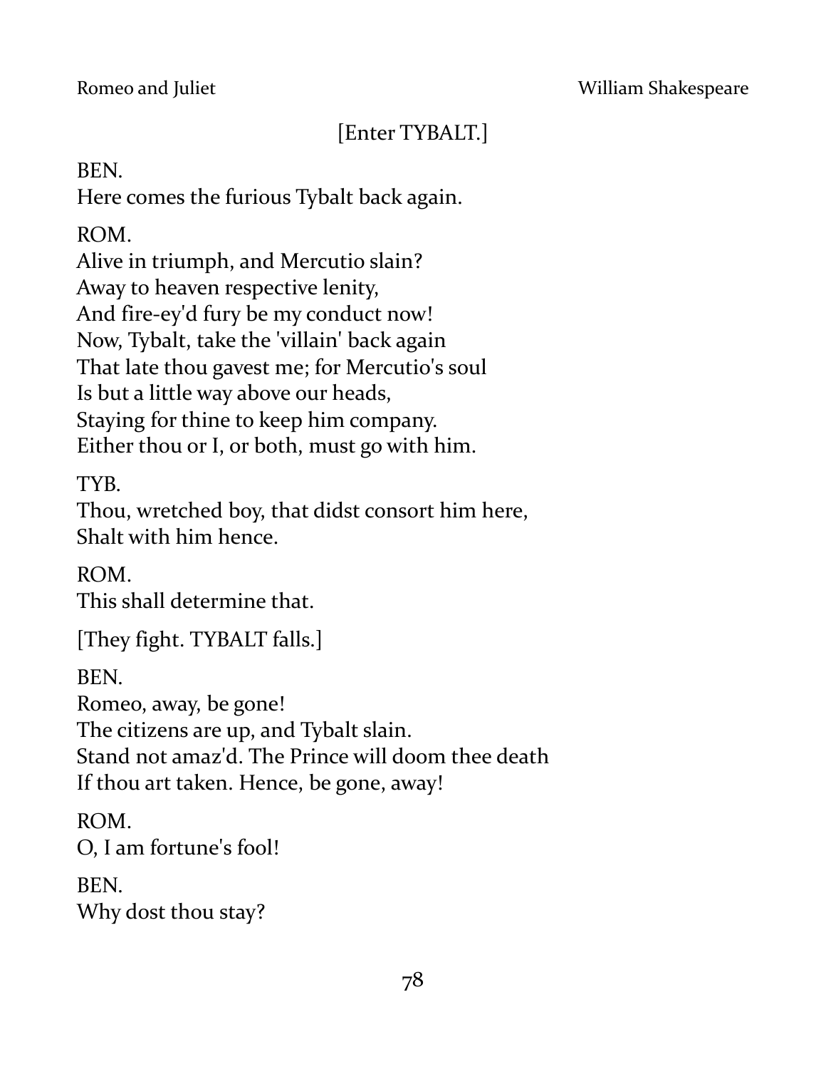[Enter TYBALT.]

BEN.  
Here comes the furious Tybalt back again.

ROM.  
Alive in triumph, and Mercutio slain?  
Away to heaven respective lenity,  
And fire-ey'd fury be my conduct now!  
Now, Tybalt, take the 'villain' back again  
That late thou gavest me; for Mercutio's soul  
Is but a little way above our heads,  
Staying for thine to keep him company.  
Either thou or I, or both, must go with him.

TYB.  
Thou, wretched boy, that didst consort him here,  
Shalt with him hence.

ROM.  
This shall determine that.

[They fight. TYBALT falls.]

BEN.  
Romeo, away, be gone!  
The citizens are up, and Tybalt slain.  
Stand not amaz'd. The Prince will doom thee death  
If thou art taken. Hence, be gone, away!

ROM.  
O, I am fortune's fool!

BEN.  
Why dost thou stay?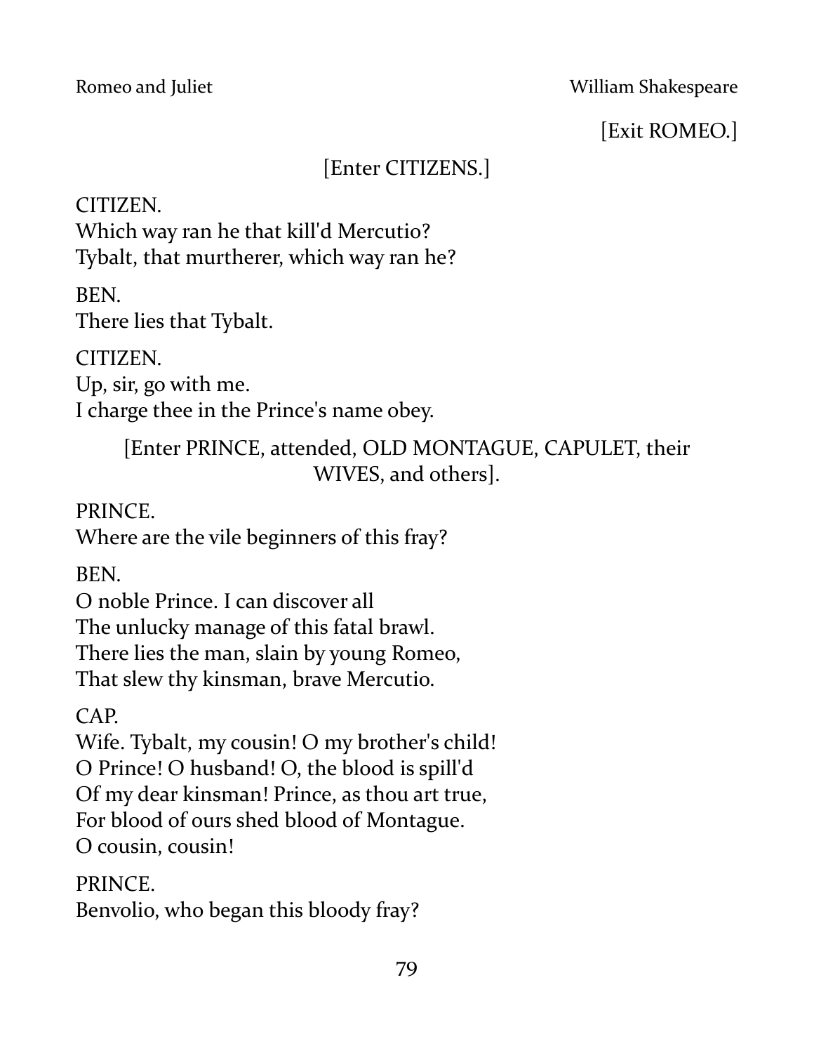[Exit ROMEO.]

[Enter CITIZENS.]

CITIZEN.
Which way ran he that kill'd Mercutio?
Tybalt, that murtherer, which way ran he?

BEN.
There lies that Tybalt.

CITIZEN.
Up, sir, go with me.
I charge thee in the Prince's name obey.

[Enter PRINCE, attended, OLD MONTAGUE, CAPULET, their WIVES, and others].

PRINCE.
Where are the vile beginners of this fray?

BEN.
O noble Prince. I can discover all
The unlucky manage of this fatal brawl.
There lies the man, slain by young Romeo,
That slew thy kinsman, brave Mercutio.

CAP.
Wife. Tybalt, my cousin! O my brother's child!
O Prince! O husband! O, the blood is spill'd
Of my dear kinsman! Prince, as thou art true,
For blood of ours shed blood of Montague.
O cousin, cousin!

PRINCE.
Benvolio, who began this bloody fray?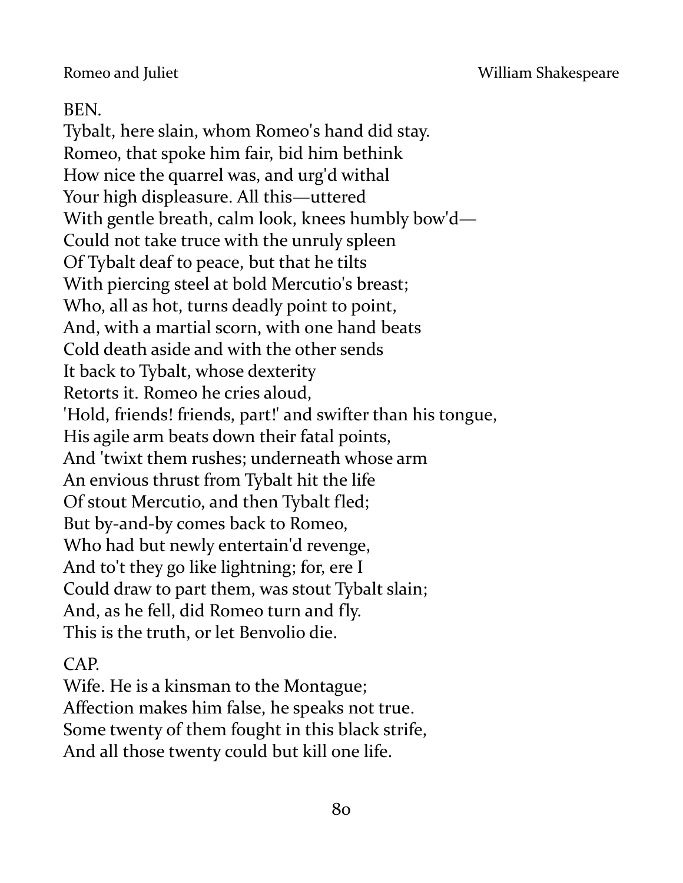BEN.

Tybalt, here slain, whom Romeo's hand did stay.
Romeo, that spoke him fair, bid him bethink
How nice the quarrel was, and urg'd withal
Your high displeasure. All this—uttered
With gentle breath, calm look, knees humbly bow'd—
Could not take truce with the unruly spleen
Of Tybalt deaf to peace, but that he tilts
With piercing steel at bold Mercutio's breast;
Who, all as hot, turns deadly point to point,
And, with a martial scorn, with one hand beats
Cold death aside and with the other sends
It back to Tybalt, whose dexterity
Retorts it. Romeo he cries aloud,
'Hold, friends! friends, part!' and swifter than his tongue,
His agile arm beats down their fatal points,
And 'twixt them rushes; underneath whose arm
An envious thrust from Tybalt hit the life
Of stout Mercutio, and then Tybalt fled;
But by-and-by comes back to Romeo,
Who had but newly entertain'd revenge,
And to't they go like lightning; for, ere I
Could draw to part them, was stout Tybalt slain;
And, as he fell, did Romeo turn and fly.
This is the truth, or let Benvolio die.

CAP.

Wife. He is a kinsman to the Montague;
Affection makes him false, he speaks not true.
Some twenty of them fought in this black strife,
And all those twenty could but kill one life.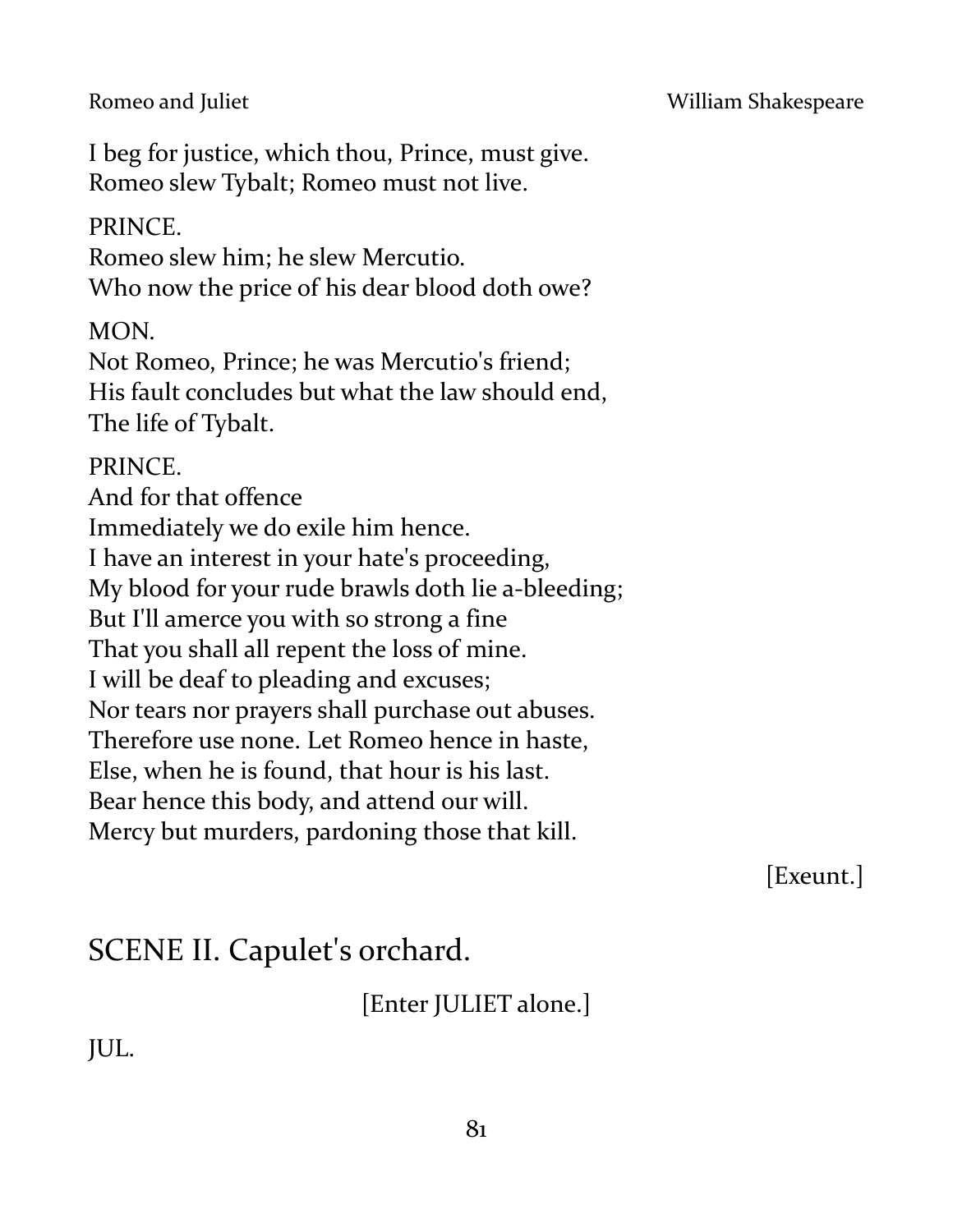I beg for justice, which thou, Prince, must give.
Romeo slew Tybalt; Romeo must not live.

PRINCE.
Romeo slew him; he slew Mercutio.
Who now the price of his dear blood doth owe?

MON.
Not Romeo, Prince; he was Mercutio's friend;
His fault concludes but what the law should end,
The life of Tybalt.

PRINCE.
And for that offence
Immediately we do exile him hence.
I have an interest in your hate's proceeding,
My blood for your rude brawls doth lie a-bleeding;
But I'll amerce you with so strong a fine
That you shall all repent the loss of mine.
I will be deaf to pleading and excuses;
Nor tears nor prayers shall purchase out abuses.
Therefore use none. Let Romeo hence in haste,
Else, when he is found, that hour is his last.
Bear hence this body, and attend our will.
Mercy but murders, pardoning those that kill.

[Exeunt.]

## SCENE II. Capulet's orchard.

[Enter JULIET alone.]

JUL.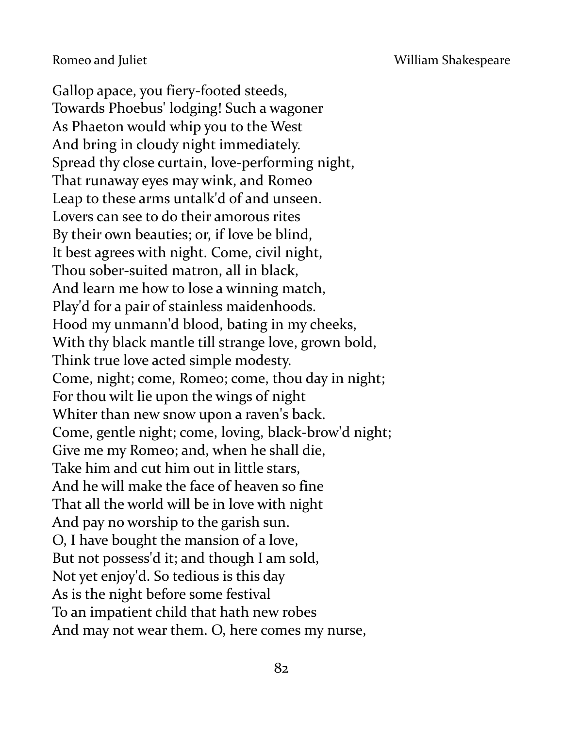Gallop apace, you fiery-footed steeds,
Towards Phoebus' lodging! Such a wagoner
As Phaeton would whip you to the West
And bring in cloudy night immediately.
Spread thy close curtain, love-performing night,
That runaway eyes may wink, and Romeo
Leap to these arms untalk'd of and unseen.
Lovers can see to do their amorous rites
By their own beauties; or, if love be blind,
It best agrees with night. Come, civil night,
Thou sober-suited matron, all in black,
And learn me how to lose a winning match,
Play'd for a pair of stainless maidenhoods.
Hood my unmann'd blood, bating in my cheeks,
With thy black mantle till strange love, grown bold,
Think true love acted simple modesty.
Come, night; come, Romeo; come, thou day in night;
For thou wilt lie upon the wings of night
Whiter than new snow upon a raven's back.
Come, gentle night; come, loving, black-brow'd night;
Give me my Romeo; and, when he shall die,
Take him and cut him out in little stars,
And he will make the face of heaven so fine
That all the world will be in love with night
And pay no worship to the garish sun.
O, I have bought the mansion of a love,
But not possess'd it; and though I am sold,
Not yet enjoy'd. So tedious is this day
As is the night before some festival
To an impatient child that hath new robes
And may not wear them. O, here comes my nurse,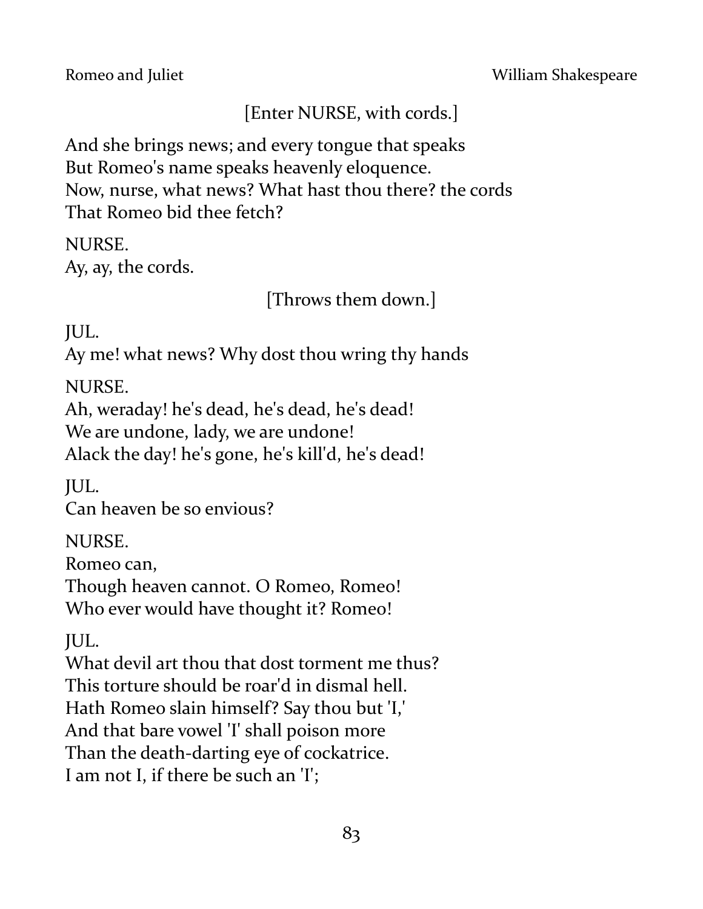[Enter NURSE, with cords.]

And she brings news; and every tongue that speaks
But Romeo's name speaks heavenly eloquence.
Now, nurse, what news? What hast thou there? the cords
That Romeo bid thee fetch?

NURSE.
Ay, ay, the cords.

[Throws them down.]

JUL.
Ay me! what news? Why dost thou wring thy hands

NURSE.
Ah, weraday! he's dead, he's dead, he's dead!
We are undone, lady, we are undone!
Alack the day! he's gone, he's kill'd, he's dead!

JUL.
Can heaven be so envious?

NURSE.
Romeo can,
Though heaven cannot. O Romeo, Romeo!
Who ever would have thought it? Romeo!

JUL.
What devil art thou that dost torment me thus?
This torture should be roar'd in dismal hell.
Hath Romeo slain himself? Say thou but 'I,'
And that bare vowel 'I' shall poison more
Than the death-darting eye of cockatrice.
I am not I, if there be such an 'I';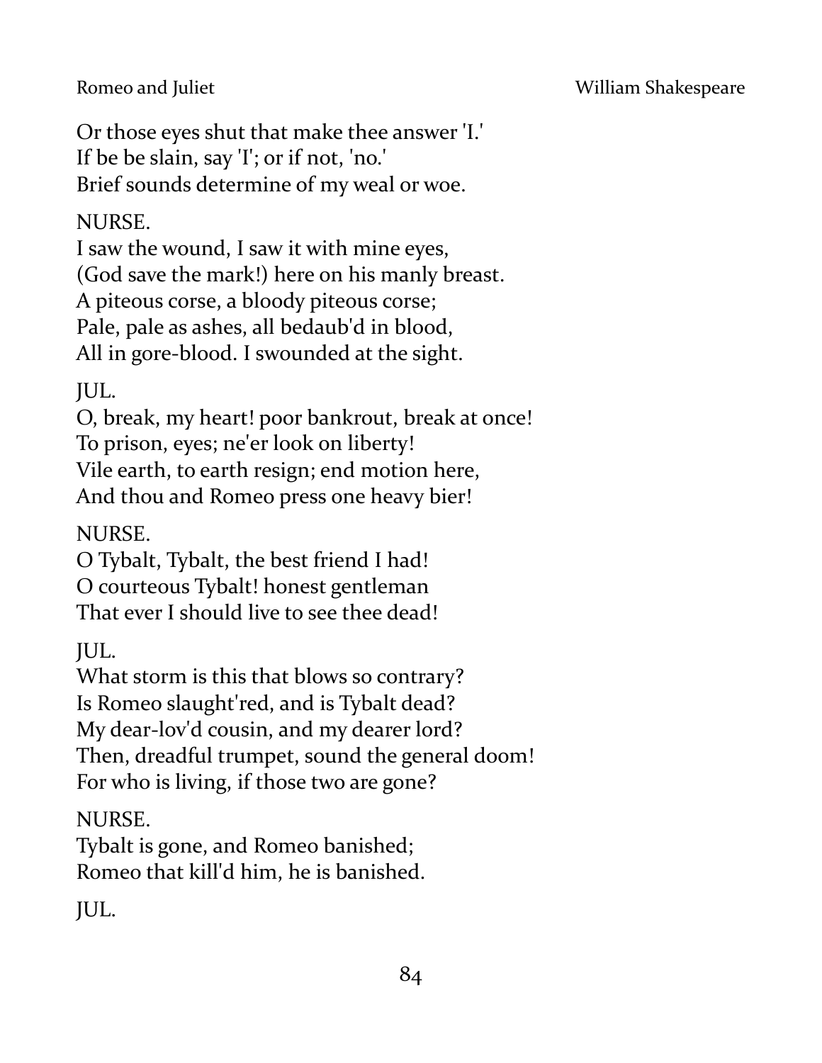Or those eyes shut that make thee answer 'I.'  
If be be slain, say 'I'; or if not, 'no.'  
Brief sounds determine of my weal or woe.

NURSE.  
I saw the wound, I saw it with mine eyes,  
(God save the mark!) here on his manly breast.  
A piteous corse, a bloody piteous corse;  
Pale, pale as ashes, all bedaub'd in blood,  
All in gore-blood. I swounded at the sight.

JUL.  
O, break, my heart! poor bankrout, break at once!  
To prison, eyes; ne'er look on liberty!  
Vile earth, to earth resign; end motion here,  
And thou and Romeo press one heavy bier!

NURSE.  
O Tybalt, Tybalt, the best friend I had!  
O courteous Tybalt! honest gentleman  
That ever I should live to see thee dead!

JUL.  
What storm is this that blows so contrary?  
Is Romeo slaught'red, and is Tybalt dead?  
My dear-lov'd cousin, and my dearer lord?  
Then, dreadful trumpet, sound the general doom!  
For who is living, if those two are gone?

NURSE.  
Tybalt is gone, and Romeo banished;  
Romeo that kill'd him, he is banished.

JUL.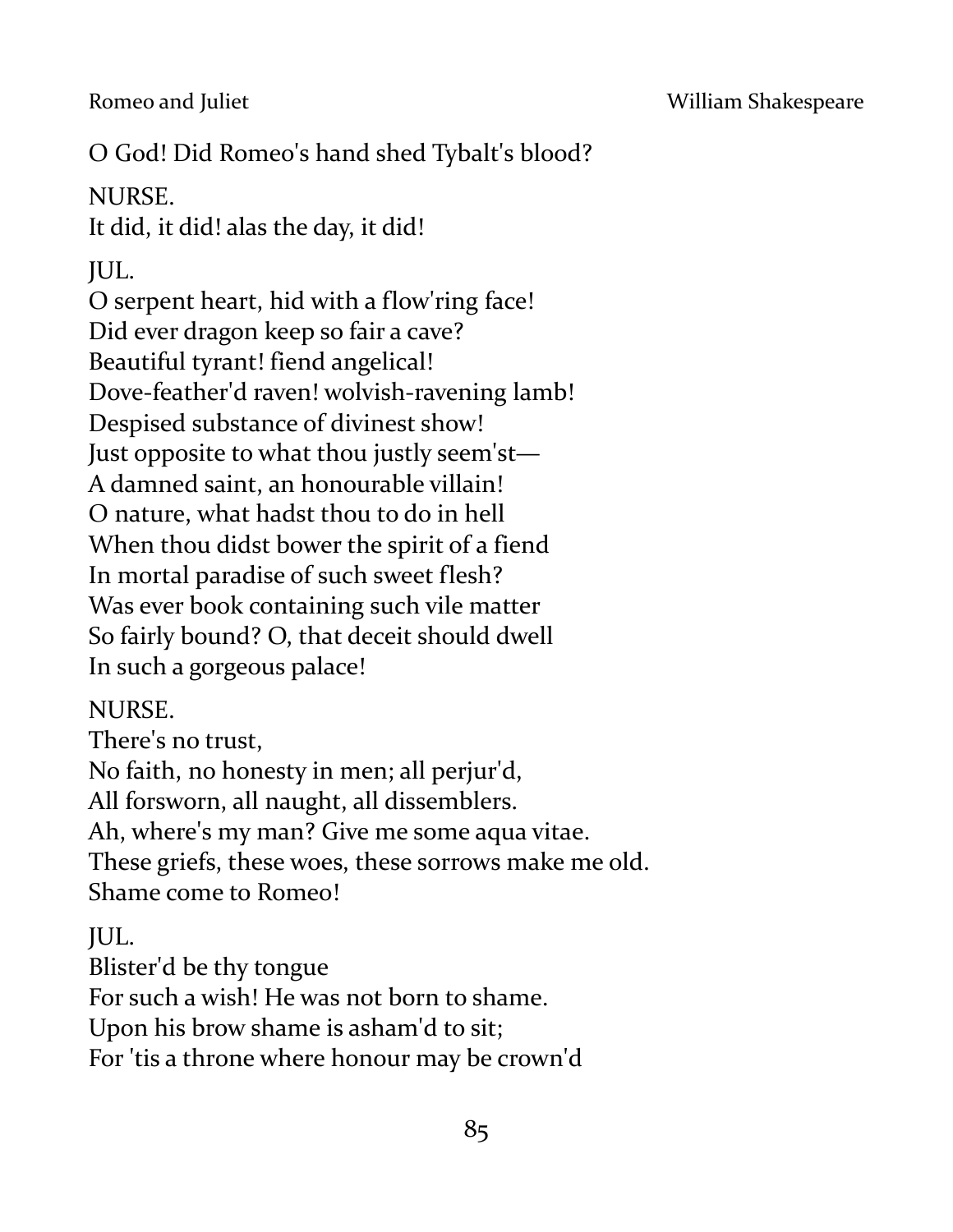O God! Did Romeo's hand shed Tybalt's blood?

NURSE.  
It did, it did! alas the day, it did!

JUL.  
O serpent heart, hid with a flow'ring face!  
Did ever dragon keep so fair a cave?  
Beautiful tyrant! fiend angelical!  
Dove-feather'd raven! wolvish-ravening lamb!  
Despised substance of divinest show!  
Just opposite to what thou justly seem'st—  
A damned saint, an honourable villain!  
O nature, what hadst thou to do in hell  
When thou didst bower the spirit of a fiend  
In mortal paradise of such sweet flesh?  
Was ever book containing such vile matter  
So fairly bound? O, that deceit should dwell  
In such a gorgeous palace!

NURSE.  
There's no trust,  
No faith, no honesty in men; all perjur'd,  
All forsworn, all naught, all dissemblers.  
Ah, where's my man? Give me some aqua vitae.  
These griefs, these woes, these sorrows make me old.  
Shame come to Romeo!

JUL.  
Blister'd be thy tongue  
For such a wish! He was not born to shame.  
Upon his brow shame is asham'd to sit;  
For 'tis a throne where honour may be crown'd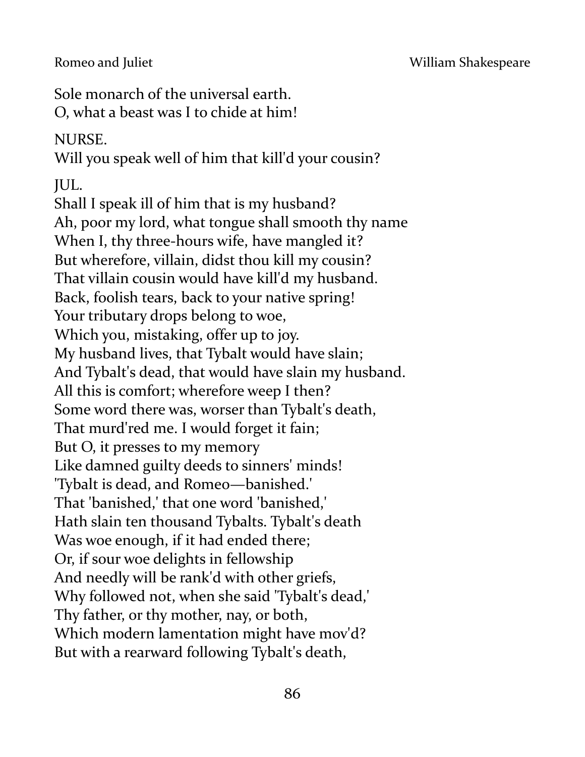Sole monarch of the universal earth.
O, what a beast was I to chide at him!

NURSE.
Will you speak well of him that kill'd your cousin?

JUL.
Shall I speak ill of him that is my husband?
Ah, poor my lord, what tongue shall smooth thy name
When I, thy three-hours wife, have mangled it?
But wherefore, villain, didst thou kill my cousin?
That villain cousin would have kill'd my husband.
Back, foolish tears, back to your native spring!
Your tributary drops belong to woe,
Which you, mistaking, offer up to joy.
My husband lives, that Tybalt would have slain;
And Tybalt's dead, that would have slain my husband.
All this is comfort; wherefore weep I then?
Some word there was, worser than Tybalt's death,
That murd'red me. I would forget it fain;
But O, it presses to my memory
Like damned guilty deeds to sinners' minds!
'Tybalt is dead, and Romeo—banished.'
That 'banished,' that one word 'banished,'
Hath slain ten thousand Tybalts. Tybalt's death
Was woe enough, if it had ended there;
Or, if sour woe delights in fellowship
And needly will be rank'd with other griefs,
Why followed not, when she said 'Tybalt's dead,'
Thy father, or thy mother, nay, or both,
Which modern lamentation might have mov'd?
But with a rearward following Tybalt's death,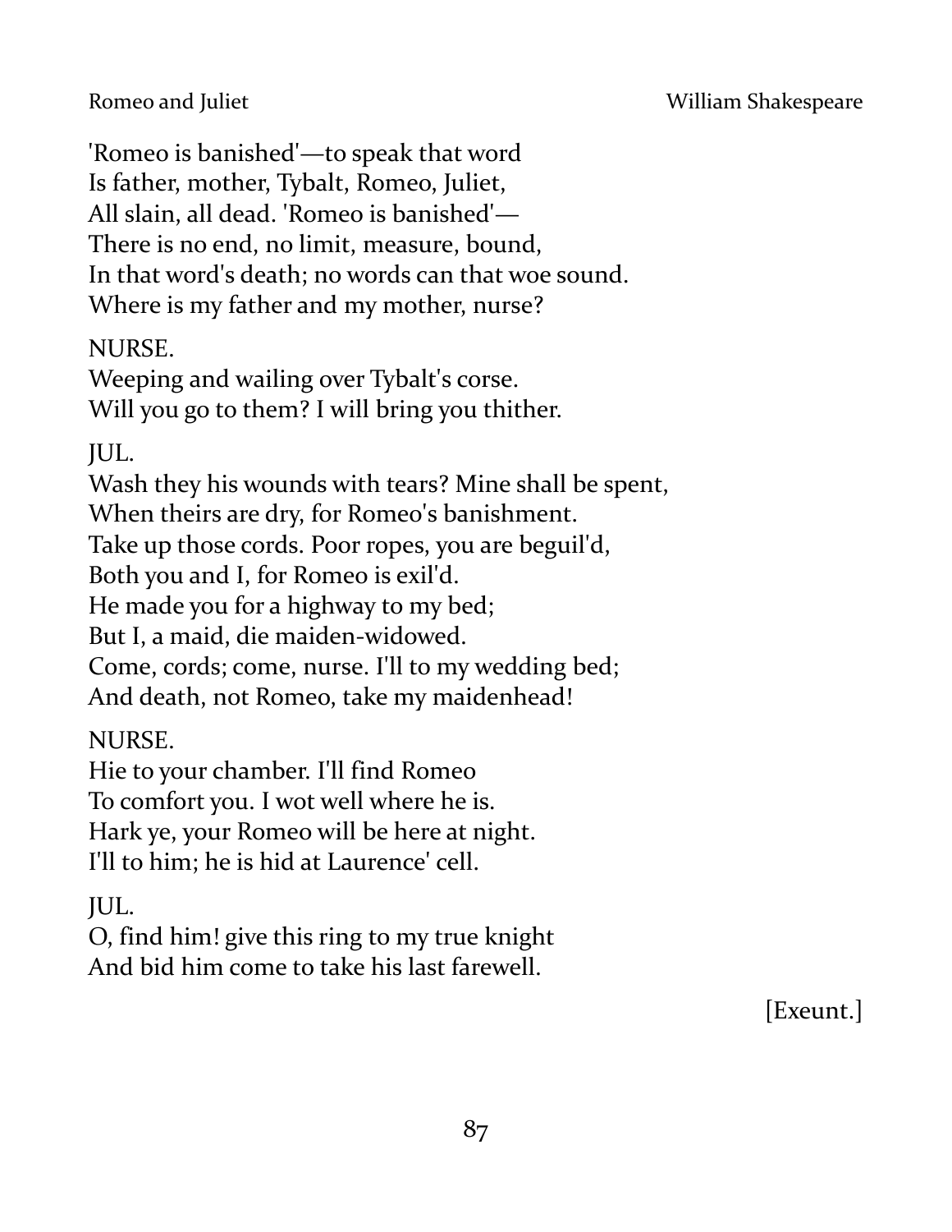'Romeo is banished'—to speak that word  
Is father, mother, Tybalt, Romeo, Juliet,  
All slain, all dead. 'Romeo is banished'—  
There is no end, no limit, measure, bound,  
In that word's death; no words can that woe sound.  
Where is my father and my mother, nurse?

NURSE.  
Weeping and wailing over Tybalt's corse.  
Will you go to them? I will bring you thither.

JUL.  
Wash they his wounds with tears? Mine shall be spent,  
When theirs are dry, for Romeo's banishment.  
Take up those cords. Poor ropes, you are beguil'd,  
Both you and I, for Romeo is exil'd.  
He made you for a highway to my bed;  
But I, a maid, die maiden-widowed.  
Come, cords; come, nurse. I'll to my wedding bed;  
And death, not Romeo, take my maidenhead!

NURSE.  
Hie to your chamber. I'll find Romeo  
To comfort you. I wot well where he is.  
Hark ye, your Romeo will be here at night.  
I'll to him; he is hid at Laurence' cell.

JUL.  
O, find him! give this ring to my true knight  
And bid him come to take his last farewell.

[Exeunt.]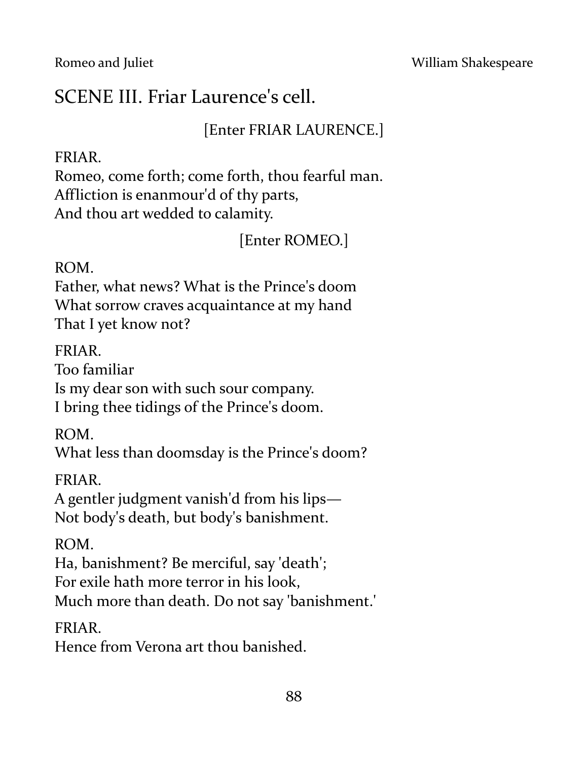## SCENE III. Friar Laurence's cell.

[Enter FRIAR LAURENCE.]

FRIAR.
Romeo, come forth; come forth, thou fearful man.
Affliction is enanmour'd of thy parts,
And thou art wedded to calamity.

[Enter ROMEO.]

ROM.
Father, what news? What is the Prince's doom
What sorrow craves acquaintance at my hand
That I yet know not?

FRIAR.
Too familiar
Is my dear son with such sour company.
I bring thee tidings of the Prince's doom.

ROM.
What less than doomsday is the Prince's doom?

FRIAR.
A gentler judgment vanish'd from his lips—
Not body's death, but body's banishment.

ROM.
Ha, banishment? Be merciful, say 'death';
For exile hath more terror in his look,
Much more than death. Do not say 'banishment.'

FRIAR.
Hence from Verona art thou banished.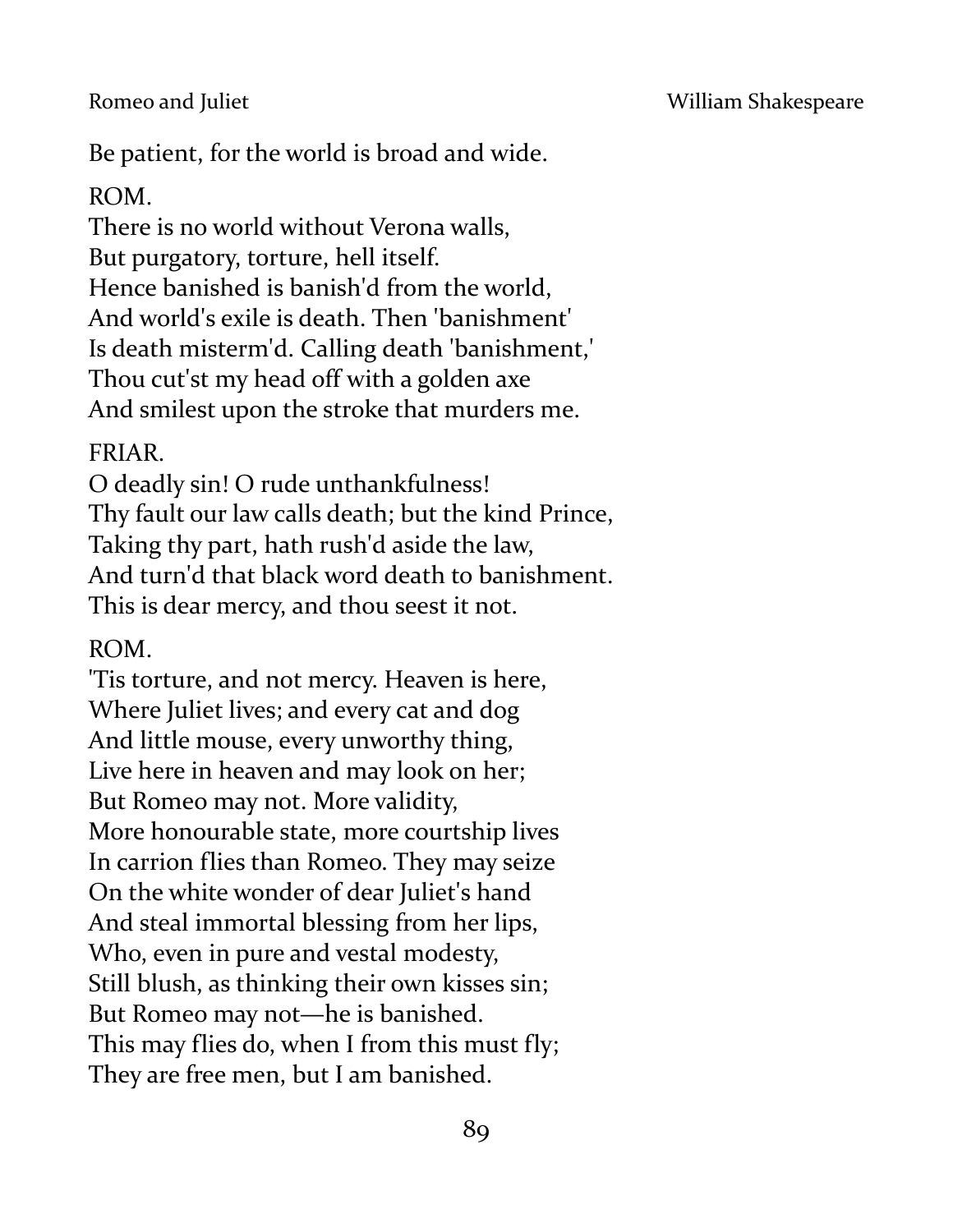Be patient, for the world is broad and wide.

ROM.  
There is no world without Verona walls,  
But purgatory, torture, hell itself.  
Hence banished is banish'd from the world,  
And world's exile is death. Then 'banishment'  
Is death misterm'd. Calling death 'banishment,'  
Thou cut'st my head off with a golden axe  
And smilest upon the stroke that murders me.

FRIAR.  
O deadly sin! O rude unthankfulness!  
Thy fault our law calls death; but the kind Prince,  
Taking thy part, hath rush'd aside the law,  
And turn'd that black word death to banishment.  
This is dear mercy, and thou seest it not.

ROM.  
'Tis torture, and not mercy. Heaven is here,  
Where Juliet lives; and every cat and dog  
And little mouse, every unworthy thing,  
Live here in heaven and may look on her;  
But Romeo may not. More validity,  
More honourable state, more courtship lives  
In carrion flies than Romeo. They may seize  
On the white wonder of dear Juliet's hand  
And steal immortal blessing from her lips,  
Who, even in pure and vestal modesty,  
Still blush, as thinking their own kisses sin;  
But Romeo may not—he is banished.  
This may flies do, when I from this must fly;  
They are free men, but I am banished.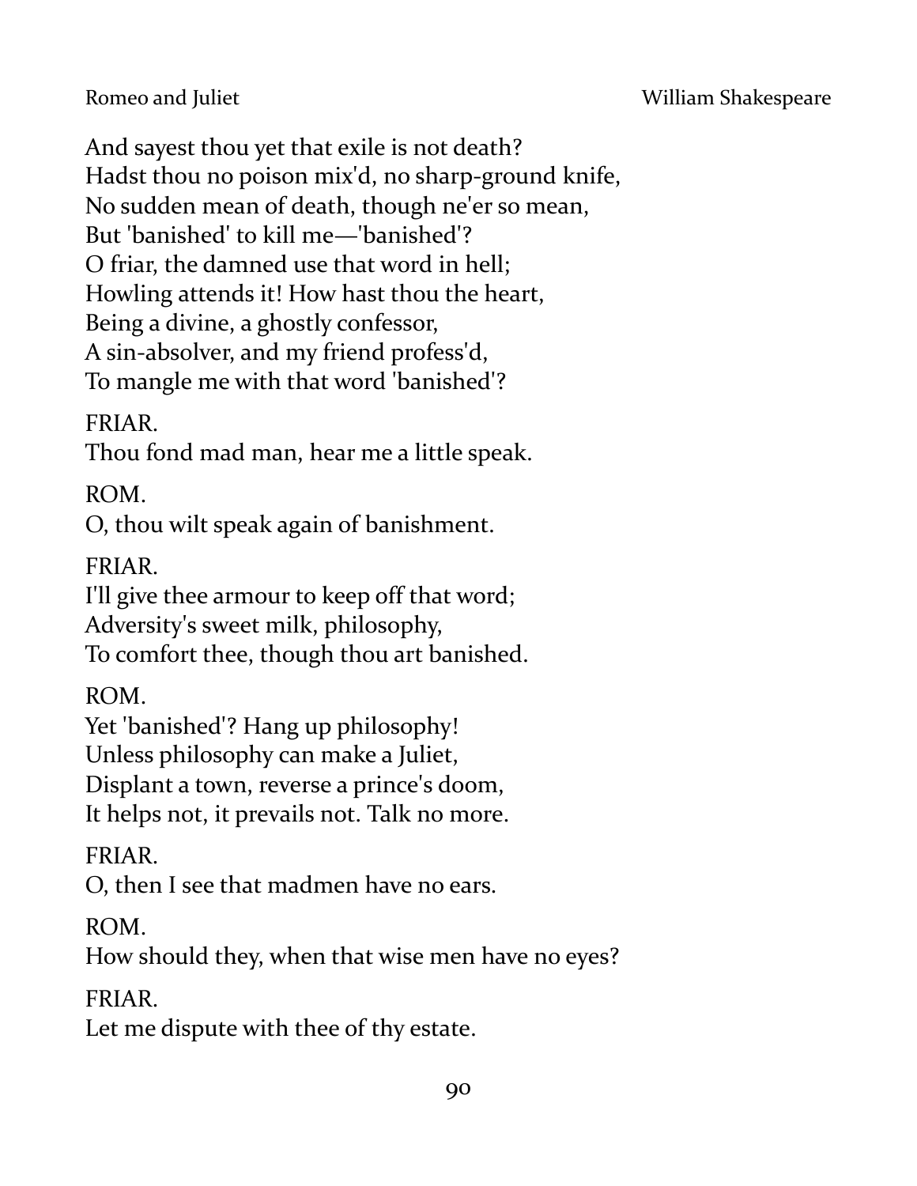And sayest thou yet that exile is not death?
Hadst thou no poison mix'd, no sharp-ground knife,
No sudden mean of death, though ne'er so mean,
But 'banished' to kill me—'banished'?
O friar, the damned use that word in hell;
Howling attends it! How hast thou the heart,
Being a divine, a ghostly confessor,
A sin-absolver, and my friend profess'd,
To mangle me with that word 'banished'?

FRIAR.
Thou fond mad man, hear me a little speak.

ROM.
O, thou wilt speak again of banishment.

FRIAR.
I'll give thee armour to keep off that word;
Adversity's sweet milk, philosophy,
To comfort thee, though thou art banished.

ROM.
Yet 'banished'? Hang up philosophy!
Unless philosophy can make a Juliet,
Displant a town, reverse a prince's doom,
It helps not, it prevails not. Talk no more.

FRIAR.
O, then I see that madmen have no ears.

ROM.
How should they, when that wise men have no eyes?

FRIAR.
Let me dispute with thee of thy estate.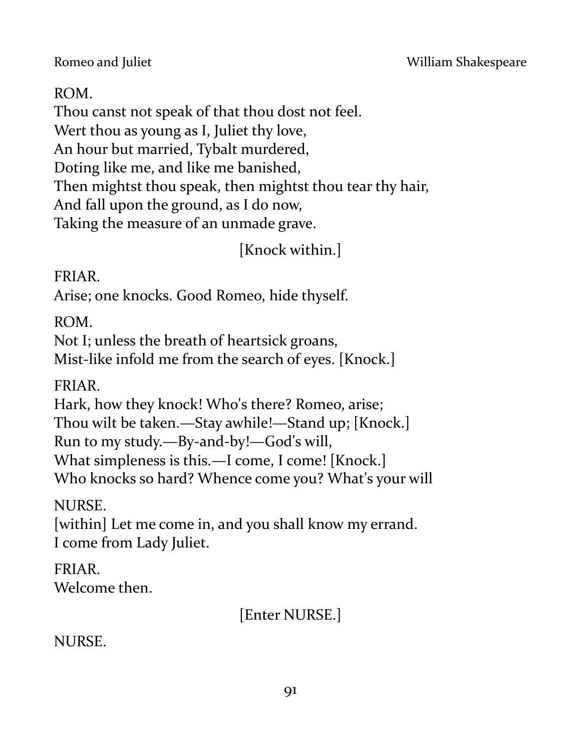ROM.
Thou canst not speak of that thou dost not feel.
Wert thou as young as I, Juliet thy love,
An hour but married, Tybalt murdered,
Doting like me, and like me banished,
Then mightst thou speak, then mightst thou tear thy hair,
And fall upon the ground, as I do now,
Taking the measure of an unmade grave.

[Knock within.]

FRIAR.
Arise; one knocks. Good Romeo, hide thyself.

ROM.
Not I; unless the breath of heartsick groans,
Mist-like infold me from the search of eyes. [Knock.]

FRIAR.
Hark, how they knock! Who's there? Romeo, arise;
Thou wilt be taken.—Stay awhile!—Stand up; [Knock.]
Run to my study.—By-and-by!—God's will,
What simpleness is this.—I come, I come! [Knock.]
Who knocks so hard? Whence come you? What's your will

NURSE.
[within] Let me come in, and you shall know my errand.
I come from Lady Juliet.

FRIAR.
Welcome then.

[Enter NURSE.]

NURSE.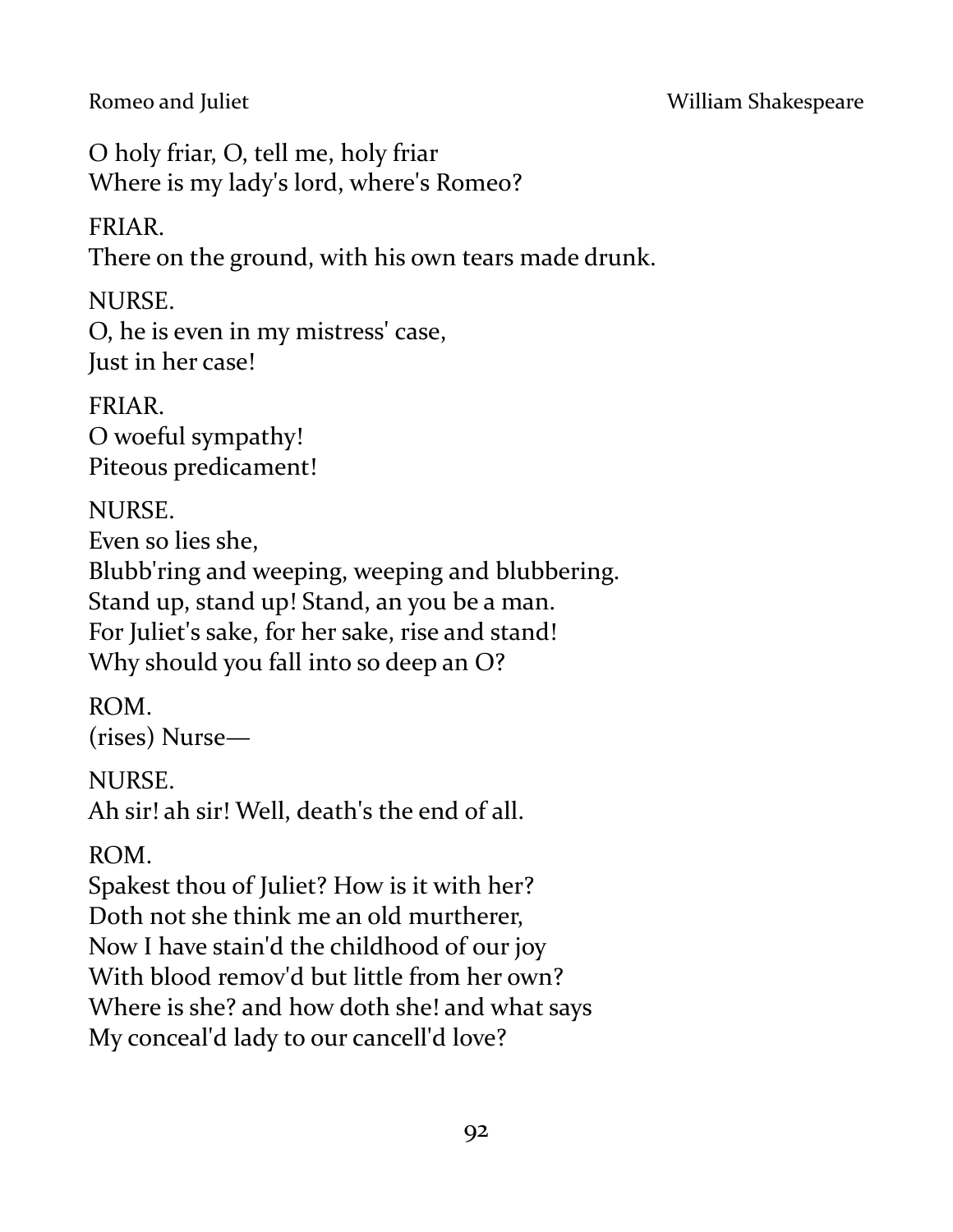O holy friar, O, tell me, holy friar
Where is my lady's lord, where's Romeo?

FRIAR.
There on the ground, with his own tears made drunk.

NURSE.
O, he is even in my mistress' case,
Just in her case!

FRIAR.
O woeful sympathy!
Piteous predicament!

NURSE.
Even so lies she,
Blubb'ring and weeping, weeping and blubbering.
Stand up, stand up! Stand, an you be a man.
For Juliet's sake, for her sake, rise and stand!
Why should you fall into so deep an O?

ROM.
(rises) Nurse—

NURSE.
Ah sir! ah sir! Well, death's the end of all.

ROM.
Spakest thou of Juliet? How is it with her?
Doth not she think me an old murtherer,
Now I have stain'd the childhood of our joy
With blood remov'd but little from her own?
Where is she? and how doth she! and what says
My conceal'd lady to our cancell'd love?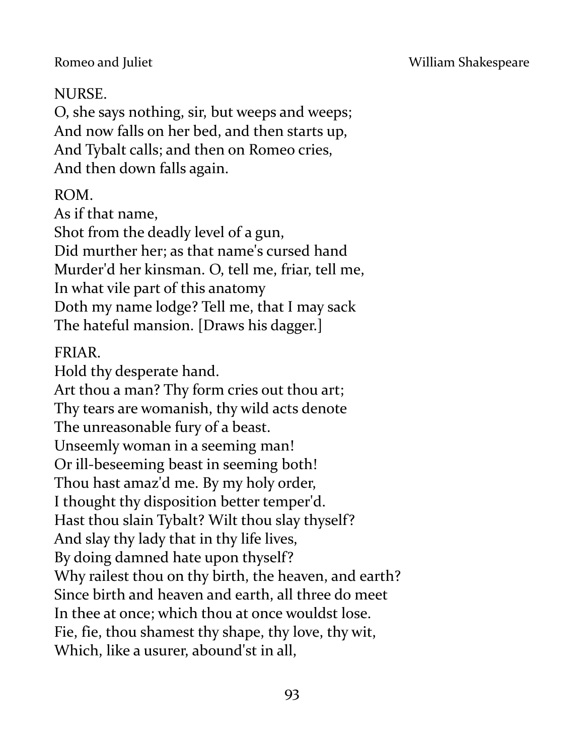NURSE.
O, she says nothing, sir, but weeps and weeps;
And now falls on her bed, and then starts up,
And Tybalt calls; and then on Romeo cries,
And then down falls again.

ROM.
As if that name,
Shot from the deadly level of a gun,
Did murther her; as that name's cursed hand
Murder'd her kinsman. O, tell me, friar, tell me,
In what vile part of this anatomy
Doth my name lodge? Tell me, that I may sack
The hateful mansion. [Draws his dagger.]

FRIAR.
Hold thy desperate hand.
Art thou a man? Thy form cries out thou art;
Thy tears are womanish, thy wild acts denote
The unreasonable fury of a beast.
Unseemly woman in a seeming man!
Or ill-beseeming beast in seeming both!
Thou hast amaz'd me. By my holy order,
I thought thy disposition better temper'd.
Hast thou slain Tybalt? Wilt thou slay thyself?
And slay thy lady that in thy life lives,
By doing damned hate upon thyself?
Why railest thou on thy birth, the heaven, and earth?
Since birth and heaven and earth, all three do meet
In thee at once; which thou at once wouldst lose.
Fie, fie, thou shamest thy shape, thy love, thy wit,
Which, like a usurer, abound'st in all,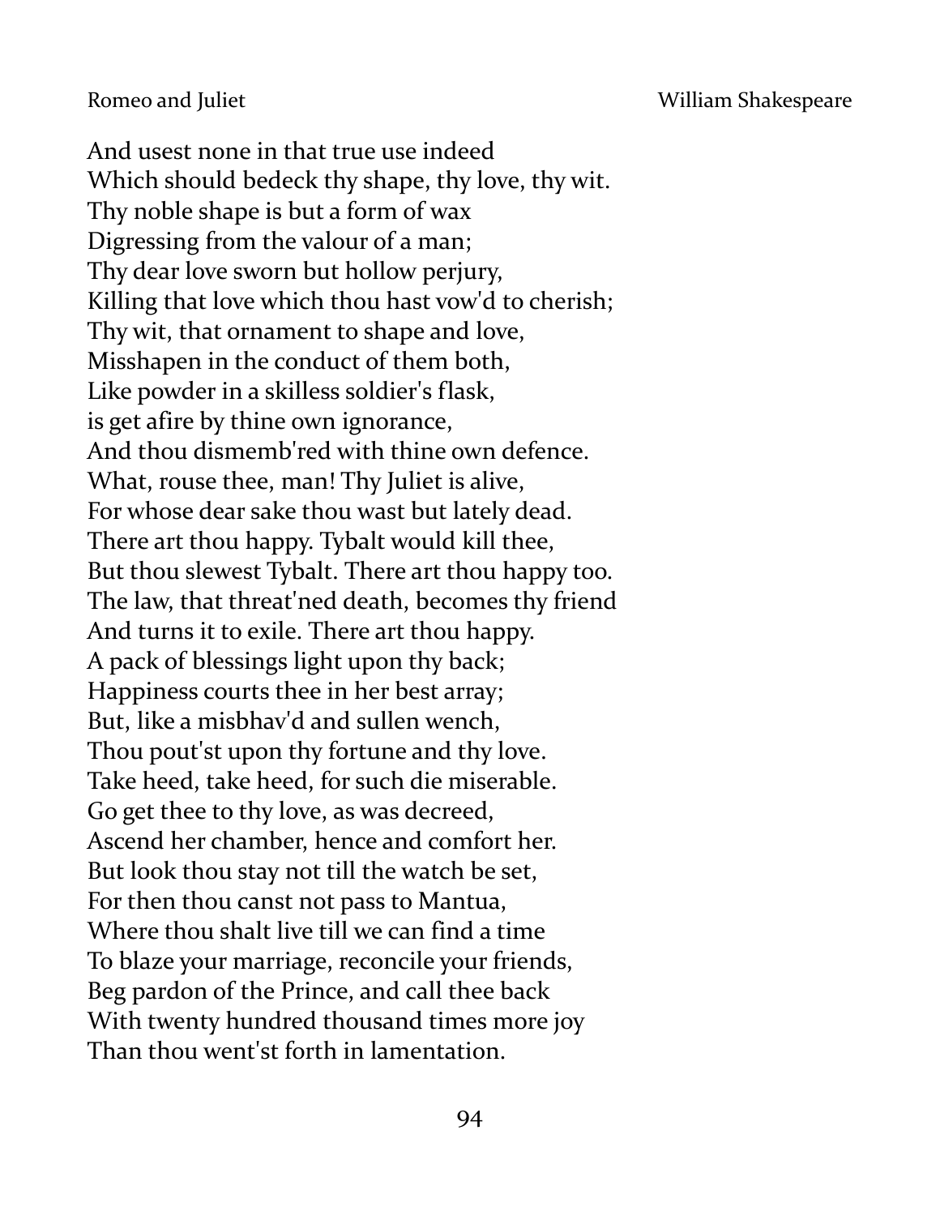And usest none in that true use indeed
Which should bedeck thy shape, thy love, thy wit.
Thy noble shape is but a form of wax
Digressing from the valour of a man;
Thy dear love sworn but hollow perjury,
Killing that love which thou hast vow'd to cherish;
Thy wit, that ornament to shape and love,
Misshapen in the conduct of them both,
Like powder in a skilless soldier's flask,
is get afire by thine own ignorance,
And thou dismemb'red with thine own defence.
What, rouse thee, man! Thy Juliet is alive,
For whose dear sake thou wast but lately dead.
There art thou happy. Tybalt would kill thee,
But thou slewest Tybalt. There art thou happy too.
The law, that threat'ned death, becomes thy friend
And turns it to exile. There art thou happy.
A pack of blessings light upon thy back;
Happiness courts thee in her best array;
But, like a misbhav'd and sullen wench,
Thou pout'st upon thy fortune and thy love.
Take heed, take heed, for such die miserable.
Go get thee to thy love, as was decreed,
Ascend her chamber, hence and comfort her.
But look thou stay not till the watch be set,
For then thou canst not pass to Mantua,
Where thou shalt live till we can find a time
To blaze your marriage, reconcile your friends,
Beg pardon of the Prince, and call thee back
With twenty hundred thousand times more joy
Than thou went'st forth in lamentation.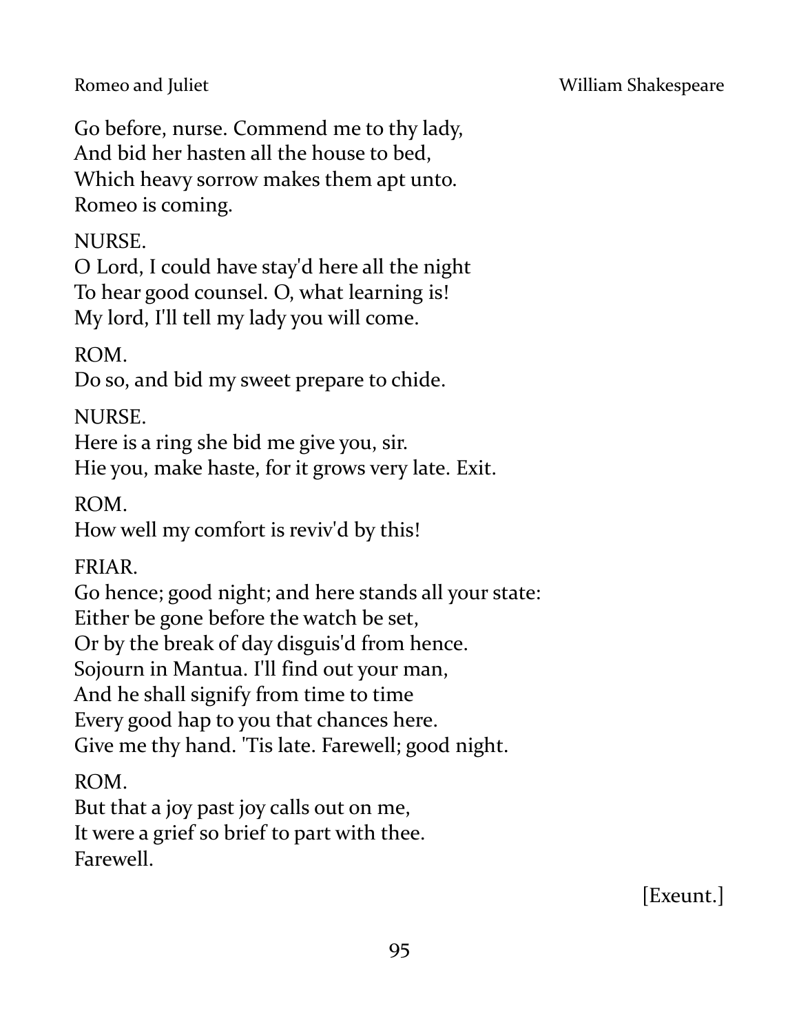Go before, nurse. Commend me to thy lady,
And bid her hasten all the house to bed,
Which heavy sorrow makes them apt unto.
Romeo is coming.

NURSE.
O Lord, I could have stay'd here all the night
To hear good counsel. O, what learning is!
My lord, I'll tell my lady you will come.

ROM.
Do so, and bid my sweet prepare to chide.

NURSE.
Here is a ring she bid me give you, sir.
Hie you, make haste, for it grows very late. Exit.

ROM.
How well my comfort is reviv'd by this!

FRIAR.
Go hence; good night; and here stands all your state:
Either be gone before the watch be set,
Or by the break of day disguis'd from hence.
Sojourn in Mantua. I'll find out your man,
And he shall signify from time to time
Every good hap to you that chances here.
Give me thy hand. 'Tis late. Farewell; good night.

ROM.
But that a joy past joy calls out on me,
It were a grief so brief to part with thee.
Farewell.

[Exeunt.]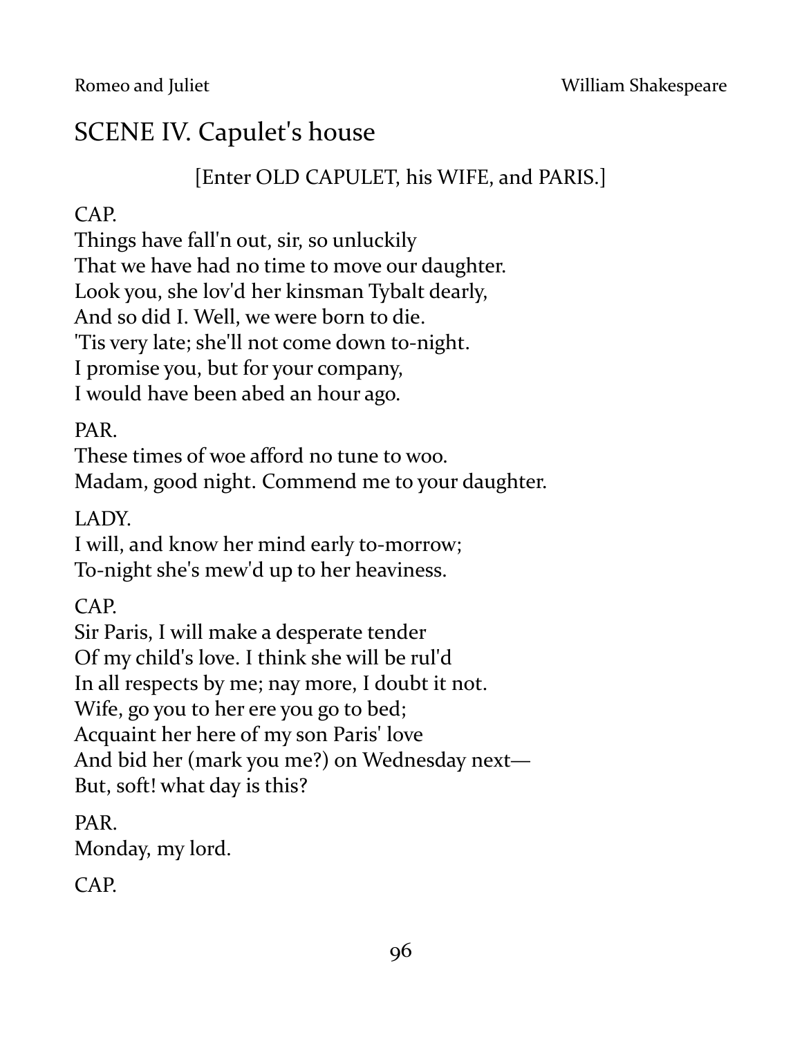## SCENE IV. Capulet's house

[Enter OLD CAPULET, his WIFE, and PARIS.]

CAP.
Things have fall'n out, sir, so unluckily
That we have had no time to move our daughter.
Look you, she lov'd her kinsman Tybalt dearly,
And so did I. Well, we were born to die.
'Tis very late; she'll not come down to-night.
I promise you, but for your company,
I would have been abed an hour ago.

PAR.
These times of woe afford no tune to woo.
Madam, good night. Commend me to your daughter.

LADY.
I will, and know her mind early to-morrow;
To-night she's mew'd up to her heaviness.

CAP.
Sir Paris, I will make a desperate tender
Of my child's love. I think she will be rul'd
In all respects by me; nay more, I doubt it not.
Wife, go you to her ere you go to bed;
Acquaint her here of my son Paris' love
And bid her (mark you me?) on Wednesday next—
But, soft! what day is this?

PAR.
Monday, my lord.

CAP.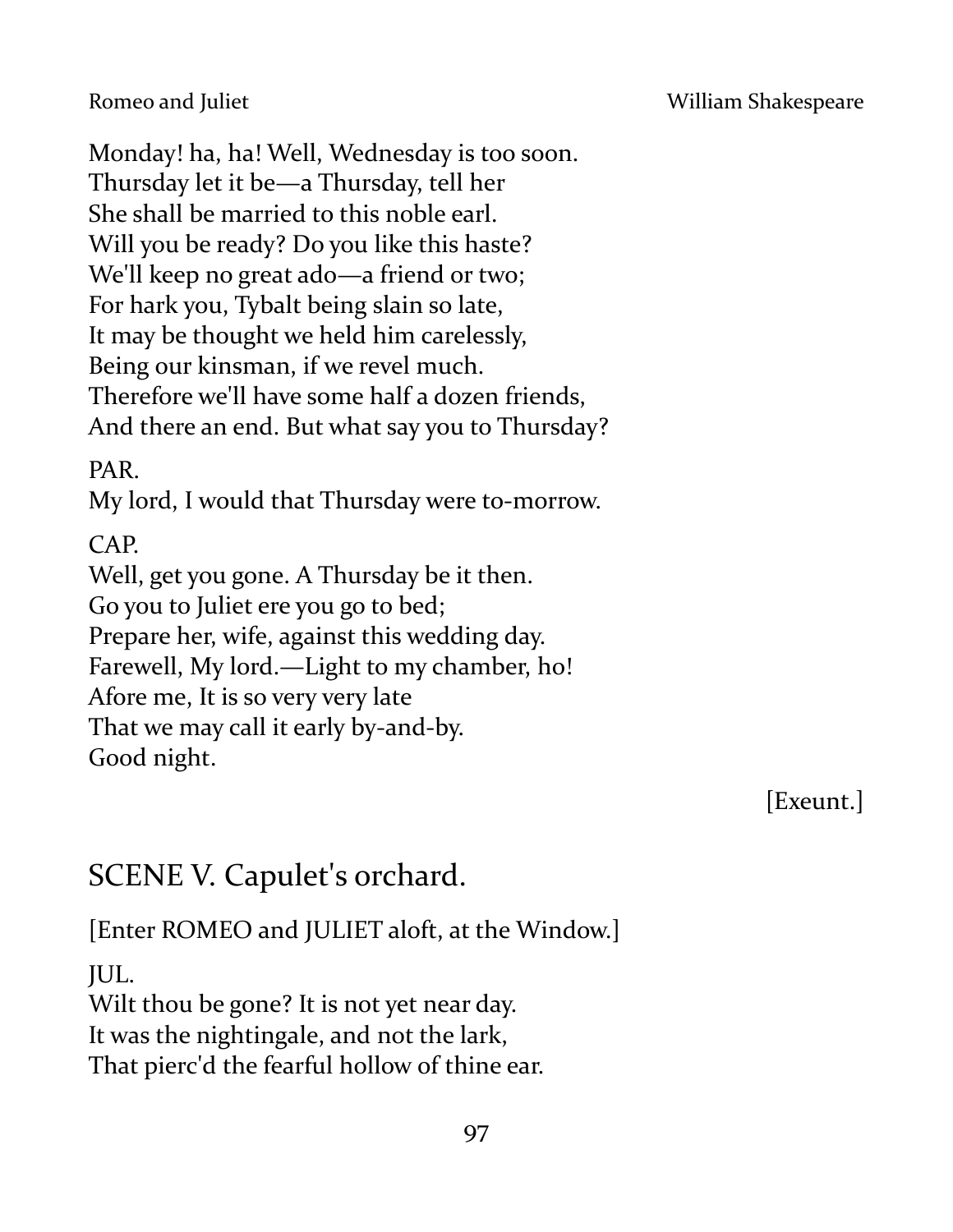Monday! ha, ha! Well, Wednesday is too soon.  
Thursday let it be—a Thursday, tell her  
She shall be married to this noble earl.  
Will you be ready? Do you like this haste?  
We'll keep no great ado—a friend or two;  
For hark you, Tybalt being slain so late,  
It may be thought we held him carelessly,  
Being our kinsman, if we revel much.  
Therefore we'll have some half a dozen friends,  
And there an end. But what say you to Thursday?

PAR.  
My lord, I would that Thursday were to-morrow.

CAP.  
Well, get you gone. A Thursday be it then.  
Go you to Juliet ere you go to bed;  
Prepare her, wife, against this wedding day.  
Farewell, My lord.—Light to my chamber, ho!  
Afore me, It is so very very late  
That we may call it early by-and-by.  
Good night.

[Exeunt.]

## SCENE V. Capulet's orchard.

[Enter ROMEO and JULIET aloft, at the Window.]

JUL.  
Wilt thou be gone? It is not yet near day.  
It was the nightingale, and not the lark,  
That pierc'd the fearful hollow of thine ear.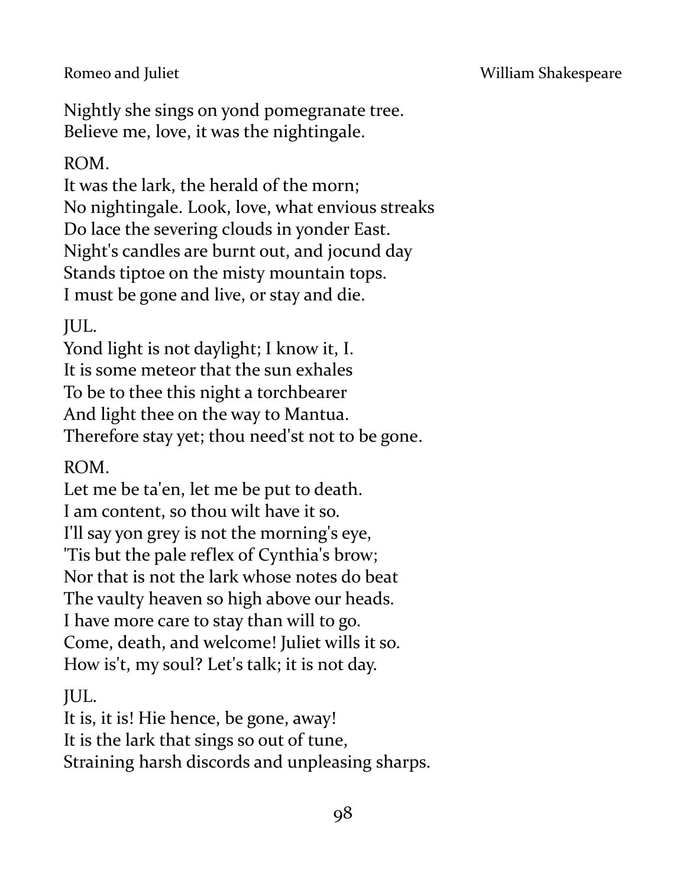Nightly she sings on yond pomegranate tree.
Believe me, love, it was the nightingale.

ROM.
It was the lark, the herald of the morn;
No nightingale. Look, love, what envious streaks
Do lace the severing clouds in yonder East.
Night's candles are burnt out, and jocund day
Stands tiptoe on the misty mountain tops.
I must be gone and live, or stay and die.

JUL.
Yond light is not daylight; I know it, I.
It is some meteor that the sun exhales
To be to thee this night a torchbearer
And light thee on the way to Mantua.
Therefore stay yet; thou need'st not to be gone.

ROM.
Let me be ta'en, let me be put to death.
I am content, so thou wilt have it so.
I'll say yon grey is not the morning's eye,
'Tis but the pale reflex of Cynthia's brow;
Nor that is not the lark whose notes do beat
The vaulty heaven so high above our heads.
I have more care to stay than will to go.
Come, death, and welcome! Juliet wills it so.
How is't, my soul? Let's talk; it is not day.

JUL.
It is, it is! Hie hence, be gone, away!
It is the lark that sings so out of tune,
Straining harsh discords and unpleasing sharps.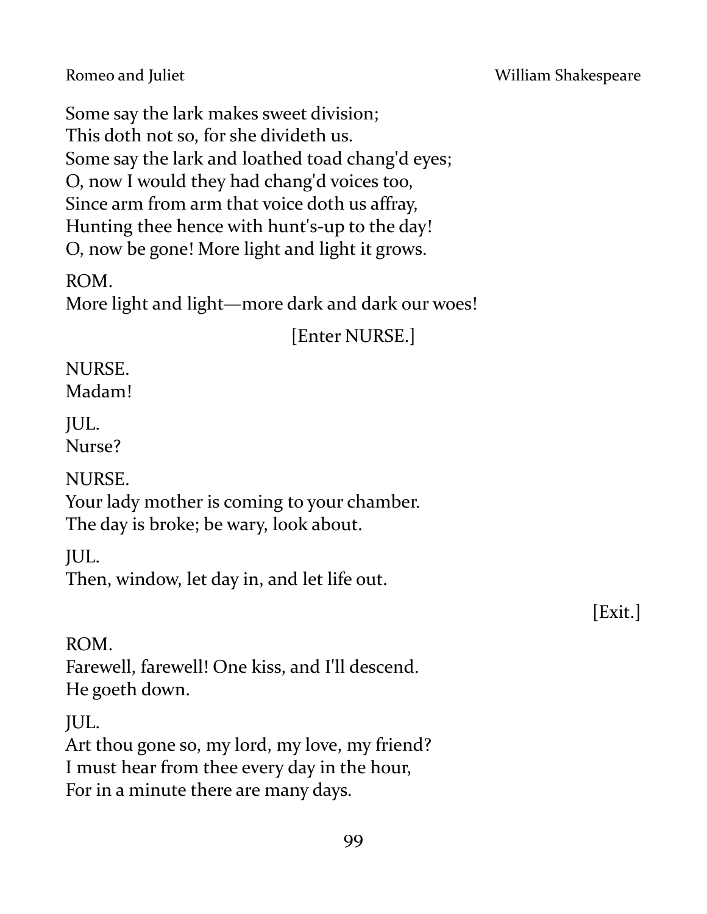Some say the lark makes sweet division;
This doth not so, for she divideth us.
Some say the lark and loathed toad chang'd eyes;
O, now I would they had chang'd voices too,
Since arm from arm that voice doth us affray,
Hunting thee hence with hunt's-up to the day!
O, now be gone! More light and light it grows.

ROM.
More light and light—more dark and dark our woes!

[Enter NURSE.]

NURSE.
Madam!

JUL.
Nurse?

NURSE.
Your lady mother is coming to your chamber.
The day is broke; be wary, look about.

JUL.
Then, window, let day in, and let life out.

[Exit.]

ROM.
Farewell, farewell! One kiss, and I'll descend.
He goeth down.

JUL.
Art thou gone so, my lord, my love, my friend?
I must hear from thee every day in the hour,
For in a minute there are many days.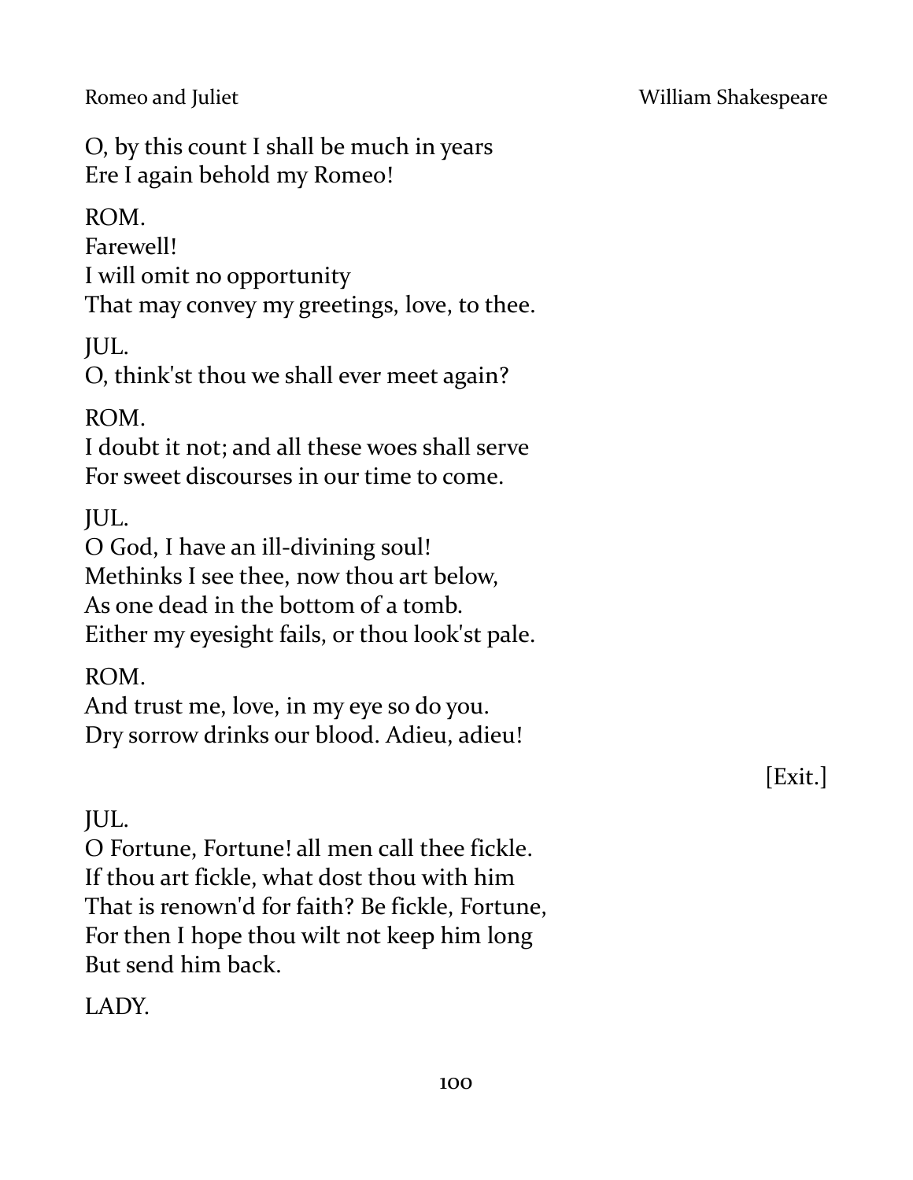O, by this count I shall be much in years
Ere I again behold my Romeo!

ROM.
Farewell!
I will omit no opportunity
That may convey my greetings, love, to thee.

JUL.
O, think'st thou we shall ever meet again?

ROM.
I doubt it not; and all these woes shall serve
For sweet discourses in our time to come.

JUL.
O God, I have an ill-divining soul!
Methinks I see thee, now thou art below,
As one dead in the bottom of a tomb.
Either my eyesight fails, or thou look'st pale.

ROM.
And trust me, love, in my eye so do you.
Dry sorrow drinks our blood. Adieu, adieu!

[Exit.]

JUL.
O Fortune, Fortune! all men call thee fickle.
If thou art fickle, what dost thou with him
That is renown'd for faith? Be fickle, Fortune,
For then I hope thou wilt not keep him long
But send him back.

LADY.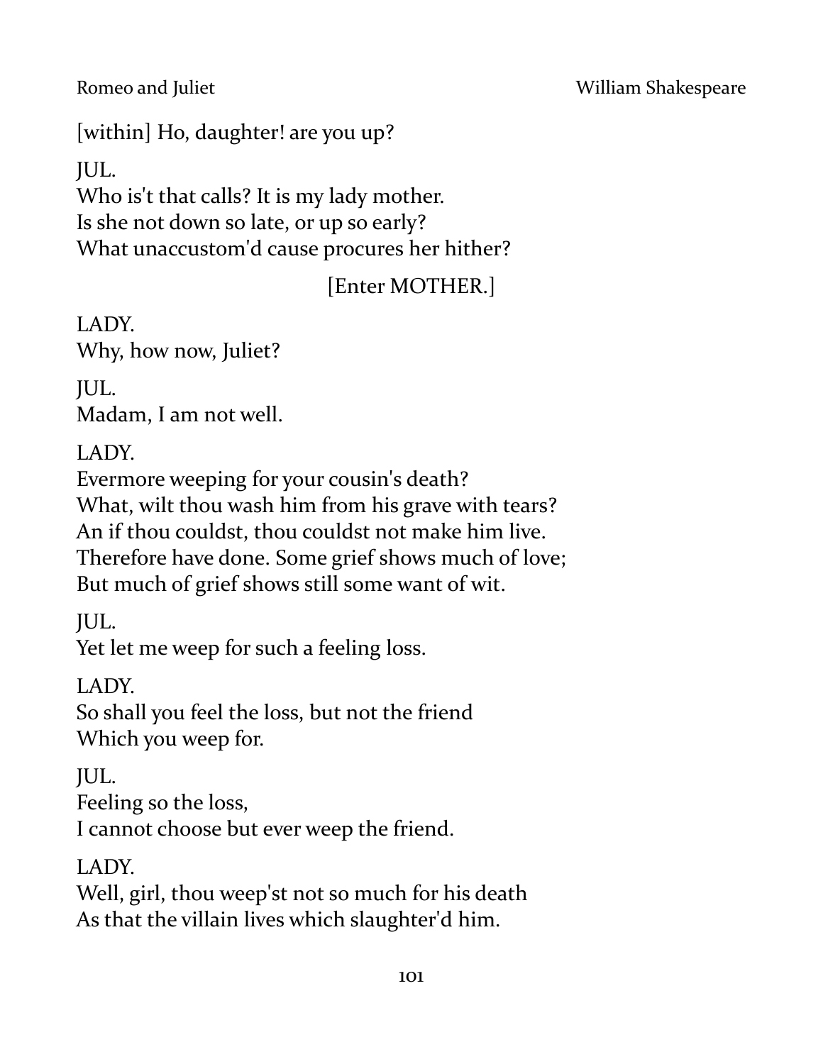[within] Ho, daughter! are you up?

JUL.
Who is't that calls? It is my lady mother.
Is she not down so late, or up so early?
What unaccustom'd cause procures her hither?

[Enter MOTHER.]

LADY.
Why, how now, Juliet?

JUL.
Madam, I am not well.

LADY.
Evermore weeping for your cousin's death?
What, wilt thou wash him from his grave with tears?
An if thou couldst, thou couldst not make him live.
Therefore have done. Some grief shows much of love;
But much of grief shows still some want of wit.

JUL.
Yet let me weep for such a feeling loss.

LADY.
So shall you feel the loss, but not the friend
Which you weep for.

JUL.
Feeling so the loss,
I cannot choose but ever weep the friend.

LADY.
Well, girl, thou weep'st not so much for his death
As that the villain lives which slaughter'd him.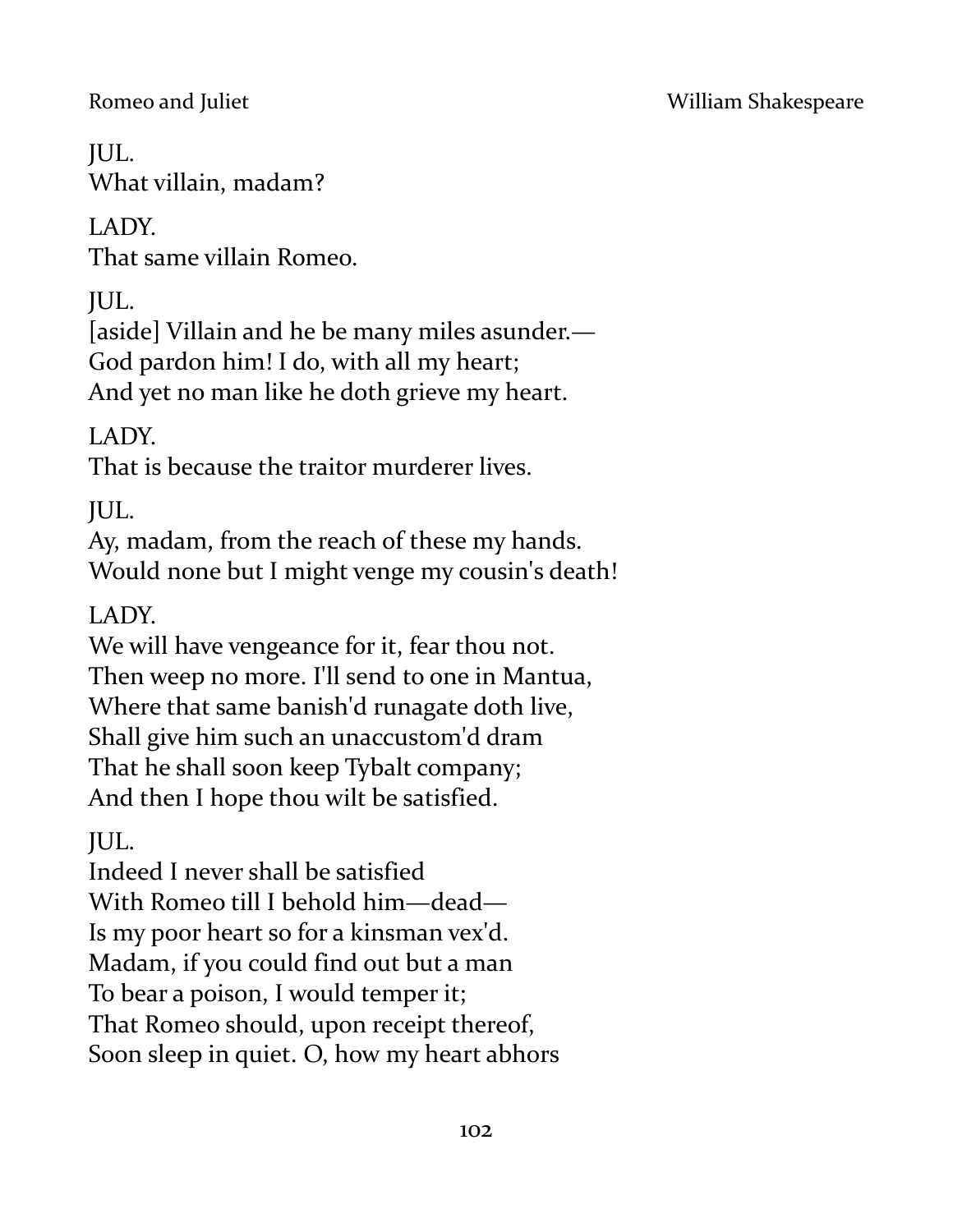JUL.
What villain, madam?

LADY.
That same villain Romeo.

JUL.
[aside] Villain and he be many miles asunder.—
God pardon him! I do, with all my heart;
And yet no man like he doth grieve my heart.

LADY.
That is because the traitor murderer lives.

JUL.
Ay, madam, from the reach of these my hands.
Would none but I might venge my cousin's death!

LADY.
We will have vengeance for it, fear thou not.
Then weep no more. I'll send to one in Mantua,
Where that same banish'd runagate doth live,
Shall give him such an unaccustom'd dram
That he shall soon keep Tybalt company;
And then I hope thou wilt be satisfied.

JUL.
Indeed I never shall be satisfied
With Romeo till I behold him—dead—
Is my poor heart so for a kinsman vex'd.
Madam, if you could find out but a man
To bear a poison, I would temper it;
That Romeo should, upon receipt thereof,
Soon sleep in quiet. O, how my heart abhors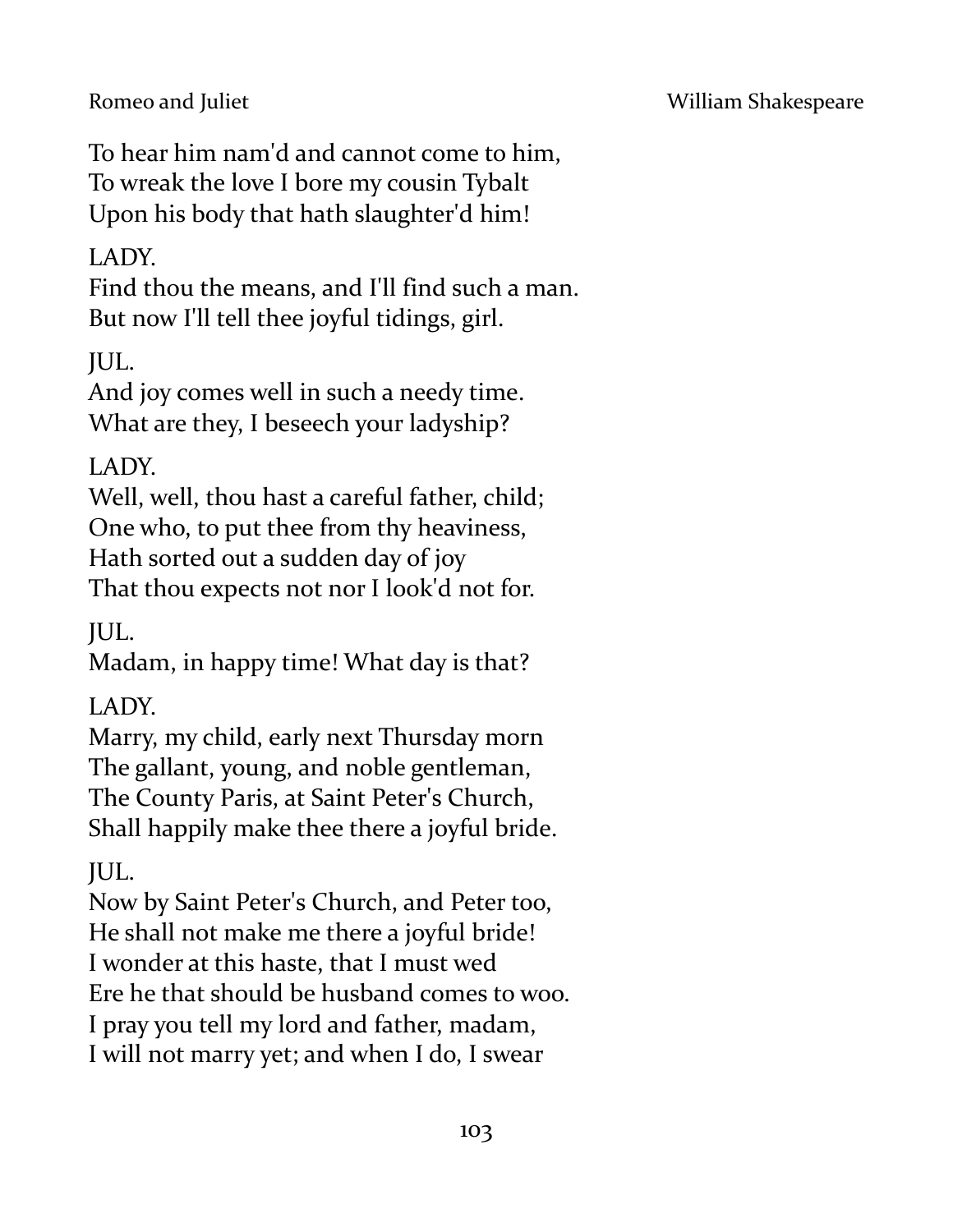To hear him nam'd and cannot come to him,  
To wreak the love I bore my cousin Tybalt  
Upon his body that hath slaughter'd him!

LADY.  
Find thou the means, and I'll find such a man.  
But now I'll tell thee joyful tidings, girl.

JUL.  
And joy comes well in such a needy time.  
What are they, I beseech your ladyship?

LADY.  
Well, well, thou hast a careful father, child;  
One who, to put thee from thy heaviness,  
Hath sorted out a sudden day of joy  
That thou expects not nor I look'd not for.

JUL.  
Madam, in happy time! What day is that?

LADY.  
Marry, my child, early next Thursday morn  
The gallant, young, and noble gentleman,  
The County Paris, at Saint Peter's Church,  
Shall happily make thee there a joyful bride.

JUL.  
Now by Saint Peter's Church, and Peter too,  
He shall not make me there a joyful bride!  
I wonder at this haste, that I must wed  
Ere he that should be husband comes to woo.  
I pray you tell my lord and father, madam,  
I will not marry yet; and when I do, I swear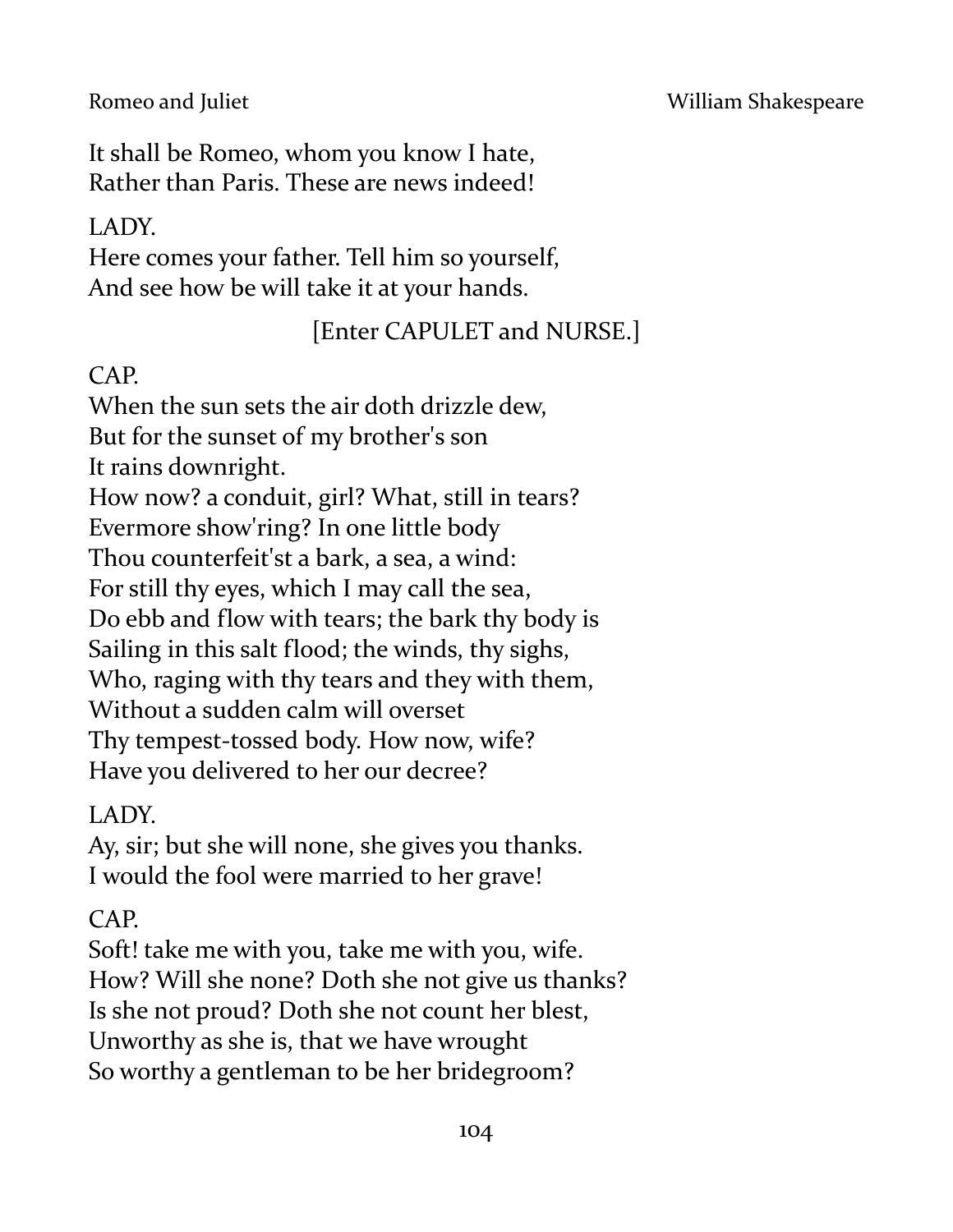It shall be Romeo, whom you know I hate,
Rather than Paris. These are news indeed!

LADY.
Here comes your father. Tell him so yourself,
And see how be will take it at your hands.

[Enter CAPULET and NURSE.]

CAP.
When the sun sets the air doth drizzle dew,
But for the sunset of my brother's son
It rains downright.
How now? a conduit, girl? What, still in tears?
Evermore show'ring? In one little body
Thou counterfeit'st a bark, a sea, a wind:
For still thy eyes, which I may call the sea,
Do ebb and flow with tears; the bark thy body is
Sailing in this salt flood; the winds, thy sighs,
Who, raging with thy tears and they with them,
Without a sudden calm will overset
Thy tempest-tossed body. How now, wife?
Have you delivered to her our decree?

LADY.
Ay, sir; but she will none, she gives you thanks.
I would the fool were married to her grave!

CAP.
Soft! take me with you, take me with you, wife.
How? Will she none? Doth she not give us thanks?
Is she not proud? Doth she not count her blest,
Unworthy as she is, that we have wrought
So worthy a gentleman to be her bridegroom?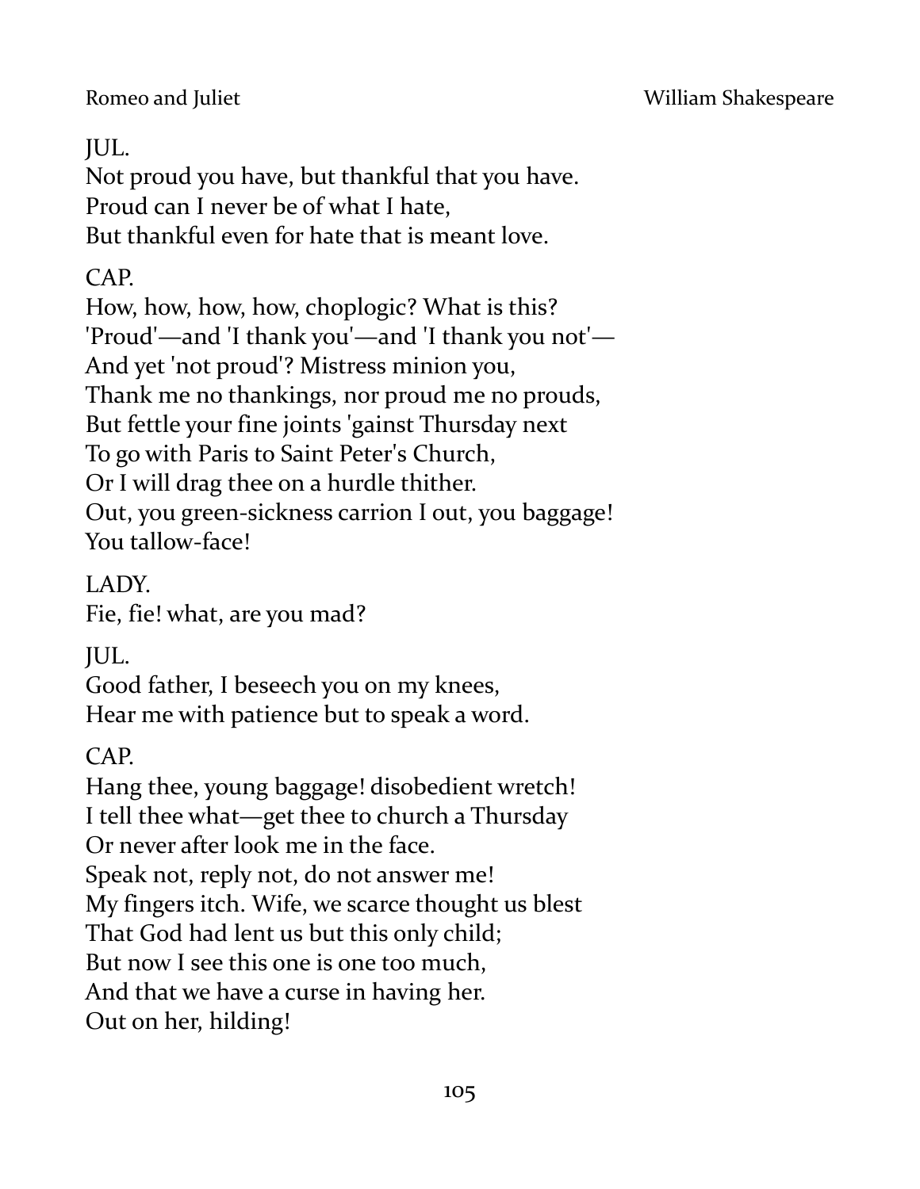JUL.
Not proud you have, but thankful that you have.
Proud can I never be of what I hate,
But thankful even for hate that is meant love.

CAP.
How, how, how, how, choplogic? What is this?
'Proud'—and 'I thank you'—and 'I thank you not'—
And yet 'not proud'? Mistress minion you,
Thank me no thankings, nor proud me no prouds,
But fettle your fine joints 'gainst Thursday next
To go with Paris to Saint Peter's Church,
Or I will drag thee on a hurdle thither.
Out, you green-sickness carrion I out, you baggage!
You tallow-face!

LADY.
Fie, fie! what, are you mad?

JUL.
Good father, I beseech you on my knees,
Hear me with patience but to speak a word.

CAP.
Hang thee, young baggage! disobedient wretch!
I tell thee what—get thee to church a Thursday
Or never after look me in the face.
Speak not, reply not, do not answer me!
My fingers itch. Wife, we scarce thought us blest
That God had lent us but this only child;
But now I see this one is one too much,
And that we have a curse in having her.
Out on her, hilding!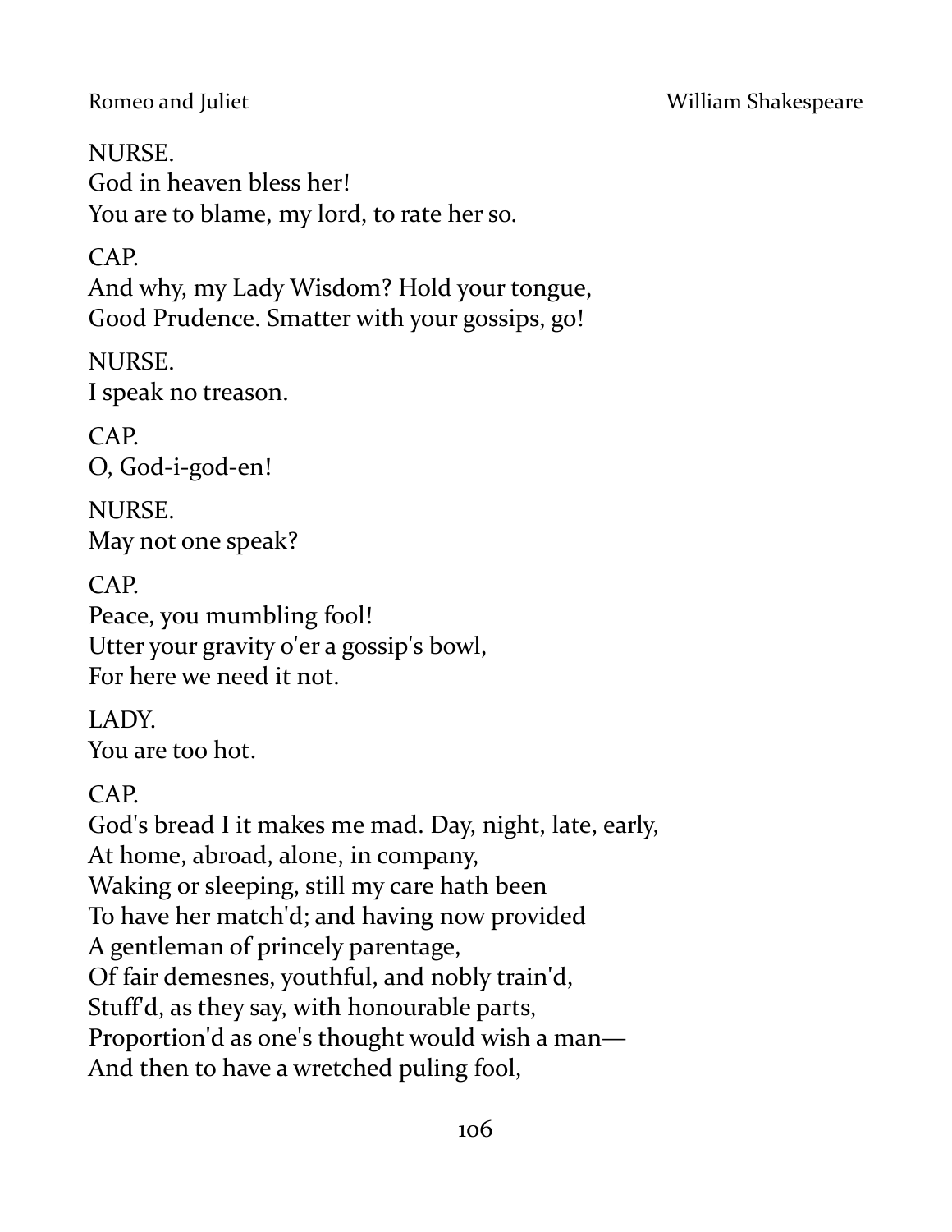NURSE.  
God in heaven bless her!  
You are to blame, my lord, to rate her so.

CAP.  
And why, my Lady Wisdom? Hold your tongue,  
Good Prudence. Smatter with your gossips, go!

NURSE.  
I speak no treason.

CAP.  
O, God-i-god-en!

NURSE.  
May not one speak?

CAP.  
Peace, you mumbling fool!  
Utter your gravity o'er a gossip's bowl,  
For here we need it not.

LADY.  
You are too hot.

CAP.  
God's bread I it makes me mad. Day, night, late, early,  
At home, abroad, alone, in company,  
Waking or sleeping, still my care hath been  
To have her match'd; and having now provided  
A gentleman of princely parentage,  
Of fair demesnes, youthful, and nobly train'd,  
Stuff'd, as they say, with honourable parts,  
Proportion'd as one's thought would wish a man—  
And then to have a wretched puling fool,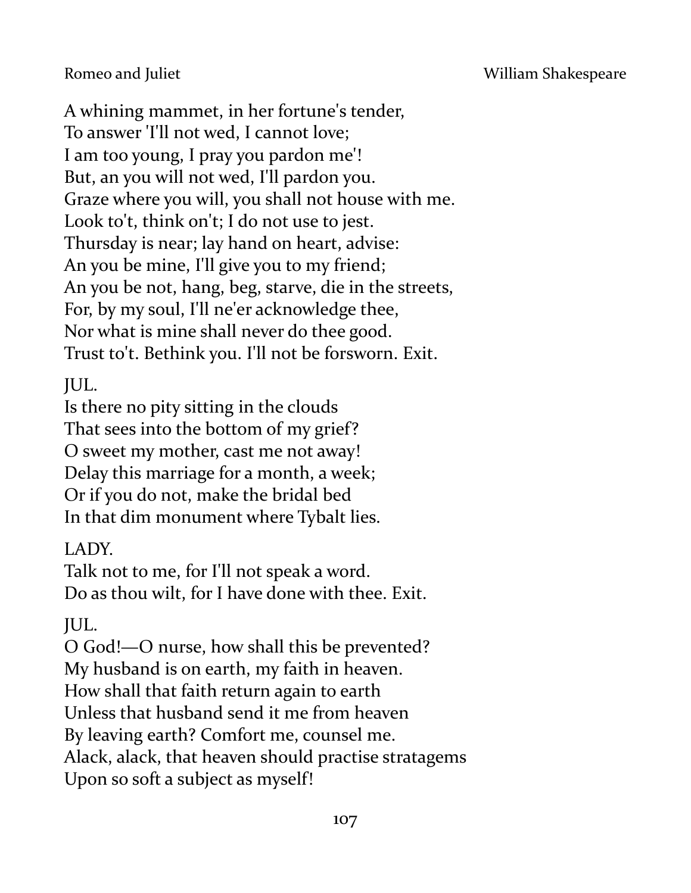A whining mammet, in her fortune's tender,  
To answer 'I'll not wed, I cannot love;  
I am too young, I pray you pardon me'!  
But, an you will not wed, I'll pardon you.  
Graze where you will, you shall not house with me.  
Look to't, think on't; I do not use to jest.  
Thursday is near; lay hand on heart, advise:  
An you be mine, I'll give you to my friend;  
An you be not, hang, beg, starve, die in the streets,  
For, by my soul, I'll ne'er acknowledge thee,  
Nor what is mine shall never do thee good.  
Trust to't. Bethink you. I'll not be forsworn. Exit.

JUL.  
Is there no pity sitting in the clouds  
That sees into the bottom of my grief?  
O sweet my mother, cast me not away!  
Delay this marriage for a month, a week;  
Or if you do not, make the bridal bed  
In that dim monument where Tybalt lies.

LADY.  
Talk not to me, for I'll not speak a word.  
Do as thou wilt, for I have done with thee. Exit.

JUL.  
O God!—O nurse, how shall this be prevented?  
My husband is on earth, my faith in heaven.  
How shall that faith return again to earth  
Unless that husband send it me from heaven  
By leaving earth? Comfort me, counsel me.  
Alack, alack, that heaven should practise stratagems  
Upon so soft a subject as myself!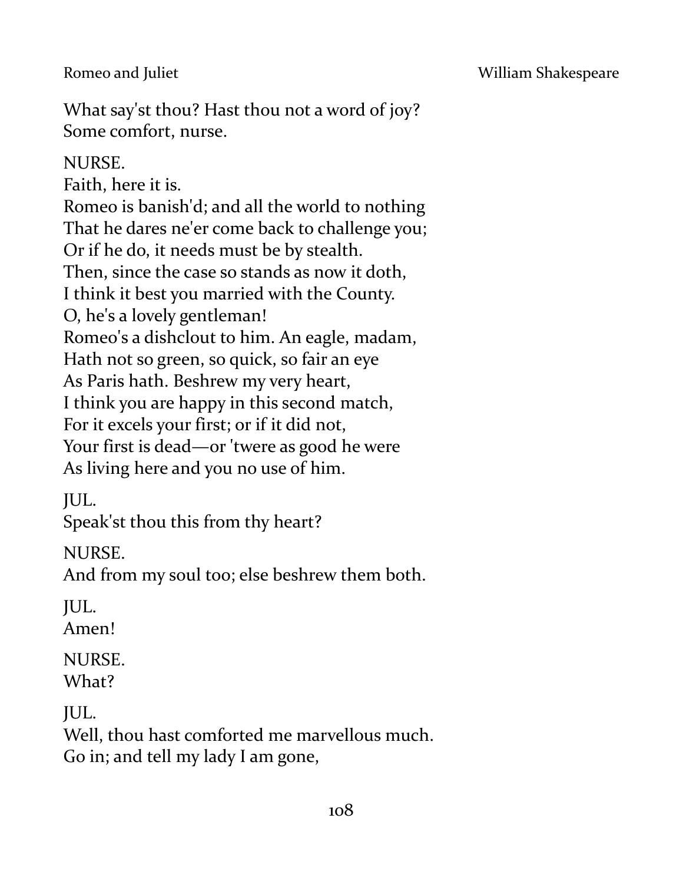What say'st thou? Hast thou not a word of joy?
Some comfort, nurse.

NURSE.
Faith, here it is.
Romeo is banish'd; and all the world to nothing
That he dares ne'er come back to challenge you;
Or if he do, it needs must be by stealth.
Then, since the case so stands as now it doth,
I think it best you married with the County.
O, he's a lovely gentleman!
Romeo's a dishclout to him. An eagle, madam,
Hath not so green, so quick, so fair an eye
As Paris hath. Beshrew my very heart,
I think you are happy in this second match,
For it excels your first; or if it did not,
Your first is dead—or 'twere as good he were
As living here and you no use of him.

JUL.
Speak'st thou this from thy heart?

NURSE.
And from my soul too; else beshrew them both.

JUL.
Amen!

NURSE.
What?

JUL.
Well, thou hast comforted me marvellous much.
Go in; and tell my lady I am gone,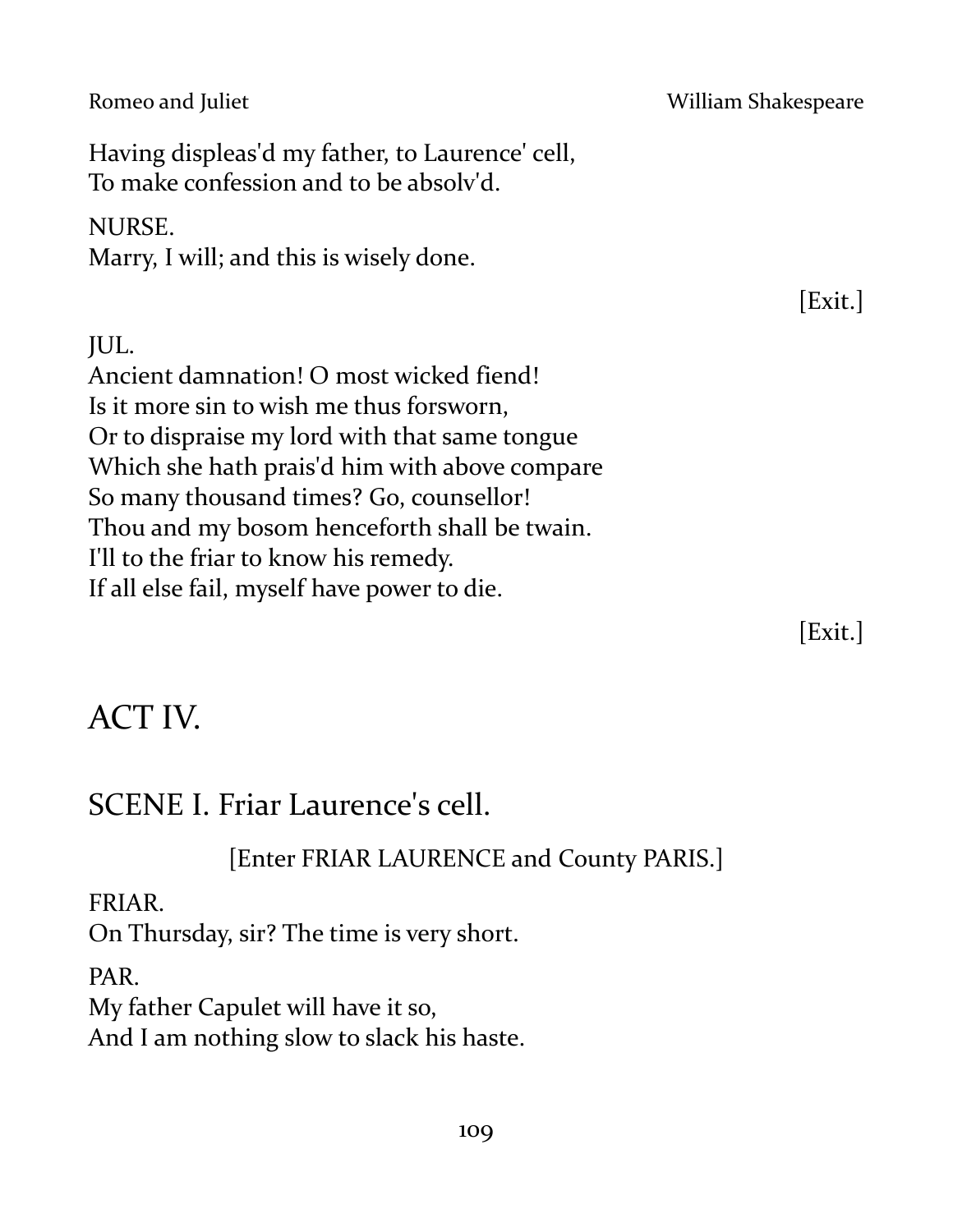Having displeas'd my father, to Laurence' cell,
To make confession and to be absolv'd.

NURSE.
Marry, I will; and this is wisely done.

[Exit.]

JUL.
Ancient damnation! O most wicked fiend!
Is it more sin to wish me thus forsworn,
Or to dispraise my lord with that same tongue
Which she hath prais'd him with above compare
So many thousand times? Go, counsellor!
Thou and my bosom henceforth shall be twain.
I'll to the friar to know his remedy.
If all else fail, myself have power to die.

[Exit.]

# ACT IV.

## SCENE I. Friar Laurence's cell.

[Enter FRIAR LAURENCE and County PARIS.]

FRIAR.
On Thursday, sir? The time is very short.

PAR.
My father Capulet will have it so,
And I am nothing slow to slack his haste.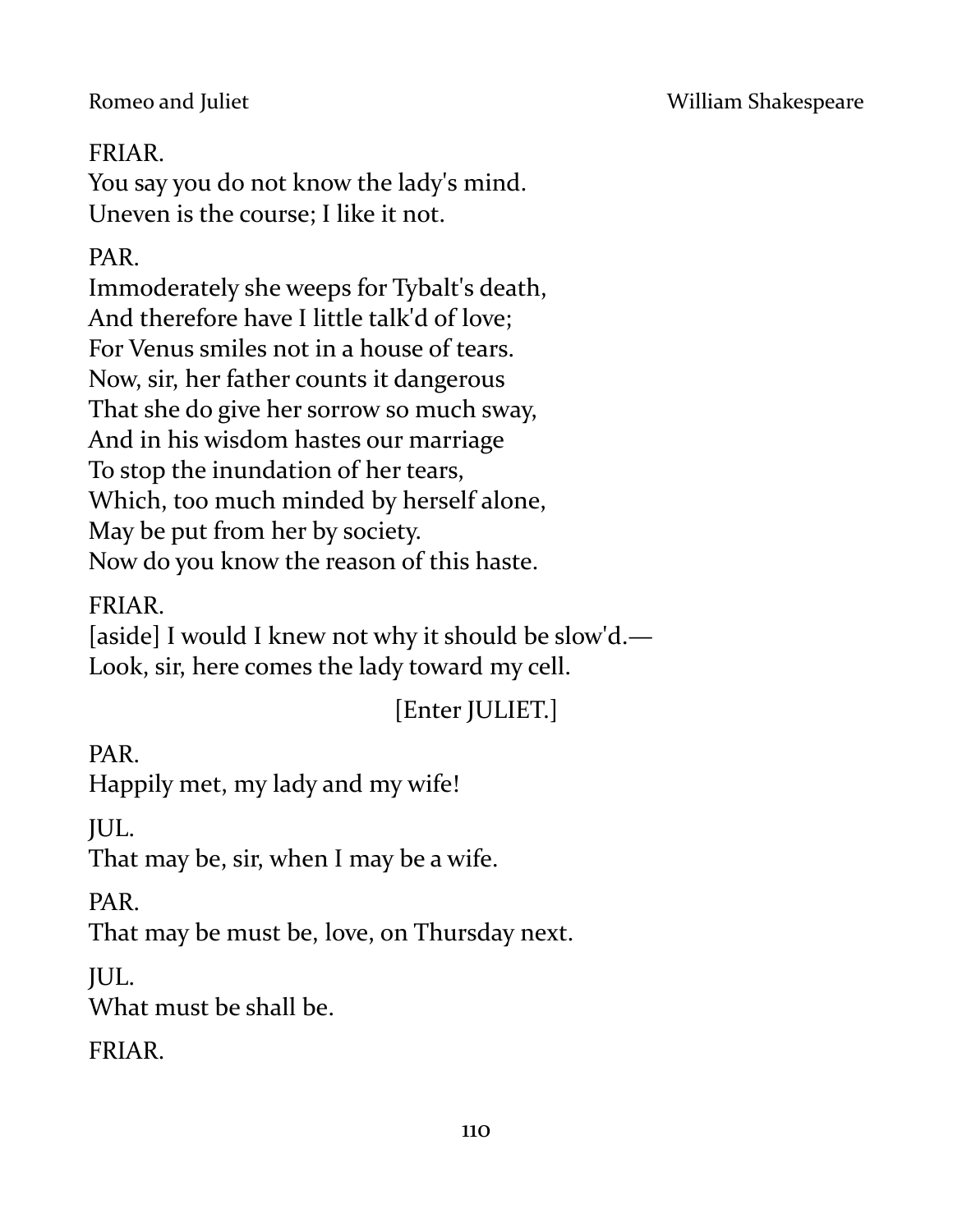FRIAR.
You say you do not know the lady's mind.
Uneven is the course; I like it not.

PAR.
Immoderately she weeps for Tybalt's death,
And therefore have I little talk'd of love;
For Venus smiles not in a house of tears.
Now, sir, her father counts it dangerous
That she do give her sorrow so much sway,
And in his wisdom hastes our marriage
To stop the inundation of her tears,
Which, too much minded by herself alone,
May be put from her by society.
Now do you know the reason of this haste.

FRIAR.
[aside] I would I knew not why it should be slow'd.—
Look, sir, here comes the lady toward my cell.

[Enter JULIET.]

PAR.
Happily met, my lady and my wife!

JUL.
That may be, sir, when I may be a wife.

PAR.
That may be must be, love, on Thursday next.

JUL.
What must be shall be.

FRIAR.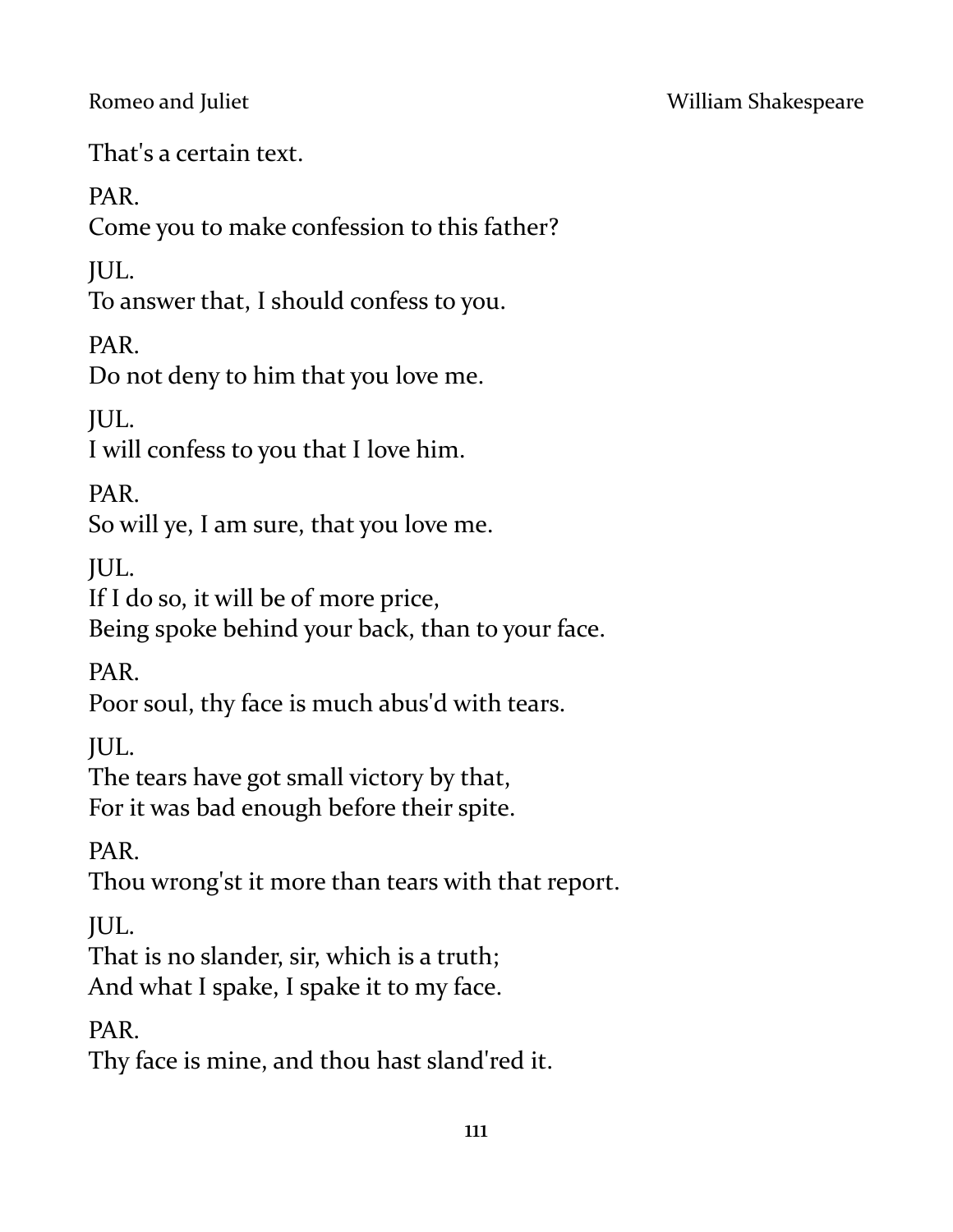That's a certain text.

PAR.
Come you to make confession to this father?

JUL.
To answer that, I should confess to you.

PAR.
Do not deny to him that you love me.

JUL.
I will confess to you that I love him.

PAR.
So will ye, I am sure, that you love me.

JUL.
If I do so, it will be of more price,
Being spoke behind your back, than to your face.

PAR.
Poor soul, thy face is much abus'd with tears.

JUL.
The tears have got small victory by that,
For it was bad enough before their spite.

PAR.
Thou wrong'st it more than tears with that report.

JUL.
That is no slander, sir, which is a truth;
And what I spake, I spake it to my face.

PAR.
Thy face is mine, and thou hast sland'red it.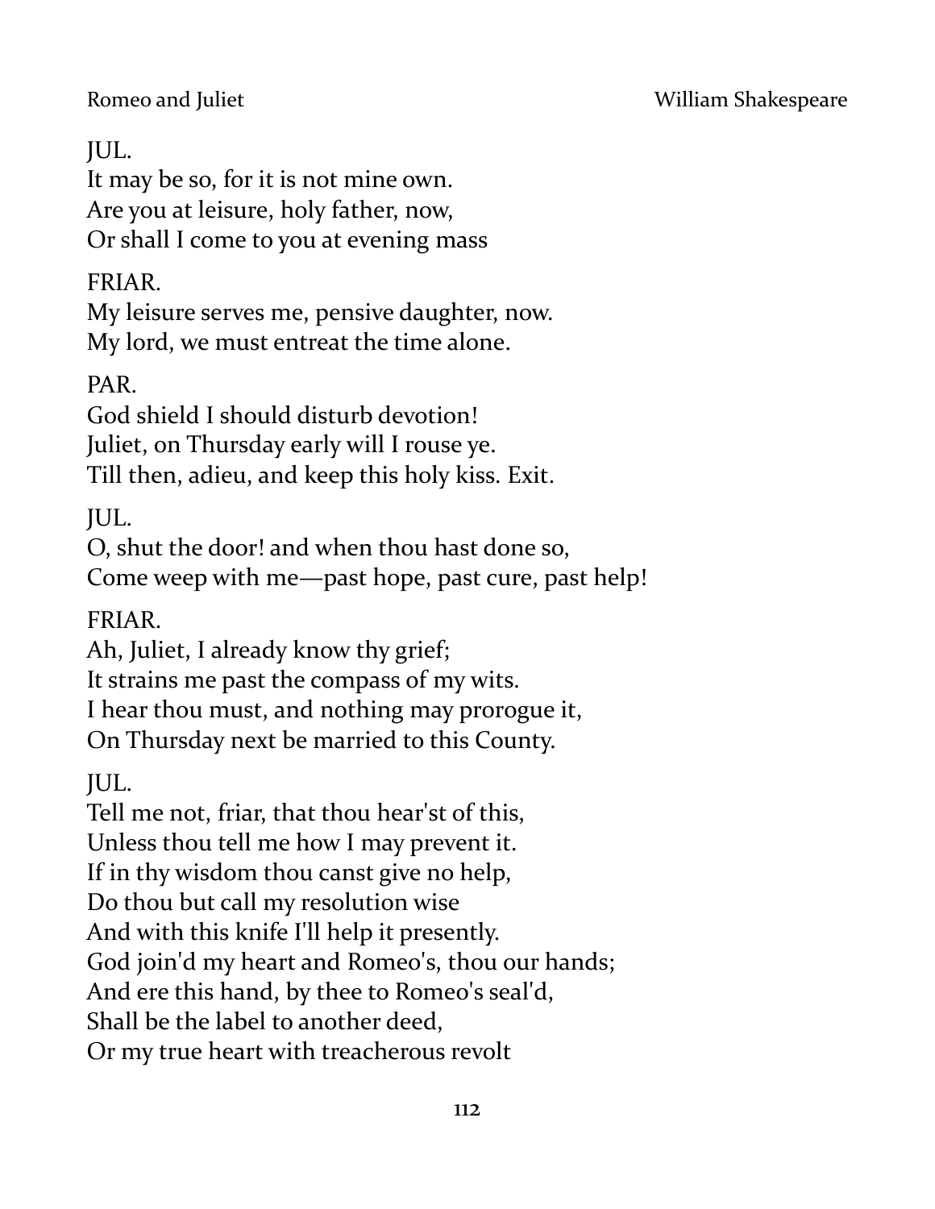JUL.
It may be so, for it is not mine own.
Are you at leisure, holy father, now,
Or shall I come to you at evening mass

FRIAR.
My leisure serves me, pensive daughter, now.
My lord, we must entreat the time alone.

PAR.
God shield I should disturb devotion!
Juliet, on Thursday early will I rouse ye.
Till then, adieu, and keep this holy kiss. Exit.

JUL.
O, shut the door! and when thou hast done so,
Come weep with me—past hope, past cure, past help!

FRIAR.
Ah, Juliet, I already know thy grief;
It strains me past the compass of my wits.
I hear thou must, and nothing may prorogue it,
On Thursday next be married to this County.

JUL.
Tell me not, friar, that thou hear'st of this,
Unless thou tell me how I may prevent it.
If in thy wisdom thou canst give no help,
Do thou but call my resolution wise
And with this knife I'll help it presently.
God join'd my heart and Romeo's, thou our hands;
And ere this hand, by thee to Romeo's seal'd,
Shall be the label to another deed,
Or my true heart with treacherous revolt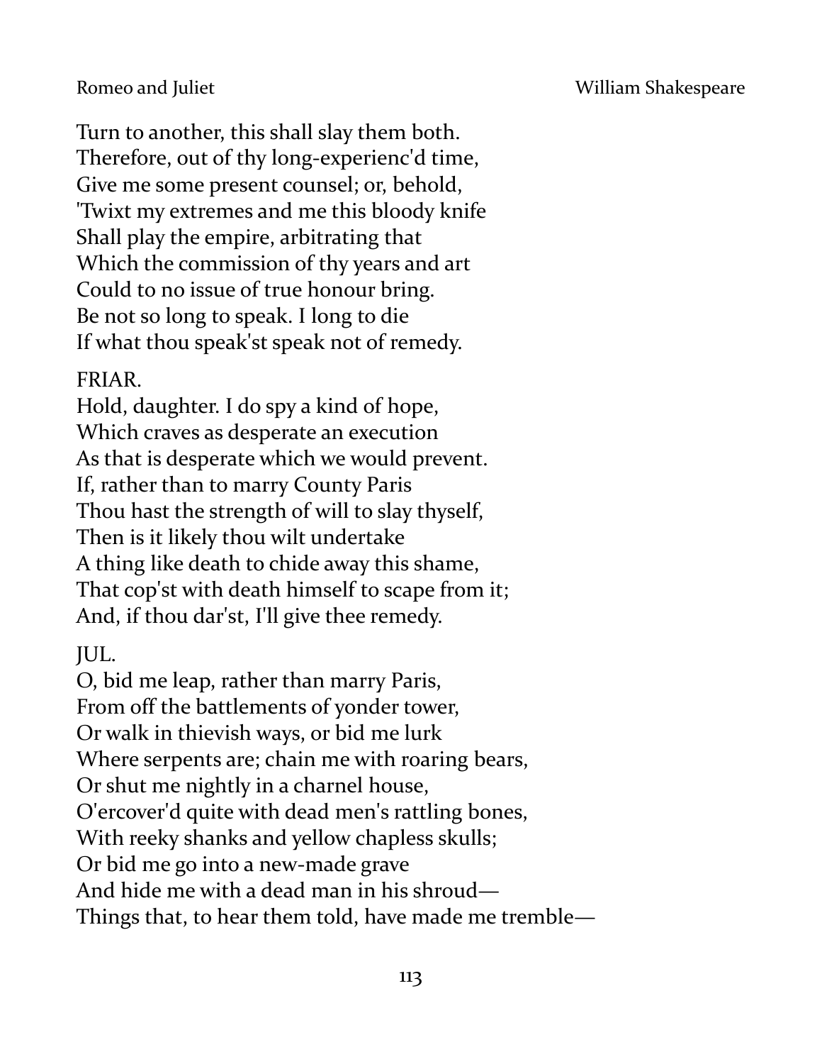Turn to another, this shall slay them both.
Therefore, out of thy long-experienc'd time,
Give me some present counsel; or, behold,
'Twixt my extremes and me this bloody knife
Shall play the empire, arbitrating that
Which the commission of thy years and art
Could to no issue of true honour bring.
Be not so long to speak. I long to die
If what thou speak'st speak not of remedy.

FRIAR.
Hold, daughter. I do spy a kind of hope,
Which craves as desperate an execution
As that is desperate which we would prevent.
If, rather than to marry County Paris
Thou hast the strength of will to slay thyself,
Then is it likely thou wilt undertake
A thing like death to chide away this shame,
That cop'st with death himself to scape from it;
And, if thou dar'st, I'll give thee remedy.

JUL.
O, bid me leap, rather than marry Paris,
From off the battlements of yonder tower,
Or walk in thievish ways, or bid me lurk
Where serpents are; chain me with roaring bears,
Or shut me nightly in a charnel house,
O'ercover'd quite with dead men's rattling bones,
With reeky shanks and yellow chapless skulls;
Or bid me go into a new-made grave
And hide me with a dead man in his shroud—
Things that, to hear them told, have made me tremble—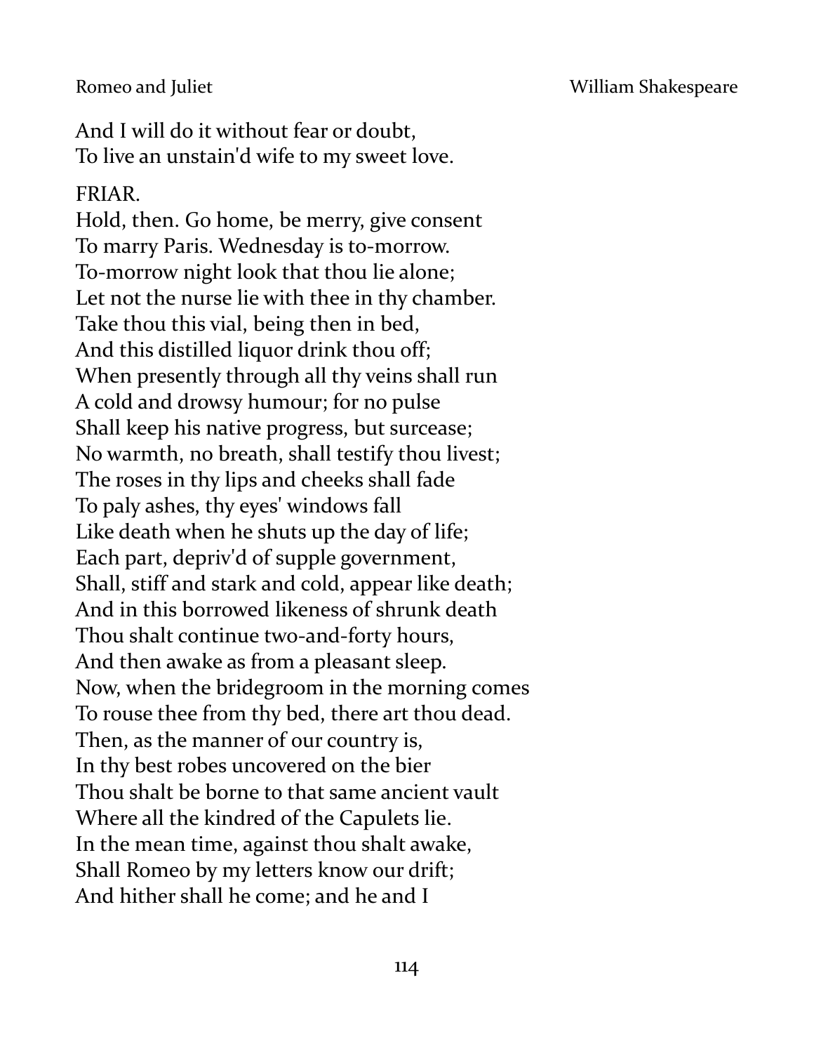And I will do it without fear or doubt,
To live an unstain'd wife to my sweet love.

FRIAR.
Hold, then. Go home, be merry, give consent
To marry Paris. Wednesday is to-morrow.
To-morrow night look that thou lie alone;
Let not the nurse lie with thee in thy chamber.
Take thou this vial, being then in bed,
And this distilled liquor drink thou off;
When presently through all thy veins shall run
A cold and drowsy humour; for no pulse
Shall keep his native progress, but surcease;
No warmth, no breath, shall testify thou livest;
The roses in thy lips and cheeks shall fade
To paly ashes, thy eyes' windows fall
Like death when he shuts up the day of life;
Each part, depriv'd of supple government,
Shall, stiff and stark and cold, appear like death;
And in this borrowed likeness of shrunk death
Thou shalt continue two-and-forty hours,
And then awake as from a pleasant sleep.
Now, when the bridegroom in the morning comes
To rouse thee from thy bed, there art thou dead.
Then, as the manner of our country is,
In thy best robes uncovered on the bier
Thou shalt be borne to that same ancient vault
Where all the kindred of the Capulets lie.
In the mean time, against thou shalt awake,
Shall Romeo by my letters know our drift;
And hither shall he come; and he and I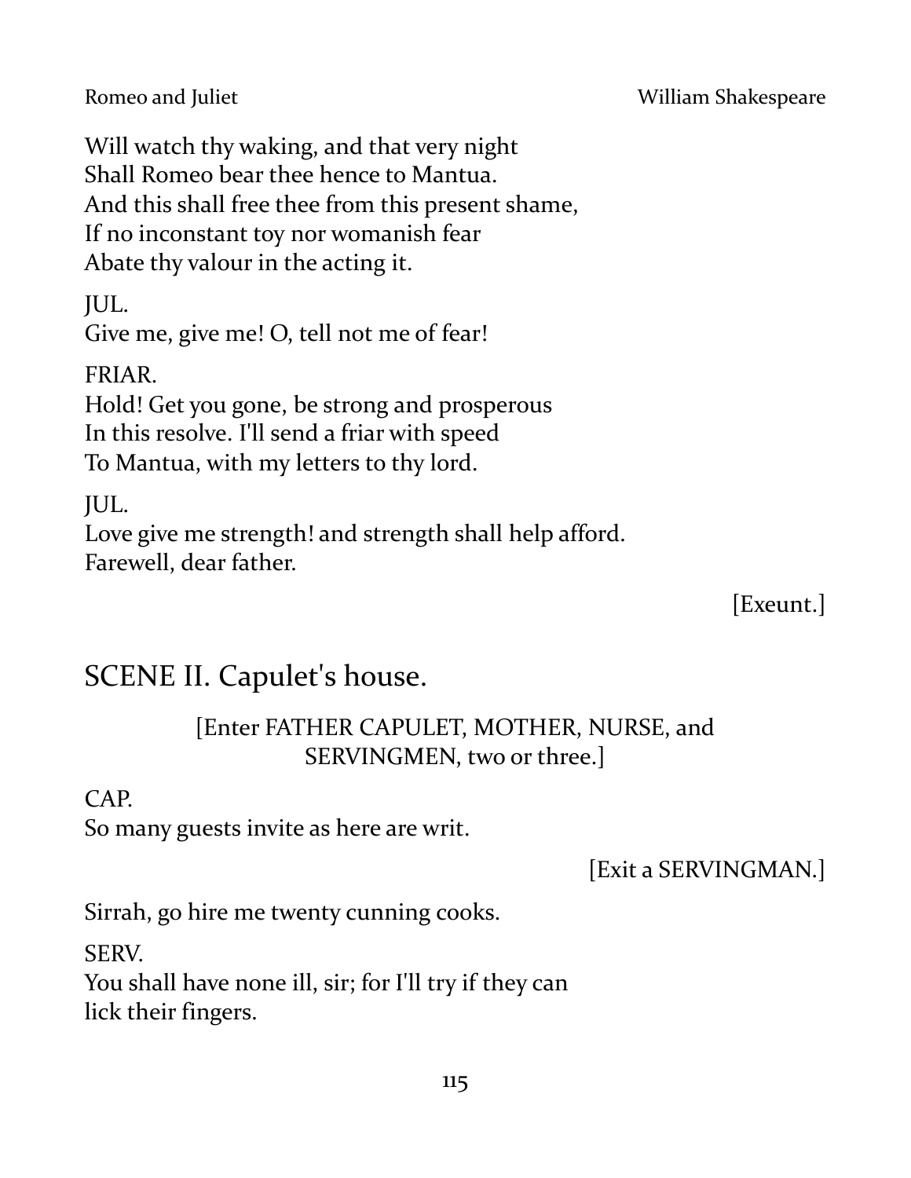Will watch thy waking, and that very night
Shall Romeo bear thee hence to Mantua.
And this shall free thee from this present shame,
If no inconstant toy nor womanish fear
Abate thy valour in the acting it.

JUL.
Give me, give me! O, tell not me of fear!

FRIAR.
Hold! Get you gone, be strong and prosperous
In this resolve. I'll send a friar with speed
To Mantua, with my letters to thy lord.

JUL.
Love give me strength! and strength shall help afford.
Farewell, dear father.

[Exeunt.]

## SCENE II. Capulet's house.

[Enter FATHER CAPULET, MOTHER, NURSE, and SERVINGMEN, two or three.]

CAP.
So many guests invite as here are writ.

[Exit a SERVINGMAN.]

Sirrah, go hire me twenty cunning cooks.

SERV.
You shall have none ill, sir; for I'll try if they can
lick their fingers.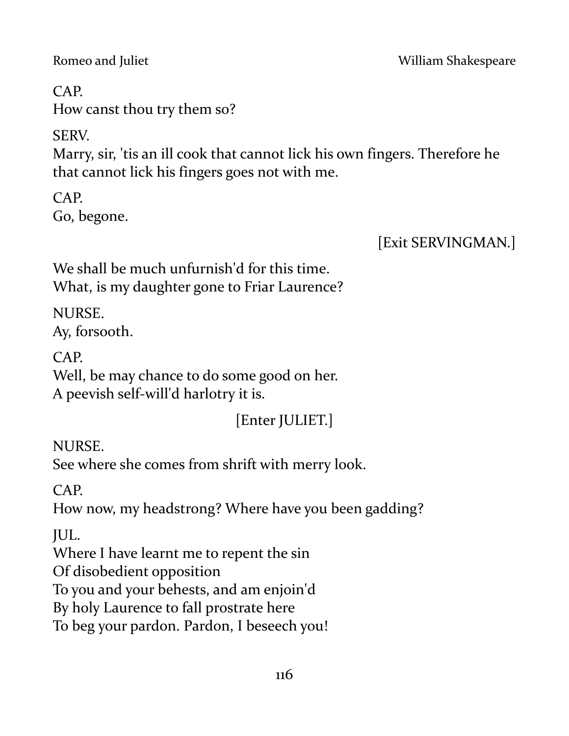CAP.
How canst thou try them so?

SERV.
Marry, sir, 'tis an ill cook that cannot lick his own fingers. Therefore he that cannot lick his fingers goes not with me.

CAP.
Go, begone.

[Exit SERVINGMAN.]

We shall be much unfurnish'd for this time.
What, is my daughter gone to Friar Laurence?

NURSE.
Ay, forsooth.

CAP.
Well, be may chance to do some good on her.
A peevish self-will'd harlotry it is.

[Enter JULIET.]

NURSE.
See where she comes from shrift with merry look.

CAP.
How now, my headstrong? Where have you been gadding?

JUL.
Where I have learnt me to repent the sin
Of disobedient opposition
To you and your behests, and am enjoin'd
By holy Laurence to fall prostrate here
To beg your pardon. Pardon, I beseech you!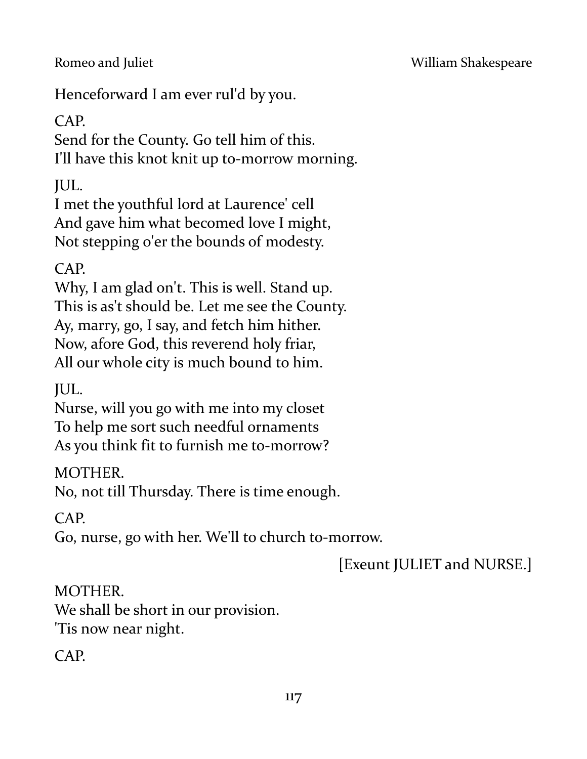Henceforward I am ever rul'd by you.

CAP.
Send for the County. Go tell him of this.
I'll have this knot knit up to-morrow morning.

JUL.
I met the youthful lord at Laurence' cell
And gave him what becomed love I might,
Not stepping o'er the bounds of modesty.

CAP.
Why, I am glad on't. This is well. Stand up.
This is as't should be. Let me see the County.
Ay, marry, go, I say, and fetch him hither.
Now, afore God, this reverend holy friar,
All our whole city is much bound to him.

JUL.
Nurse, will you go with me into my closet
To help me sort such needful ornaments
As you think fit to furnish me to-morrow?

MOTHER.
No, not till Thursday. There is time enough.

CAP.
Go, nurse, go with her. We'll to church to-morrow.

[Exeunt JULIET and NURSE.]

MOTHER.
We shall be short in our provision.
'Tis now near night.

CAP.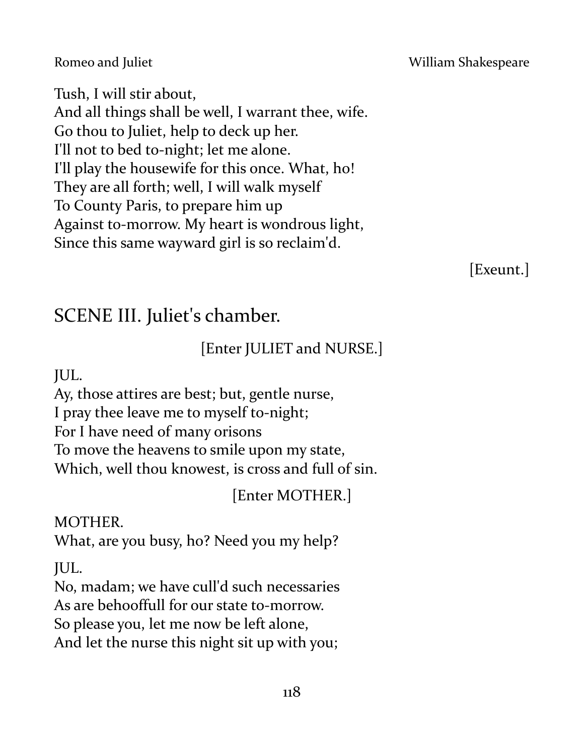Tush, I will stir about,
And all things shall be well, I warrant thee, wife.
Go thou to Juliet, help to deck up her.
I'll not to bed to-night; let me alone.
I'll play the housewife for this once. What, ho!
They are all forth; well, I will walk myself
To County Paris, to prepare him up
Against to-morrow. My heart is wondrous light,
Since this same wayward girl is so reclaim'd.

[Exeunt.]

## SCENE III. Juliet's chamber.

[Enter JULIET and NURSE.]

JUL.
Ay, those attires are best; but, gentle nurse,
I pray thee leave me to myself to-night;
For I have need of many orisons
To move the heavens to smile upon my state,
Which, well thou knowest, is cross and full of sin.

[Enter MOTHER.]

MOTHER.
What, are you busy, ho? Need you my help?

JUL.
No, madam; we have cull'd such necessaries
As are behooffull for our state to-morrow.
So please you, let me now be left alone,
And let the nurse this night sit up with you;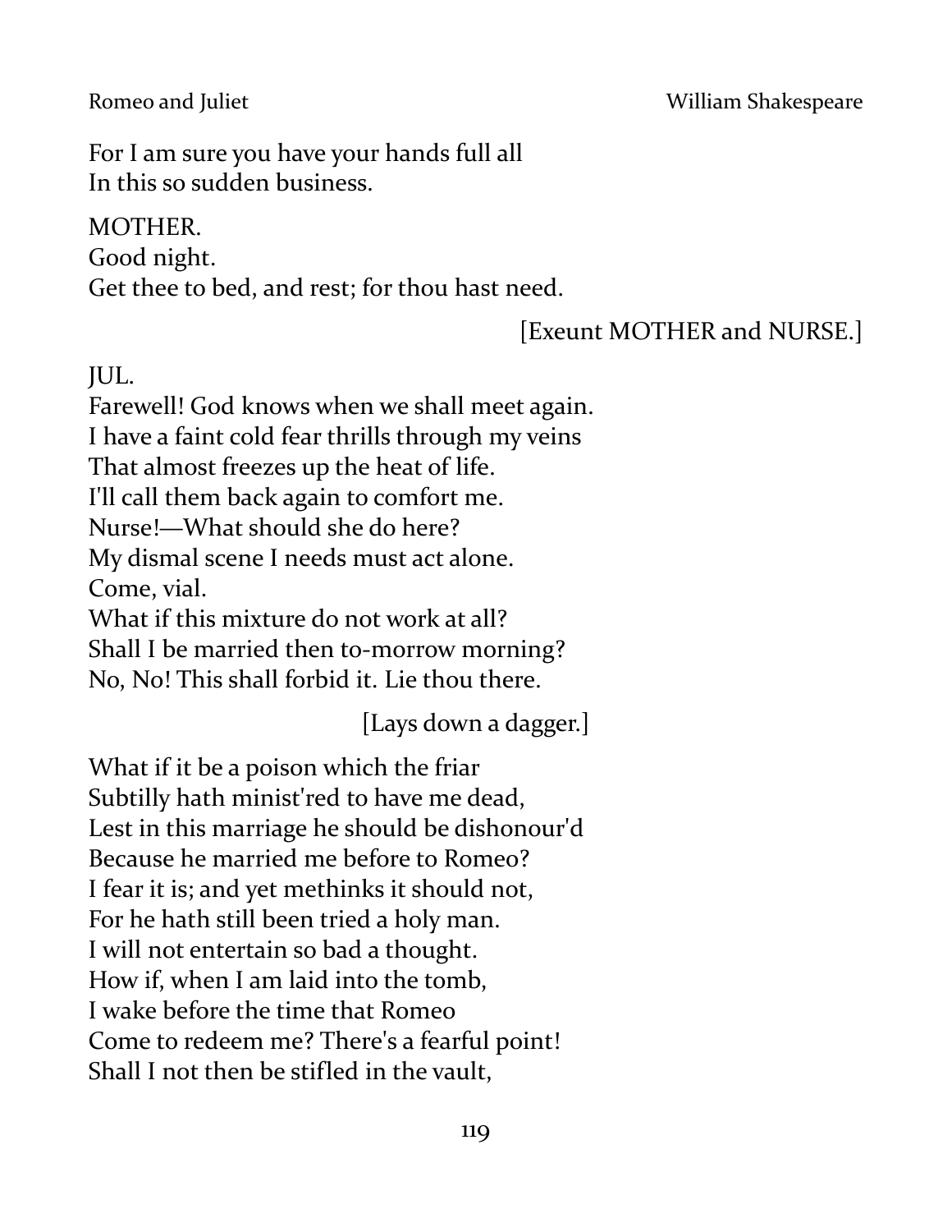For I am sure you have your hands full all
In this so sudden business.

MOTHER.
Good night.
Get thee to bed, and rest; for thou hast need.

[Exeunt MOTHER and NURSE.]

JUL.
Farewell! God knows when we shall meet again.
I have a faint cold fear thrills through my veins
That almost freezes up the heat of life.
I'll call them back again to comfort me.
Nurse!—What should she do here?
My dismal scene I needs must act alone.
Come, vial.
What if this mixture do not work at all?
Shall I be married then to-morrow morning?
No, No! This shall forbid it. Lie thou there.

[Lays down a dagger.]

What if it be a poison which the friar
Subtilly hath minist'red to have me dead,
Lest in this marriage he should be dishonour'd
Because he married me before to Romeo?
I fear it is; and yet methinks it should not,
For he hath still been tried a holy man.
I will not entertain so bad a thought.
How if, when I am laid into the tomb,
I wake before the time that Romeo
Come to redeem me? There's a fearful point!
Shall I not then be stifled in the vault,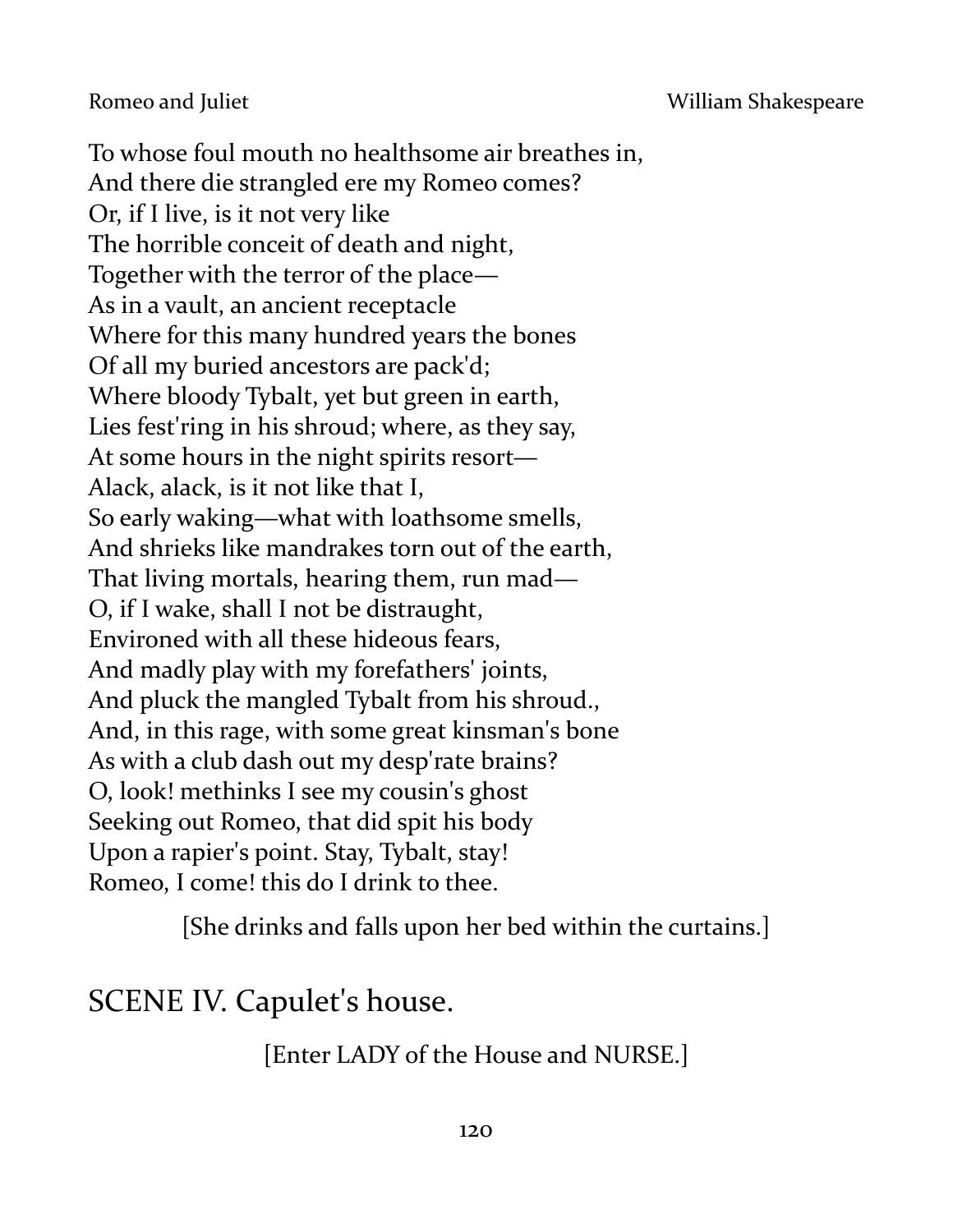To whose foul mouth no healthsome air breathes in,
And there die strangled ere my Romeo comes?
Or, if I live, is it not very like
The horrible conceit of death and night,
Together with the terror of the place—
As in a vault, an ancient receptacle
Where for this many hundred years the bones
Of all my buried ancestors are pack'd;
Where bloody Tybalt, yet but green in earth,
Lies fest'ring in his shroud; where, as they say,
At some hours in the night spirits resort—
Alack, alack, is it not like that I,
So early waking—what with loathsome smells,
And shrieks like mandrakes torn out of the earth,
That living mortals, hearing them, run mad—
O, if I wake, shall I not be distraught,
Environed with all these hideous fears,
And madly play with my forefathers' joints,
And pluck the mangled Tybalt from his shroud.,
And, in this rage, with some great kinsman's bone
As with a club dash out my desp'rate brains?
O, look! methinks I see my cousin's ghost
Seeking out Romeo, that did spit his body
Upon a rapier's point. Stay, Tybalt, stay!
Romeo, I come! this do I drink to thee.

[She drinks and falls upon her bed within the curtains.]

## SCENE IV. Capulet's house.

[Enter LADY of the House and NURSE.]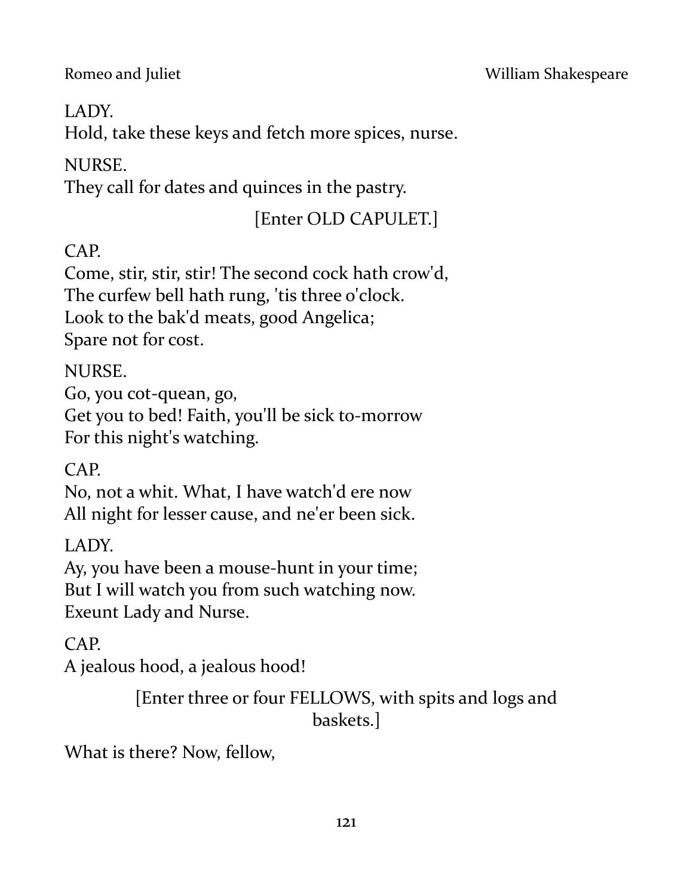LADY.
Hold, take these keys and fetch more spices, nurse.

NURSE.
They call for dates and quinces in the pastry.

[Enter OLD CAPULET.]

CAP.
Come, stir, stir, stir! The second cock hath crow'd,
The curfew bell hath rung, 'tis three o'clock.
Look to the bak'd meats, good Angelica;
Spare not for cost.

NURSE.
Go, you cot-quean, go,
Get you to bed! Faith, you'll be sick to-morrow
For this night's watching.

CAP.
No, not a whit. What, I have watch'd ere now
All night for lesser cause, and ne'er been sick.

LADY.
Ay, you have been a mouse-hunt in your time;
But I will watch you from such watching now.
Exeunt Lady and Nurse.

CAP.
A jealous hood, a jealous hood!

[Enter three or four FELLOWS, with spits and logs and baskets.]

What is there? Now, fellow,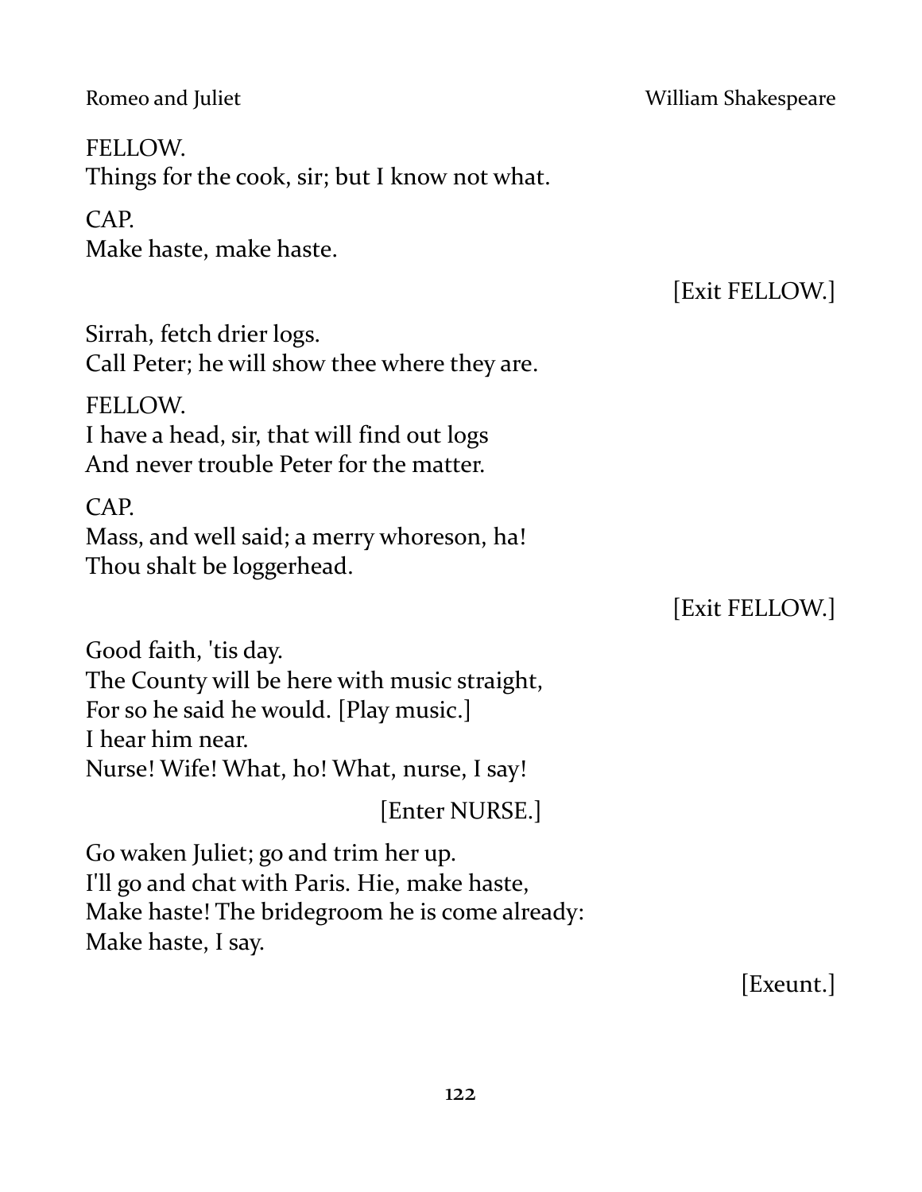FELLOW.
Things for the cook, sir; but I know not what.

CAP.
Make haste, make haste.

[Exit FELLOW.]

Sirrah, fetch drier logs.
Call Peter; he will show thee where they are.

FELLOW.
I have a head, sir, that will find out logs
And never trouble Peter for the matter.

CAP.
Mass, and well said; a merry whoreson, ha!
Thou shalt be loggerhead.

[Exit FELLOW.]

Good faith, 'tis day.
The County will be here with music straight,
For so he said he would. [Play music.]
I hear him near.
Nurse! Wife! What, ho! What, nurse, I say!

[Enter NURSE.]

Go waken Juliet; go and trim her up.
I'll go and chat with Paris. Hie, make haste,
Make haste! The bridegroom he is come already:
Make haste, I say.

[Exeunt.]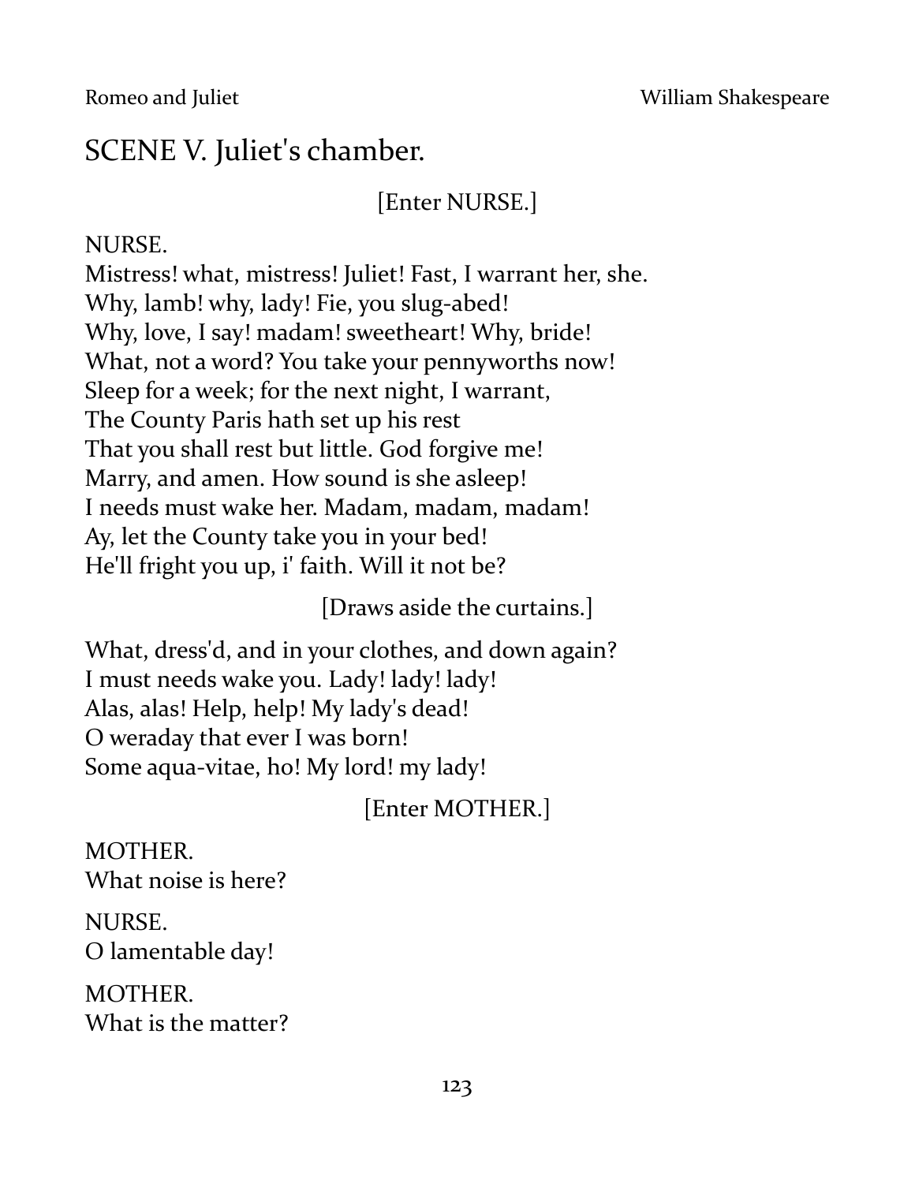## SCENE V. Juliet's chamber.

[Enter NURSE.]

NURSE.
Mistress! what, mistress! Juliet! Fast, I warrant her, she.
Why, lamb! why, lady! Fie, you slug-abed!
Why, love, I say! madam! sweetheart! Why, bride!
What, not a word? You take your pennyworths now!
Sleep for a week; for the next night, I warrant,
The County Paris hath set up his rest
That you shall rest but little. God forgive me!
Marry, and amen. How sound is she asleep!
I needs must wake her. Madam, madam, madam!
Ay, let the County take you in your bed!
He'll fright you up, i' faith. Will it not be?

[Draws aside the curtains.]

What, dress'd, and in your clothes, and down again?
I must needs wake you. Lady! lady! lady!
Alas, alas! Help, help! My lady's dead!
O weraday that ever I was born!
Some aqua-vitae, ho! My lord! my lady!

[Enter MOTHER.]

MOTHER.
What noise is here?

NURSE.
O lamentable day!

MOTHER.
What is the matter?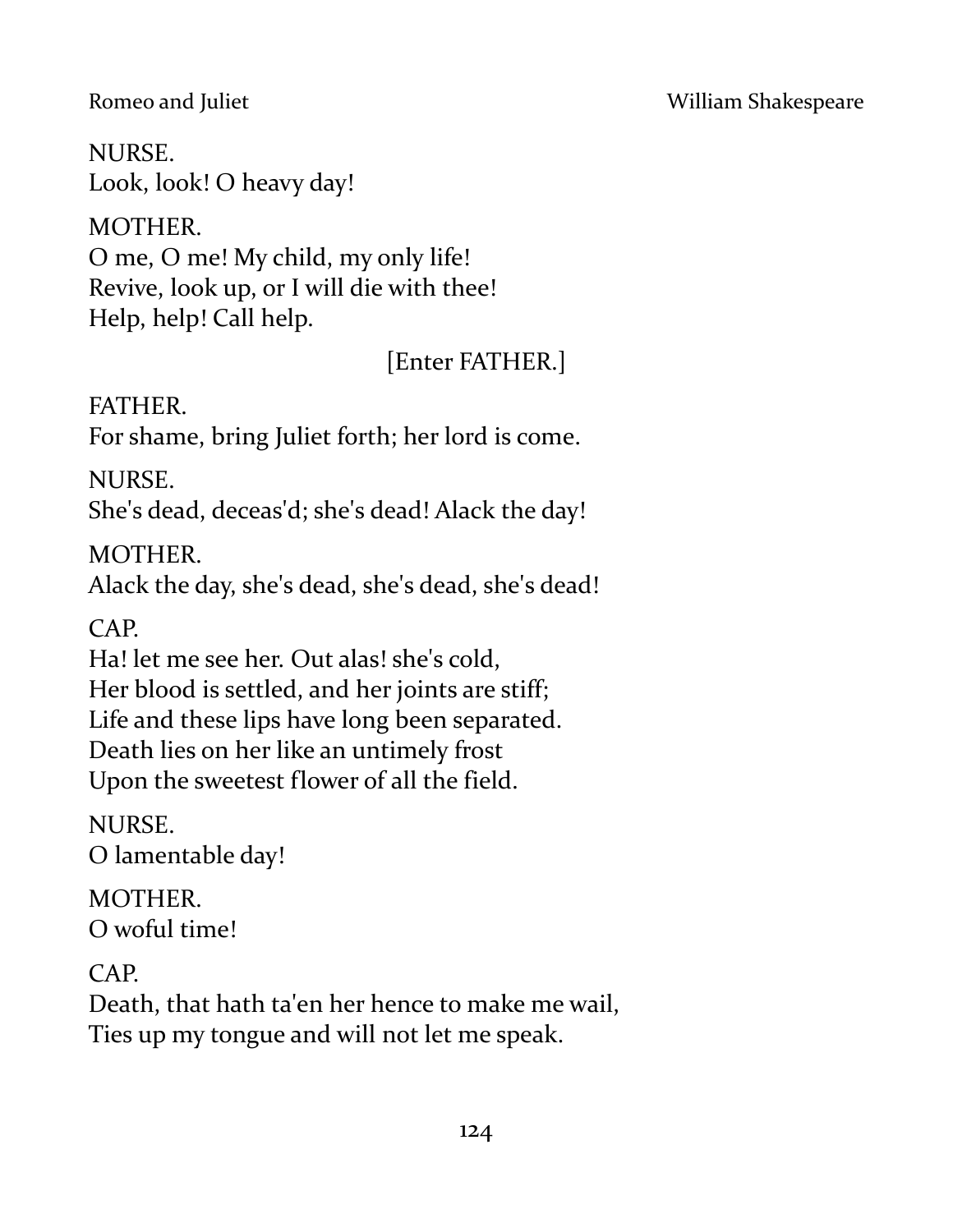NURSE.
Look, look! O heavy day!

MOTHER.
O me, O me! My child, my only life!
Revive, look up, or I will die with thee!
Help, help! Call help.

[Enter FATHER.]

FATHER.
For shame, bring Juliet forth; her lord is come.

NURSE.
She's dead, deceas'd; she's dead! Alack the day!

MOTHER.
Alack the day, she's dead, she's dead, she's dead!

CAP.
Ha! let me see her. Out alas! she's cold,
Her blood is settled, and her joints are stiff;
Life and these lips have long been separated.
Death lies on her like an untimely frost
Upon the sweetest flower of all the field.

NURSE.
O lamentable day!

MOTHER.
O woful time!

CAP.
Death, that hath ta'en her hence to make me wail,
Ties up my tongue and will not let me speak.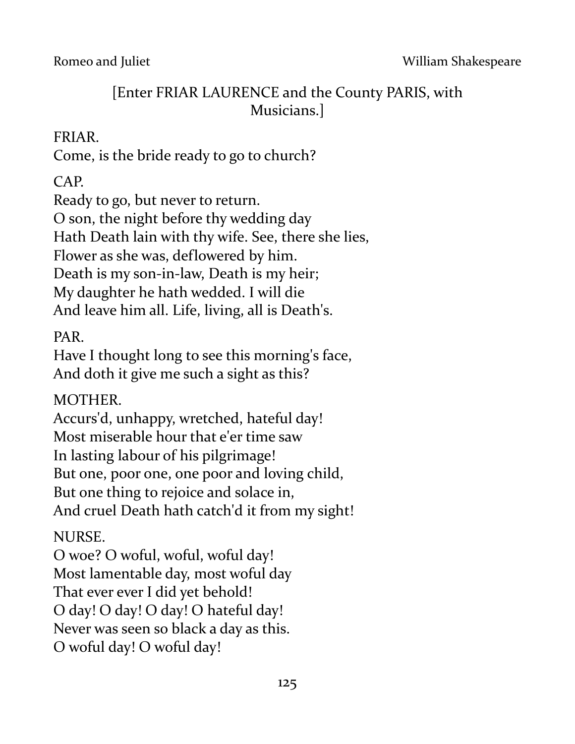[Enter FRIAR LAURENCE and the County PARIS, with Musicians.]

FRIAR.  
Come, is the bride ready to go to church?

CAP.  
Ready to go, but never to return.  
O son, the night before thy wedding day  
Hath Death lain with thy wife. See, there she lies,  
Flower as she was, deflowered by him.  
Death is my son-in-law, Death is my heir;  
My daughter he hath wedded. I will die  
And leave him all. Life, living, all is Death's.

PAR.  
Have I thought long to see this morning's face,  
And doth it give me such a sight as this?

MOTHER.  
Accurs'd, unhappy, wretched, hateful day!  
Most miserable hour that e'er time saw  
In lasting labour of his pilgrimage!  
But one, poor one, one poor and loving child,  
But one thing to rejoice and solace in,  
And cruel Death hath catch'd it from my sight!

NURSE.  
O woe? O woful, woful, woful day!  
Most lamentable day, most woful day  
That ever ever I did yet behold!  
O day! O day! O day! O hateful day!  
Never was seen so black a day as this.  
O woful day! O woful day!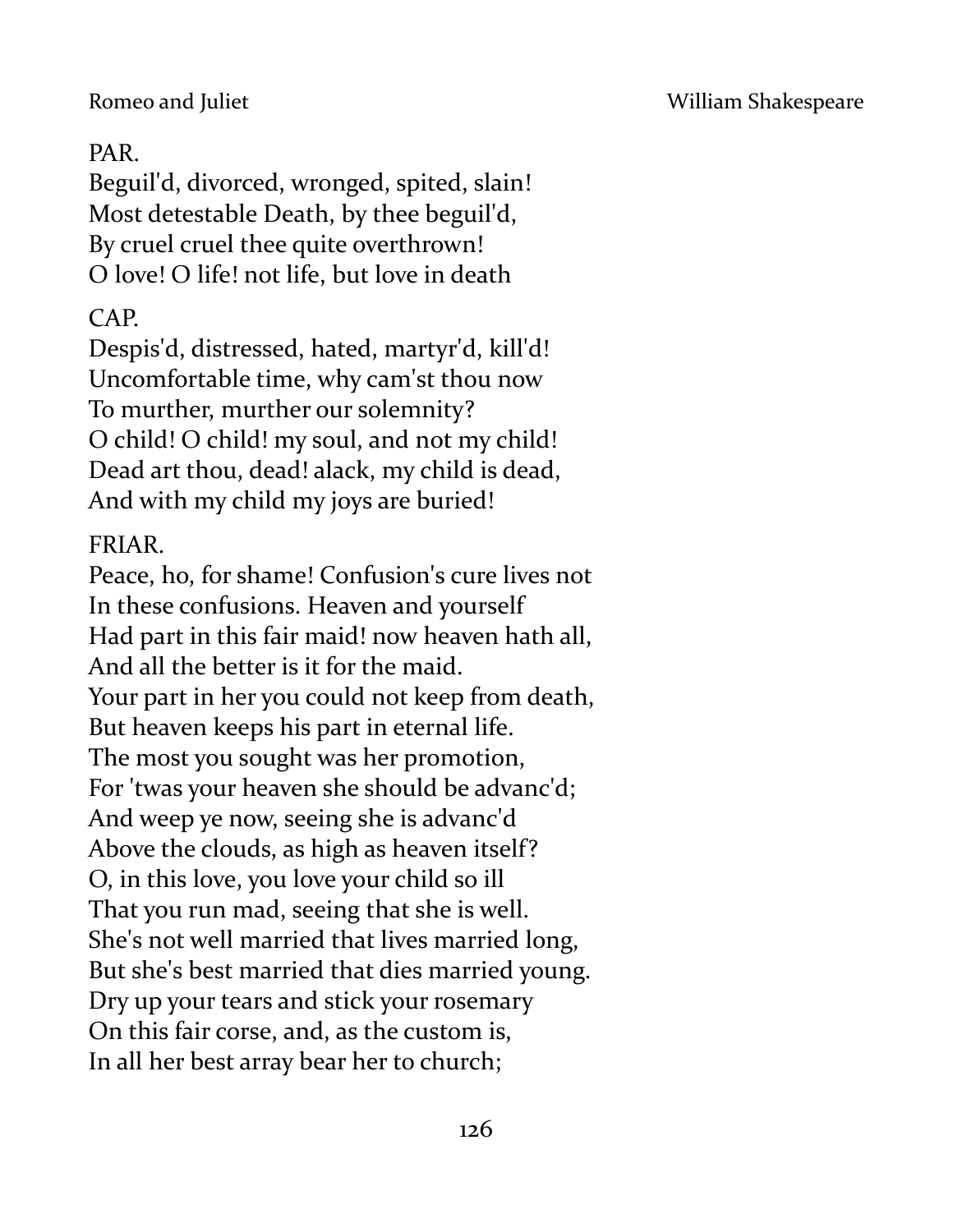PAR.

Beguil'd, divorced, wronged, spited, slain!
Most detestable Death, by thee beguil'd,
By cruel cruel thee quite overthrown!
O love! O life! not life, but love in death

CAP.

Despis'd, distressed, hated, martyr'd, kill'd!
Uncomfortable time, why cam'st thou now
To murther, murther our solemnity?
O child! O child! my soul, and not my child!
Dead art thou, dead! alack, my child is dead,
And with my child my joys are buried!

FRIAR.

Peace, ho, for shame! Confusion's cure lives not
In these confusions. Heaven and yourself
Had part in this fair maid! now heaven hath all,
And all the better is it for the maid.
Your part in her you could not keep from death,
But heaven keeps his part in eternal life.
The most you sought was her promotion,
For 'twas your heaven she should be advanc'd;
And weep ye now, seeing she is advanc'd
Above the clouds, as high as heaven itself?
O, in this love, you love your child so ill
That you run mad, seeing that she is well.
She's not well married that lives married long,
But she's best married that dies married young.
Dry up your tears and stick your rosemary
On this fair corse, and, as the custom is,
In all her best array bear her to church;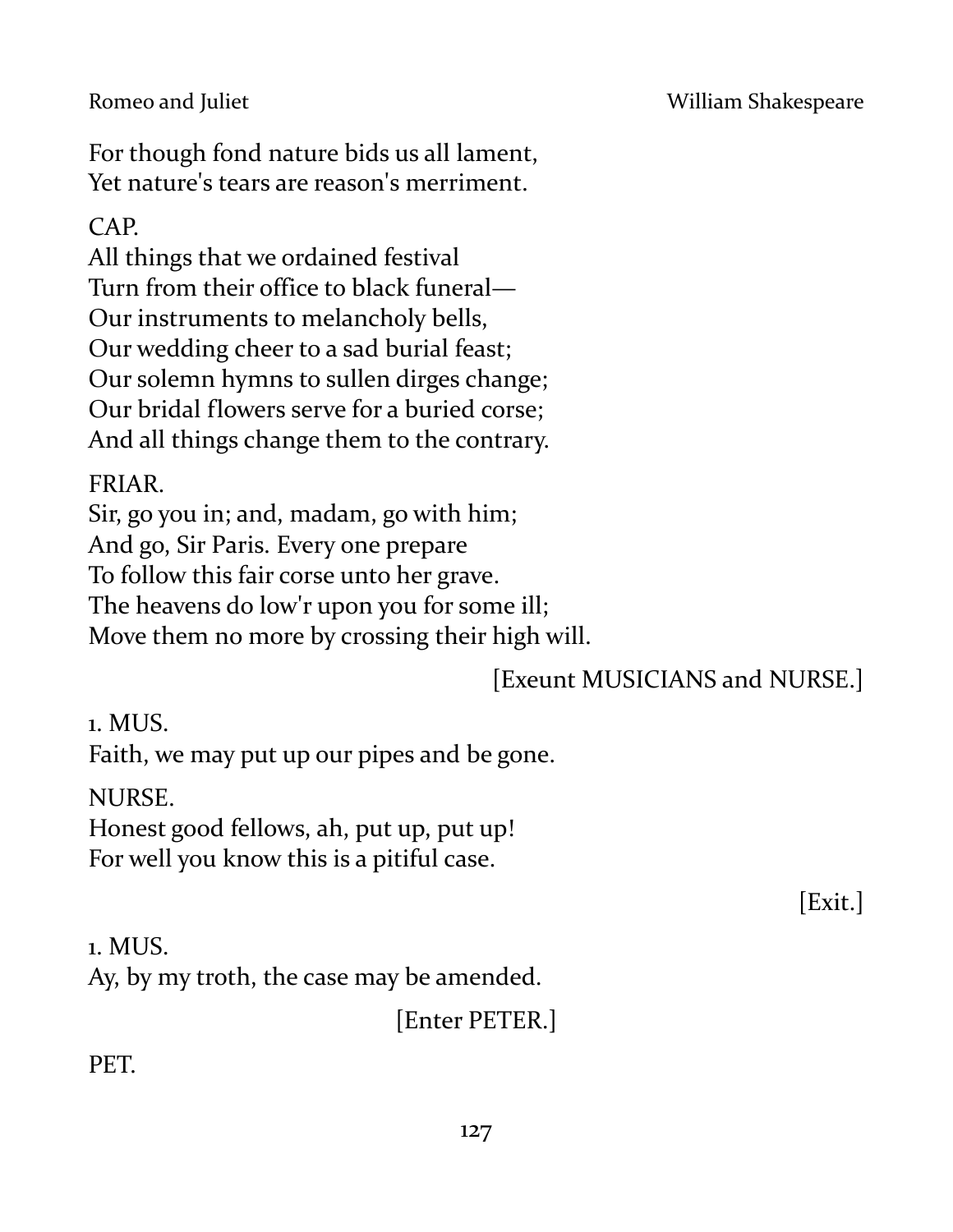For though fond nature bids us all lament,
Yet nature's tears are reason's merriment.

CAP.
All things that we ordained festival
Turn from their office to black funeral—
Our instruments to melancholy bells,
Our wedding cheer to a sad burial feast;
Our solemn hymns to sullen dirges change;
Our bridal flowers serve for a buried corse;
And all things change them to the contrary.

FRIAR.
Sir, go you in; and, madam, go with him;
And go, Sir Paris. Every one prepare
To follow this fair corse unto her grave.
The heavens do low'r upon you for some ill;
Move them no more by crossing their high will.

[Exeunt MUSICIANS and NURSE.]

1. MUS.
Faith, we may put up our pipes and be gone.

NURSE.
Honest good fellows, ah, put up, put up!
For well you know this is a pitiful case.

[Exit.]

1. MUS.
Ay, by my troth, the case may be amended.

[Enter PETER.]

PET.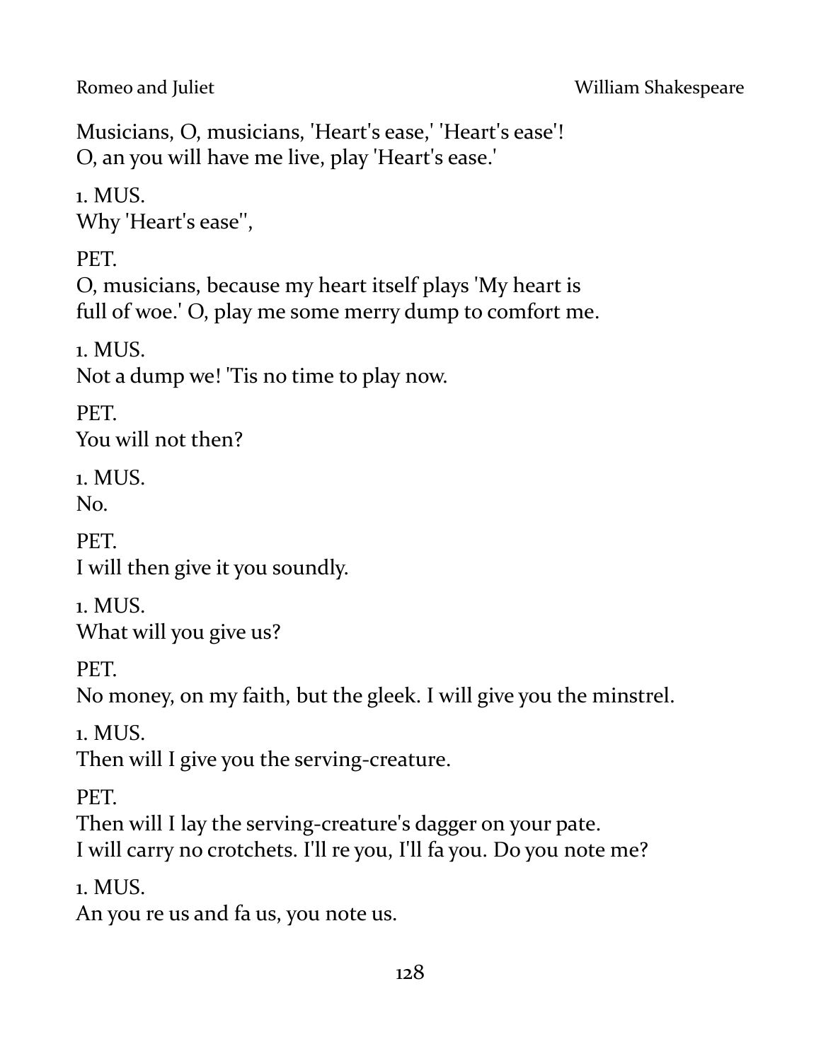Musicians, O, musicians, 'Heart's ease,' 'Heart's ease'!
O, an you will have me live, play 'Heart's ease.'

1. MUS.
Why 'Heart's ease'',

PET.
O, musicians, because my heart itself plays 'My heart is
full of woe.' O, play me some merry dump to comfort me.

1. MUS.
Not a dump we! 'Tis no time to play now.

PET.
You will not then?

1. MUS.
No.

PET.
I will then give it you soundly.

1. MUS.
What will you give us?

PET.
No money, on my faith, but the gleek. I will give you the minstrel.

1. MUS.
Then will I give you the serving-creature.

PET.
Then will I lay the serving-creature's dagger on your pate.
I will carry no crotchets. I'll re you, I'll fa you. Do you note me?

1. MUS.
An you re us and fa us, you note us.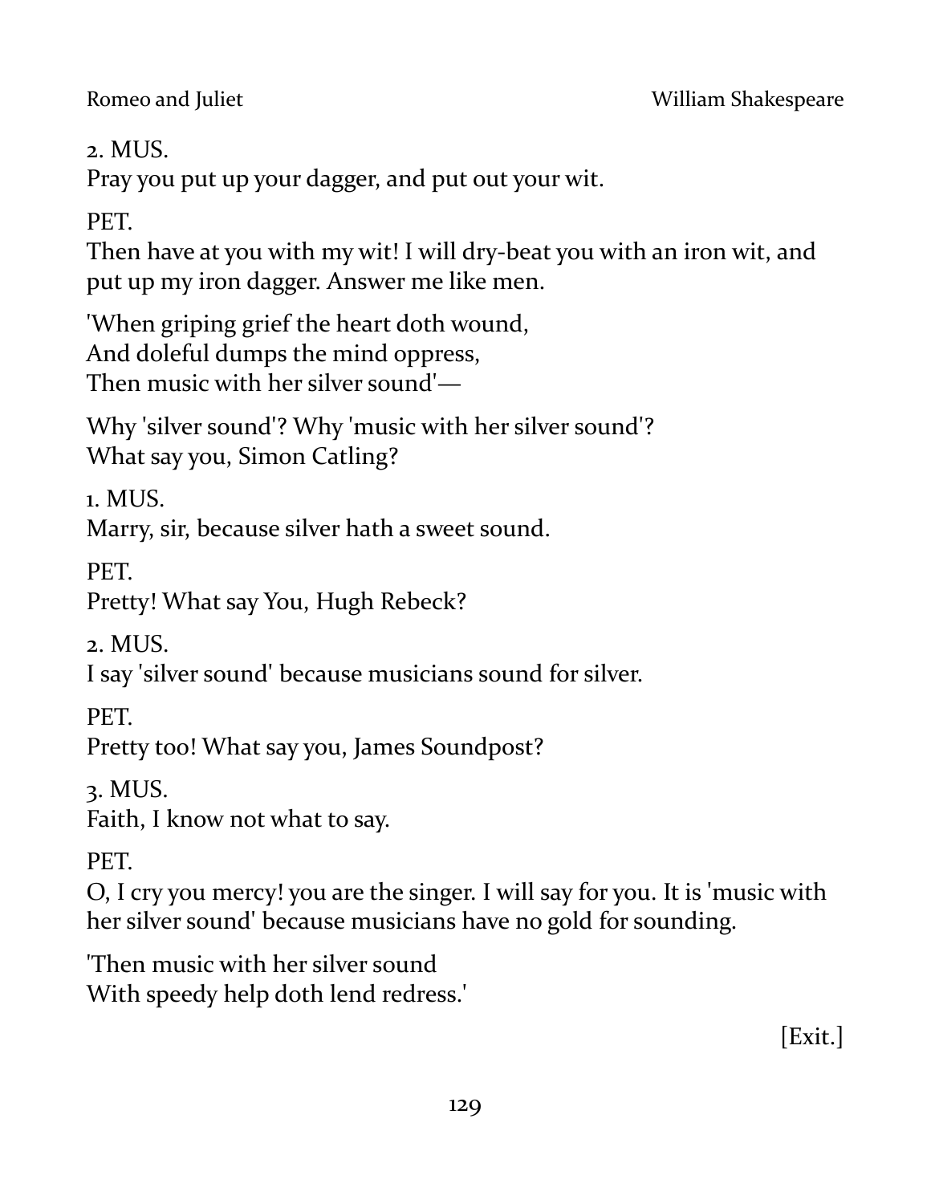2. MUS.
Pray you put up your dagger, and put out your wit.

PET.
Then have at you with my wit! I will dry-beat you with an iron wit, and put up my iron dagger. Answer me like men.

'When griping grief the heart doth wound,
And doleful dumps the mind oppress,
Then music with her silver sound'—

Why 'silver sound'? Why 'music with her silver sound'?
What say you, Simon Catling?

1. MUS.
Marry, sir, because silver hath a sweet sound.

PET.
Pretty! What say You, Hugh Rebeck?

2. MUS.
I say 'silver sound' because musicians sound for silver.

PET.
Pretty too! What say you, James Soundpost?

3. MUS.
Faith, I know not what to say.

PET.
O, I cry you mercy! you are the singer. I will say for you. It is 'music with her silver sound' because musicians have no gold for sounding.

'Then music with her silver sound
With speedy help doth lend redress.'

[Exit.]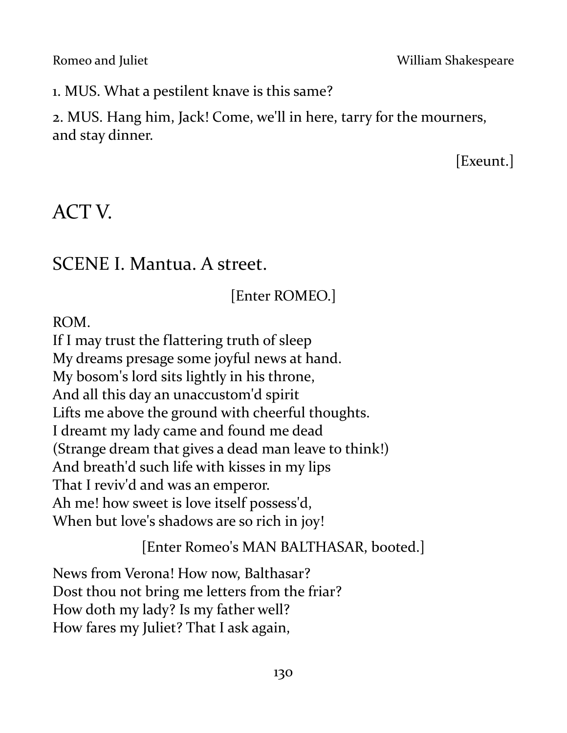1. MUS. What a pestilent knave is this same?

2. MUS. Hang him, Jack! Come, we'll in here, tarry for the mourners, and stay dinner.

[Exeunt.]

# ACT V.

## SCENE I. Mantua. A street.

[Enter ROMEO.]

ROM.  
If I may trust the flattering truth of sleep  
My dreams presage some joyful news at hand.  
My bosom's lord sits lightly in his throne,  
And all this day an unaccustom'd spirit  
Lifts me above the ground with cheerful thoughts.  
I dreamt my lady came and found me dead  
(Strange dream that gives a dead man leave to think!)  
And breath'd such life with kisses in my lips  
That I reviv'd and was an emperor.  
Ah me! how sweet is love itself possess'd,  
When but love's shadows are so rich in joy!

[Enter Romeo's MAN BALTHASAR, booted.]

News from Verona! How now, Balthasar?  
Dost thou not bring me letters from the friar?  
How doth my lady? Is my father well?  
How fares my Juliet? That I ask again,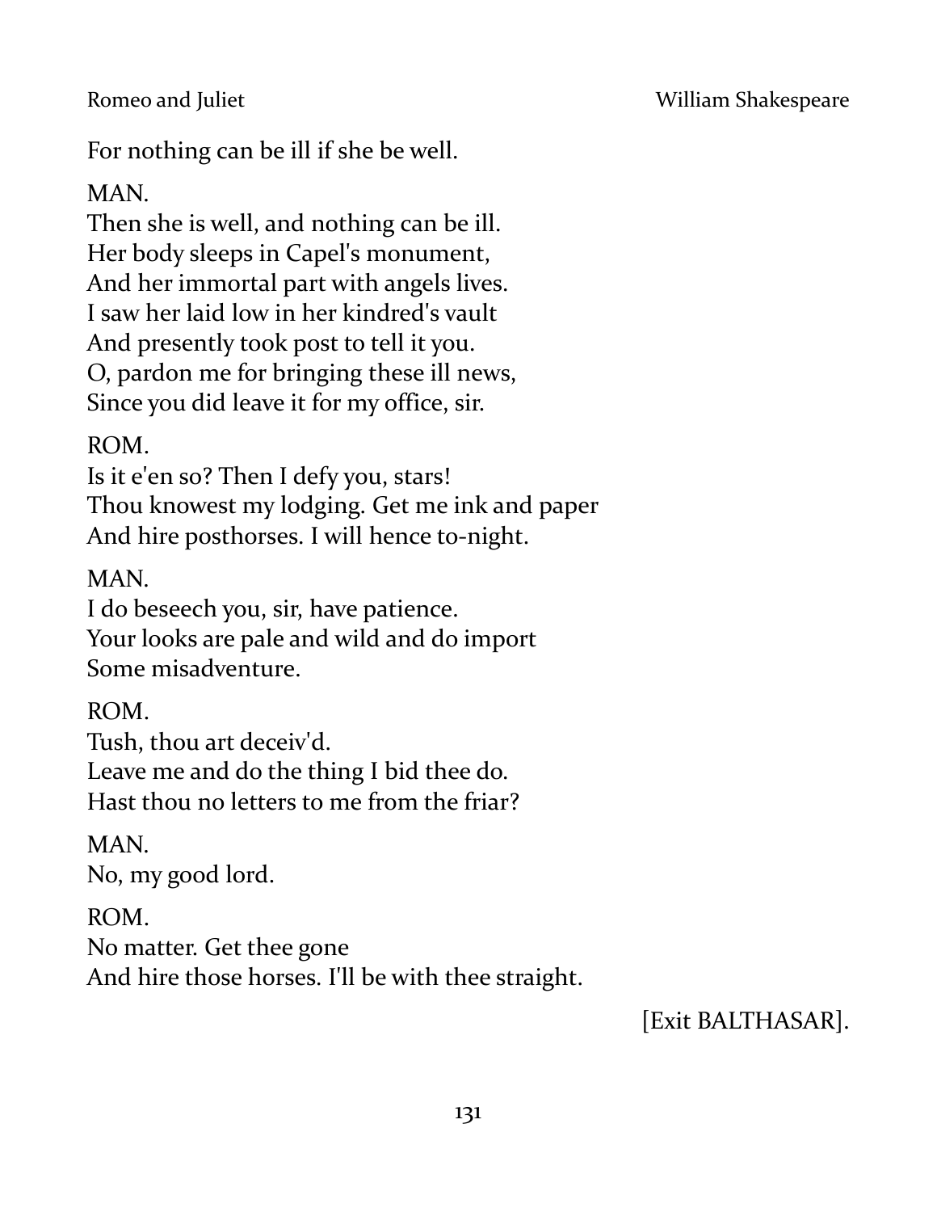For nothing can be ill if she be well.

MAN.
Then she is well, and nothing can be ill.
Her body sleeps in Capel's monument,
And her immortal part with angels lives.
I saw her laid low in her kindred's vault
And presently took post to tell it you.
O, pardon me for bringing these ill news,
Since you did leave it for my office, sir.

ROM.
Is it e'en so? Then I defy you, stars!
Thou knowest my lodging. Get me ink and paper
And hire posthorses. I will hence to-night.

MAN.
I do beseech you, sir, have patience.
Your looks are pale and wild and do import
Some misadventure.

ROM.
Tush, thou art deceiv'd.
Leave me and do the thing I bid thee do.
Hast thou no letters to me from the friar?

MAN.
No, my good lord.

ROM.
No matter. Get thee gone
And hire those horses. I'll be with thee straight.

[Exit BALTHASAR].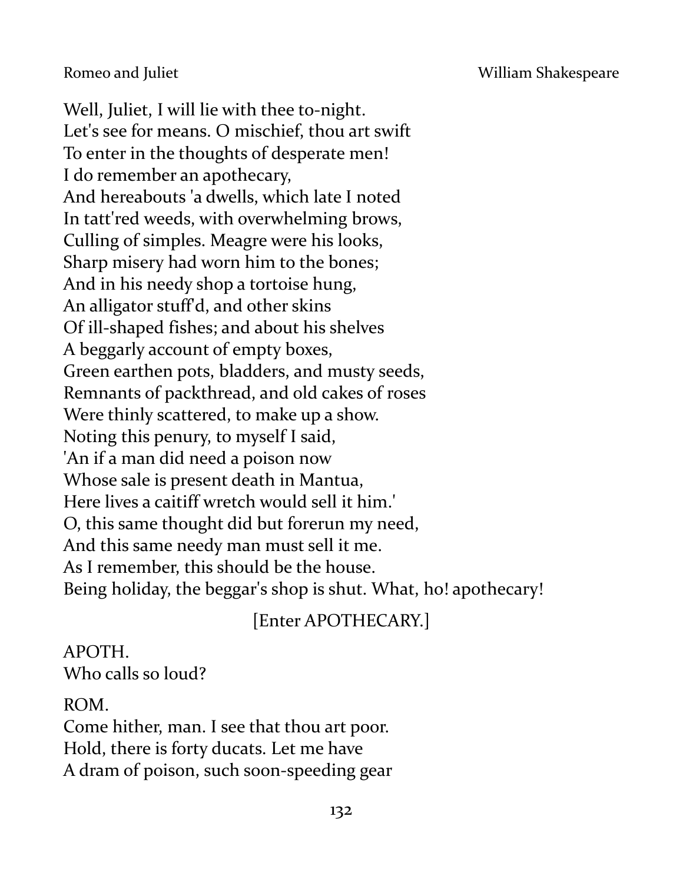Well, Juliet, I will lie with thee to-night.
Let's see for means. O mischief, thou art swift
To enter in the thoughts of desperate men!
I do remember an apothecary,
And hereabouts 'a dwells, which late I noted
In tatt'red weeds, with overwhelming brows,
Culling of simples. Meagre were his looks,
Sharp misery had worn him to the bones;
And in his needy shop a tortoise hung,
An alligator stuff'd, and other skins
Of ill-shaped fishes; and about his shelves
A beggarly account of empty boxes,
Green earthen pots, bladders, and musty seeds,
Remnants of packthread, and old cakes of roses
Were thinly scattered, to make up a show.
Noting this penury, to myself I said,
'An if a man did need a poison now
Whose sale is present death in Mantua,
Here lives a caitiff wretch would sell it him.'
O, this same thought did but forerun my need,
And this same needy man must sell it me.
As I remember, this should be the house.
Being holiday, the beggar's shop is shut. What, ho! apothecary!

[Enter APOTHECARY.]

APOTH.
Who calls so loud?

ROM.
Come hither, man. I see that thou art poor.
Hold, there is forty ducats. Let me have
A dram of poison, such soon-speeding gear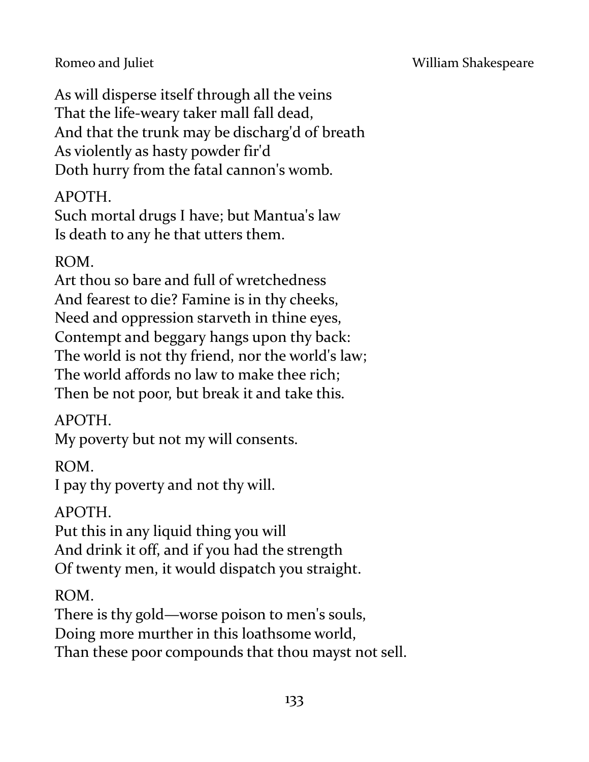As will disperse itself through all the veins
That the life-weary taker mall fall dead,
And that the trunk may be discharg'd of breath
As violently as hasty powder fir'd
Doth hurry from the fatal cannon's womb.

APOTH.
Such mortal drugs I have; but Mantua's law
Is death to any he that utters them.

ROM.
Art thou so bare and full of wretchedness
And fearest to die? Famine is in thy cheeks,
Need and oppression starveth in thine eyes,
Contempt and beggary hangs upon thy back:
The world is not thy friend, nor the world's law;
The world affords no law to make thee rich;
Then be not poor, but break it and take this.

APOTH.
My poverty but not my will consents.

ROM.
I pay thy poverty and not thy will.

APOTH.
Put this in any liquid thing you will
And drink it off, and if you had the strength
Of twenty men, it would dispatch you straight.

ROM.
There is thy gold—worse poison to men's souls,
Doing more murther in this loathsome world,
Than these poor compounds that thou mayst not sell.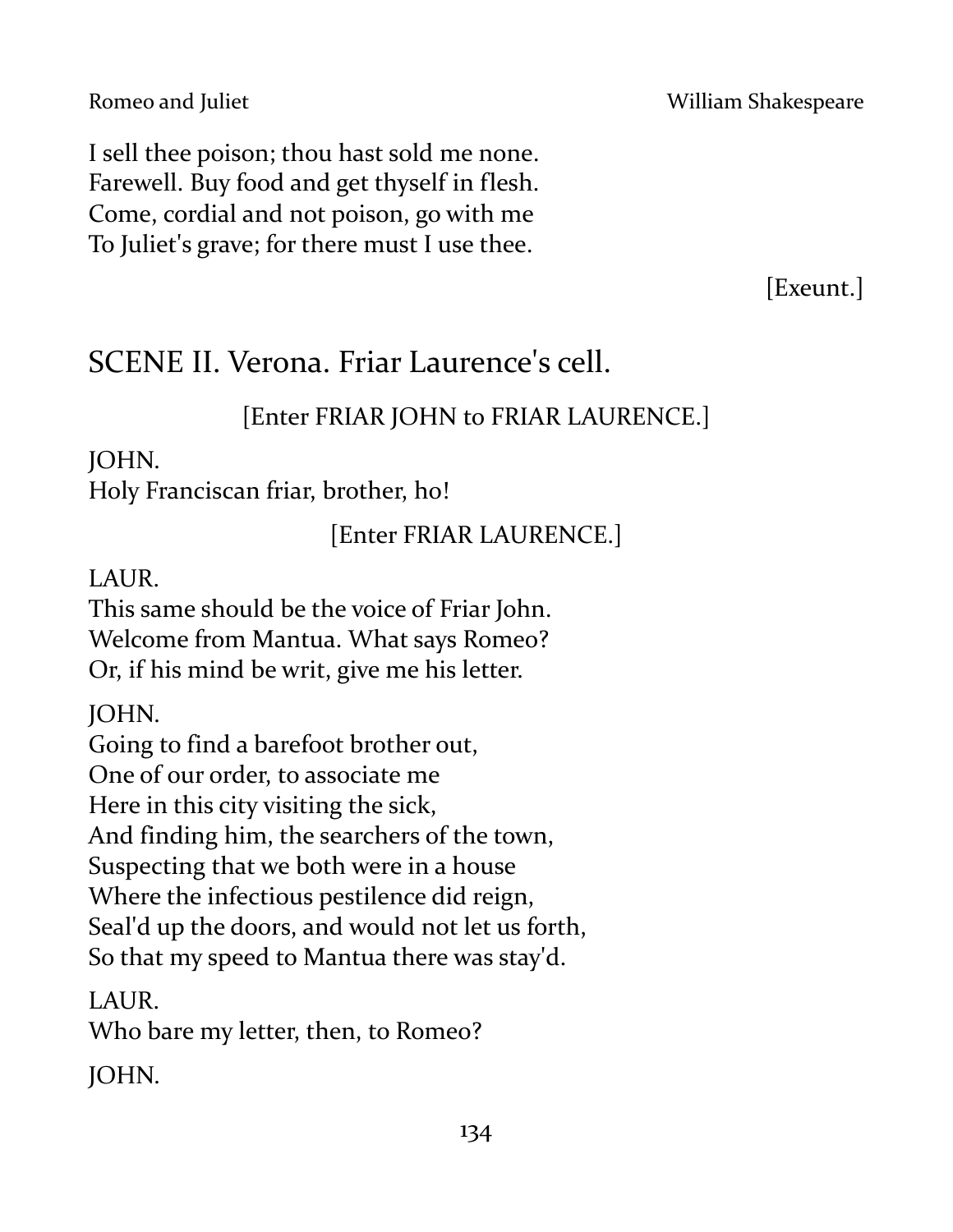I sell thee poison; thou hast sold me none.
Farewell. Buy food and get thyself in flesh.
Come, cordial and not poison, go with me
To Juliet's grave; for there must I use thee.

[Exeunt.]

## SCENE II. Verona. Friar Laurence's cell.

[Enter FRIAR JOHN to FRIAR LAURENCE.]

JOHN.
Holy Franciscan friar, brother, ho!

[Enter FRIAR LAURENCE.]

LAUR.
This same should be the voice of Friar John.
Welcome from Mantua. What says Romeo?
Or, if his mind be writ, give me his letter.

JOHN.
Going to find a barefoot brother out,
One of our order, to associate me
Here in this city visiting the sick,
And finding him, the searchers of the town,
Suspecting that we both were in a house
Where the infectious pestilence did reign,
Seal'd up the doors, and would not let us forth,
So that my speed to Mantua there was stay'd.

LAUR.
Who bare my letter, then, to Romeo?

JOHN.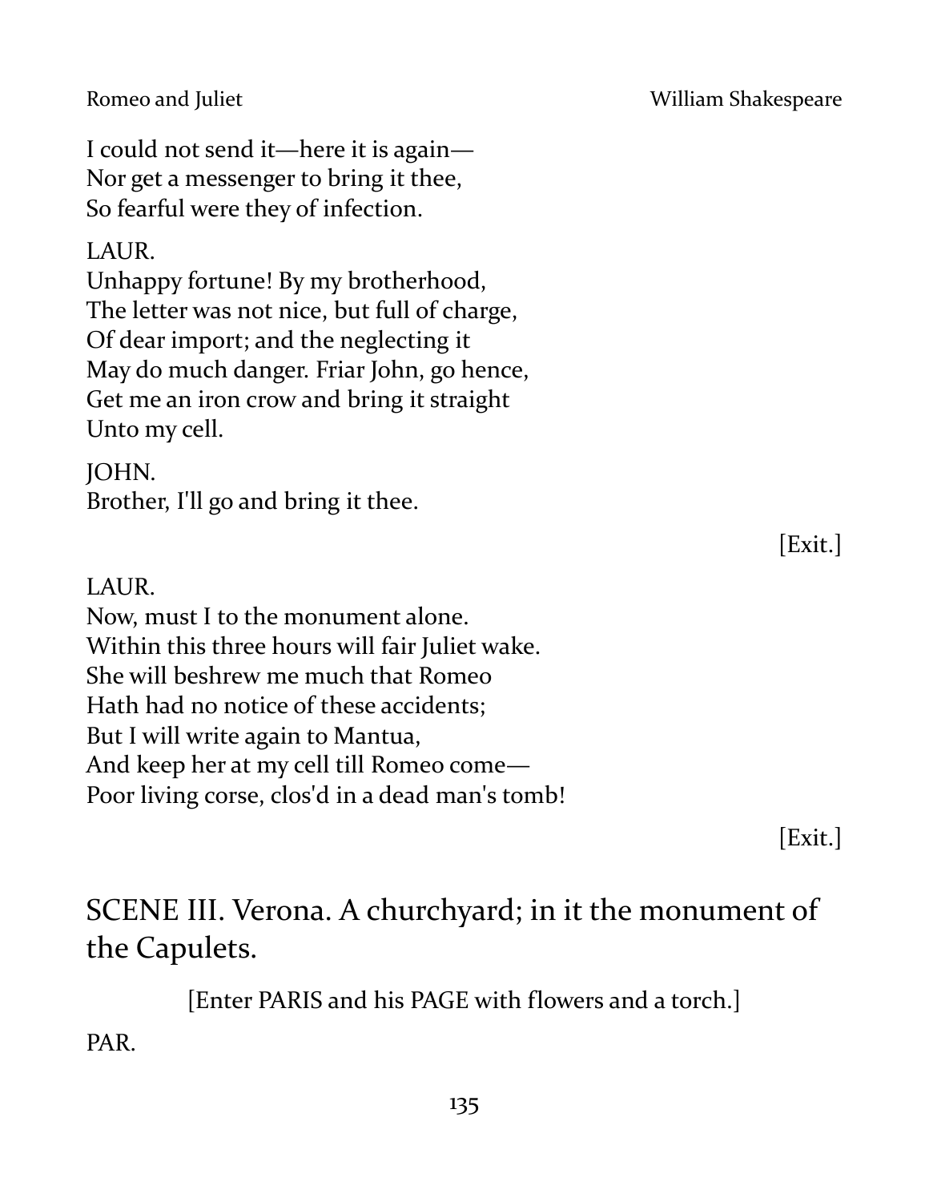I could not send it—here it is again—
Nor get a messenger to bring it thee,
So fearful were they of infection.

LAUR.
Unhappy fortune! By my brotherhood,
The letter was not nice, but full of charge,
Of dear import; and the neglecting it
May do much danger. Friar John, go hence,
Get me an iron crow and bring it straight
Unto my cell.

JOHN.
Brother, I'll go and bring it thee.

[Exit.]

LAUR.
Now, must I to the monument alone.
Within this three hours will fair Juliet wake.
She will beshrew me much that Romeo
Hath had no notice of these accidents;
But I will write again to Mantua,
And keep her at my cell till Romeo come—
Poor living corse, clos'd in a dead man's tomb!

[Exit.]

## SCENE III. Verona. A churchyard; in it the monument of the Capulets.

[Enter PARIS and his PAGE with flowers and a torch.]

PAR.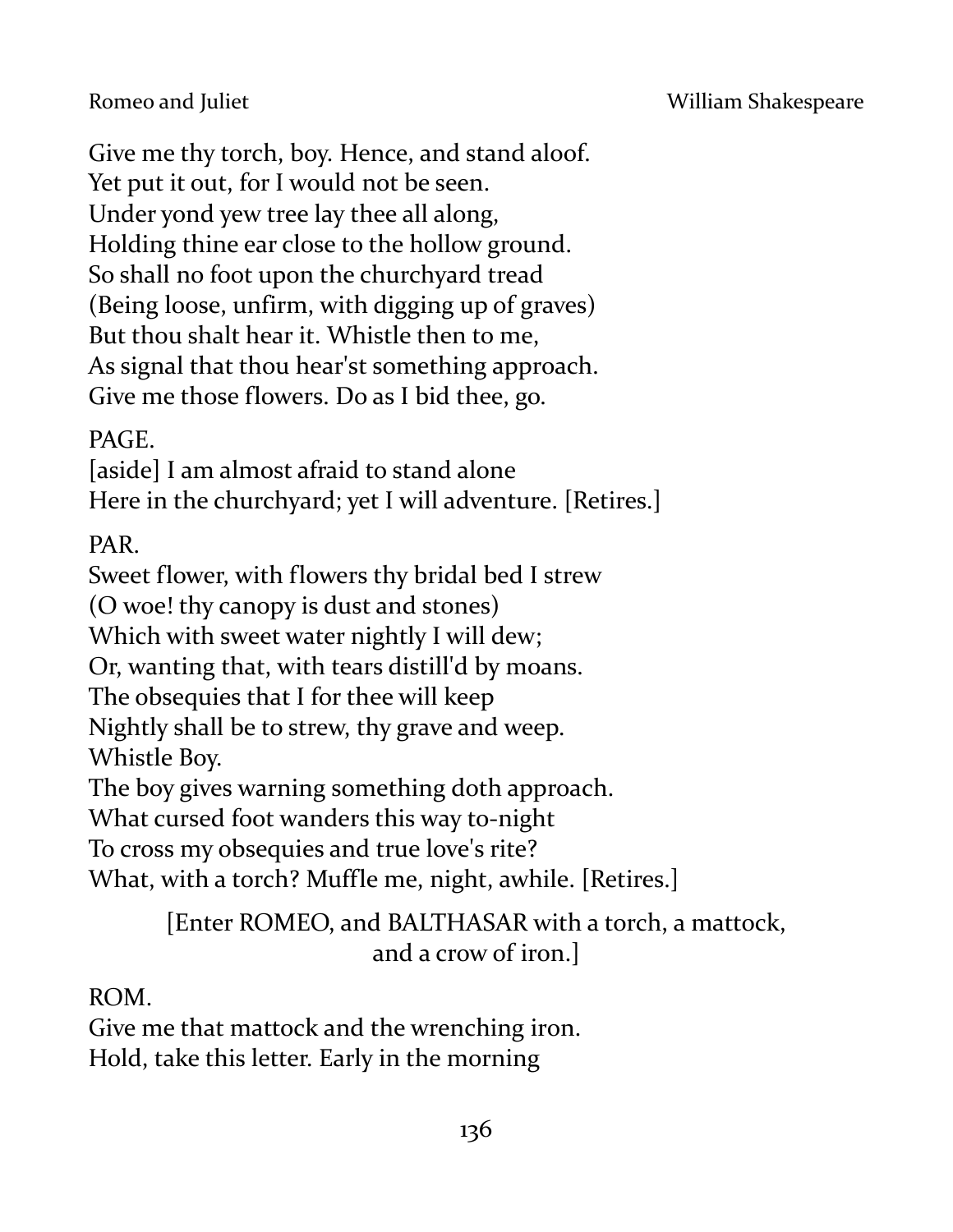Give me thy torch, boy. Hence, and stand aloof.  
Yet put it out, for I would not be seen.  
Under yond yew tree lay thee all along,  
Holding thine ear close to the hollow ground.  
So shall no foot upon the churchyard tread  
(Being loose, unfirm, with digging up of graves)  
But thou shalt hear it. Whistle then to me,  
As signal that thou hear'st something approach.  
Give me those flowers. Do as I bid thee, go.

PAGE.  
[aside] I am almost afraid to stand alone  
Here in the churchyard; yet I will adventure. [Retires.]

PAR.  
Sweet flower, with flowers thy bridal bed I strew  
(O woe! thy canopy is dust and stones)  
Which with sweet water nightly I will dew;  
Or, wanting that, with tears distill'd by moans.  
The obsequies that I for thee will keep  
Nightly shall be to strew, thy grave and weep.  
Whistle Boy.  
The boy gives warning something doth approach.  
What cursed foot wanders this way to-night  
To cross my obsequies and true love's rite?  
What, with a torch? Muffle me, night, awhile. [Retires.]

[Enter ROMEO, and BALTHASAR with a torch, a mattock, and a crow of iron.]

ROM.  
Give me that mattock and the wrenching iron.  
Hold, take this letter. Early in the morning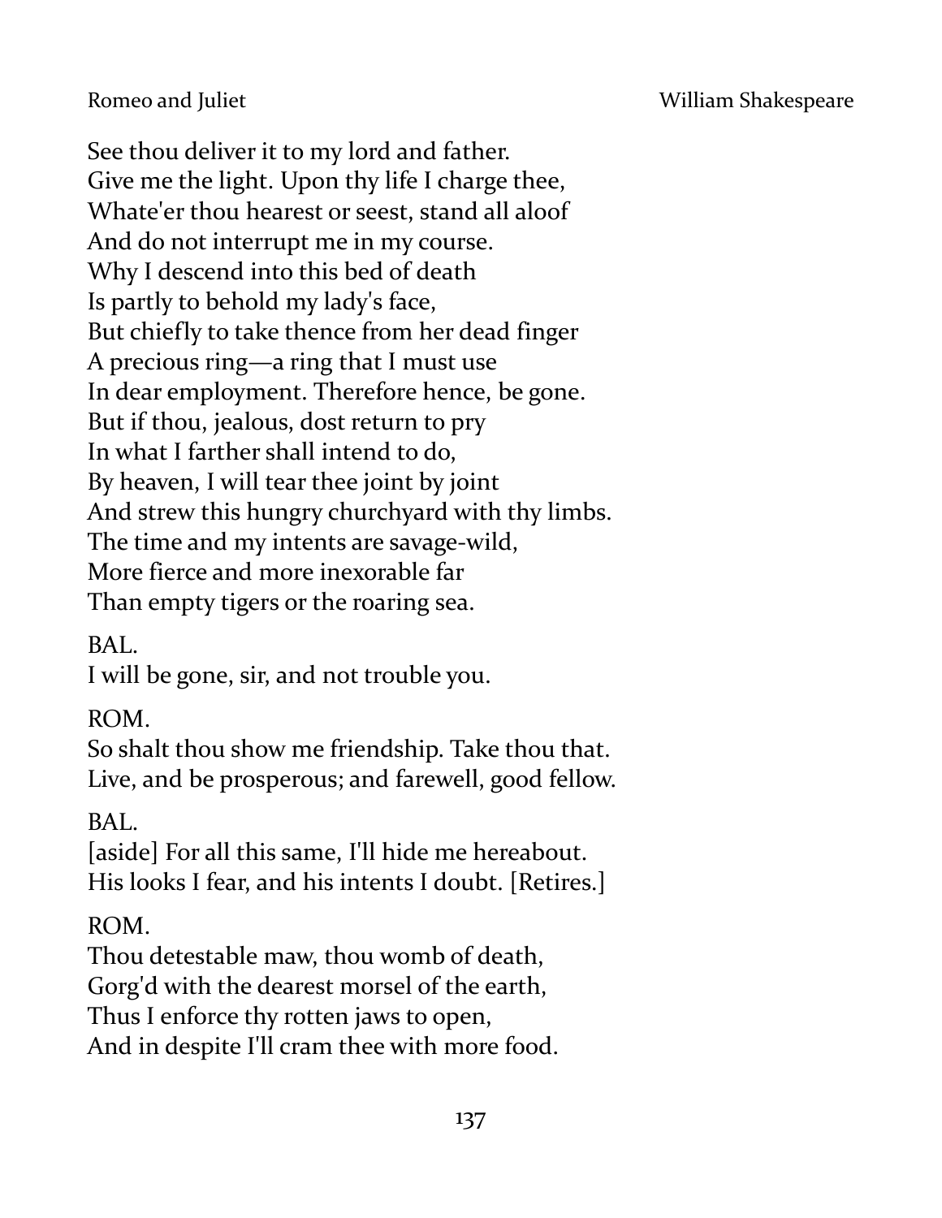See thou deliver it to my lord and father.
Give me the light. Upon thy life I charge thee,
Whate'er thou hearest or seest, stand all aloof
And do not interrupt me in my course.
Why I descend into this bed of death
Is partly to behold my lady's face,
But chiefly to take thence from her dead finger
A precious ring—a ring that I must use
In dear employment. Therefore hence, be gone.
But if thou, jealous, dost return to pry
In what I farther shall intend to do,
By heaven, I will tear thee joint by joint
And strew this hungry churchyard with thy limbs.
The time and my intents are savage-wild,
More fierce and more inexorable far
Than empty tigers or the roaring sea.

BAL.
I will be gone, sir, and not trouble you.

ROM.
So shalt thou show me friendship. Take thou that.
Live, and be prosperous; and farewell, good fellow.

BAL.
[aside] For all this same, I'll hide me hereabout.
His looks I fear, and his intents I doubt. [Retires.]

ROM.
Thou detestable maw, thou womb of death,
Gorg'd with the dearest morsel of the earth,
Thus I enforce thy rotten jaws to open,
And in despite I'll cram thee with more food.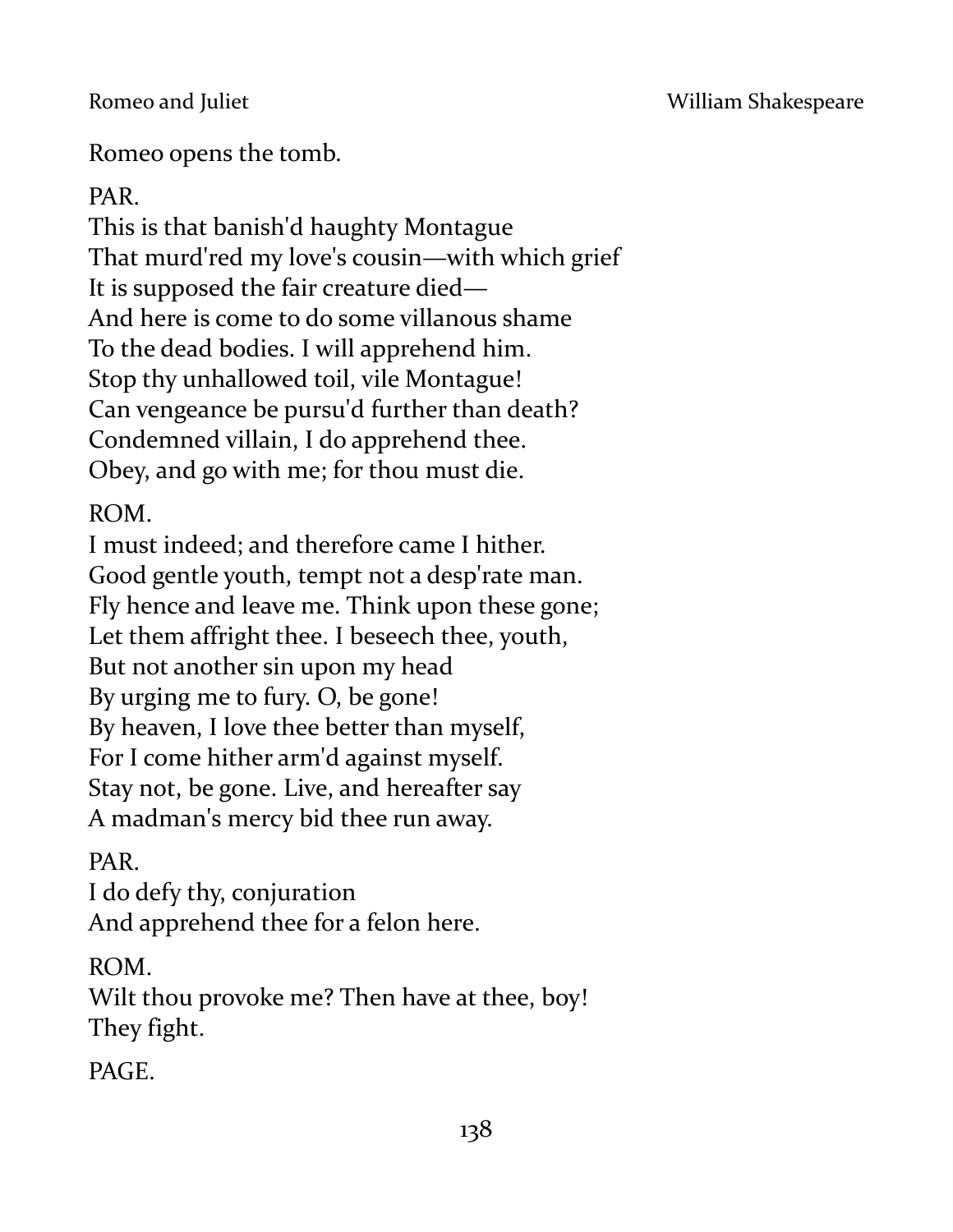Romeo opens the tomb.

PAR.
This is that banish'd haughty Montague
That murd'red my love's cousin—with which grief
It is supposed the fair creature died—
And here is come to do some villanous shame
To the dead bodies. I will apprehend him.
Stop thy unhallowed toil, vile Montague!
Can vengeance be pursu'd further than death?
Condemned villain, I do apprehend thee.
Obey, and go with me; for thou must die.

ROM.
I must indeed; and therefore came I hither.
Good gentle youth, tempt not a desp'rate man.
Fly hence and leave me. Think upon these gone;
Let them affright thee. I beseech thee, youth,
But not another sin upon my head
By urging me to fury. O, be gone!
By heaven, I love thee better than myself,
For I come hither arm'd against myself.
Stay not, be gone. Live, and hereafter say
A madman's mercy bid thee run away.

PAR.
I do defy thy, conjuration
And apprehend thee for a felon here.

ROM.
Wilt thou provoke me? Then have at thee, boy!
They fight.

PAGE.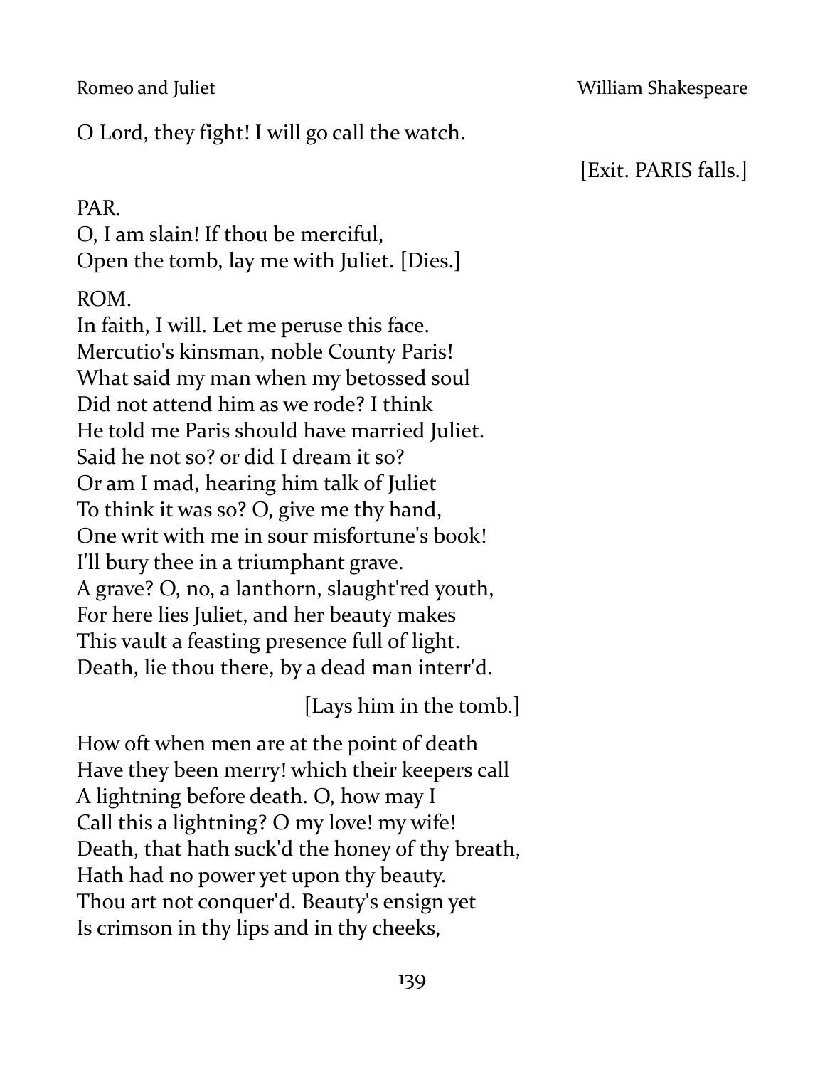O Lord, they fight! I will go call the watch.

[Exit. PARIS falls.]

PAR.
O, I am slain! If thou be merciful,
Open the tomb, lay me with Juliet. [Dies.]

ROM.
In faith, I will. Let me peruse this face.
Mercutio's kinsman, noble County Paris!
What said my man when my betossed soul
Did not attend him as we rode? I think
He told me Paris should have married Juliet.
Said he not so? or did I dream it so?
Or am I mad, hearing him talk of Juliet
To think it was so? O, give me thy hand,
One writ with me in sour misfortune's book!
I'll bury thee in a triumphant grave.
A grave? O, no, a lanthorn, slaught'red youth,
For here lies Juliet, and her beauty makes
This vault a feasting presence full of light.
Death, lie thou there, by a dead man interr'd.

[Lays him in the tomb.]

How oft when men are at the point of death
Have they been merry! which their keepers call
A lightning before death. O, how may I
Call this a lightning? O my love! my wife!
Death, that hath suck'd the honey of thy breath,
Hath had no power yet upon thy beauty.
Thou art not conquer'd. Beauty's ensign yet
Is crimson in thy lips and in thy cheeks,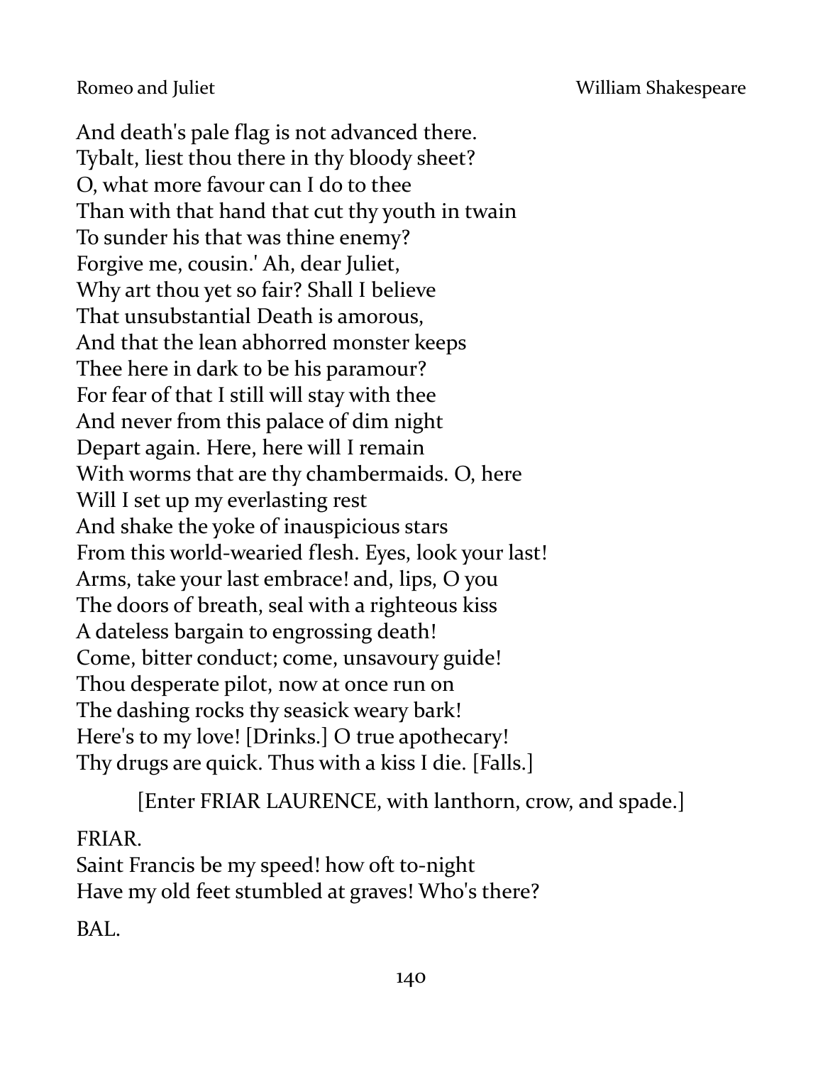And death's pale flag is not advanced there.
Tybalt, liest thou there in thy bloody sheet?
O, what more favour can I do to thee
Than with that hand that cut thy youth in twain
To sunder his that was thine enemy?
Forgive me, cousin.' Ah, dear Juliet,
Why art thou yet so fair? Shall I believe
That unsubstantial Death is amorous,
And that the lean abhorred monster keeps
Thee here in dark to be his paramour?
For fear of that I still will stay with thee
And never from this palace of dim night
Depart again. Here, here will I remain
With worms that are thy chambermaids. O, here
Will I set up my everlasting rest
And shake the yoke of inauspicious stars
From this world-wearied flesh. Eyes, look your last!
Arms, take your last embrace! and, lips, O you
The doors of breath, seal with a righteous kiss
A dateless bargain to engrossing death!
Come, bitter conduct; come, unsavoury guide!
Thou desperate pilot, now at once run on
The dashing rocks thy seasick weary bark!
Here's to my love! [Drinks.] O true apothecary!
Thy drugs are quick. Thus with a kiss I die. [Falls.]

[Enter FRIAR LAURENCE, with lanthorn, crow, and spade.]

FRIAR.
Saint Francis be my speed! how oft to-night
Have my old feet stumbled at graves! Who's there?

BAL.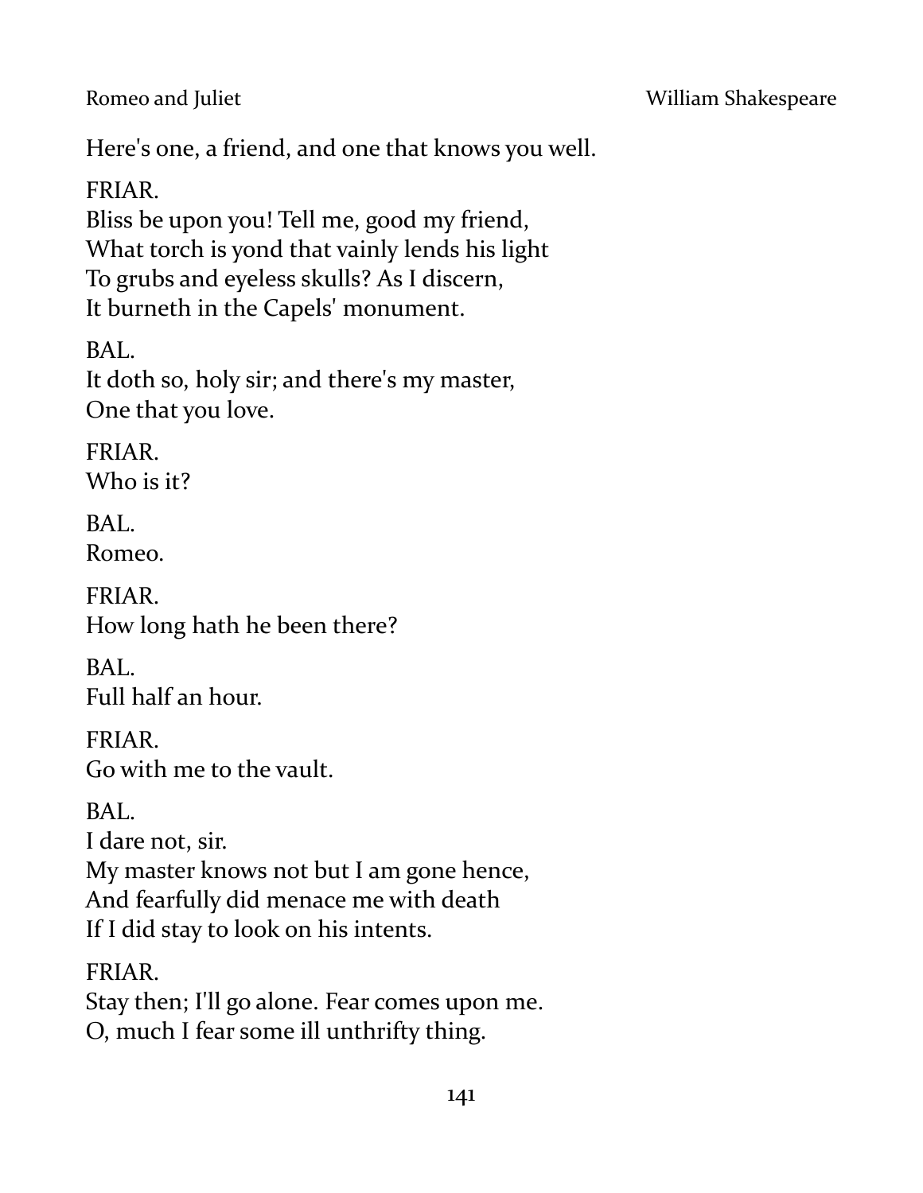Here's one, a friend, and one that knows you well.

FRIAR.
Bliss be upon you! Tell me, good my friend,
What torch is yond that vainly lends his light
To grubs and eyeless skulls? As I discern,
It burneth in the Capels' monument.

BAL.
It doth so, holy sir; and there's my master,
One that you love.

FRIAR.
Who is it?

BAL.
Romeo.

FRIAR.
How long hath he been there?

BAL.
Full half an hour.

FRIAR.
Go with me to the vault.

BAL.
I dare not, sir.
My master knows not but I am gone hence,
And fearfully did menace me with death
If I did stay to look on his intents.

FRIAR.
Stay then; I'll go alone. Fear comes upon me.
O, much I fear some ill unthrifty thing.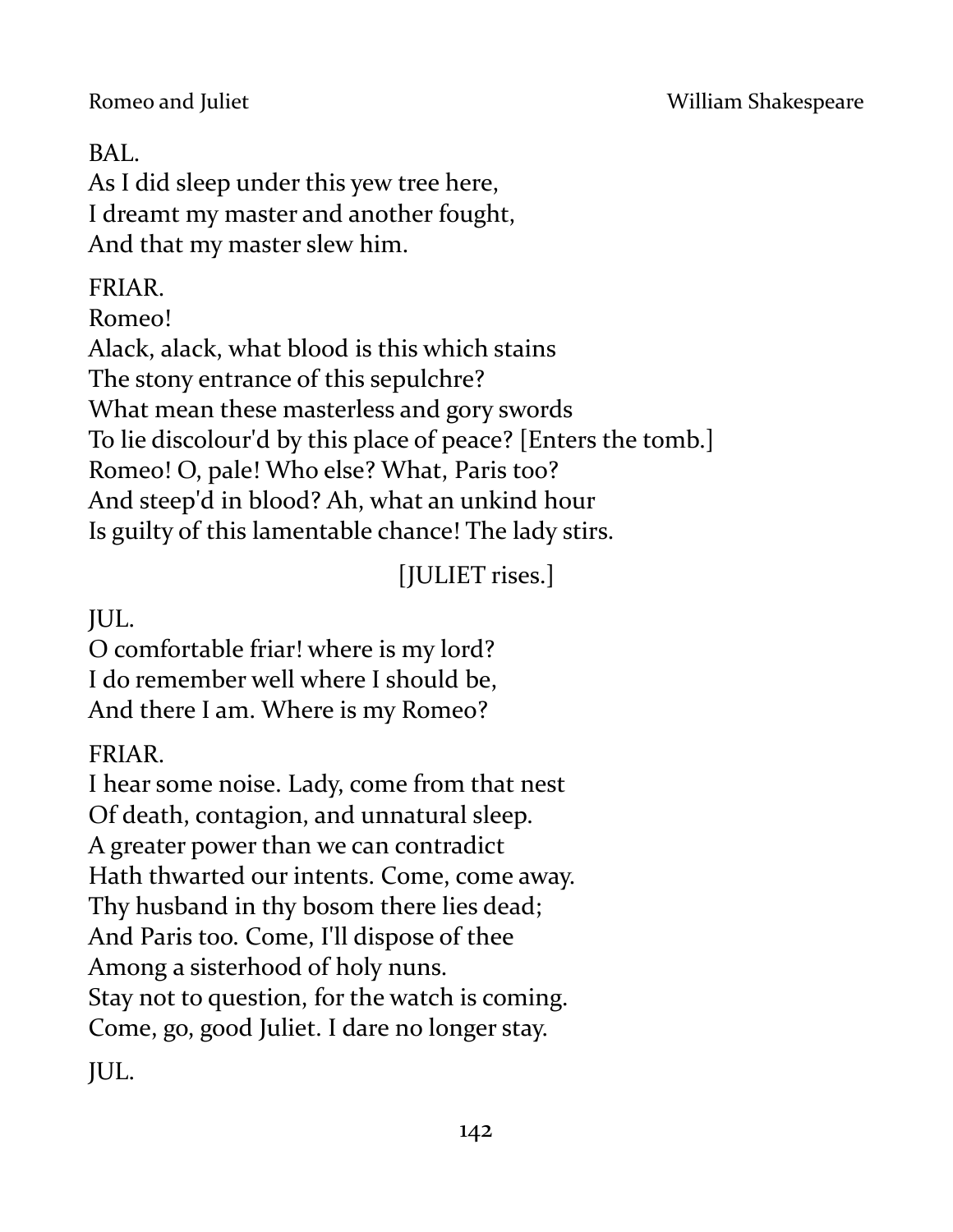BAL.
As I did sleep under this yew tree here,
I dreamt my master and another fought,
And that my master slew him.

FRIAR.
Romeo!
Alack, alack, what blood is this which stains
The stony entrance of this sepulchre?
What mean these masterless and gory swords
To lie discolour'd by this place of peace? [Enters the tomb.]
Romeo! O, pale! Who else? What, Paris too?
And steep'd in blood? Ah, what an unkind hour
Is guilty of this lamentable chance! The lady stirs.

[JULIET rises.]

JUL.
O comfortable friar! where is my lord?
I do remember well where I should be,
And there I am. Where is my Romeo?

FRIAR.
I hear some noise. Lady, come from that nest
Of death, contagion, and unnatural sleep.
A greater power than we can contradict
Hath thwarted our intents. Come, come away.
Thy husband in thy bosom there lies dead;
And Paris too. Come, I'll dispose of thee
Among a sisterhood of holy nuns.
Stay not to question, for the watch is coming.
Come, go, good Juliet. I dare no longer stay.

JUL.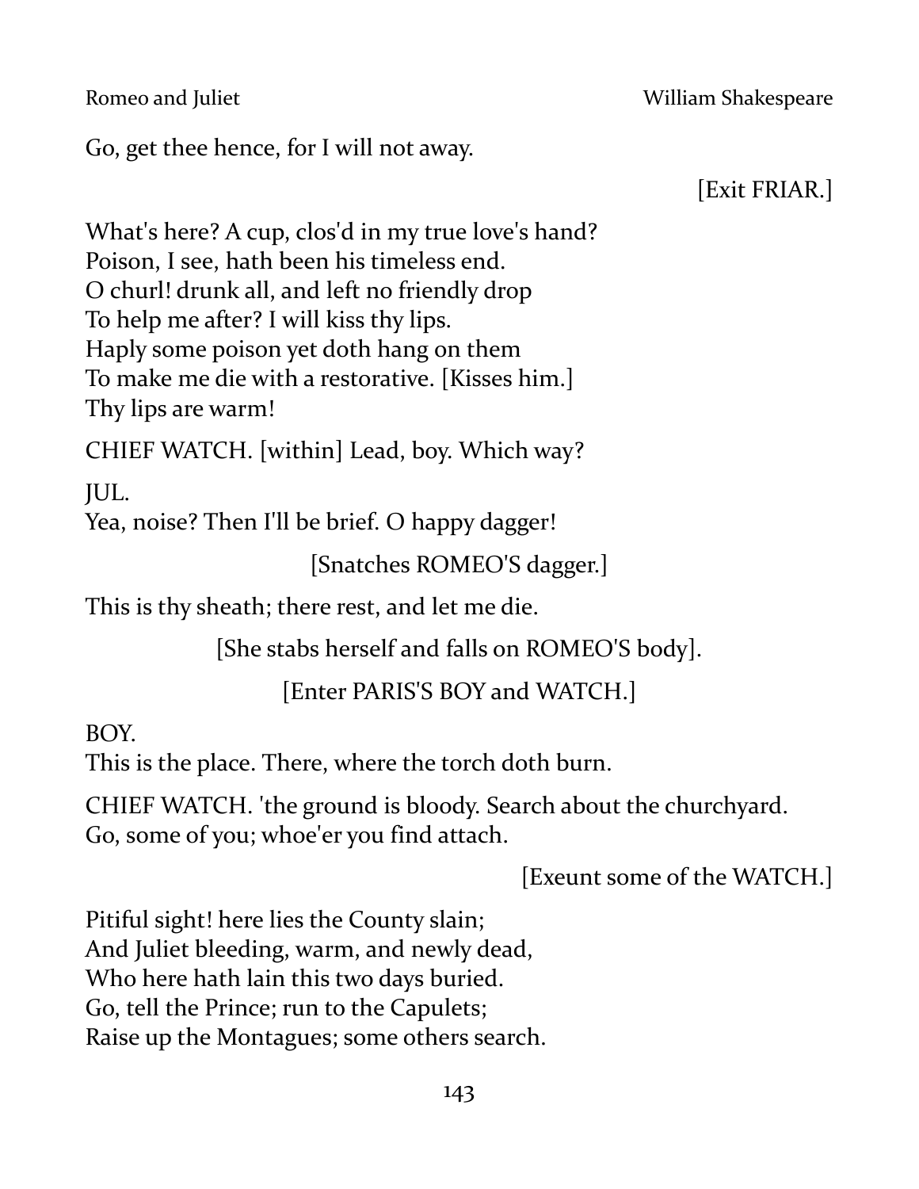Go, get thee hence, for I will not away.

[Exit FRIAR.]

What's here? A cup, clos'd in my true love's hand?
Poison, I see, hath been his timeless end.
O churl! drunk all, and left no friendly drop
To help me after? I will kiss thy lips.
Haply some poison yet doth hang on them
To make me die with a restorative. [Kisses him.]
Thy lips are warm!

CHIEF WATCH. [within] Lead, boy. Which way?

JUL.
Yea, noise? Then I'll be brief. O happy dagger!

[Snatches ROMEO'S dagger.]

This is thy sheath; there rest, and let me die.

[She stabs herself and falls on ROMEO'S body].

[Enter PARIS'S BOY and WATCH.]

BOY.
This is the place. There, where the torch doth burn.

CHIEF WATCH. 'the ground is bloody. Search about the churchyard.
Go, some of you; whoe'er you find attach.

[Exeunt some of the WATCH.]

Pitiful sight! here lies the County slain;
And Juliet bleeding, warm, and newly dead,
Who here hath lain this two days buried.
Go, tell the Prince; run to the Capulets;
Raise up the Montagues; some others search.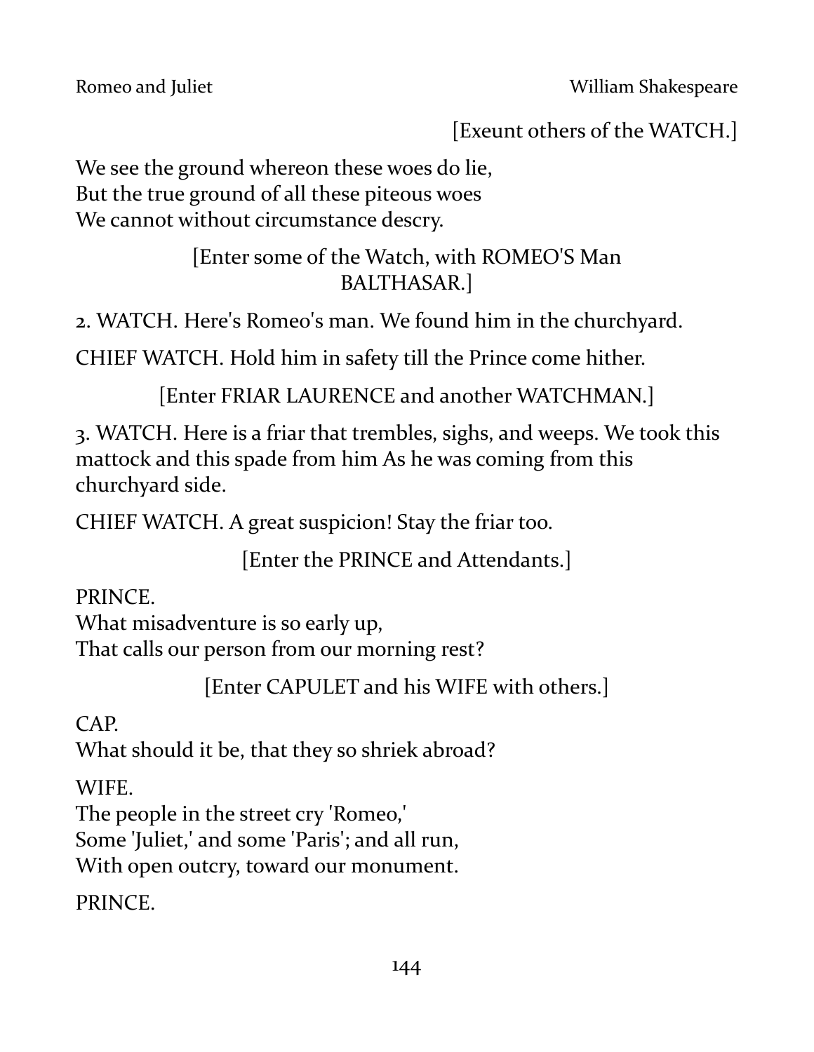[Exeunt others of the WATCH.]

We see the ground whereon these woes do lie,
But the true ground of all these piteous woes
We cannot without circumstance descry.

[Enter some of the Watch, with ROMEO'S Man BALTHASAR.]

2. WATCH. Here's Romeo's man. We found him in the churchyard.

CHIEF WATCH. Hold him in safety till the Prince come hither.

[Enter FRIAR LAURENCE and another WATCHMAN.]

3. WATCH. Here is a friar that trembles, sighs, and weeps. We took this mattock and this spade from him As he was coming from this churchyard side.

CHIEF WATCH. A great suspicion! Stay the friar too.

[Enter the PRINCE and Attendants.]

PRINCE.
What misadventure is so early up,
That calls our person from our morning rest?

[Enter CAPULET and his WIFE with others.]

CAP.
What should it be, that they so shriek abroad?

WIFE.
The people in the street cry 'Romeo,'
Some 'Juliet,' and some 'Paris'; and all run,
With open outcry, toward our monument.

PRINCE.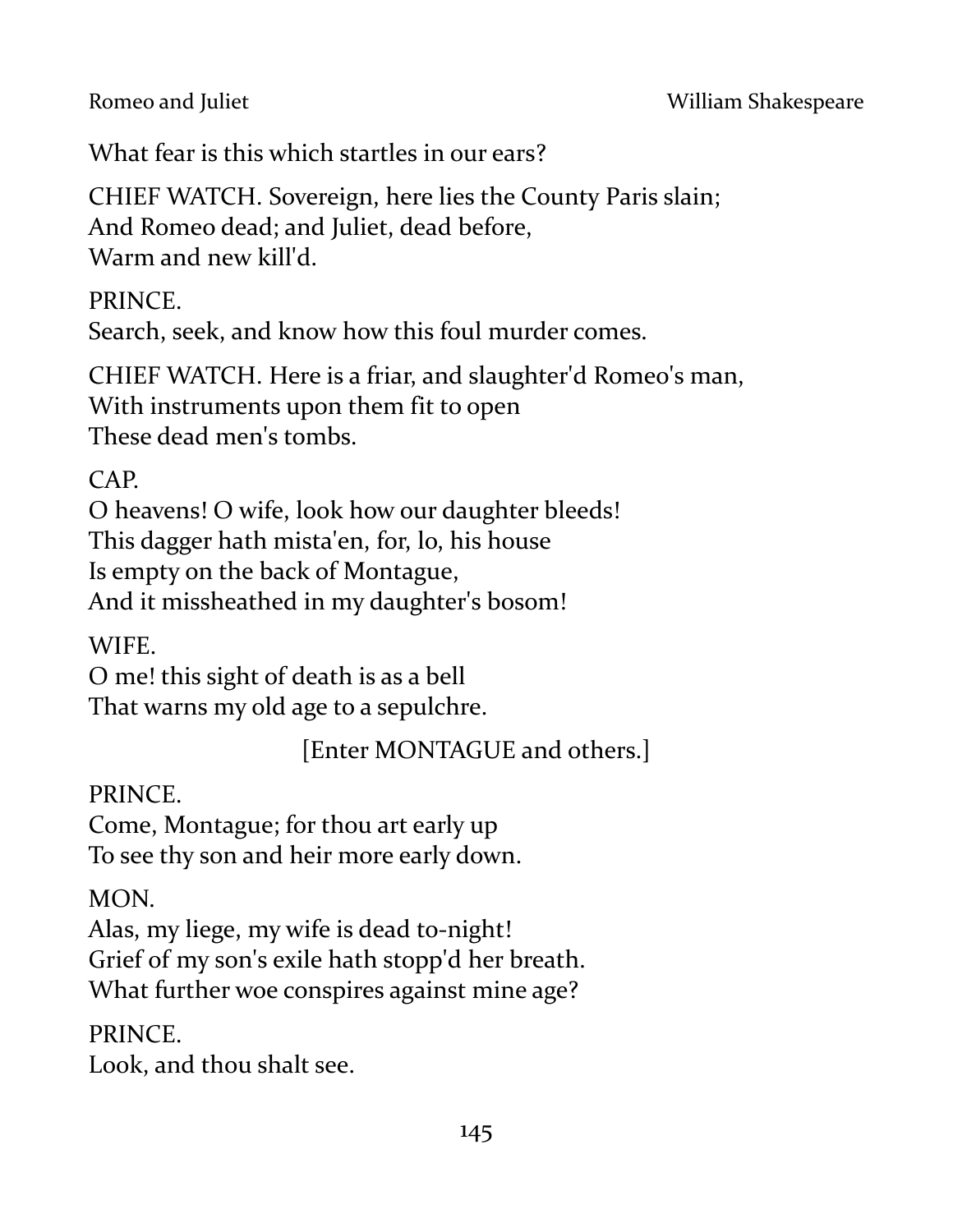What fear is this which startles in our ears?

CHIEF WATCH. Sovereign, here lies the County Paris slain;
And Romeo dead; and Juliet, dead before,
Warm and new kill'd.

PRINCE.
Search, seek, and know how this foul murder comes.

CHIEF WATCH. Here is a friar, and slaughter'd Romeo's man,
With instruments upon them fit to open
These dead men's tombs.

CAP.
O heavens! O wife, look how our daughter bleeds!
This dagger hath mista'en, for, lo, his house
Is empty on the back of Montague,
And it missheathed in my daughter's bosom!

WIFE.
O me! this sight of death is as a bell
That warns my old age to a sepulchre.

[Enter MONTAGUE and others.]

PRINCE.
Come, Montague; for thou art early up
To see thy son and heir more early down.

MON.
Alas, my liege, my wife is dead to-night!
Grief of my son's exile hath stopp'd her breath.
What further woe conspires against mine age?

PRINCE.
Look, and thou shalt see.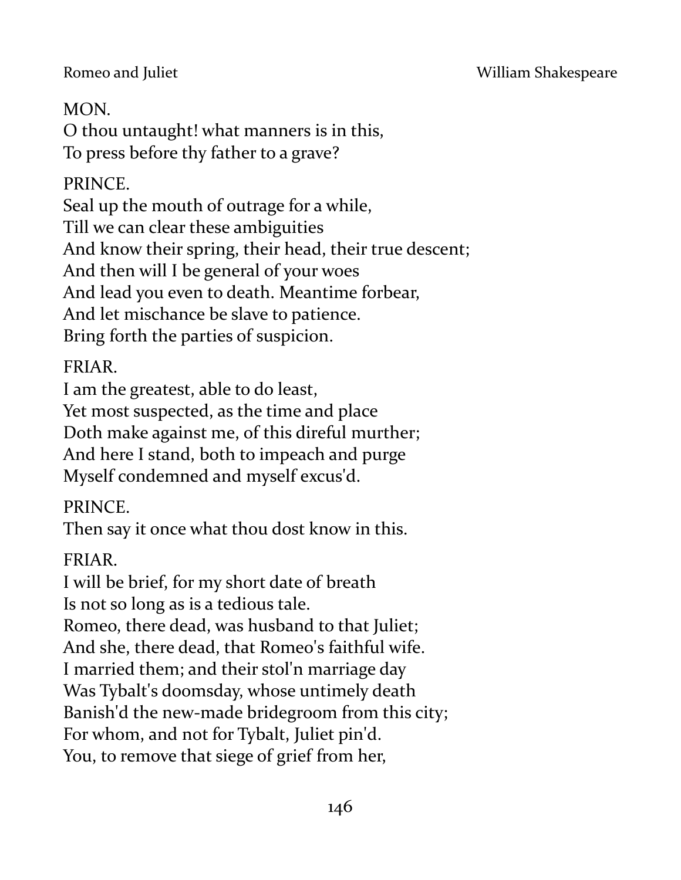MON.
O thou untaught! what manners is in this,
To press before thy father to a grave?

PRINCE.
Seal up the mouth of outrage for a while,
Till we can clear these ambiguities
And know their spring, their head, their true descent;
And then will I be general of your woes
And lead you even to death. Meantime forbear,
And let mischance be slave to patience.
Bring forth the parties of suspicion.

FRIAR.
I am the greatest, able to do least,
Yet most suspected, as the time and place
Doth make against me, of this direful murther;
And here I stand, both to impeach and purge
Myself condemned and myself excus'd.

PRINCE.
Then say it once what thou dost know in this.

FRIAR.
I will be brief, for my short date of breath
Is not so long as is a tedious tale.
Romeo, there dead, was husband to that Juliet;
And she, there dead, that Romeo's faithful wife.
I married them; and their stol'n marriage day
Was Tybalt's doomsday, whose untimely death
Banish'd the new-made bridegroom from this city;
For whom, and not for Tybalt, Juliet pin'd.
You, to remove that siege of grief from her,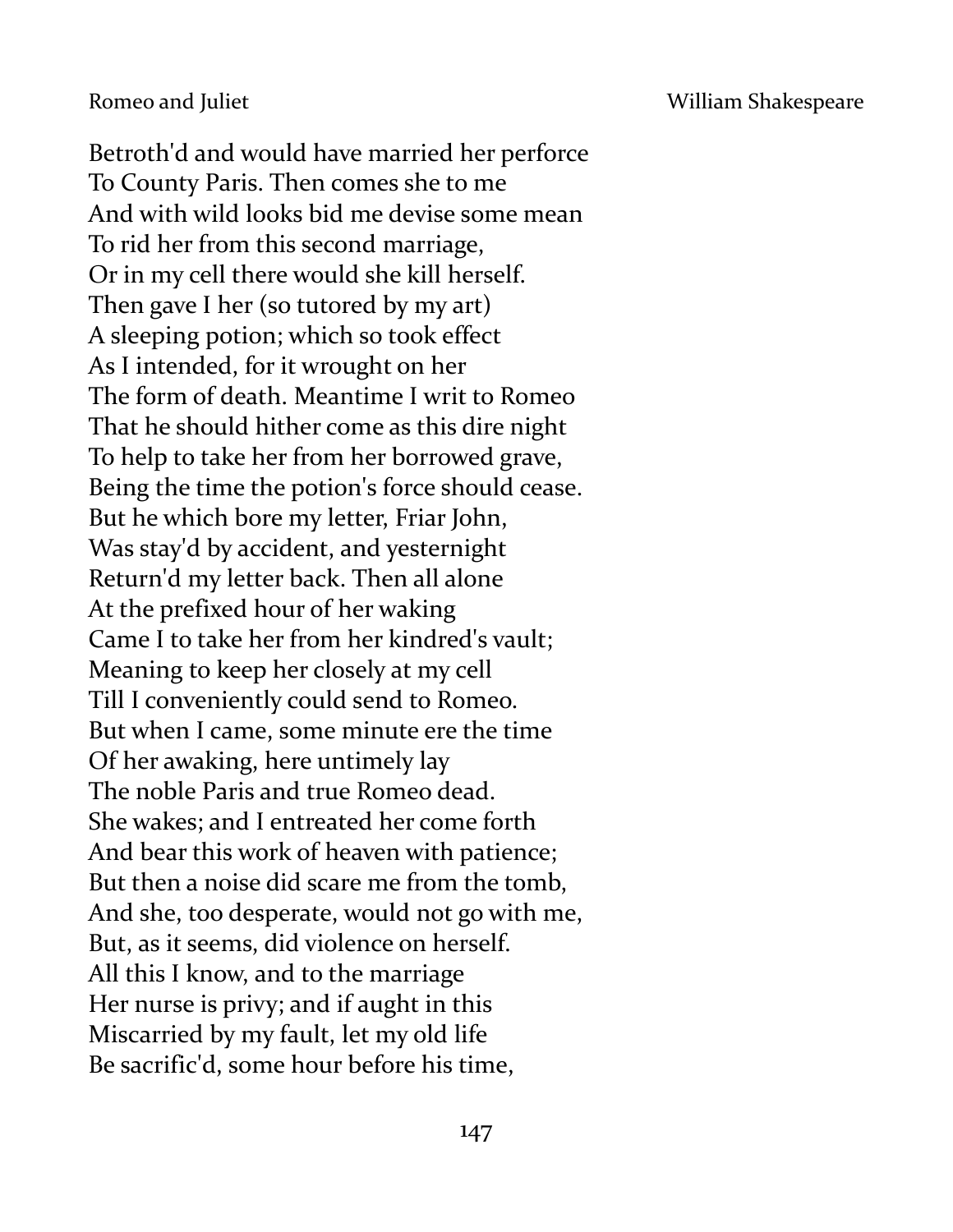Betroth'd and would have married her perforce
To County Paris. Then comes she to me
And with wild looks bid me devise some mean
To rid her from this second marriage,
Or in my cell there would she kill herself.
Then gave I her (so tutored by my art)
A sleeping potion; which so took effect
As I intended, for it wrought on her
The form of death. Meantime I writ to Romeo
That he should hither come as this dire night
To help to take her from her borrowed grave,
Being the time the potion's force should cease.
But he which bore my letter, Friar John,
Was stay'd by accident, and yesternight
Return'd my letter back. Then all alone
At the prefixed hour of her waking
Came I to take her from her kindred's vault;
Meaning to keep her closely at my cell
Till I conveniently could send to Romeo.
But when I came, some minute ere the time
Of her awaking, here untimely lay
The noble Paris and true Romeo dead.
She wakes; and I entreated her come forth
And bear this work of heaven with patience;
But then a noise did scare me from the tomb,
And she, too desperate, would not go with me,
But, as it seems, did violence on herself.
All this I know, and to the marriage
Her nurse is privy; and if aught in this
Miscarried by my fault, let my old life
Be sacrific'd, some hour before his time,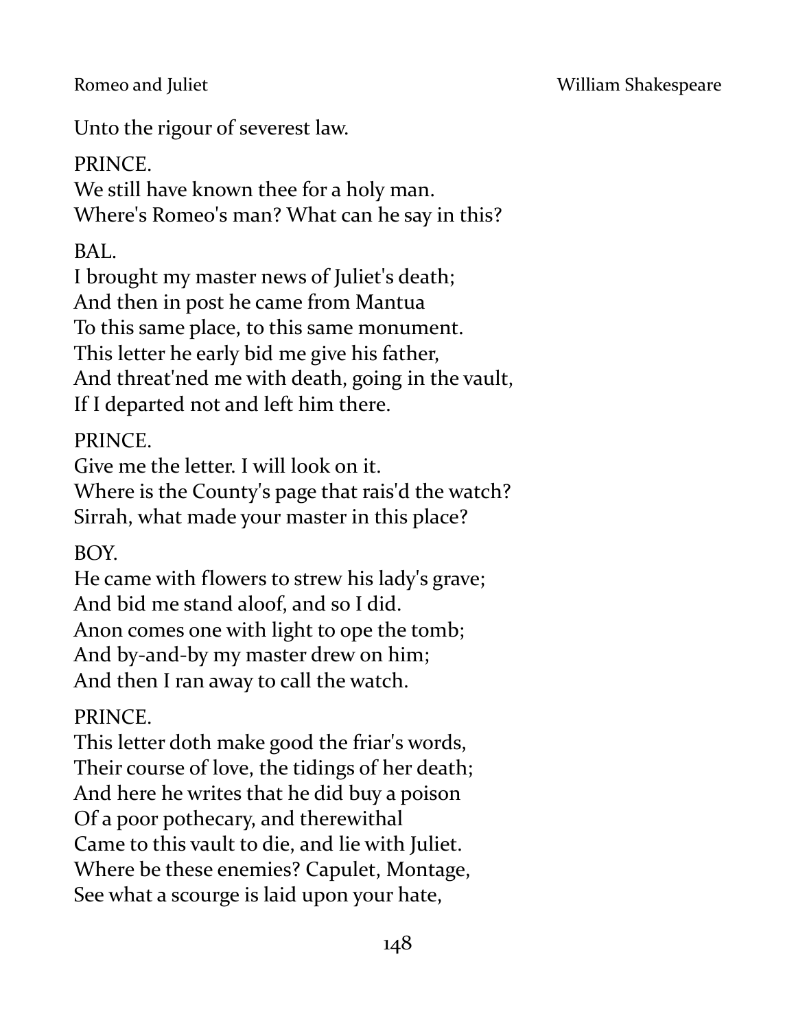Unto the rigour of severest law.

PRINCE.  
We still have known thee for a holy man.  
Where's Romeo's man? What can he say in this?

BAL.  
I brought my master news of Juliet's death;  
And then in post he came from Mantua  
To this same place, to this same monument.  
This letter he early bid me give his father,  
And threat'ned me with death, going in the vault,  
If I departed not and left him there.

PRINCE.  
Give me the letter. I will look on it.  
Where is the County's page that rais'd the watch?  
Sirrah, what made your master in this place?

BOY.  
He came with flowers to strew his lady's grave;  
And bid me stand aloof, and so I did.  
Anon comes one with light to ope the tomb;  
And by-and-by my master drew on him;  
And then I ran away to call the watch.

PRINCE.  
This letter doth make good the friar's words,  
Their course of love, the tidings of her death;  
And here he writes that he did buy a poison  
Of a poor pothecary, and therewithal  
Came to this vault to die, and lie with Juliet.  
Where be these enemies? Capulet, Montage,  
See what a scourge is laid upon your hate,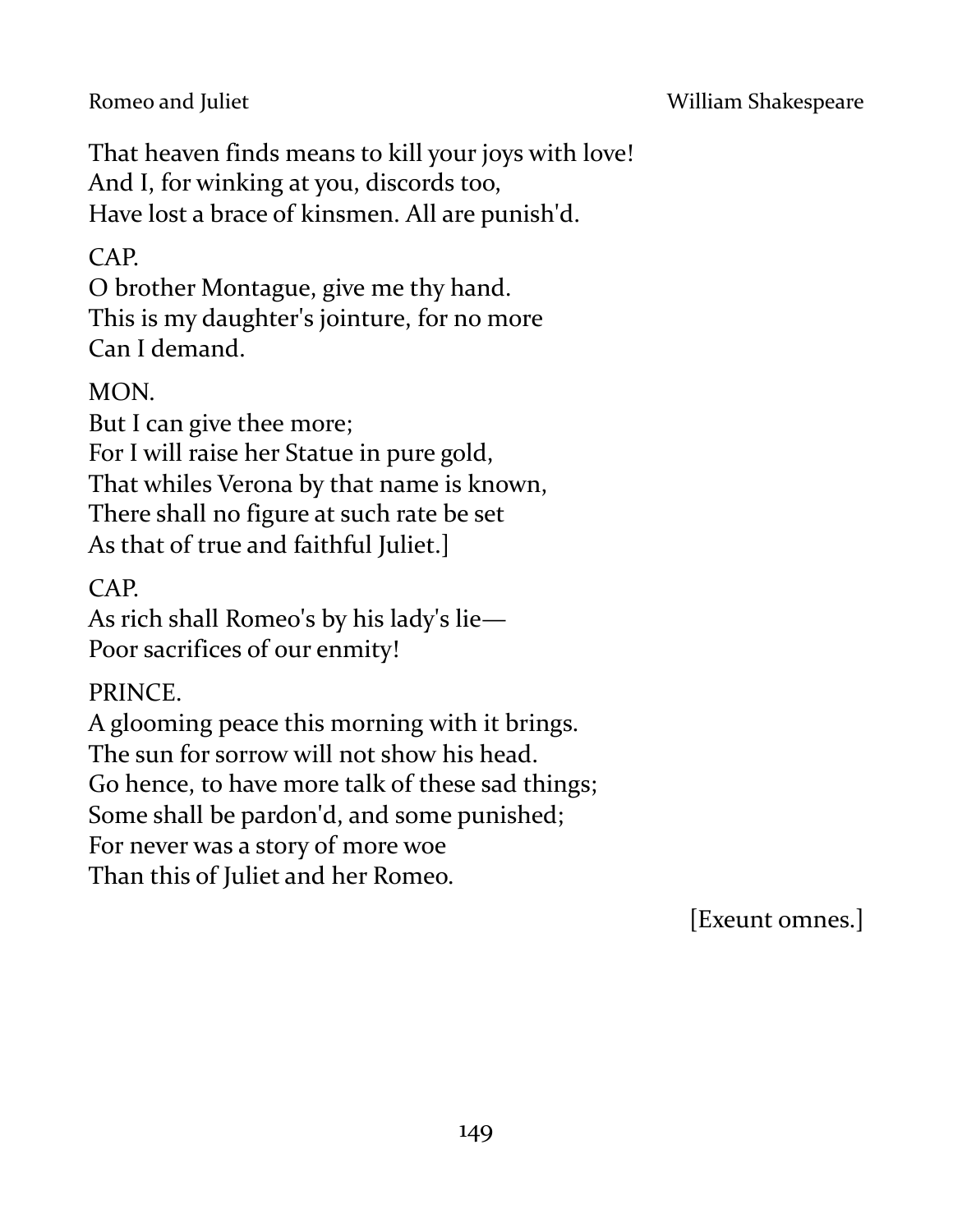That heaven finds means to kill your joys with love!
And I, for winking at you, discords too,
Have lost a brace of kinsmen. All are punish'd.

CAP.
O brother Montague, give me thy hand.
This is my daughter's jointure, for no more
Can I demand.

MON.
But I can give thee more;
For I will raise her Statue in pure gold,
That whiles Verona by that name is known,
There shall no figure at such rate be set
As that of true and faithful Juliet.]

CAP.
As rich shall Romeo's by his lady's lie—
Poor sacrifices of our enmity!

PRINCE.
A glooming peace this morning with it brings.
The sun for sorrow will not show his head.
Go hence, to have more talk of these sad things;
Some shall be pardon'd, and some punished;
For never was a story of more woe
Than this of Juliet and her Romeo.

[Exeunt omnes.]